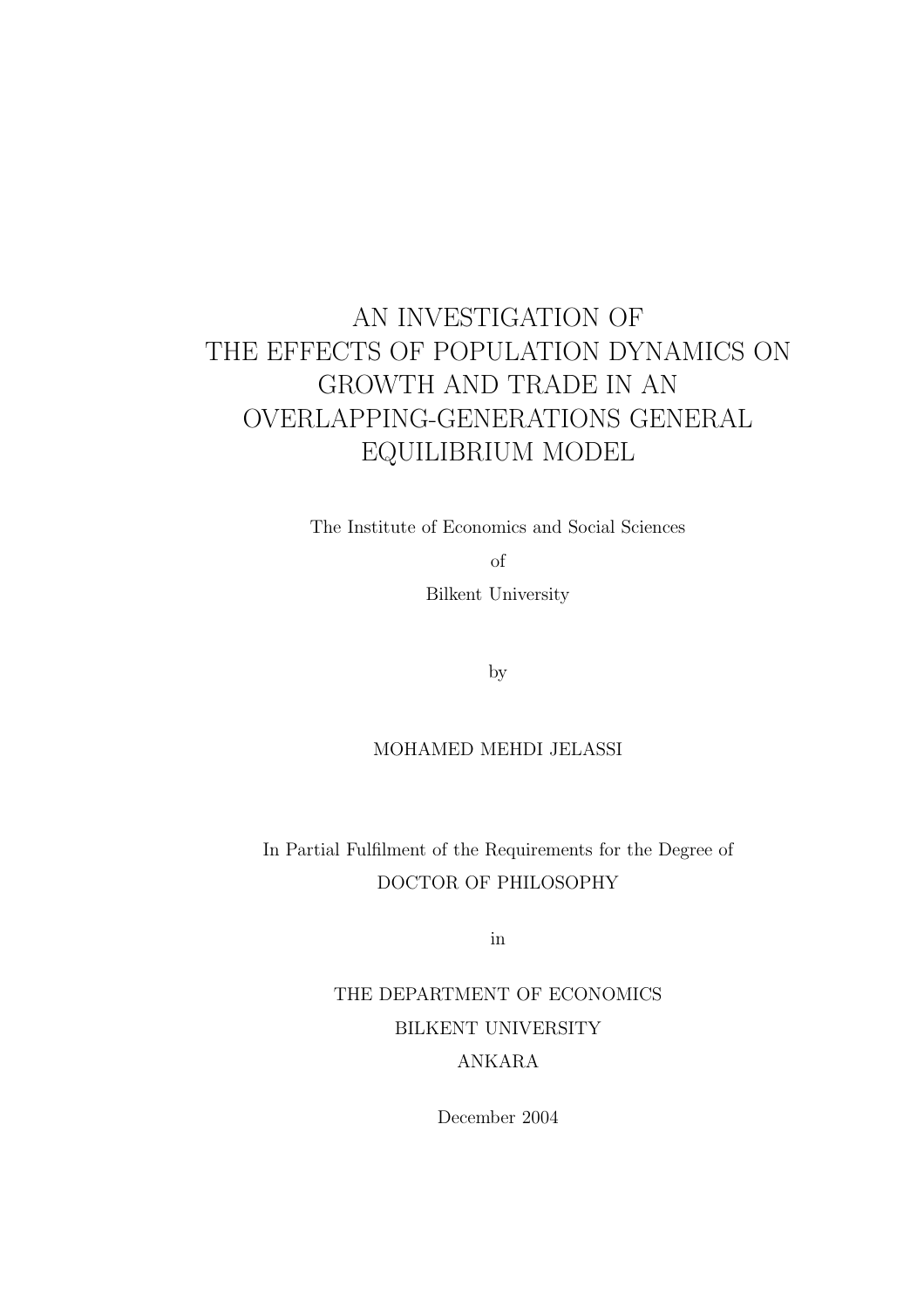# AN INVESTIGATION OF THE EFFECTS OF POPULATION DYNAMICS ON GROWTH AND TRADE IN AN OVERLAPPING-GENERATIONS GENERAL EQUILIBRIUM MODEL

The Institute of Economics and Social Sciences

of

Bilkent University

by

MOHAMED MEHDI JELASSI

In Partial Fulfilment of the Requirements for the Degree of

DOCTOR OF PHILOSOPHY

in

THE DEPARTMENT OF ECONOMICS

BILKENT UNIVERSITY

ANKARA

December 2004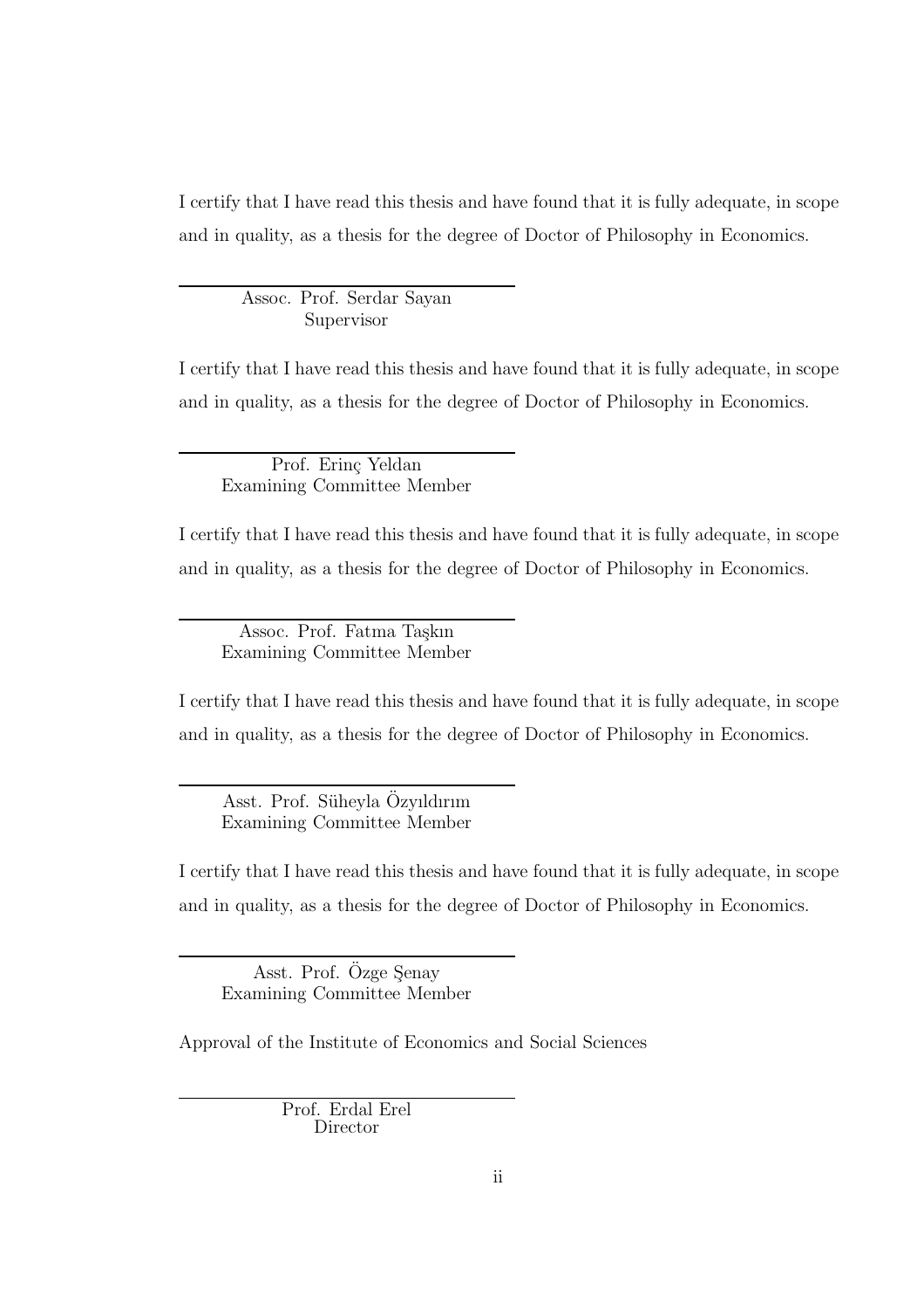I certify that I have read this thesis and have found that it is fully adequate, in scope and in quality, as a thesis for the degree of Doctor of Philosophy in Economics.

---

Assoc. Prof. Serdar Sayan
Supervisor

I certify that I have read this thesis and have found that it is fully adequate, in scope and in quality, as a thesis for the degree of Doctor of Philosophy in Economics.

---

Prof. Erinç Yeldan
Examining Committee Member

I certify that I have read this thesis and have found that it is fully adequate, in scope and in quality, as a thesis for the degree of Doctor of Philosophy in Economics.

---

Assoc. Prof. Fatma Taşkın
Examining Committee Member

I certify that I have read this thesis and have found that it is fully adequate, in scope and in quality, as a thesis for the degree of Doctor of Philosophy in Economics.

---

Asst. Prof. Süheyla Özyıldırım
Examining Committee Member

I certify that I have read this thesis and have found that it is fully adequate, in scope and in quality, as a thesis for the degree of Doctor of Philosophy in Economics.

---

Asst. Prof. Özge Şenay
Examining Committee Member

Approval of the Institute of Economics and Social Sciences

---

Prof. Erdal Erel
Director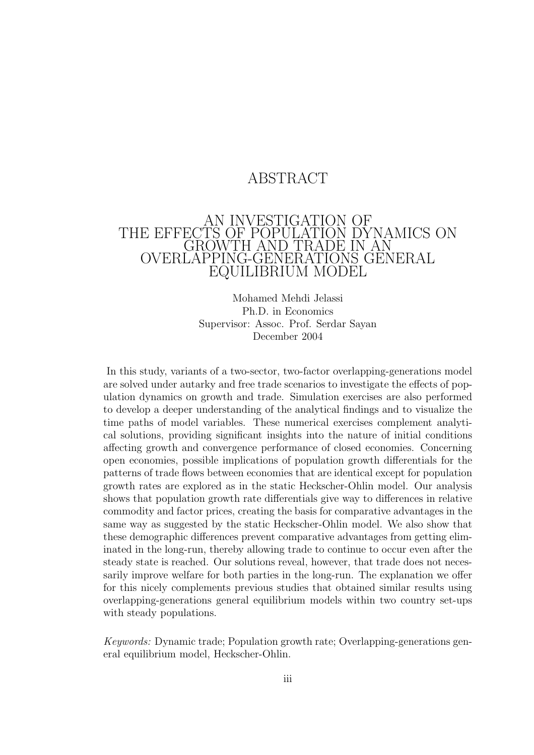# ABSTRACT

## AN INVESTIGATION OF THE EFFECTS OF POPULATION DYNAMICS ON GROWTH AND TRADE IN AN OVERLAPPING-GENERATIONS GENERAL EQUILIBRIUM MODEL

Mohamed Mehdi Jelassi
Ph.D. in Economics
Supervisor: Assoc. Prof. Serdar Sayan
December 2004

In this study, variants of a two-sector, two-factor overlapping-generations model are solved under autarky and free trade scenarios to investigate the effects of population dynamics on growth and trade. Simulation exercises are also performed to develop a deeper understanding of the analytical findings and to visualize the time paths of model variables. These numerical exercises complement analytical solutions, providing significant insights into the nature of initial conditions affecting growth and convergence performance of closed economies. Concerning open economies, possible implications of population growth differentials for the patterns of trade flows between economies that are identical except for population growth rates are explored as in the static Heckscher-Ohlin model. Our analysis shows that population growth rate differentials give way to differences in relative commodity and factor prices, creating the basis for comparative advantages in the same way as suggested by the static Heckscher-Ohlin model. We also show that these demographic differences prevent comparative advantages from getting eliminated in the long-run, thereby allowing trade to continue to occur even after the steady state is reached. Our solutions reveal, however, that trade does not necessarily improve welfare for both parties in the long-run. The explanation we offer for this nicely complements previous studies that obtained similar results using overlapping-generations general equilibrium models within two country set-ups with steady populations.

*Keywords:* Dynamic trade; Population growth rate; Overlapping-generations general equilibrium model, Heckscher-Ohlin.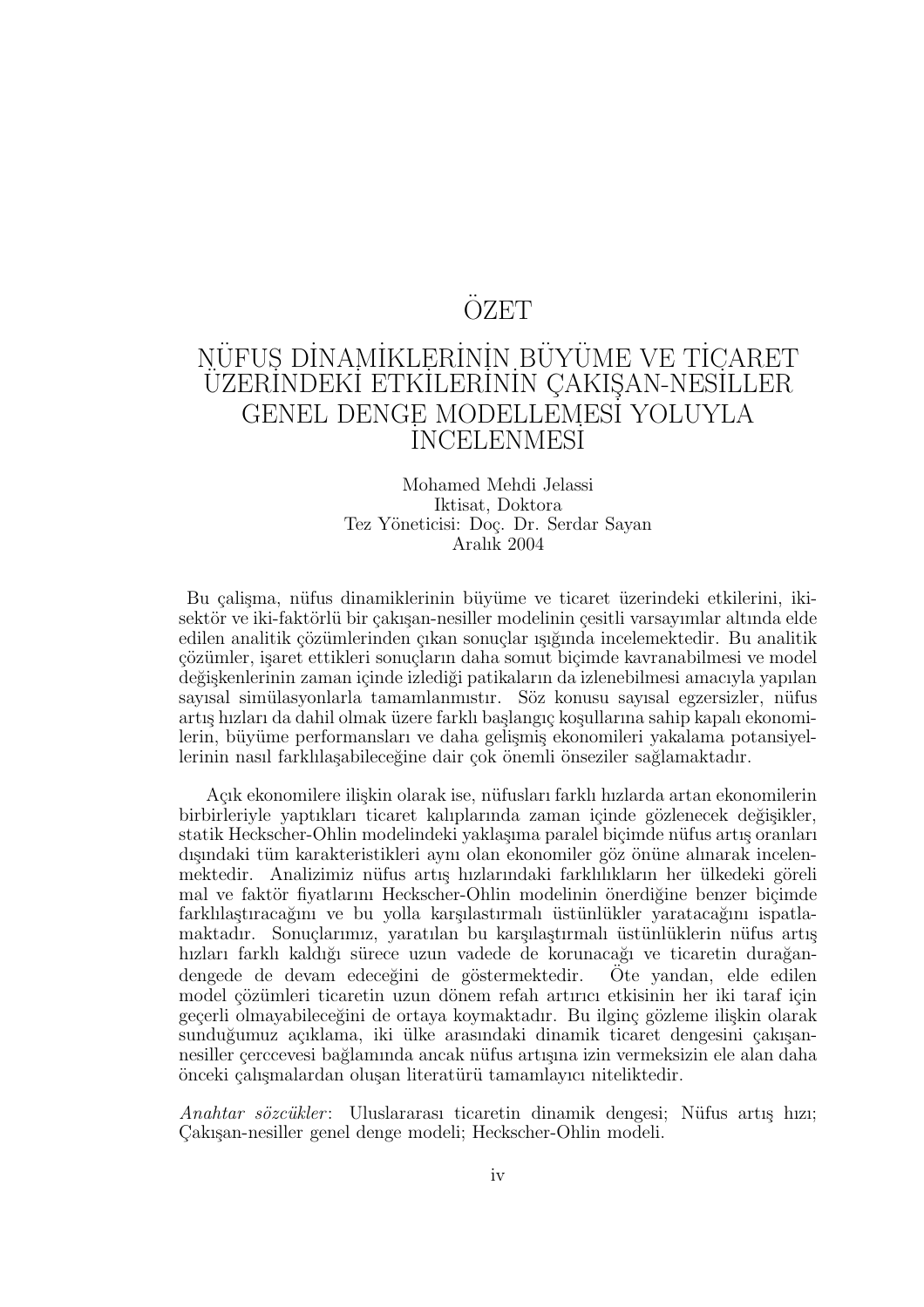# ÖZET

## NÜFUS DİNAMİKLERİNİN BÜYÜME VE TİCARET ÜZERİNDEKİ ETKİLERİNİN ÇAKIŞAN-NESİLLER GENEL DENGE MODELLEMESİ YOLUYLA İNCELENMESİ

Mohamed Mehdi Jelassi
Iktisat, Doktora
Tez Yöneticisi: Doç. Dr. Serdar Sayan
Aralık 2004

Bu çalişma, nüfus dinamiklerinin büyüme ve ticaret üzerindeki etkilerini, iki-sektör ve iki-faktörlü bir çakışan-nesiller modelinin çeşitli varsayımlar altında elde edilen analitik çözümlerinden çıkan sonuçlar ışığında incelemektedir. Bu analitik çözümler, işaret ettikleri sonuçların daha somut biçimde kavranabilmesi ve model değişkenlerinin zaman içinde izlediği patikaların da izlenebilmesi amacıyla yapılan sayısal simülasyonlarla tamamlanmıstır. Söz konusu sayısal egzersizler, nüfus artış hızları da dahil olmak üzere farklı başlangıç koşullarına sahip kapalı ekonomilerin, büyüme performansları ve daha gelişmiş ekonomileri yakalama potansiyellerinin nasıl farklılaşabileceğine dair çok önemli önseziler sağlamaktadır.

Açık ekonomilere ilişkin olarak ise, nüfusları farklı hızlarda artan ekonomilerin birbirleriyle yaptıkları ticaret kalıplarında zaman içinde gözlenecek değişikler, statik Heckscher-Ohlin modelindeki yaklaşıma paralel biçimde nüfus artış oranları dışındaki tüm karakteristikleri aynı olan ekonomiler göz önüne alınarak incelenmektedir. Analizimiz nüfus artış hızlarındaki farklılıkların her ülkedeki göreli mal ve faktör fiyatlarını Heckscher-Ohlin modelinin önerdiğine benzer biçimde farklılaştıracağını ve bu yolla karşılastırmalı üstünlükler yaratacağını ispatlamaktadır. Sonuçlarımız, yaratılan bu karşılaştırmalı üstünlüklerin nüfus artış hızları farklı kaldığı sürece uzun vadede de korunacağı ve ticaretin durağan-dengede de devam edeceğini de göstermektedir. Öte yandan, elde edilen model çözümleri ticaretin uzun dönem refah artırıcı etkisinin her iki taraf için geçerli olmayabileceğini de ortaya koymaktadır. Bu ilginç gözleme ilişkin olarak sunduğumuz açıklama, iki ülke arasındaki dinamik ticaret dengesini çakışan-nesiller çercçevesi bağlamında ancak nüfus artışına izin vermeksizin ele alan daha önceki çalışmalardan oluşan literatürü tamamlayıcı niteliktedir.

*Anahtar sözcükler*: Uluslararası ticaretin dinamik dengesi; Nüfus artış hızı; Çakışan-nesiller genel denge modeli; Heckscher-Ohlin modeli.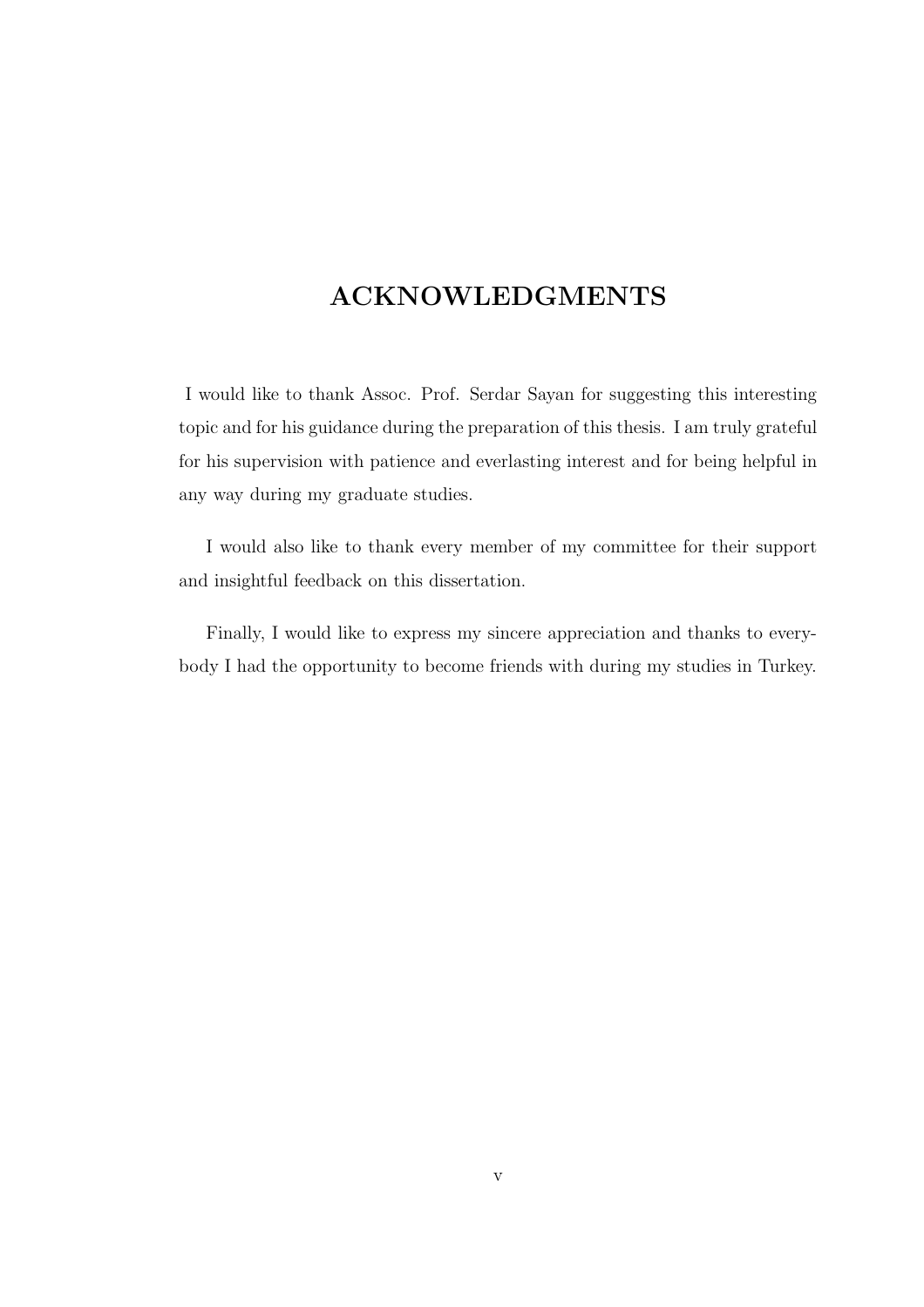# ACKNOWLEDGMENTS

I would like to thank Assoc. Prof. Serdar Sayan for suggesting this interesting topic and for his guidance during the preparation of this thesis. I am truly grateful for his supervision with patience and everlasting interest and for being helpful in any way during my graduate studies.

I would also like to thank every member of my committee for their support and insightful feedback on this dissertation.

Finally, I would like to express my sincere appreciation and thanks to everybody I had the opportunity to become friends with during my studies in Turkey.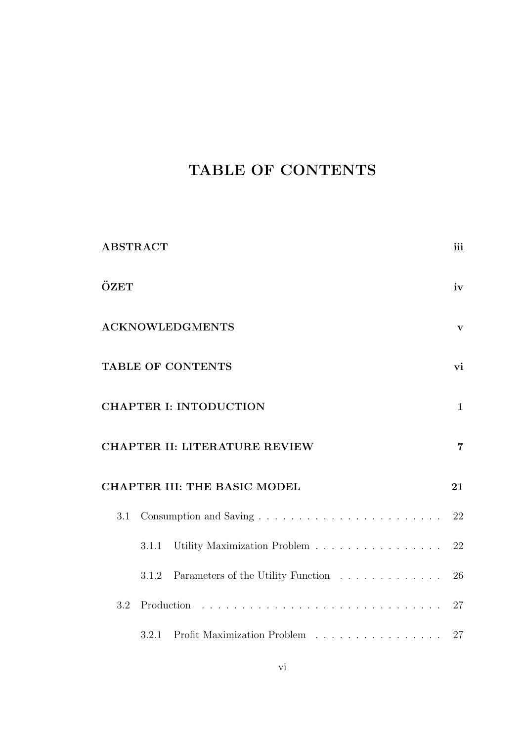# TABLE OF CONTENTS

**ABSTRACT** **iii**

**ÖZET** **iv**

**ACKNOWLEDGMENTS** **v**

**TABLE OF CONTENTS** **vi**

**CHAPTER I: INTODUCTION** **1**

**CHAPTER II: LITERATURE REVIEW** **7**

**CHAPTER III: THE BASIC MODEL** **21**

- 3.1 Consumption and Saving . . . . . . . . . . . . . . . . . . . . . . . . 22
  - 3.1.1 Utility Maximization Problem . . . . . . . . . . . . . . . . . 22
  - 3.1.2 Parameters of the Utility Function . . . . . . . . . . . . . 26
- 3.2 Production . . . . . . . . . . . . . . . . . . . . . . . . . . . . . . . 27
  - 3.2.1 Profit Maximization Problem . . . . . . . . . . . . . . . . . 27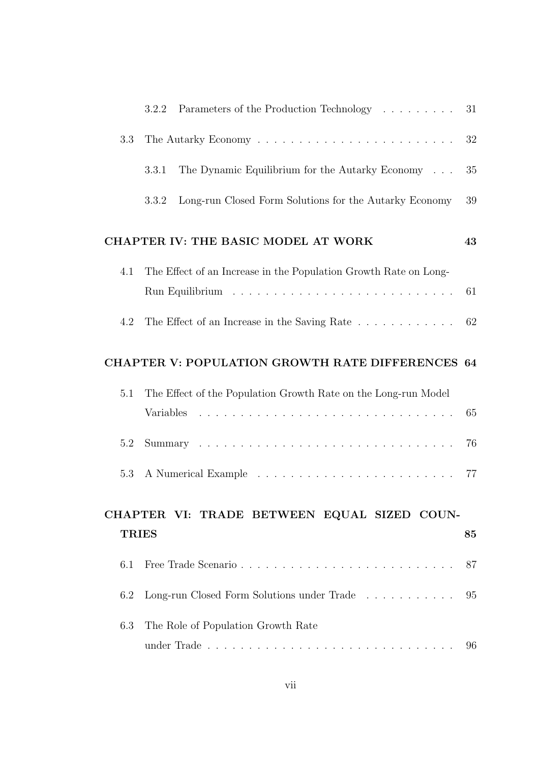| | | |
|---|---|---|
| 3.2.2 | Parameters of the Production Technology | 31 |
| 3.3 | The Autarky Economy | 32 |
| 3.3.1 | The Dynamic Equilibrium for the Autarky Economy | 35 |
| 3.3.2 | Long-run Closed Form Solutions for the Autarky Economy | 39 |

**CHAPTER IV: THE BASIC MODEL AT WORK** — **43**

| | | |
|---|---|---|
| 4.1 | The Effect of an Increase in the Population Growth Rate on Long-Run Equilibrium | 61 |
| 4.2 | The Effect of an Increase in the Saving Rate | 62 |

**CHAPTER V: POPULATION GROWTH RATE DIFFERENCES** — **64**

| | | |
|---|---|---|
| 5.1 | The Effect of the Population Growth Rate on the Long-run Model Variables | 65 |
| 5.2 | Summary | 76 |
| 5.3 | A Numerical Example | 77 |

**CHAPTER VI: TRADE BETWEEN EQUAL SIZED COUNTRIES** — **85**

| | | |
|---|---|---|
| 6.1 | Free Trade Scenario | 87 |
| 6.2 | Long-run Closed Form Solutions under Trade | 95 |
| 6.3 | The Role of Population Growth Rate under Trade | 96 |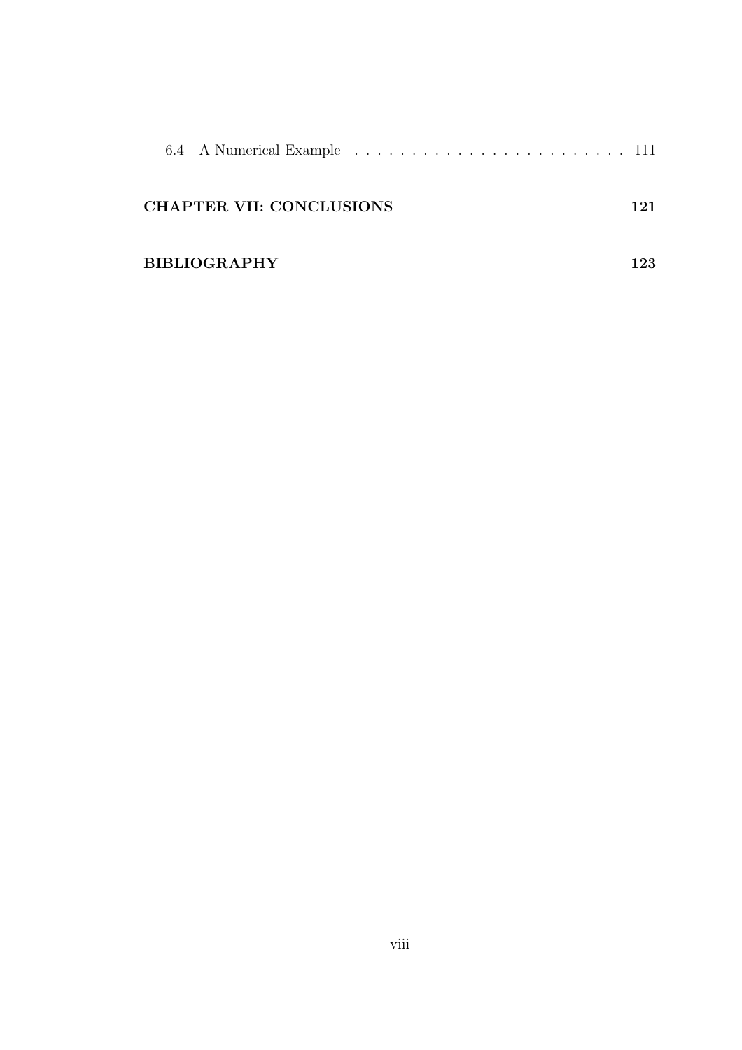6.4 A Numerical Example . . . . . . . . . . . . . . . . . . . . . . . . . 111

**CHAPTER VII: CONCLUSIONS** **121**

**BIBLIOGRAPHY** **123**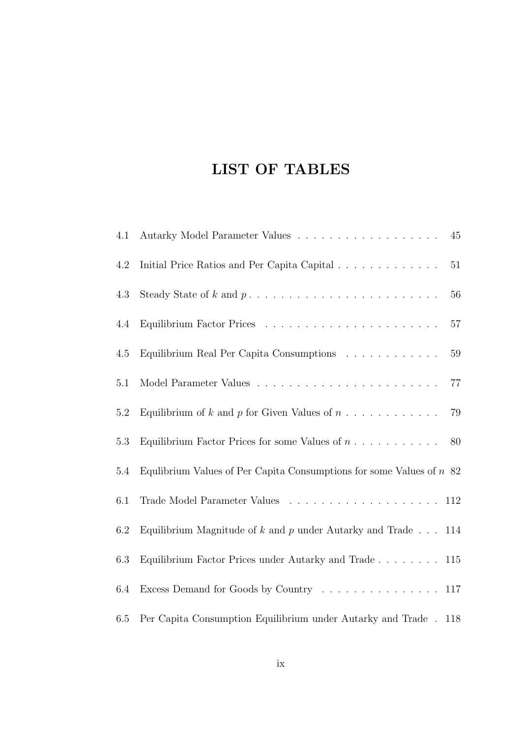# LIST OF TABLES

| | | |
|---|---|---|
| 4.1 | Autarky Model Parameter Values | 45 |
| 4.2 | Initial Price Ratios and Per Capita Capital | 51 |
| 4.3 | Steady State of $k$ and $p$ | 56 |
| 4.4 | Equilibrium Factor Prices | 57 |
| 4.5 | Equilibrium Real Per Capita Consumptions | 59 |
| 5.1 | Model Parameter Values | 77 |
| 5.2 | Equilibrium of $k$ and $p$ for Given Values of $n$ | 79 |
| 5.3 | Equilibrium Factor Prices for some Values of $n$ | 80 |
| 5.4 | Equlibrium Values of Per Capita Consumptions for some Values of $n$ | 82 |
| 6.1 | Trade Model Parameter Values | 112 |
| 6.2 | Equilibrium Magnitude of $k$ and $p$ under Autarky and Trade | 114 |
| 6.3 | Equilibrium Factor Prices under Autarky and Trade | 115 |
| 6.4 | Excess Demand for Goods by Country | 117 |
| 6.5 | Per Capita Consumption Equilibrium under Autarky and Trade | 118 |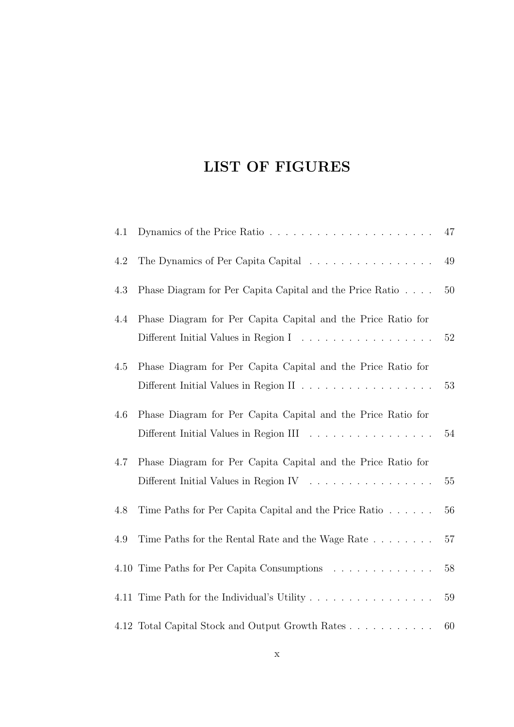# LIST OF FIGURES

4.1 Dynamics of the Price Ratio . . . . . . . . . . . . . . . . . . . . . 47

4.2 The Dynamics of Per Capita Capital . . . . . . . . . . . . . . . . 49

4.3 Phase Diagram for Per Capita Capital and the Price Ratio . . . . 50

4.4 Phase Diagram for Per Capita Capital and the Price Ratio for Different Initial Values in Region I . . . . . . . . . . . . . . . . . 52

4.5 Phase Diagram for Per Capita Capital and the Price Ratio for Different Initial Values in Region II . . . . . . . . . . . . . . . . . 53

4.6 Phase Diagram for Per Capita Capital and the Price Ratio for Different Initial Values in Region III . . . . . . . . . . . . . . . . 54

4.7 Phase Diagram for Per Capita Capital and the Price Ratio for Different Initial Values in Region IV . . . . . . . . . . . . . . . . 55

4.8 Time Paths for Per Capita Capital and the Price Ratio . . . . . . 56

4.9 Time Paths for the Rental Rate and the Wage Rate . . . . . . . . 57

4.10 Time Paths for Per Capita Consumptions . . . . . . . . . . . . . 58

4.11 Time Path for the Individual's Utility . . . . . . . . . . . . . . . . 59

4.12 Total Capital Stock and Output Growth Rates . . . . . . . . . . . 60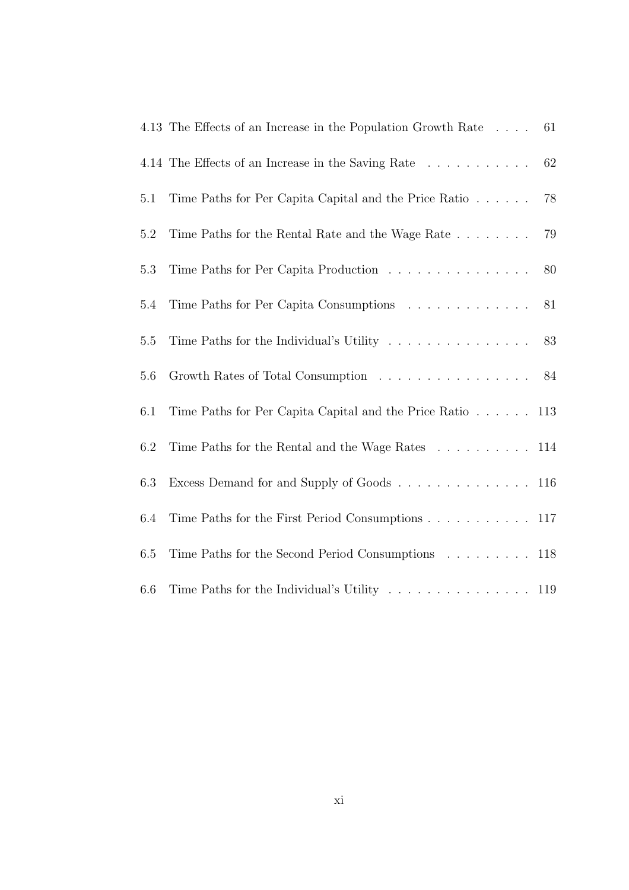4.13 The Effects of an Increase in the Population Growth Rate . . . . 61

4.14 The Effects of an Increase in the Saving Rate . . . . . . . . . . . 62

5.1 Time Paths for Per Capita Capital and the Price Ratio . . . . . . 78

5.2 Time Paths for the Rental Rate and the Wage Rate . . . . . . . . 79

5.3 Time Paths for Per Capita Production . . . . . . . . . . . . . . . 80

5.4 Time Paths for Per Capita Consumptions . . . . . . . . . . . . . 81

5.5 Time Paths for the Individual's Utility . . . . . . . . . . . . . . . 83

5.6 Growth Rates of Total Consumption . . . . . . . . . . . . . . . . 84

6.1 Time Paths for Per Capita Capital and the Price Ratio . . . . . . 113

6.2 Time Paths for the Rental and the Wage Rates . . . . . . . . . . 114

6.3 Excess Demand for and Supply of Goods . . . . . . . . . . . . . . 116

6.4 Time Paths for the First Period Consumptions . . . . . . . . . . . 117

6.5 Time Paths for the Second Period Consumptions . . . . . . . . . 118

6.6 Time Paths for the Individual's Utility . . . . . . . . . . . . . . . 119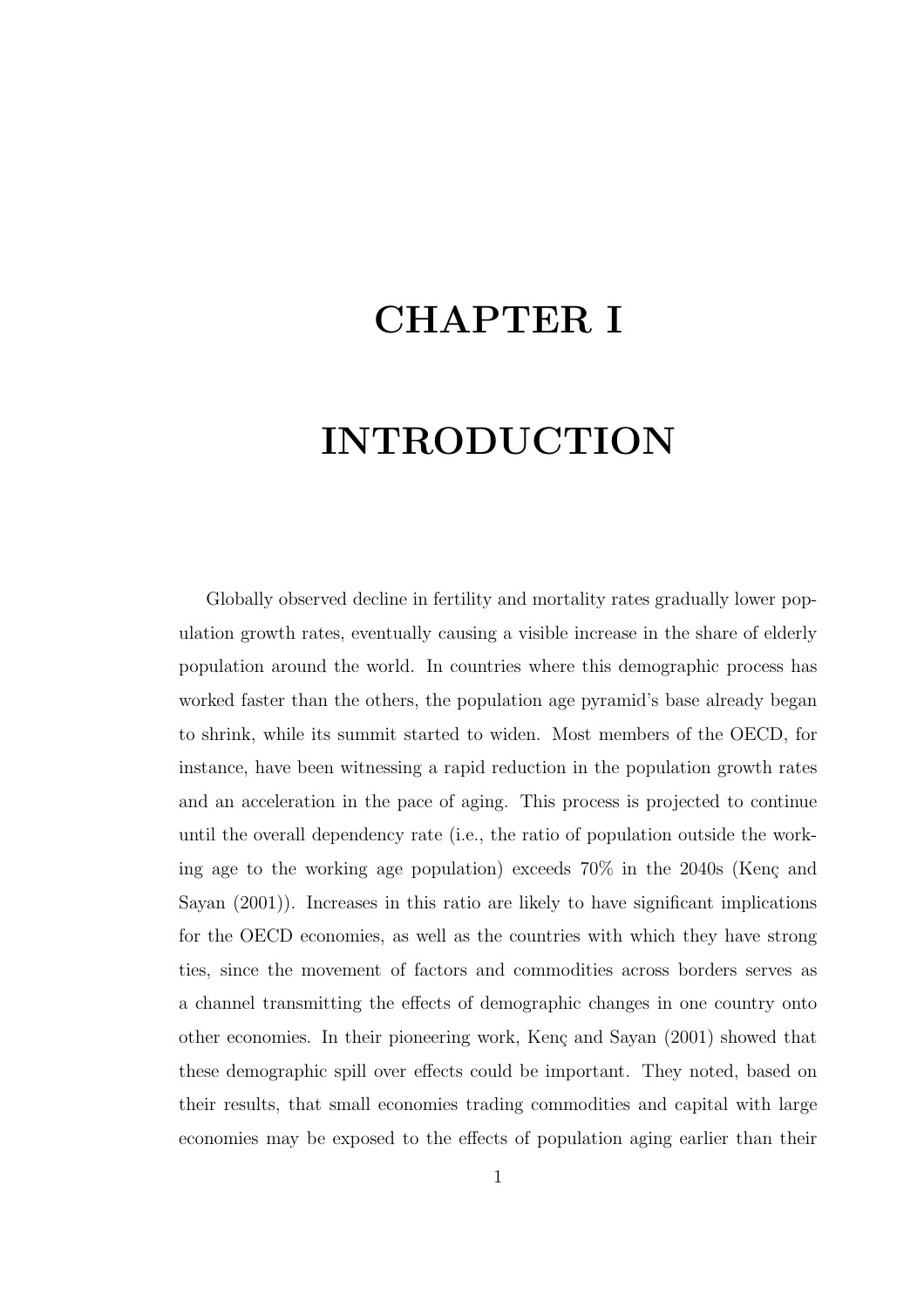# CHAPTER I

# INTRODUCTION

Globally observed decline in fertility and mortality rates gradually lower population growth rates, eventually causing a visible increase in the share of elderly population around the world. In countries where this demographic process has worked faster than the others, the population age pyramid's base already began to shrink, while its summit started to widen. Most members of the OECD, for instance, have been witnessing a rapid reduction in the population growth rates and an acceleration in the pace of aging. This process is projected to continue until the overall dependency rate (i.e., the ratio of population outside the working age to the working age population) exceeds 70% in the 2040s (Kenç and Sayan (2001)). Increases in this ratio are likely to have significant implications for the OECD economies, as well as the countries with which they have strong ties, since the movement of factors and commodities across borders serves as a channel transmitting the effects of demographic changes in one country onto other economies. In their pioneering work, Kenç and Sayan (2001) showed that these demographic spill over effects could be important. They noted, based on their results, that small economies trading commodities and capital with large economies may be exposed to the effects of population aging earlier than their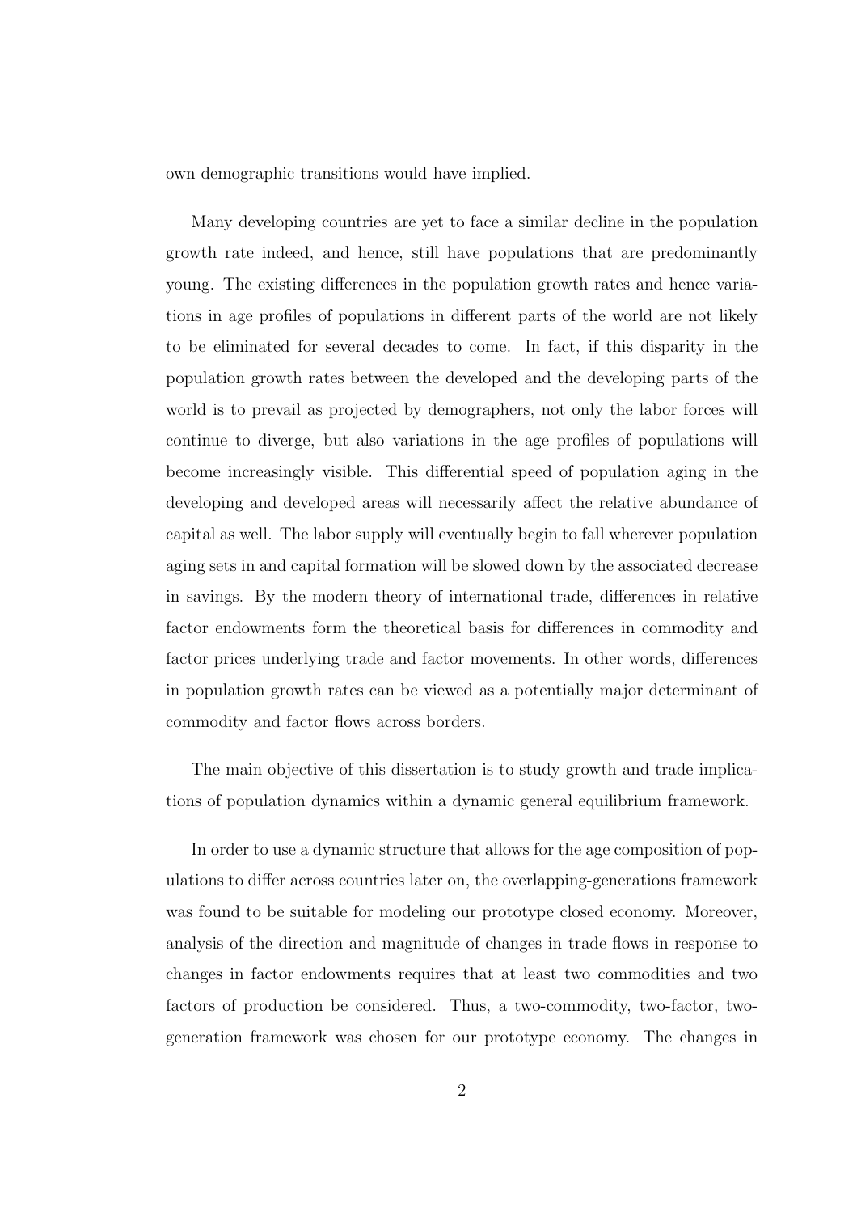own demographic transitions would have implied.

Many developing countries are yet to face a similar decline in the population growth rate indeed, and hence, still have populations that are predominantly young. The existing differences in the population growth rates and hence variations in age profiles of populations in different parts of the world are not likely to be eliminated for several decades to come. In fact, if this disparity in the population growth rates between the developed and the developing parts of the world is to prevail as projected by demographers, not only the labor forces will continue to diverge, but also variations in the age profiles of populations will become increasingly visible. This differential speed of population aging in the developing and developed areas will necessarily affect the relative abundance of capital as well. The labor supply will eventually begin to fall wherever population aging sets in and capital formation will be slowed down by the associated decrease in savings. By the modern theory of international trade, differences in relative factor endowments form the theoretical basis for differences in commodity and factor prices underlying trade and factor movements. In other words, differences in population growth rates can be viewed as a potentially major determinant of commodity and factor flows across borders.

The main objective of this dissertation is to study growth and trade implications of population dynamics within a dynamic general equilibrium framework.

In order to use a dynamic structure that allows for the age composition of populations to differ across countries later on, the overlapping-generations framework was found to be suitable for modeling our prototype closed economy. Moreover, analysis of the direction and magnitude of changes in trade flows in response to changes in factor endowments requires that at least two commodities and two factors of production be considered. Thus, a two-commodity, two-factor, two-generation framework was chosen for our prototype economy. The changes in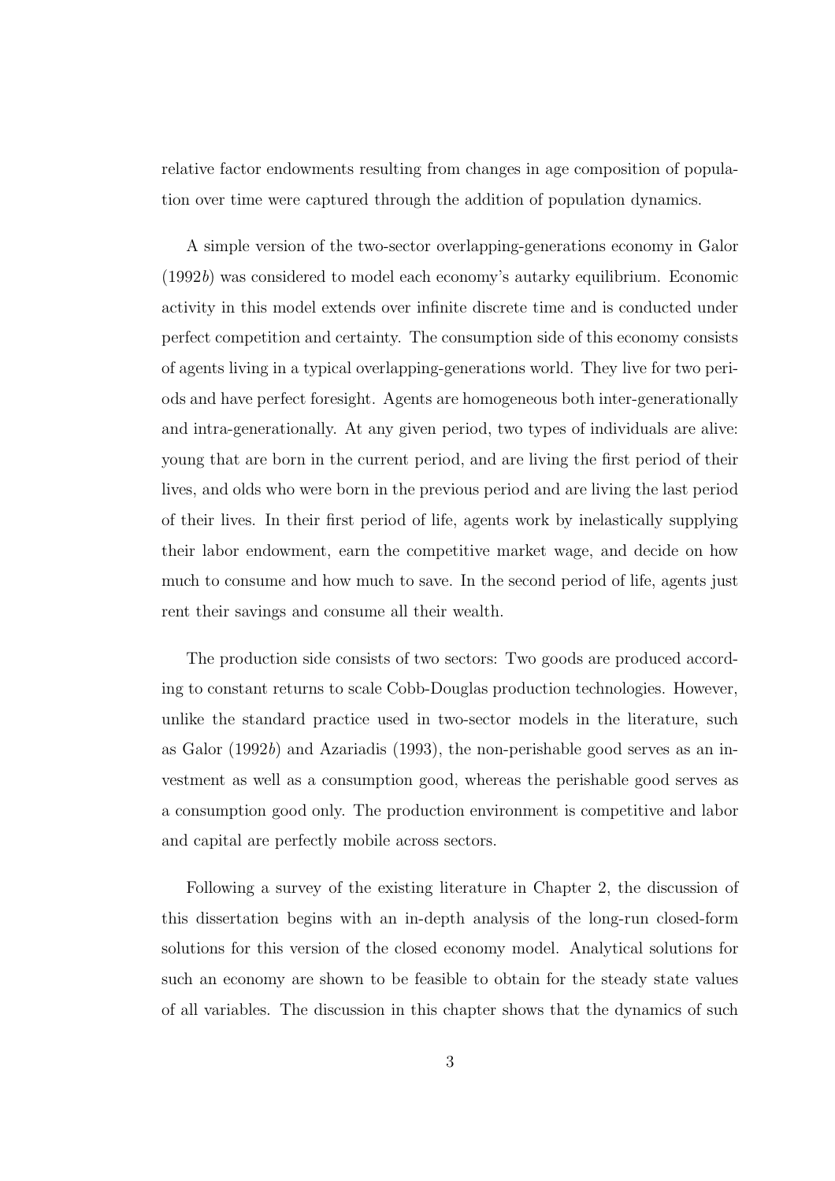relative factor endowments resulting from changes in age composition of population over time were captured through the addition of population dynamics.

A simple version of the two-sector overlapping-generations economy in Galor (1992*b*) was considered to model each economy's autarky equilibrium. Economic activity in this model extends over infinite discrete time and is conducted under perfect competition and certainty. The consumption side of this economy consists of agents living in a typical overlapping-generations world. They live for two periods and have perfect foresight. Agents are homogeneous both inter-generationally and intra-generationally. At any given period, two types of individuals are alive: young that are born in the current period, and are living the first period of their lives, and olds who were born in the previous period and are living the last period of their lives. In their first period of life, agents work by inelastically supplying their labor endowment, earn the competitive market wage, and decide on how much to consume and how much to save. In the second period of life, agents just rent their savings and consume all their wealth.

The production side consists of two sectors: Two goods are produced according to constant returns to scale Cobb-Douglas production technologies. However, unlike the standard practice used in two-sector models in the literature, such as Galor (1992*b*) and Azariadis (1993), the non-perishable good serves as an investment as well as a consumption good, whereas the perishable good serves as a consumption good only. The production environment is competitive and labor and capital are perfectly mobile across sectors.

Following a survey of the existing literature in Chapter 2, the discussion of this dissertation begins with an in-depth analysis of the long-run closed-form solutions for this version of the closed economy model. Analytical solutions for such an economy are shown to be feasible to obtain for the steady state values of all variables. The discussion in this chapter shows that the dynamics of such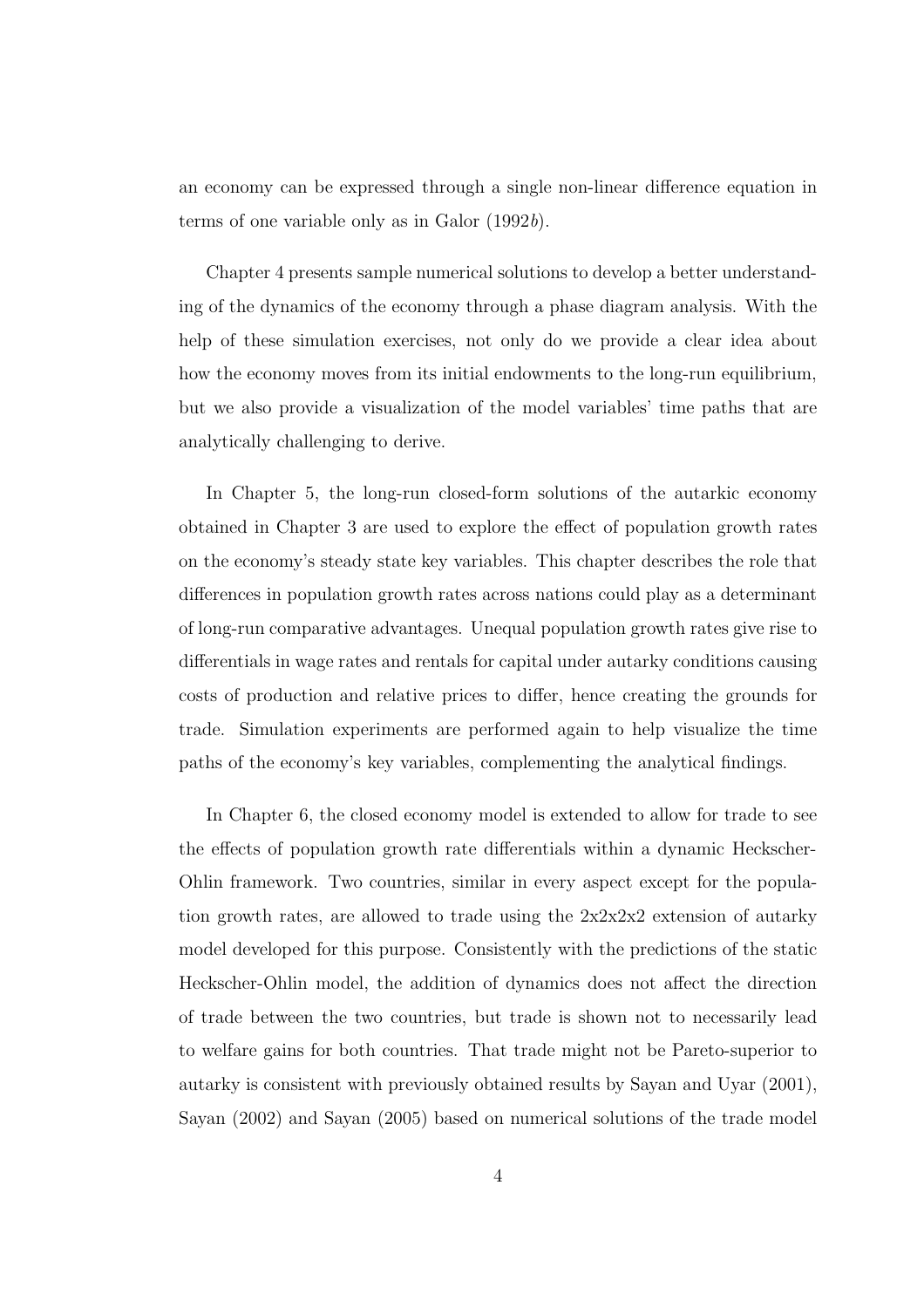an economy can be expressed through a single non-linear difference equation in terms of one variable only as in Galor (1992*b*).

Chapter 4 presents sample numerical solutions to develop a better understanding of the dynamics of the economy through a phase diagram analysis. With the help of these simulation exercises, not only do we provide a clear idea about how the economy moves from its initial endowments to the long-run equilibrium, but we also provide a visualization of the model variables' time paths that are analytically challenging to derive.

In Chapter 5, the long-run closed-form solutions of the autarkic economy obtained in Chapter 3 are used to explore the effect of population growth rates on the economy's steady state key variables. This chapter describes the role that differences in population growth rates across nations could play as a determinant of long-run comparative advantages. Unequal population growth rates give rise to differentials in wage rates and rentals for capital under autarky conditions causing costs of production and relative prices to differ, hence creating the grounds for trade. Simulation experiments are performed again to help visualize the time paths of the economy's key variables, complementing the analytical findings.

In Chapter 6, the closed economy model is extended to allow for trade to see the effects of population growth rate differentials within a dynamic Heckscher-Ohlin framework. Two countries, similar in every aspect except for the population growth rates, are allowed to trade using the 2x2x2x2 extension of autarky model developed for this purpose. Consistently with the predictions of the static Heckscher-Ohlin model, the addition of dynamics does not affect the direction of trade between the two countries, but trade is shown not to necessarily lead to welfare gains for both countries. That trade might not be Pareto-superior to autarky is consistent with previously obtained results by Sayan and Uyar (2001), Sayan (2002) and Sayan (2005) based on numerical solutions of the trade model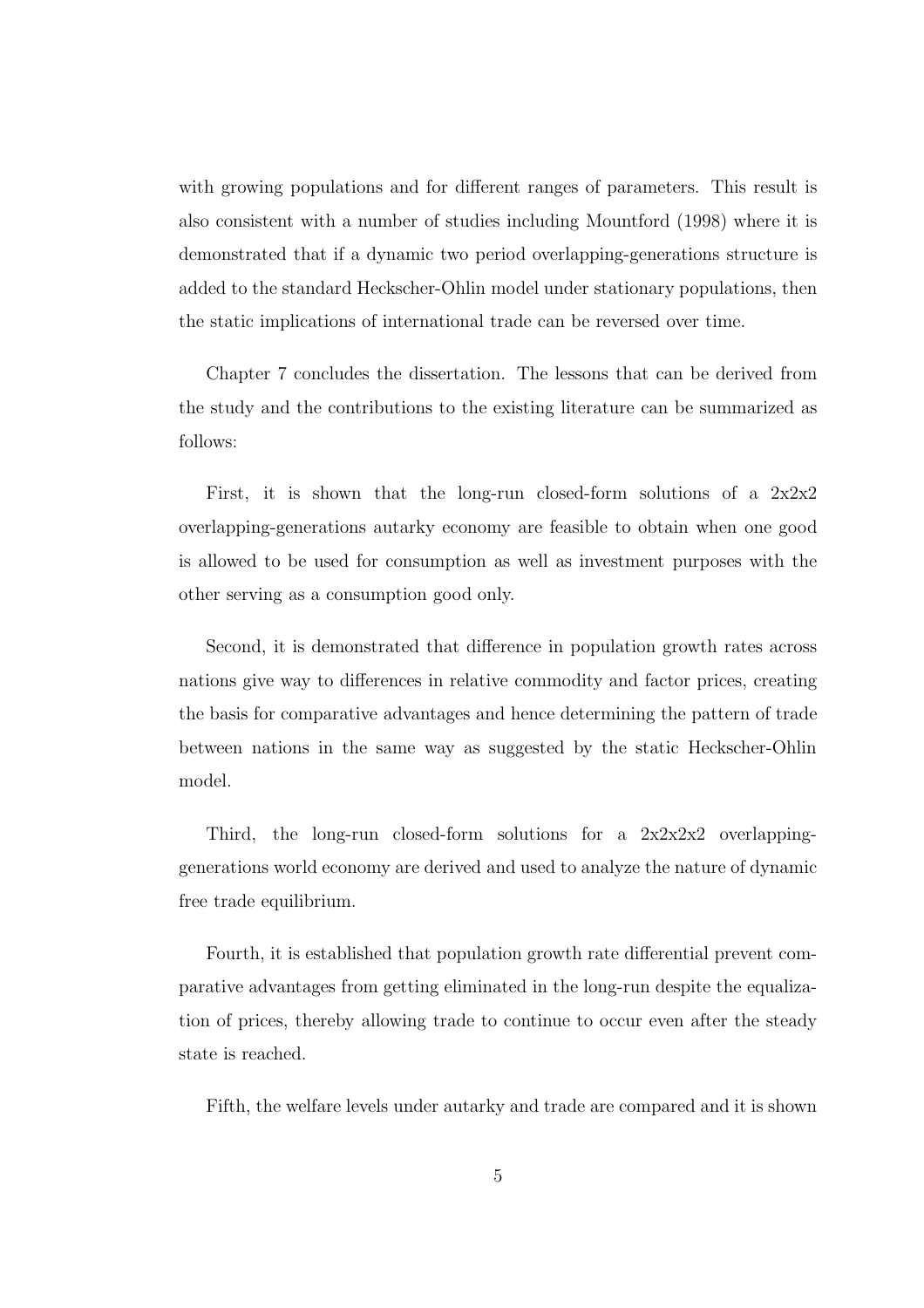with growing populations and for different ranges of parameters. This result is also consistent with a number of studies including Mountford (1998) where it is demonstrated that if a dynamic two period overlapping-generations structure is added to the standard Heckscher-Ohlin model under stationary populations, then the static implications of international trade can be reversed over time.

Chapter 7 concludes the dissertation. The lessons that can be derived from the study and the contributions to the existing literature can be summarized as follows:

First, it is shown that the long-run closed-form solutions of a 2x2x2 overlapping-generations autarky economy are feasible to obtain when one good is allowed to be used for consumption as well as investment purposes with the other serving as a consumption good only.

Second, it is demonstrated that difference in population growth rates across nations give way to differences in relative commodity and factor prices, creating the basis for comparative advantages and hence determining the pattern of trade between nations in the same way as suggested by the static Heckscher-Ohlin model.

Third, the long-run closed-form solutions for a 2x2x2x2 overlapping-generations world economy are derived and used to analyze the nature of dynamic free trade equilibrium.

Fourth, it is established that population growth rate differential prevent comparative advantages from getting eliminated in the long-run despite the equalization of prices, thereby allowing trade to continue to occur even after the steady state is reached.

Fifth, the welfare levels under autarky and trade are compared and it is shown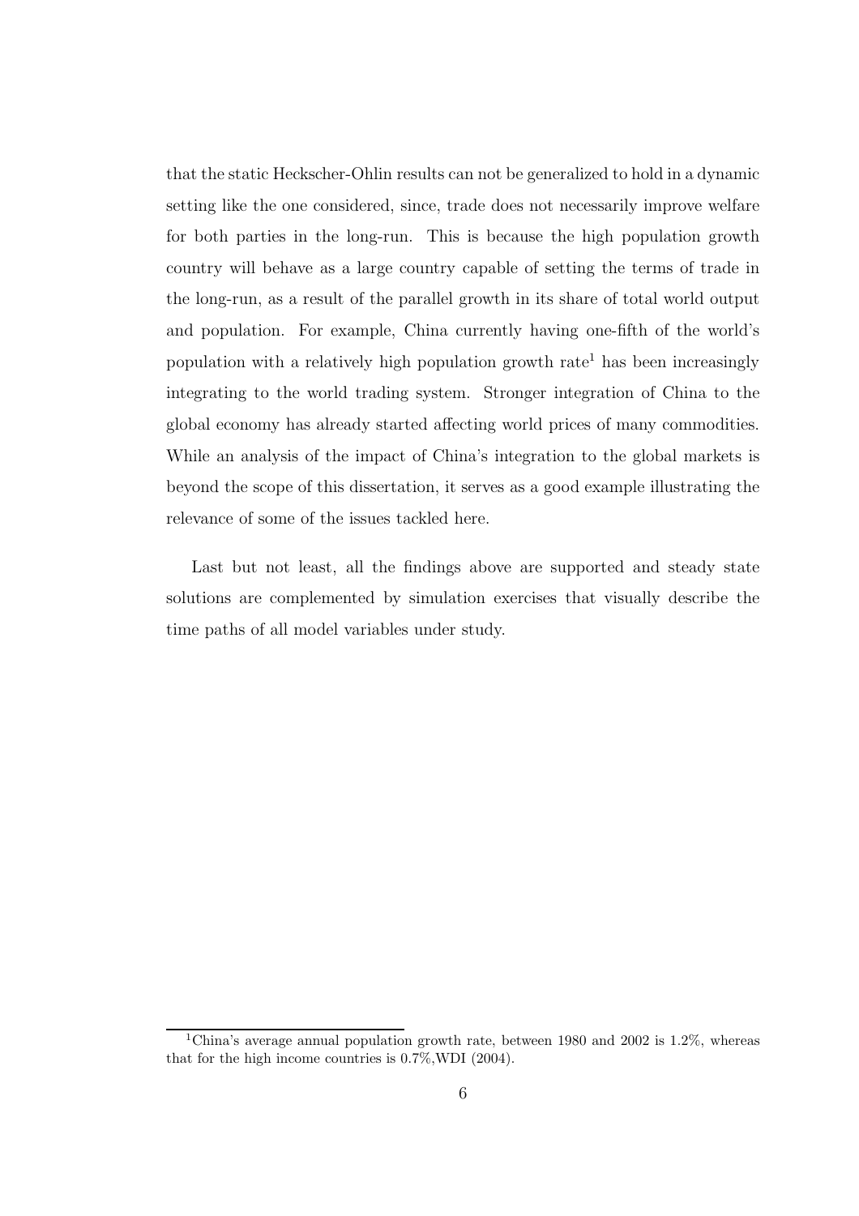that the static Heckscher-Ohlin results can not be generalized to hold in a dynamic setting like the one considered, since, trade does not necessarily improve welfare for both parties in the long-run. This is because the high population growth country will behave as a large country capable of setting the terms of trade in the long-run, as a result of the parallel growth in its share of total world output and population. For example, China currently having one-fifth of the world's population with a relatively high population growth rate[1] has been increasingly integrating to the world trading system. Stronger integration of China to the global economy has already started affecting world prices of many commodities. While an analysis of the impact of China's integration to the global markets is beyond the scope of this dissertation, it serves as a good example illustrating the relevance of some of the issues tackled here.

Last but not least, all the findings above are supported and steady state solutions are complemented by simulation exercises that visually describe the time paths of all model variables under study.

[1] China's average annual population growth rate, between 1980 and 2002 is 1.2%, whereas that for the high income countries is 0.7%,WDI (2004).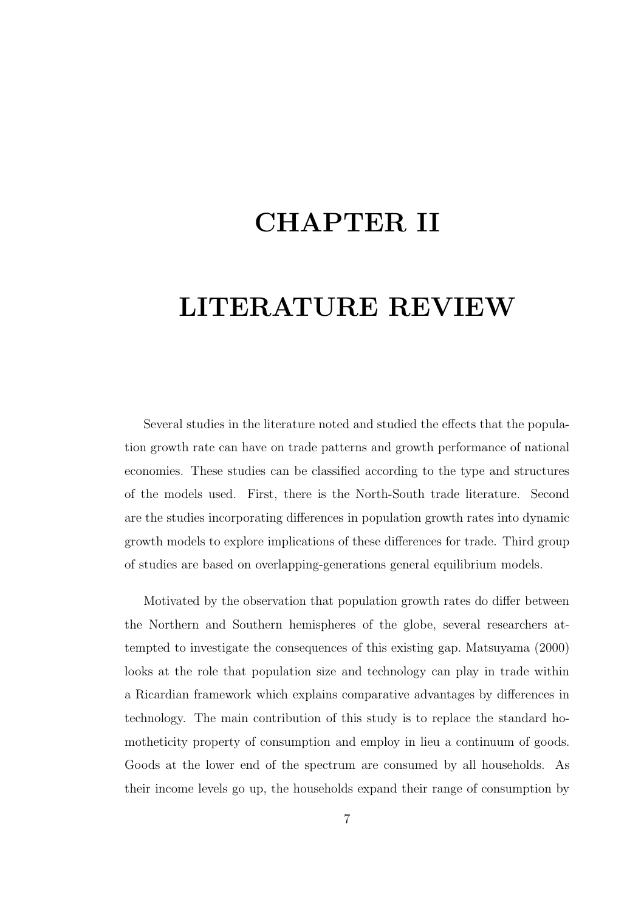# CHAPTER II

# LITERATURE REVIEW

Several studies in the literature noted and studied the effects that the population growth rate can have on trade patterns and growth performance of national economies. These studies can be classified according to the type and structures of the models used. First, there is the North-South trade literature. Second are the studies incorporating differences in population growth rates into dynamic growth models to explore implications of these differences for trade. Third group of studies are based on overlapping-generations general equilibrium models.

Motivated by the observation that population growth rates do differ between the Northern and Southern hemispheres of the globe, several researchers attempted to investigate the consequences of this existing gap. Matsuyama (2000) looks at the role that population size and technology can play in trade within a Ricardian framework which explains comparative advantages by differences in technology. The main contribution of this study is to replace the standard homotheticity property of consumption and employ in lieu a continuum of goods. Goods at the lower end of the spectrum are consumed by all households. As their income levels go up, the households expand their range of consumption by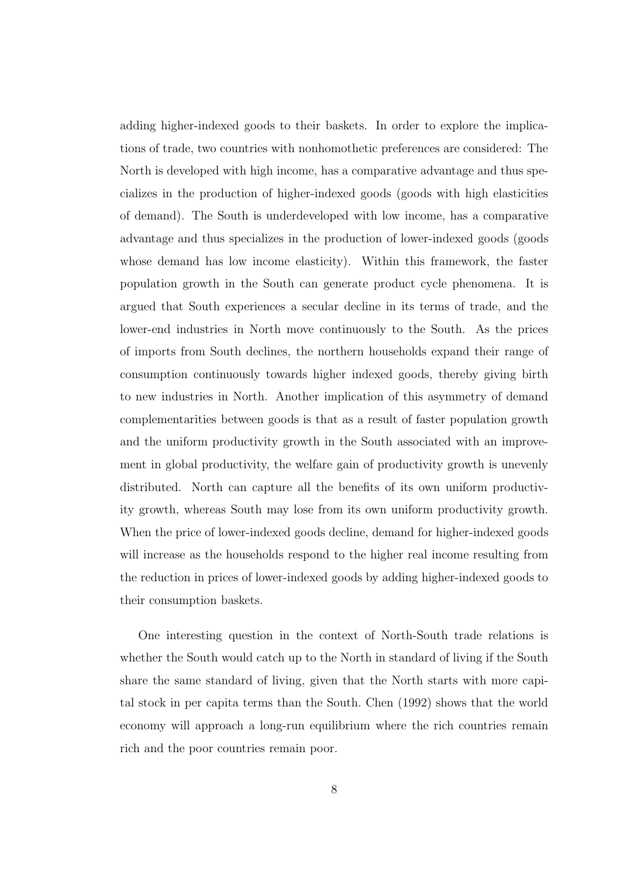adding higher-indexed goods to their baskets. In order to explore the implications of trade, two countries with nonhomothetic preferences are considered: The North is developed with high income, has a comparative advantage and thus specializes in the production of higher-indexed goods (goods with high elasticities of demand). The South is underdeveloped with low income, has a comparative advantage and thus specializes in the production of lower-indexed goods (goods whose demand has low income elasticity). Within this framework, the faster population growth in the South can generate product cycle phenomena. It is argued that South experiences a secular decline in its terms of trade, and the lower-end industries in North move continuously to the South. As the prices of imports from South declines, the northern households expand their range of consumption continuously towards higher indexed goods, thereby giving birth to new industries in North. Another implication of this asymmetry of demand complementarities between goods is that as a result of faster population growth and the uniform productivity growth in the South associated with an improvement in global productivity, the welfare gain of productivity growth is unevenly distributed. North can capture all the benefits of its own uniform productivity growth, whereas South may lose from its own uniform productivity growth. When the price of lower-indexed goods decline, demand for higher-indexed goods will increase as the households respond to the higher real income resulting from the reduction in prices of lower-indexed goods by adding higher-indexed goods to their consumption baskets.

One interesting question in the context of North-South trade relations is whether the South would catch up to the North in standard of living if the South share the same standard of living, given that the North starts with more capital stock in per capita terms than the South. Chen (1992) shows that the world economy will approach a long-run equilibrium where the rich countries remain rich and the poor countries remain poor.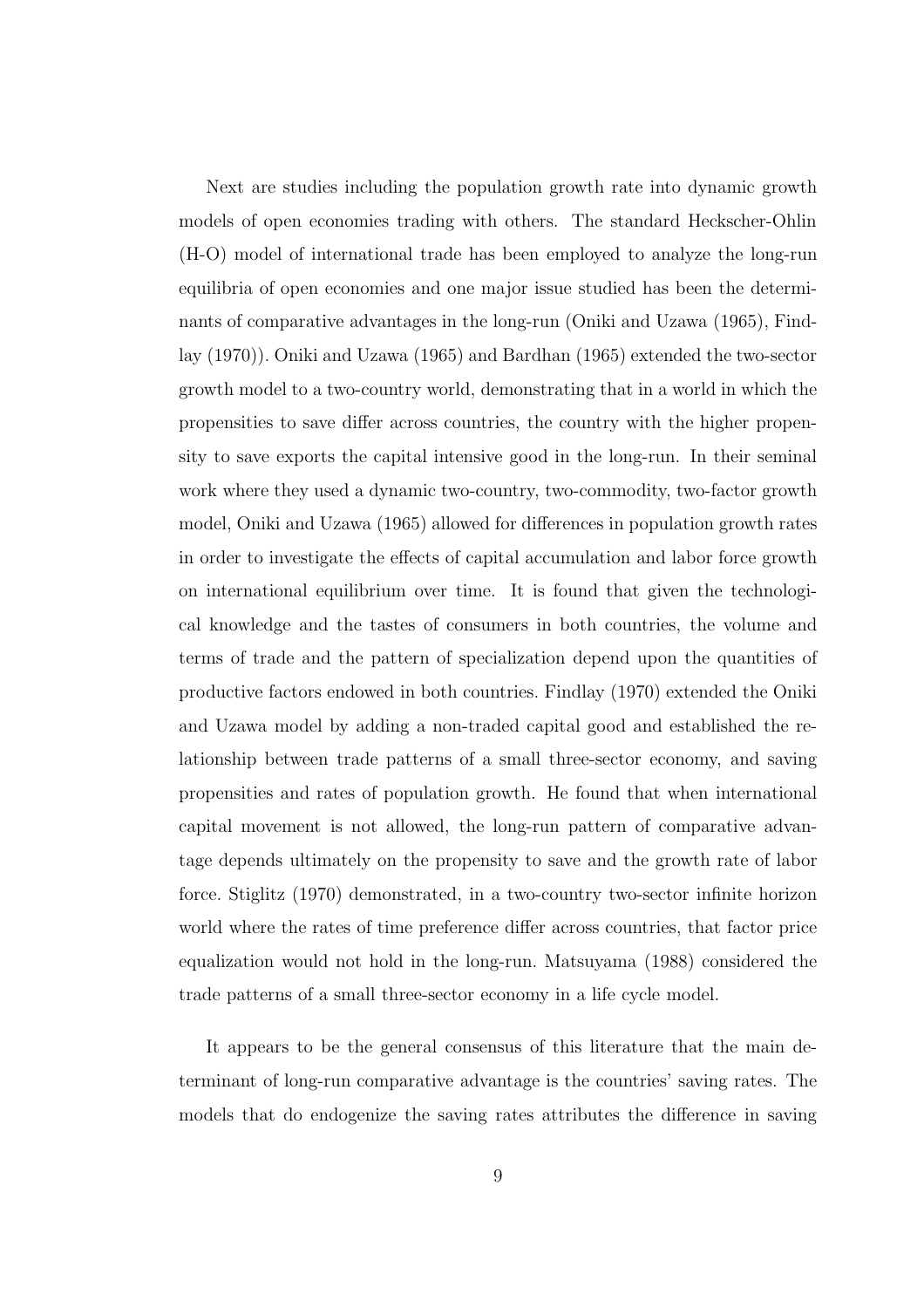Next are studies including the population growth rate into dynamic growth models of open economies trading with others. The standard Heckscher-Ohlin (H-O) model of international trade has been employed to analyze the long-run equilibria of open economies and one major issue studied has been the determinants of comparative advantages in the long-run (Oniki and Uzawa (1965), Findlay (1970)). Oniki and Uzawa (1965) and Bardhan (1965) extended the two-sector growth model to a two-country world, demonstrating that in a world in which the propensities to save differ across countries, the country with the higher propensity to save exports the capital intensive good in the long-run. In their seminal work where they used a dynamic two-country, two-commodity, two-factor growth model, Oniki and Uzawa (1965) allowed for differences in population growth rates in order to investigate the effects of capital accumulation and labor force growth on international equilibrium over time. It is found that given the technological knowledge and the tastes of consumers in both countries, the volume and terms of trade and the pattern of specialization depend upon the quantities of productive factors endowed in both countries. Findlay (1970) extended the Oniki and Uzawa model by adding a non-traded capital good and established the relationship between trade patterns of a small three-sector economy, and saving propensities and rates of population growth. He found that when international capital movement is not allowed, the long-run pattern of comparative advantage depends ultimately on the propensity to save and the growth rate of labor force. Stiglitz (1970) demonstrated, in a two-country two-sector infinite horizon world where the rates of time preference differ across countries, that factor price equalization would not hold in the long-run. Matsuyama (1988) considered the trade patterns of a small three-sector economy in a life cycle model.

It appears to be the general consensus of this literature that the main determinant of long-run comparative advantage is the countries' saving rates. The models that do endogenize the saving rates attributes the difference in saving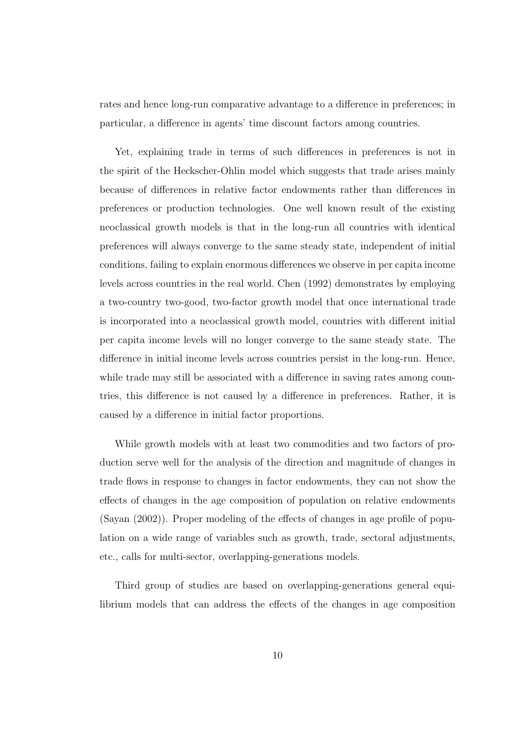rates and hence long-run comparative advantage to a difference in preferences; in particular, a difference in agents' time discount factors among countries.

Yet, explaining trade in terms of such differences in preferences is not in the spirit of the Heckscher-Ohlin model which suggests that trade arises mainly because of differences in relative factor endowments rather than differences in preferences or production technologies. One well known result of the existing neoclassical growth models is that in the long-run all countries with identical preferences will always converge to the same steady state, independent of initial conditions, failing to explain enormous differences we observe in per capita income levels across countries in the real world. Chen (1992) demonstrates by employing a two-country two-good, two-factor growth model that once international trade is incorporated into a neoclassical growth model, countries with different initial per capita income levels will no longer converge to the same steady state. The difference in initial income levels across countries persist in the long-run. Hence, while trade may still be associated with a difference in saving rates among countries, this difference is not caused by a difference in preferences. Rather, it is caused by a difference in initial factor proportions.

While growth models with at least two commodities and two factors of production serve well for the analysis of the direction and magnitude of changes in trade flows in response to changes in factor endowments, they can not show the effects of changes in the age composition of population on relative endowments (Sayan (2002)). Proper modeling of the effects of changes in age profile of population on a wide range of variables such as growth, trade, sectoral adjustments, etc., calls for multi-sector, overlapping-generations models.

Third group of studies are based on overlapping-generations general equilibrium models that can address the effects of the changes in age composition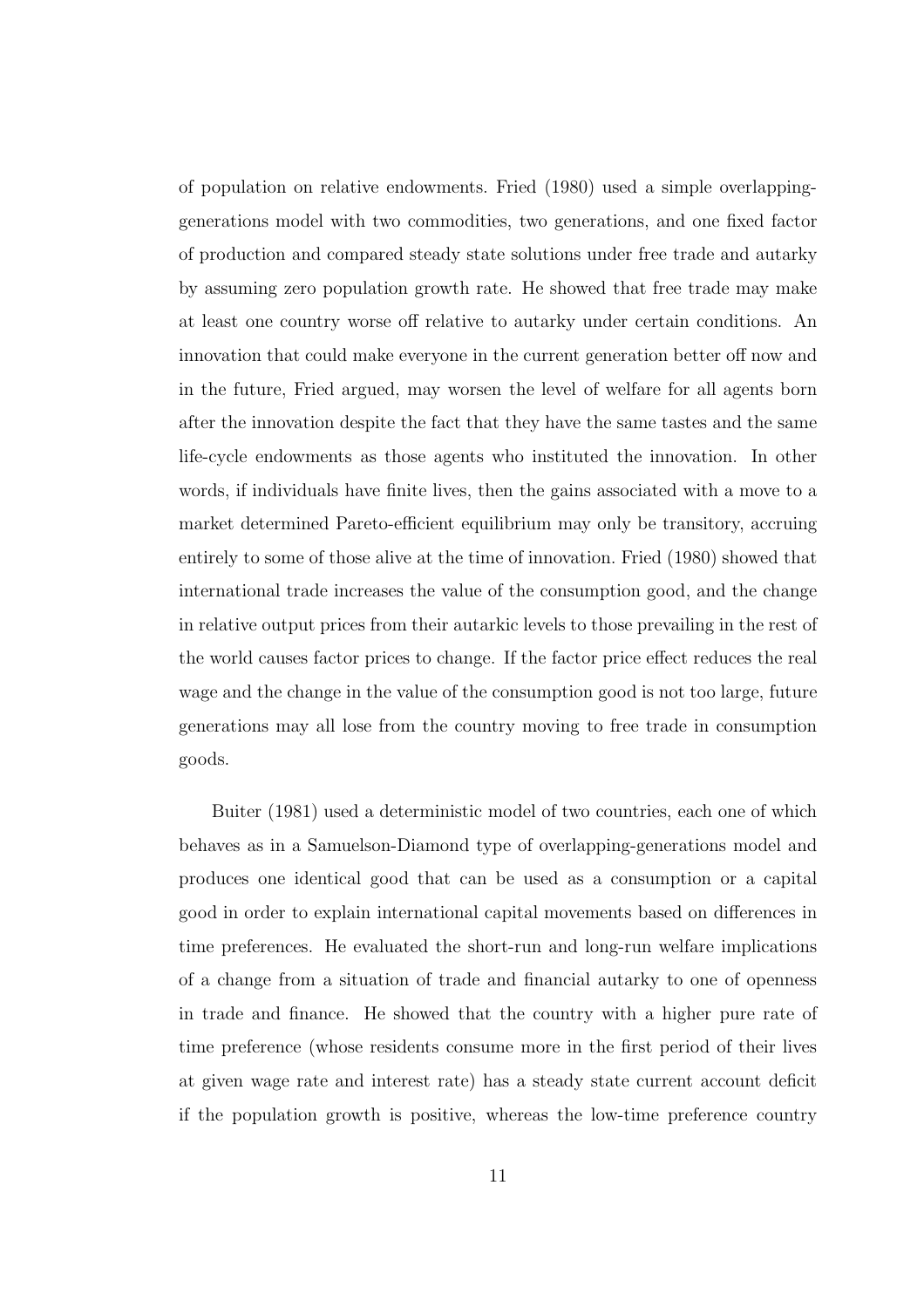of population on relative endowments. Fried (1980) used a simple overlapping-generations model with two commodities, two generations, and one fixed factor of production and compared steady state solutions under free trade and autarky by assuming zero population growth rate. He showed that free trade may make at least one country worse off relative to autarky under certain conditions. An innovation that could make everyone in the current generation better off now and in the future, Fried argued, may worsen the level of welfare for all agents born after the innovation despite the fact that they have the same tastes and the same life-cycle endowments as those agents who instituted the innovation. In other words, if individuals have finite lives, then the gains associated with a move to a market determined Pareto-efficient equilibrium may only be transitory, accruing entirely to some of those alive at the time of innovation. Fried (1980) showed that international trade increases the value of the consumption good, and the change in relative output prices from their autarkic levels to those prevailing in the rest of the world causes factor prices to change. If the factor price effect reduces the real wage and the change in the value of the consumption good is not too large, future generations may all lose from the country moving to free trade in consumption goods.

Buiter (1981) used a deterministic model of two countries, each one of which behaves as in a Samuelson-Diamond type of overlapping-generations model and produces one identical good that can be used as a consumption or a capital good in order to explain international capital movements based on differences in time preferences. He evaluated the short-run and long-run welfare implications of a change from a situation of trade and financial autarky to one of openness in trade and finance. He showed that the country with a higher pure rate of time preference (whose residents consume more in the first period of their lives at given wage rate and interest rate) has a steady state current account deficit if the population growth is positive, whereas the low-time preference country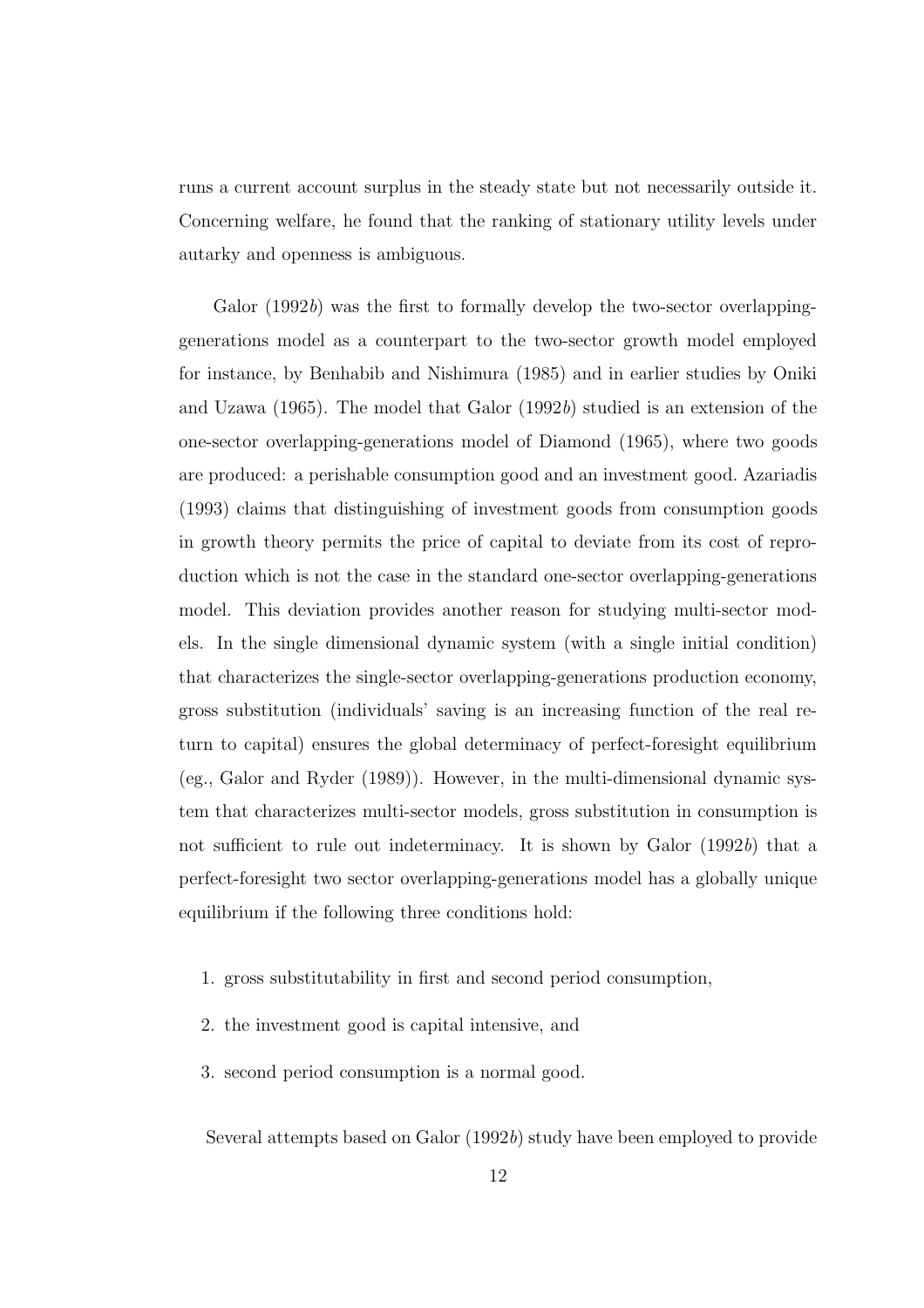runs a current account surplus in the steady state but not necessarily outside it. Concerning welfare, he found that the ranking of stationary utility levels under autarky and openness is ambiguous.

Galor (1992*b*) was the first to formally develop the two-sector overlapping-generations model as a counterpart to the two-sector growth model employed for instance, by Benhabib and Nishimura (1985) and in earlier studies by Oniki and Uzawa (1965). The model that Galor (1992*b*) studied is an extension of the one-sector overlapping-generations model of Diamond (1965), where two goods are produced: a perishable consumption good and an investment good. Azariadis (1993) claims that distinguishing of investment goods from consumption goods in growth theory permits the price of capital to deviate from its cost of reproduction which is not the case in the standard one-sector overlapping-generations model. This deviation provides another reason for studying multi-sector models. In the single dimensional dynamic system (with a single initial condition) that characterizes the single-sector overlapping-generations production economy, gross substitution (individuals' saving is an increasing function of the real return to capital) ensures the global determinacy of perfect-foresight equilibrium (eg., Galor and Ryder (1989)). However, in the multi-dimensional dynamic system that characterizes multi-sector models, gross substitution in consumption is not sufficient to rule out indeterminacy. It is shown by Galor (1992*b*) that a perfect-foresight two sector overlapping-generations model has a globally unique equilibrium if the following three conditions hold:

1. gross substitutability in first and second period consumption,
2. the investment good is capital intensive, and
3. second period consumption is a normal good.

Several attempts based on Galor (1992*b*) study have been employed to provide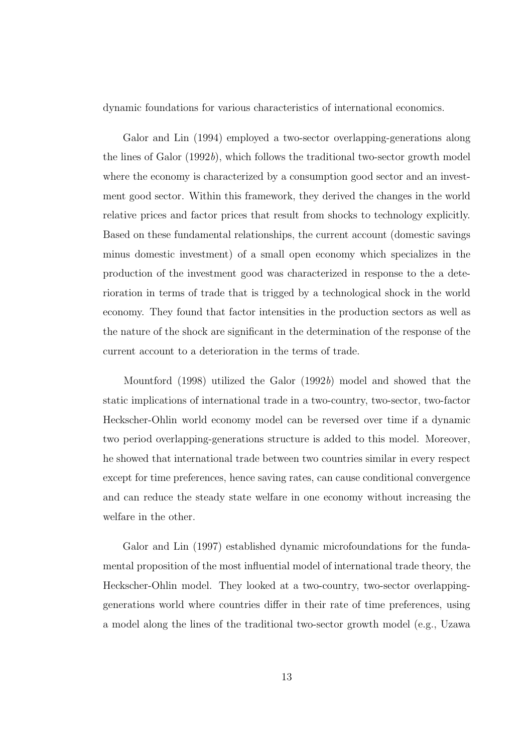dynamic foundations for various characteristics of international economics.

Galor and Lin (1994) employed a two-sector overlapping-generations along the lines of Galor (1992*b*), which follows the traditional two-sector growth model where the economy is characterized by a consumption good sector and an investment good sector. Within this framework, they derived the changes in the world relative prices and factor prices that result from shocks to technology explicitly. Based on these fundamental relationships, the current account (domestic savings minus domestic investment) of a small open economy which specializes in the production of the investment good was characterized in response to the a deterioration in terms of trade that is trigged by a technological shock in the world economy. They found that factor intensities in the production sectors as well as the nature of the shock are significant in the determination of the response of the current account to a deterioration in the terms of trade.

Mountford (1998) utilized the Galor (1992*b*) model and showed that the static implications of international trade in a two-country, two-sector, two-factor Heckscher-Ohlin world economy model can be reversed over time if a dynamic two period overlapping-generations structure is added to this model. Moreover, he showed that international trade between two countries similar in every respect except for time preferences, hence saving rates, can cause conditional convergence and can reduce the steady state welfare in one economy without increasing the welfare in the other.

Galor and Lin (1997) established dynamic microfoundations for the fundamental proposition of the most influential model of international trade theory, the Heckscher-Ohlin model. They looked at a two-country, two-sector overlapping-generations world where countries differ in their rate of time preferences, using a model along the lines of the traditional two-sector growth model (e.g., Uzawa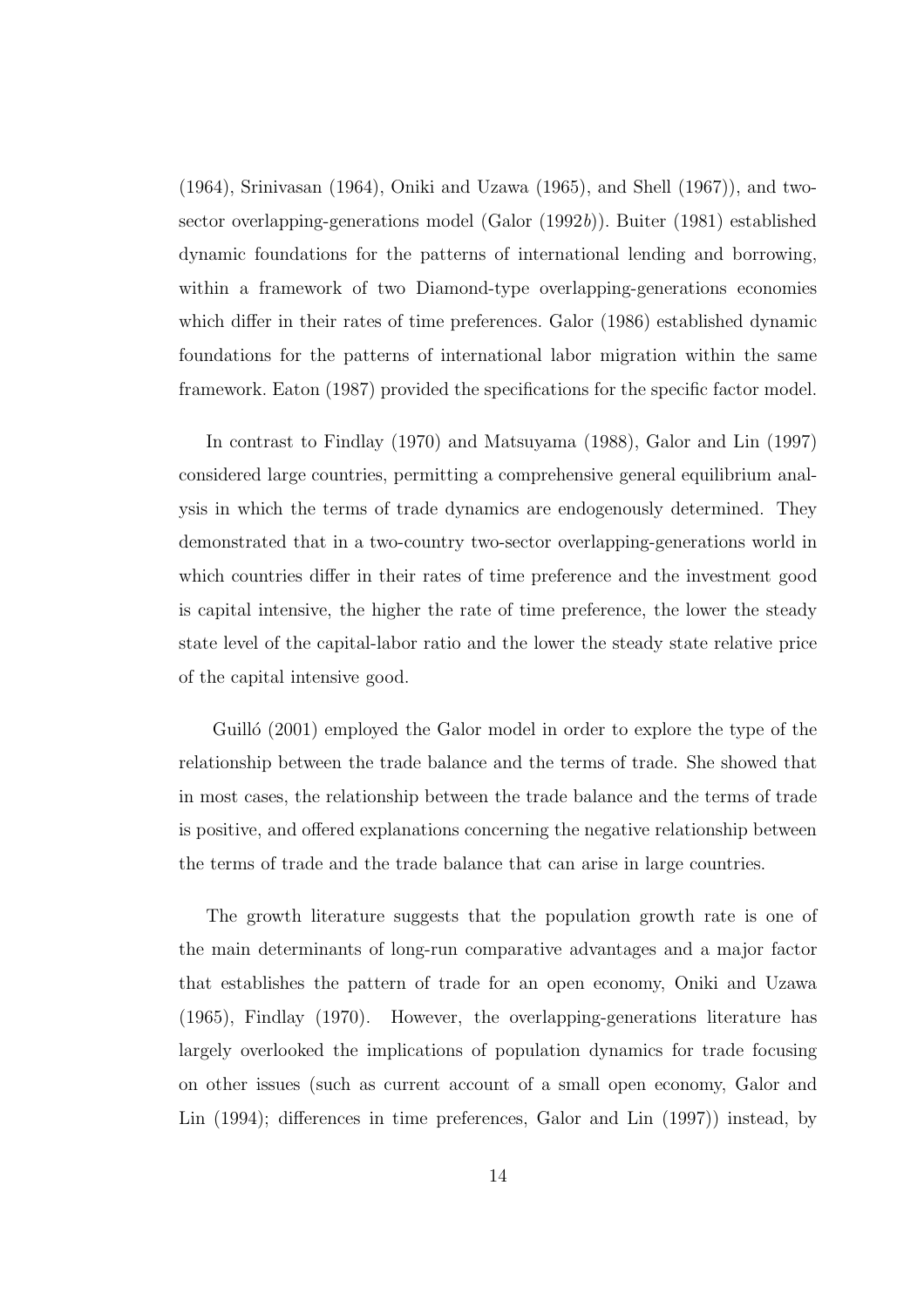(1964), Srinivasan (1964), Oniki and Uzawa (1965), and Shell (1967)), and two-sector overlapping-generations model (Galor (1992*b*)). Buiter (1981) established dynamic foundations for the patterns of international lending and borrowing, within a framework of two Diamond-type overlapping-generations economies which differ in their rates of time preferences. Galor (1986) established dynamic foundations for the patterns of international labor migration within the same framework. Eaton (1987) provided the specifications for the specific factor model.

In contrast to Findlay (1970) and Matsuyama (1988), Galor and Lin (1997) considered large countries, permitting a comprehensive general equilibrium analysis in which the terms of trade dynamics are endogenously determined. They demonstrated that in a two-country two-sector overlapping-generations world in which countries differ in their rates of time preference and the investment good is capital intensive, the higher the rate of time preference, the lower the steady state level of the capital-labor ratio and the lower the steady state relative price of the capital intensive good.

Guilló (2001) employed the Galor model in order to explore the type of the relationship between the trade balance and the terms of trade. She showed that in most cases, the relationship between the trade balance and the terms of trade is positive, and offered explanations concerning the negative relationship between the terms of trade and the trade balance that can arise in large countries.

The growth literature suggests that the population growth rate is one of the main determinants of long-run comparative advantages and a major factor that establishes the pattern of trade for an open economy, Oniki and Uzawa (1965), Findlay (1970). However, the overlapping-generations literature has largely overlooked the implications of population dynamics for trade focusing on other issues (such as current account of a small open economy, Galor and Lin (1994); differences in time preferences, Galor and Lin (1997)) instead, by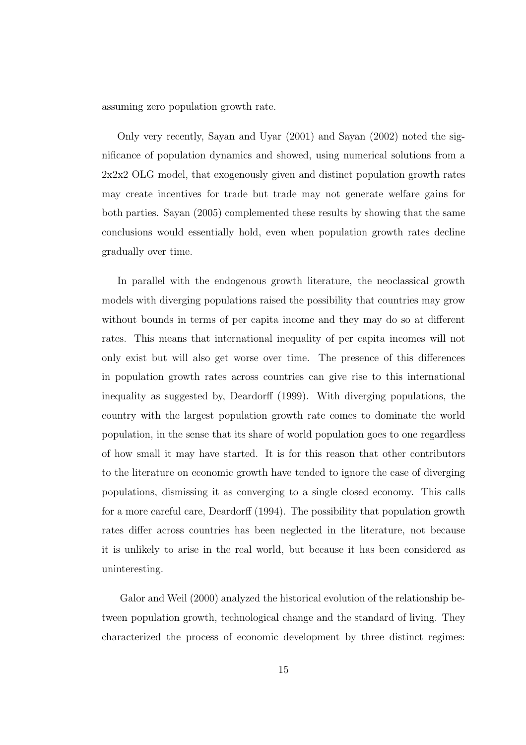assuming zero population growth rate.

Only very recently, Sayan and Uyar (2001) and Sayan (2002) noted the significance of population dynamics and showed, using numerical solutions from a 2x2x2 OLG model, that exogenously given and distinct population growth rates may create incentives for trade but trade may not generate welfare gains for both parties. Sayan (2005) complemented these results by showing that the same conclusions would essentially hold, even when population growth rates decline gradually over time.

In parallel with the endogenous growth literature, the neoclassical growth models with diverging populations raised the possibility that countries may grow without bounds in terms of per capita income and they may do so at different rates. This means that international inequality of per capita incomes will not only exist but will also get worse over time. The presence of this differences in population growth rates across countries can give rise to this international inequality as suggested by, Deardorff (1999). With diverging populations, the country with the largest population growth rate comes to dominate the world population, in the sense that its share of world population goes to one regardless of how small it may have started. It is for this reason that other contributors to the literature on economic growth have tended to ignore the case of diverging populations, dismissing it as converging to a single closed economy. This calls for a more careful care, Deardorff (1994). The possibility that population growth rates differ across countries has been neglected in the literature, not because it is unlikely to arise in the real world, but because it has been considered as uninteresting.

Galor and Weil (2000) analyzed the historical evolution of the relationship between population growth, technological change and the standard of living. They characterized the process of economic development by three distinct regimes: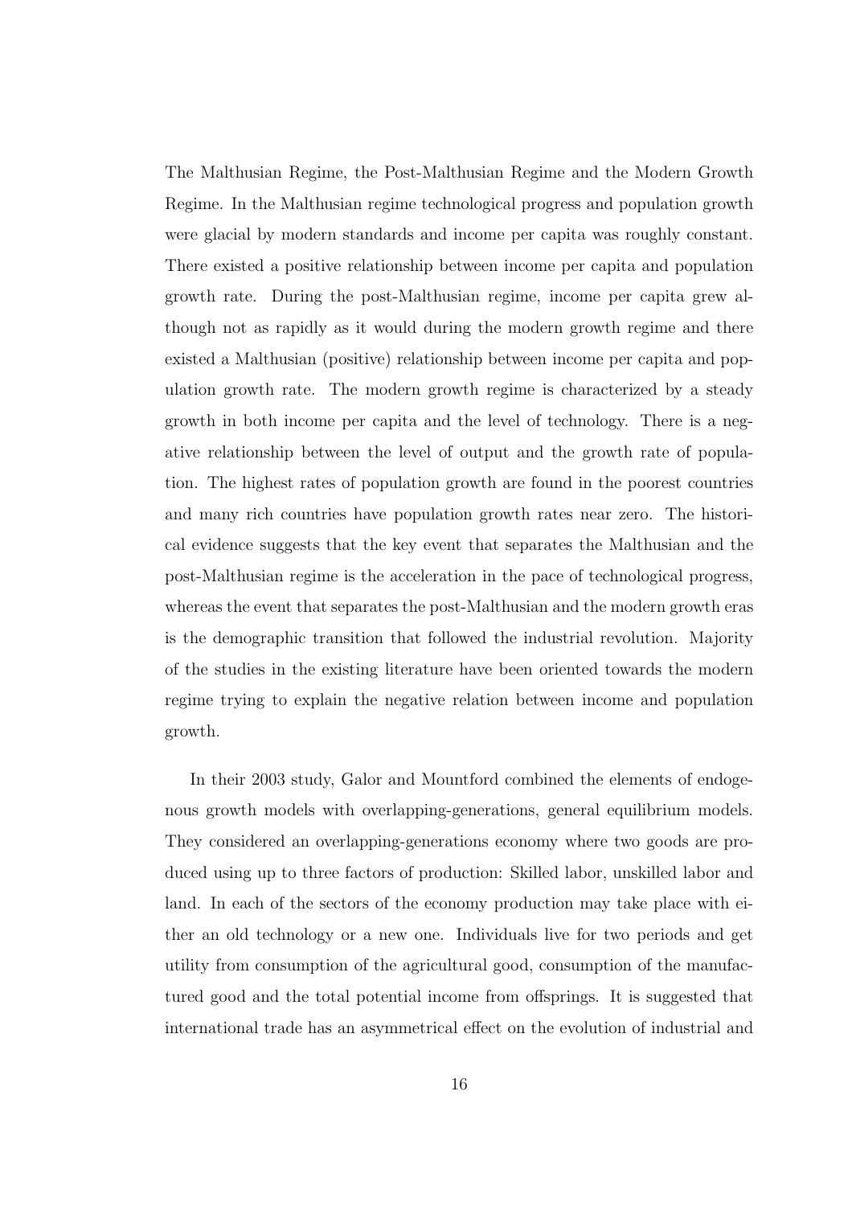The Malthusian Regime, the Post-Malthusian Regime and the Modern Growth Regime. In the Malthusian regime technological progress and population growth were glacial by modern standards and income per capita was roughly constant. There existed a positive relationship between income per capita and population growth rate. During the post-Malthusian regime, income per capita grew although not as rapidly as it would during the modern growth regime and there existed a Malthusian (positive) relationship between income per capita and population growth rate. The modern growth regime is characterized by a steady growth in both income per capita and the level of technology. There is a negative relationship between the level of output and the growth rate of population. The highest rates of population growth are found in the poorest countries and many rich countries have population growth rates near zero. The historical evidence suggests that the key event that separates the Malthusian and the post-Malthusian regime is the acceleration in the pace of technological progress, whereas the event that separates the post-Malthusian and the modern growth eras is the demographic transition that followed the industrial revolution. Majority of the studies in the existing literature have been oriented towards the modern regime trying to explain the negative relation between income and population growth.

In their 2003 study, Galor and Mountford combined the elements of endogenous growth models with overlapping-generations, general equilibrium models. They considered an overlapping-generations economy where two goods are produced using up to three factors of production: Skilled labor, unskilled labor and land. In each of the sectors of the economy production may take place with either an old technology or a new one. Individuals live for two periods and get utility from consumption of the agricultural good, consumption of the manufactured good and the total potential income from offsprings. It is suggested that international trade has an asymmetrical effect on the evolution of industrial and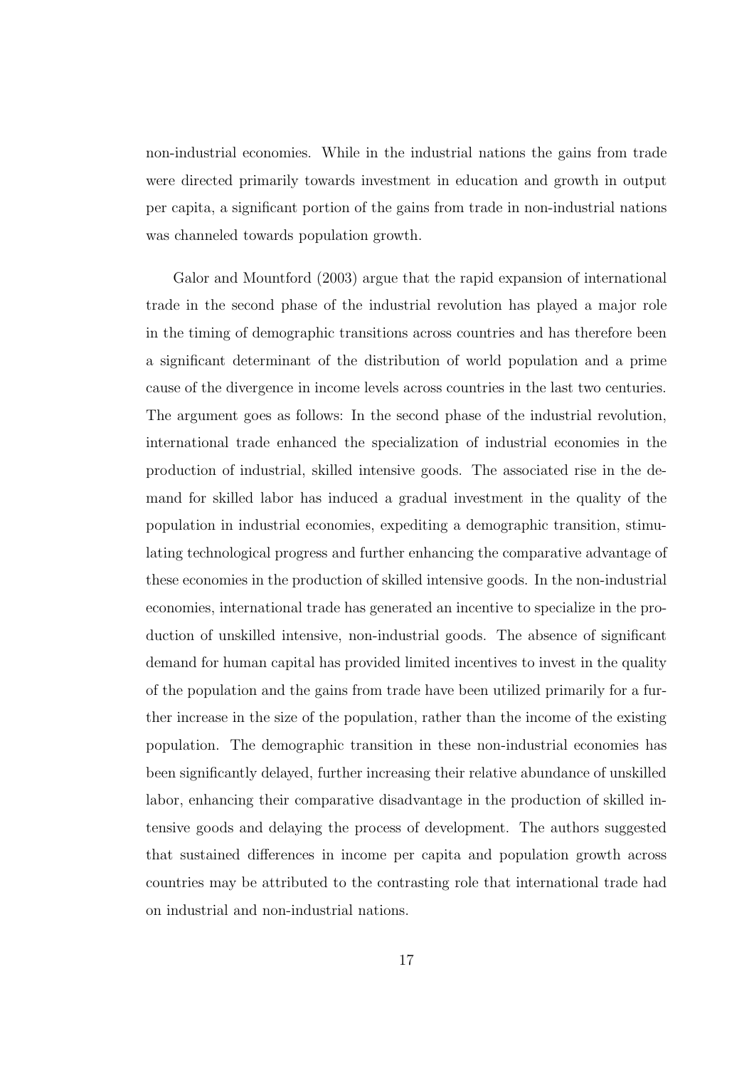non-industrial economies. While in the industrial nations the gains from trade were directed primarily towards investment in education and growth in output per capita, a significant portion of the gains from trade in non-industrial nations was channeled towards population growth.

Galor and Mountford (2003) argue that the rapid expansion of international trade in the second phase of the industrial revolution has played a major role in the timing of demographic transitions across countries and has therefore been a significant determinant of the distribution of world population and a prime cause of the divergence in income levels across countries in the last two centuries. The argument goes as follows: In the second phase of the industrial revolution, international trade enhanced the specialization of industrial economies in the production of industrial, skilled intensive goods. The associated rise in the demand for skilled labor has induced a gradual investment in the quality of the population in industrial economies, expediting a demographic transition, stimulating technological progress and further enhancing the comparative advantage of these economies in the production of skilled intensive goods. In the non-industrial economies, international trade has generated an incentive to specialize in the production of unskilled intensive, non-industrial goods. The absence of significant demand for human capital has provided limited incentives to invest in the quality of the population and the gains from trade have been utilized primarily for a further increase in the size of the population, rather than the income of the existing population. The demographic transition in these non-industrial economies has been significantly delayed, further increasing their relative abundance of unskilled labor, enhancing their comparative disadvantage in the production of skilled intensive goods and delaying the process of development. The authors suggested that sustained differences in income per capita and population growth across countries may be attributed to the contrasting role that international trade had on industrial and non-industrial nations.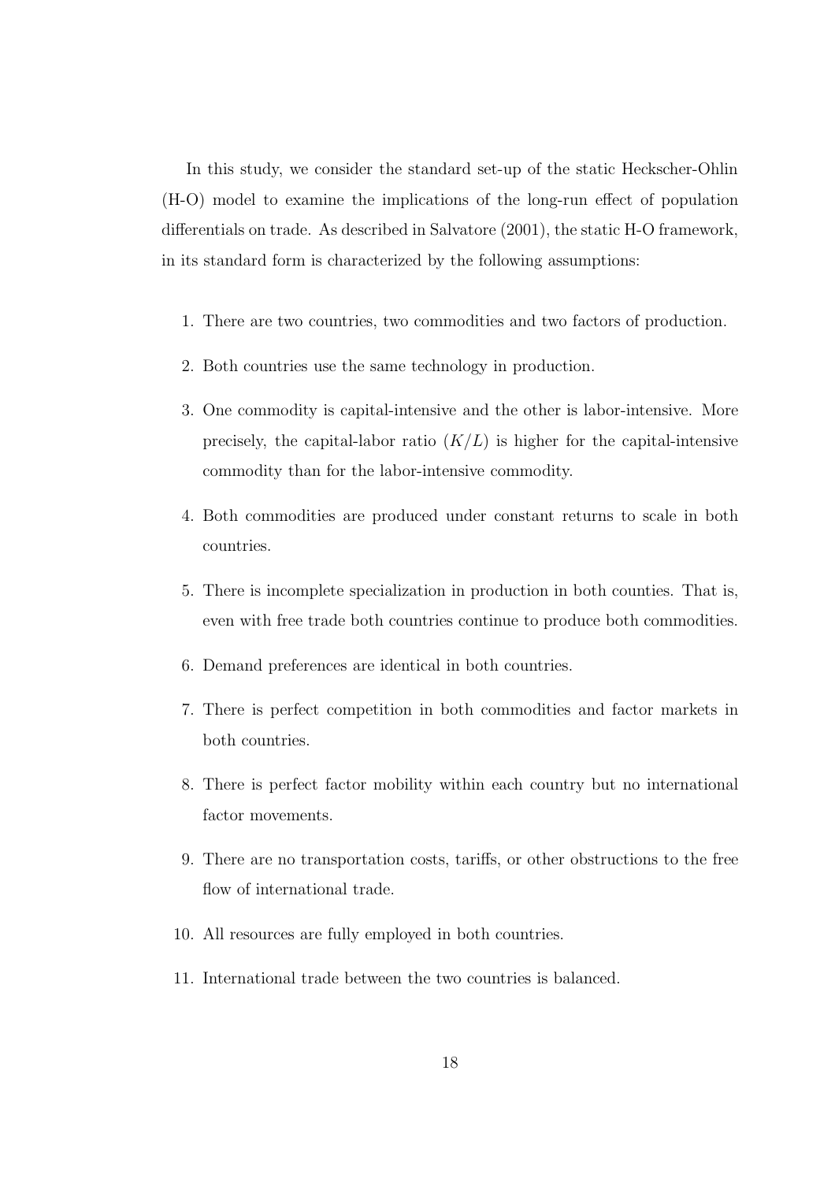In this study, we consider the standard set-up of the static Heckscher-Ohlin (H-O) model to examine the implications of the long-run effect of population differentials on trade. As described in Salvatore (2001), the static H-O framework, in its standard form is characterized by the following assumptions:

1. There are two countries, two commodities and two factors of production.
2. Both countries use the same technology in production.
3. One commodity is capital-intensive and the other is labor-intensive. More precisely, the capital-labor ratio $(K/L)$ is higher for the capital-intensive commodity than for the labor-intensive commodity.
4. Both commodities are produced under constant returns to scale in both countries.
5. There is incomplete specialization in production in both counties. That is, even with free trade both countries continue to produce both commodities.
6. Demand preferences are identical in both countries.
7. There is perfect competition in both commodities and factor markets in both countries.
8. There is perfect factor mobility within each country but no international factor movements.
9. There are no transportation costs, tariffs, or other obstructions to the free flow of international trade.
10. All resources are fully employed in both countries.
11. International trade between the two countries is balanced.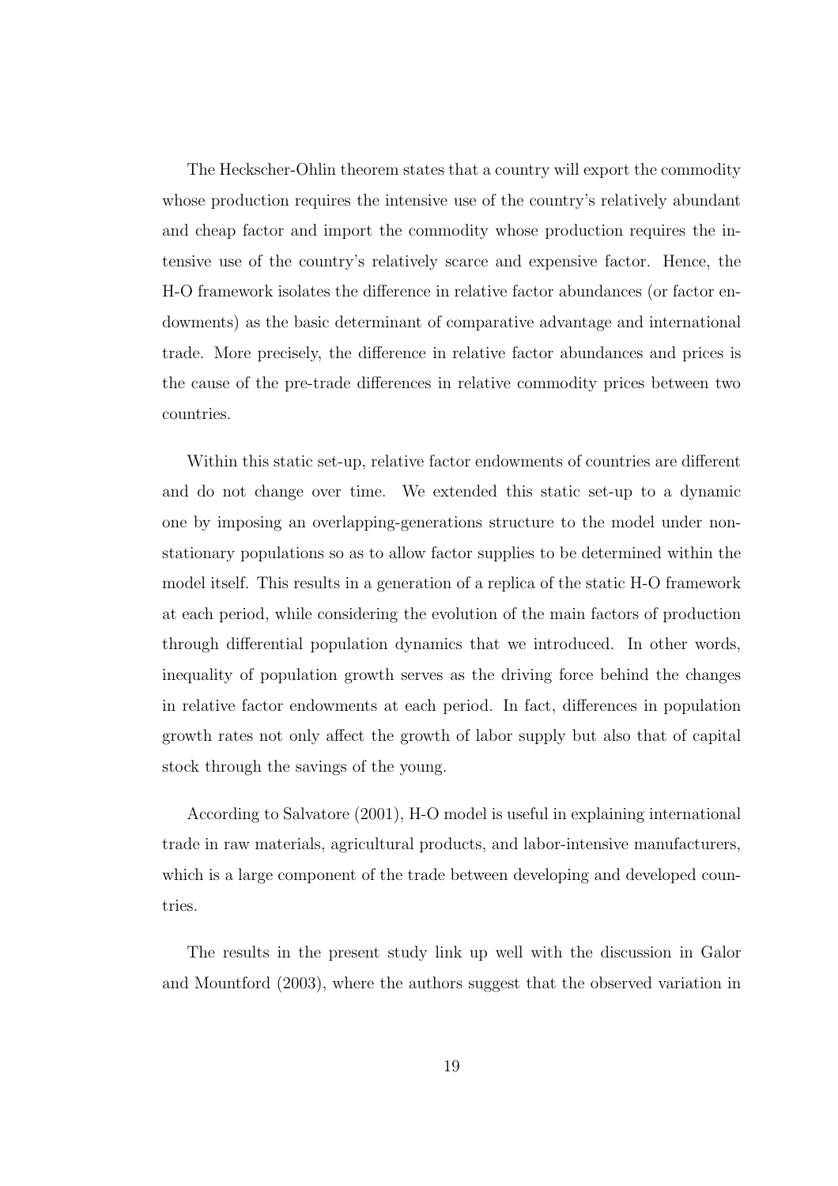The Heckscher-Ohlin theorem states that a country will export the commodity whose production requires the intensive use of the country's relatively abundant and cheap factor and import the commodity whose production requires the intensive use of the country's relatively scarce and expensive factor. Hence, the H-O framework isolates the difference in relative factor abundances (or factor endowments) as the basic determinant of comparative advantage and international trade. More precisely, the difference in relative factor abundances and prices is the cause of the pre-trade differences in relative commodity prices between two countries.

Within this static set-up, relative factor endowments of countries are different and do not change over time. We extended this static set-up to a dynamic one by imposing an overlapping-generations structure to the model under non-stationary populations so as to allow factor supplies to be determined within the model itself. This results in a generation of a replica of the static H-O framework at each period, while considering the evolution of the main factors of production through differential population dynamics that we introduced. In other words, inequality of population growth serves as the driving force behind the changes in relative factor endowments at each period. In fact, differences in population growth rates not only affect the growth of labor supply but also that of capital stock through the savings of the young.

According to Salvatore (2001), H-O model is useful in explaining international trade in raw materials, agricultural products, and labor-intensive manufacturers, which is a large component of the trade between developing and developed countries.

The results in the present study link up well with the discussion in Galor and Mountford (2003), where the authors suggest that the observed variation in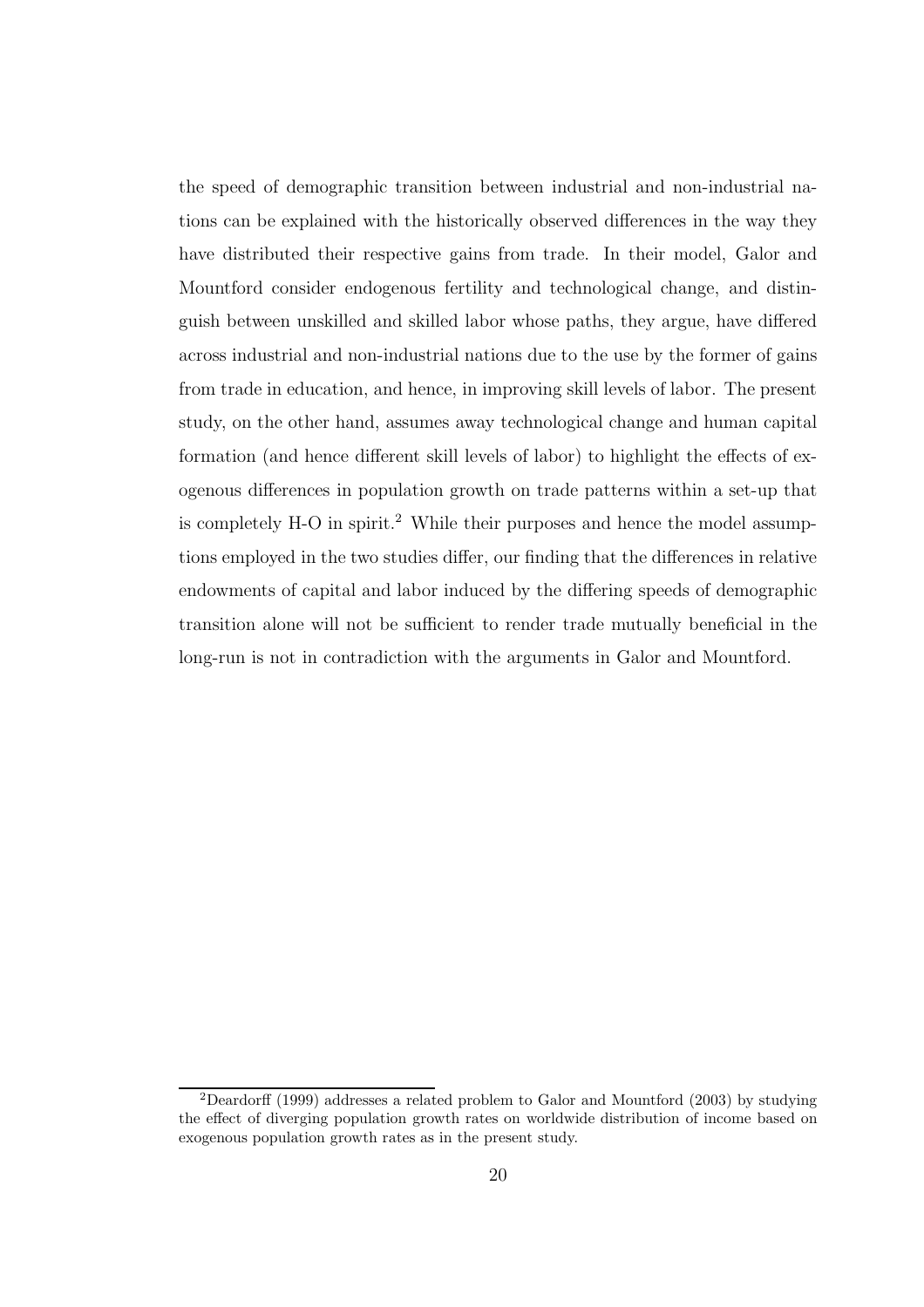the speed of demographic transition between industrial and non-industrial nations can be explained with the historically observed differences in the way they have distributed their respective gains from trade. In their model, Galor and Mountford consider endogenous fertility and technological change, and distinguish between unskilled and skilled labor whose paths, they argue, have differed across industrial and non-industrial nations due to the use by the former of gains from trade in education, and hence, in improving skill levels of labor. The present study, on the other hand, assumes away technological change and human capital formation (and hence different skill levels of labor) to highlight the effects of exogenous differences in population growth on trade patterns within a set-up that is completely H-O in spirit.[2] While their purposes and hence the model assumptions employed in the two studies differ, our finding that the differences in relative endowments of capital and labor induced by the differing speeds of demographic transition alone will not be sufficient to render trade mutually beneficial in the long-run is not in contradiction with the arguments in Galor and Mountford.

[2] Deardorff (1999) addresses a related problem to Galor and Mountford (2003) by studying the effect of diverging population growth rates on worldwide distribution of income based on exogenous population growth rates as in the present study.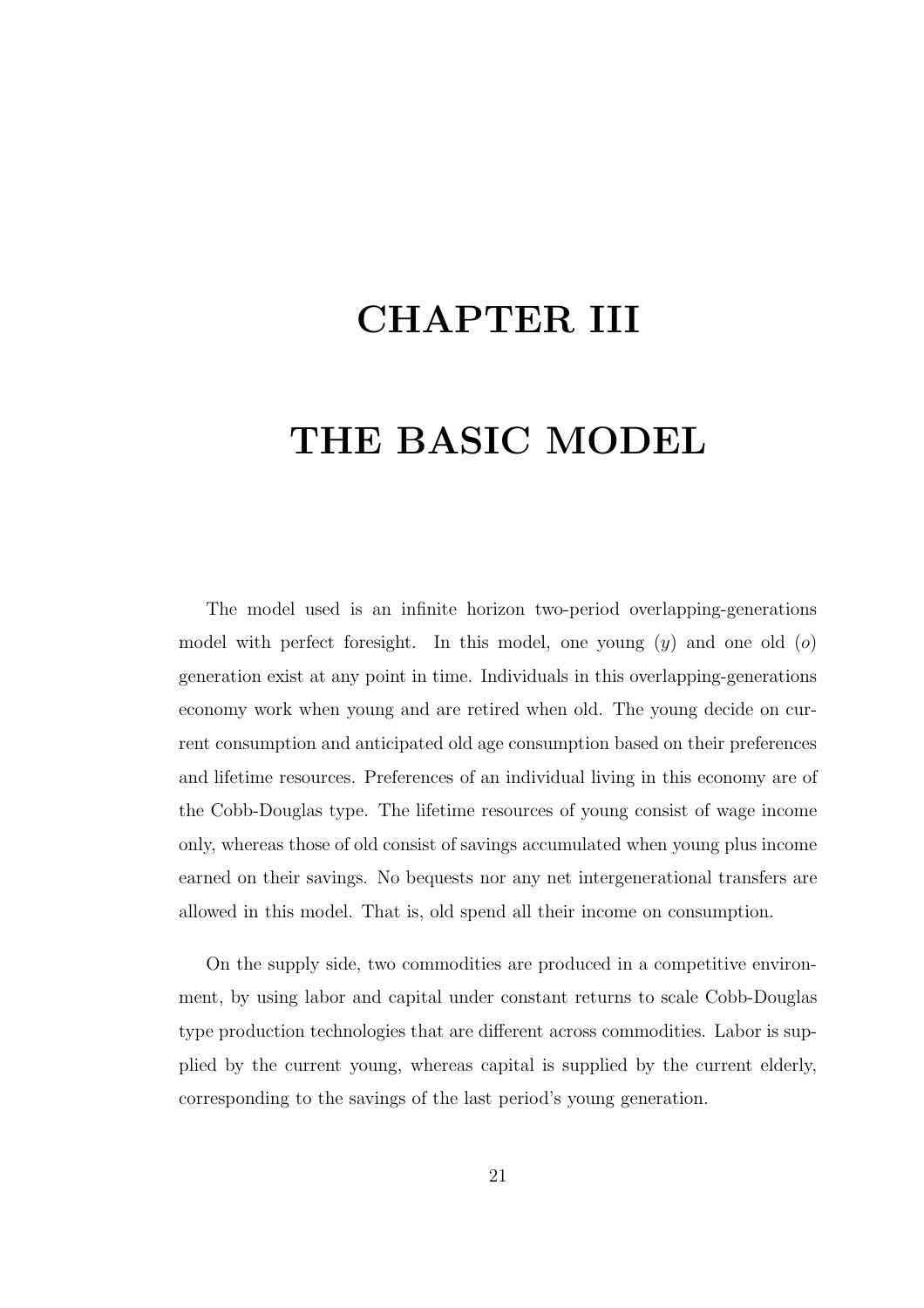# CHAPTER III

# THE BASIC MODEL

The model used is an infinite horizon two-period overlapping-generations model with perfect foresight. In this model, one young ($y$) and one old ($o$) generation exist at any point in time. Individuals in this overlapping-generations economy work when young and are retired when old. The young decide on current consumption and anticipated old age consumption based on their preferences and lifetime resources. Preferences of an individual living in this economy are of the Cobb-Douglas type. The lifetime resources of young consist of wage income only, whereas those of old consist of savings accumulated when young plus income earned on their savings. No bequests nor any net intergenerational transfers are allowed in this model. That is, old spend all their income on consumption.

On the supply side, two commodities are produced in a competitive environment, by using labor and capital under constant returns to scale Cobb-Douglas type production technologies that are different across commodities. Labor is supplied by the current young, whereas capital is supplied by the current elderly, corresponding to the savings of the last period's young generation.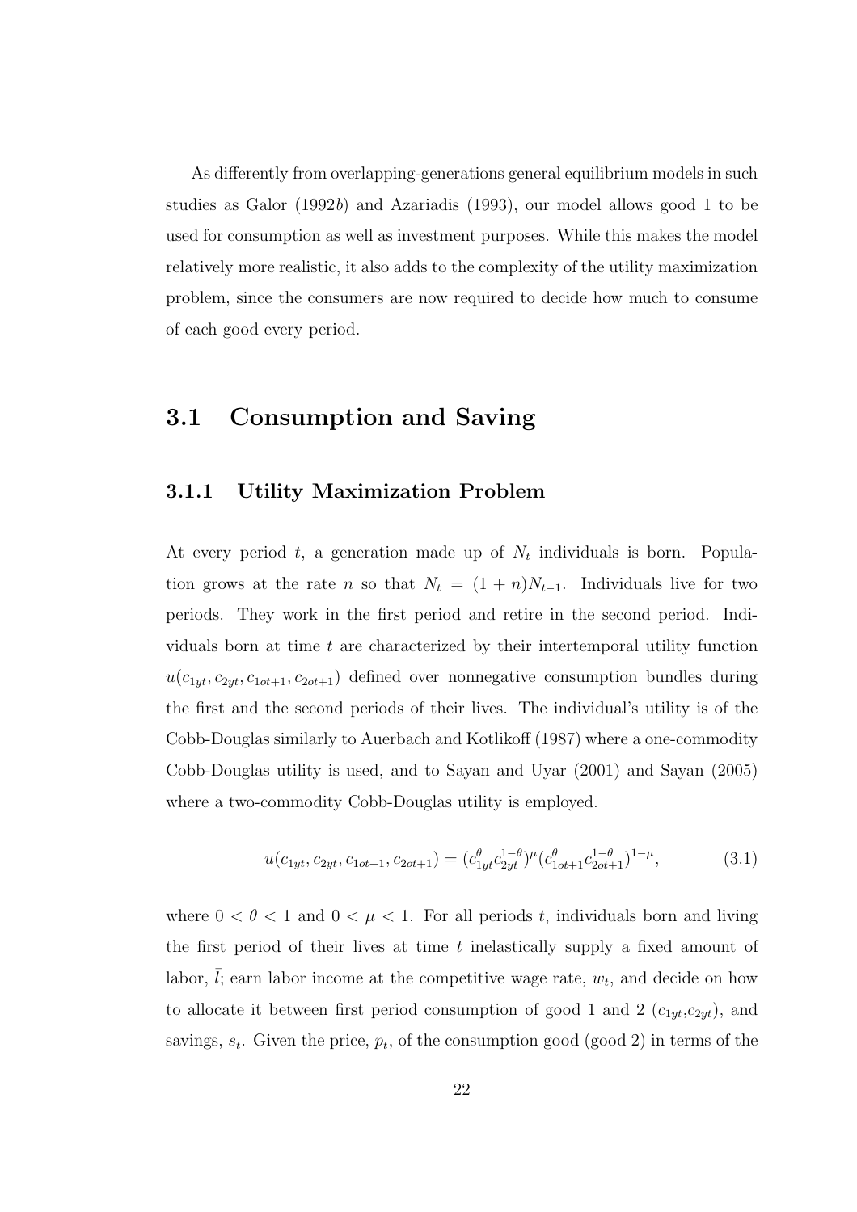As differently from overlapping-generations general equilibrium models in such studies as Galor (1992*b*) and Azariadis (1993), our model allows good 1 to be used for consumption as well as investment purposes. While this makes the model relatively more realistic, it also adds to the complexity of the utility maximization problem, since the consumers are now required to decide how much to consume of each good every period.

## 3.1 Consumption and Saving

### 3.1.1 Utility Maximization Problem

At every period $t$, a generation made up of $N_t$ individuals is born. Population grows at the rate $n$ so that $N_t = (1 + n)N_{t-1}$. Individuals live for two periods. They work in the first period and retire in the second period. Individuals born at time $t$ are characterized by their intertemporal utility function $u(c_{1yt}, c_{2yt}, c_{1ot+1}, c_{2ot+1})$ defined over nonnegative consumption bundles during the first and the second periods of their lives. The individual's utility is of the Cobb-Douglas similarly to Auerbach and Kotlikoff (1987) where a one-commodity Cobb-Douglas utility is used, and to Sayan and Uyar (2001) and Sayan (2005) where a two-commodity Cobb-Douglas utility is employed.

$$u(c_{1yt}, c_{2yt}, c_{1ot+1}, c_{2ot+1}) = (c_{1yt}^{\theta} c_{2yt}^{1-\theta})^{\mu} (c_{1ot+1}^{\theta} c_{2ot+1}^{1-\theta})^{1-\mu}, \tag{3.1}$$

where $0 < \theta < 1$ and $0 < \mu < 1$. For all periods $t$, individuals born and living the first period of their lives at time $t$ inelastically supply a fixed amount of labor, $\bar{l}$; earn labor income at the competitive wage rate, $w_t$, and decide on how to allocate it between first period consumption of good 1 and 2 ($c_{1yt}$,$c_{2yt}$), and savings, $s_t$. Given the price, $p_t$, of the consumption good (good 2) in terms of the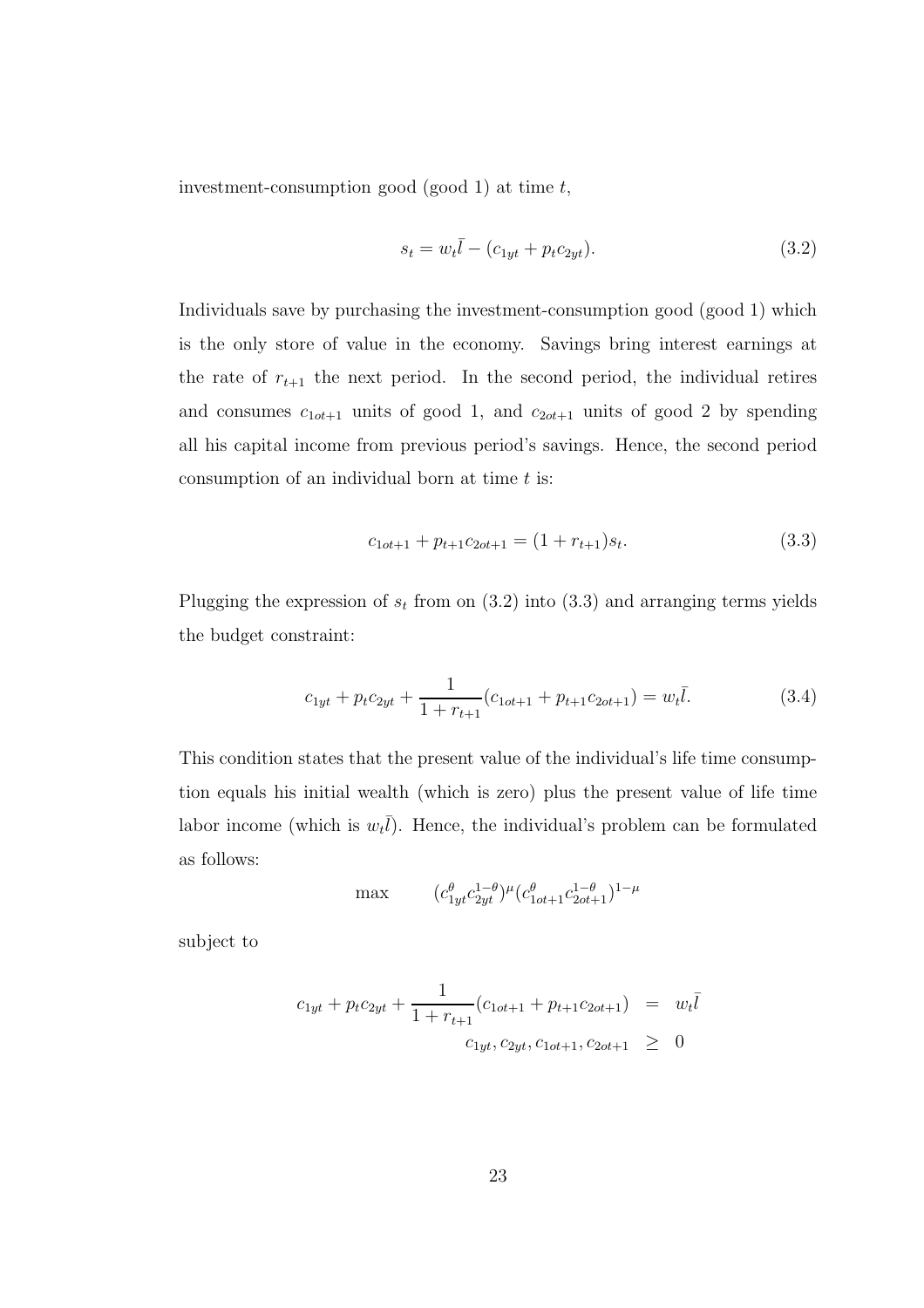investment-consumption good (good 1) at time $t$,

$$s_t = w_t \bar{l} - (c_{1yt} + p_t c_{2yt}). \tag{3.2}$$

Individuals save by purchasing the investment-consumption good (good 1) which is the only store of value in the economy. Savings bring interest earnings at the rate of $r_{t+1}$ the next period. In the second period, the individual retires and consumes $c_{1ot+1}$ units of good 1, and $c_{2ot+1}$ units of good 2 by spending all his capital income from previous period's savings. Hence, the second period consumption of an individual born at time $t$ is:

$$c_{1ot+1} + p_{t+1} c_{2ot+1} = (1 + r_{t+1}) s_t. \tag{3.3}$$

Plugging the expression of $s_t$ from on (3.2) into (3.3) and arranging terms yields the budget constraint:

$$c_{1yt} + p_t c_{2yt} + \frac{1}{1 + r_{t+1}} (c_{1ot+1} + p_{t+1} c_{2ot+1}) = w_t \bar{l}. \tag{3.4}$$

This condition states that the present value of the individual's life time consumption equals his initial wealth (which is zero) plus the present value of life time labor income (which is $w_t \bar{l}$). Hence, the individual's problem can be formulated as follows:

$$\max \qquad (c_{1yt}^{\theta} c_{2yt}^{1-\theta})^{\mu} (c_{1ot+1}^{\theta} c_{2ot+1}^{1-\theta})^{1-\mu}$$

subject to

$$\begin{aligned} c_{1yt} + p_t c_{2yt} + \frac{1}{1 + r_{t+1}} (c_{1ot+1} + p_{t+1} c_{2ot+1}) &= w_t \bar{l} \\ c_{1yt}, c_{2yt}, c_{1ot+1}, c_{2ot+1} &\geq 0 \end{aligned}$$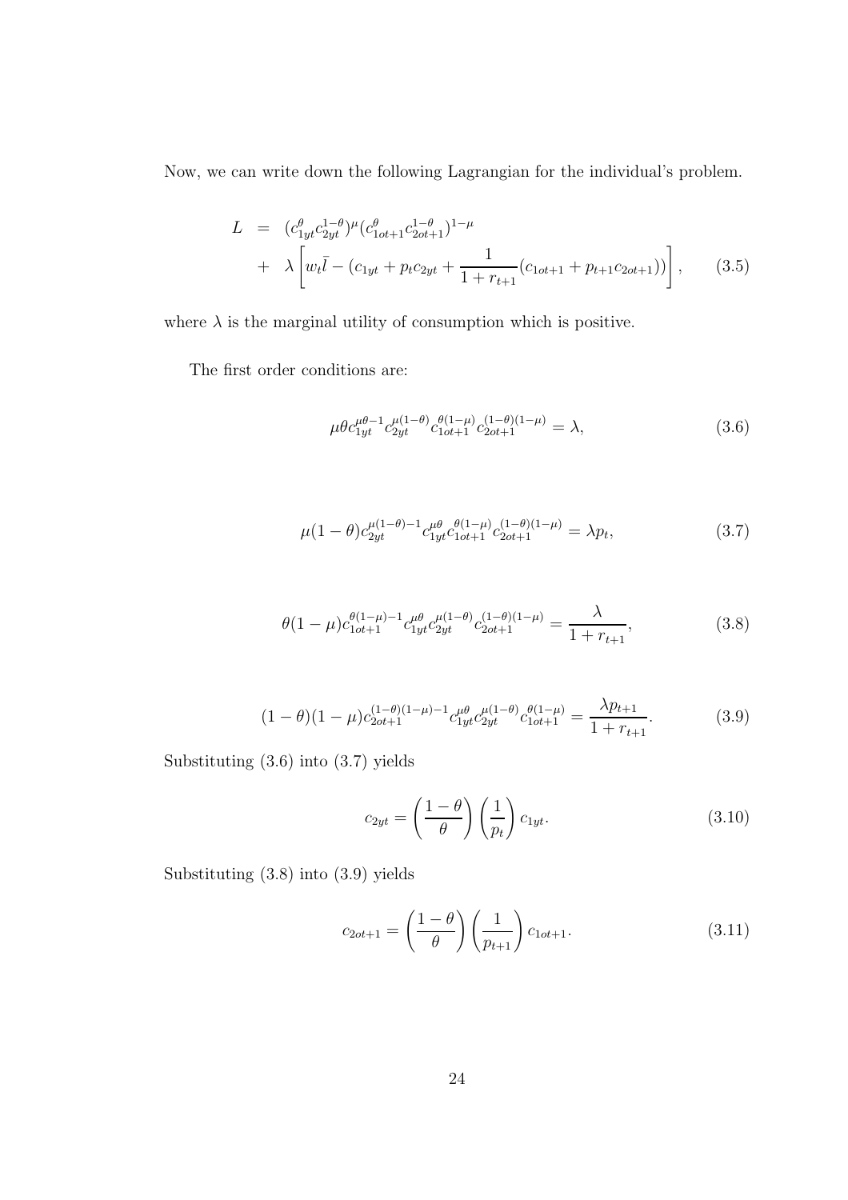Now, we can write down the following Lagrangian for the individual's problem.

$$
\begin{aligned}
L &= (c_{1yt}^{\theta} c_{2yt}^{1-\theta})^{\mu} (c_{1ot+1}^{\theta} c_{2ot+1}^{1-\theta})^{1-\mu} \\
&+ \lambda \left[ w_t \bar{l} - (c_{1yt} + p_t c_{2yt} + \frac{1}{1+r_{t+1}} (c_{1ot+1} + p_{t+1} c_{2ot+1})) \right], \qquad (3.5)
\end{aligned}
$$

where $\lambda$ is the marginal utility of consumption which is positive.

The first order conditions are:

$$
\mu \theta c_{1yt}^{\mu\theta - 1} c_{2yt}^{\mu(1-\theta)} c_{1ot+1}^{\theta(1-\mu)} c_{2ot+1}^{(1-\theta)(1-\mu)} = \lambda, \qquad (3.6)
$$

$$
\mu(1-\theta) c_{2yt}^{\mu(1-\theta)-1} c_{1yt}^{\mu\theta} c_{1ot+1}^{\theta(1-\mu)} c_{2ot+1}^{(1-\theta)(1-\mu)} = \lambda p_t, \qquad (3.7)
$$

$$
\theta(1-\mu) c_{1ot+1}^{\theta(1-\mu)-1} c_{1yt}^{\mu\theta} c_{2yt}^{\mu(1-\theta)} c_{2ot+1}^{(1-\theta)(1-\mu)} = \frac{\lambda}{1+r_{t+1}}, \qquad (3.8)
$$

$$
(1-\theta)(1-\mu) c_{2ot+1}^{(1-\theta)(1-\mu)-1} c_{1yt}^{\mu\theta} c_{2yt}^{\mu(1-\theta)} c_{1ot+1}^{\theta(1-\mu)} = \frac{\lambda p_{t+1}}{1+r_{t+1}}. \qquad (3.9)
$$

Substituting (3.6) into (3.7) yields

$$
c_{2yt} = \left( \frac{1-\theta}{\theta} \right) \left( \frac{1}{p_t} \right) c_{1yt}. \qquad (3.10)
$$

Substituting (3.8) into (3.9) yields

$$
c_{2ot+1} = \left( \frac{1-\theta}{\theta} \right) \left( \frac{1}{p_{t+1}} \right) c_{1ot+1}. \qquad (3.11)
$$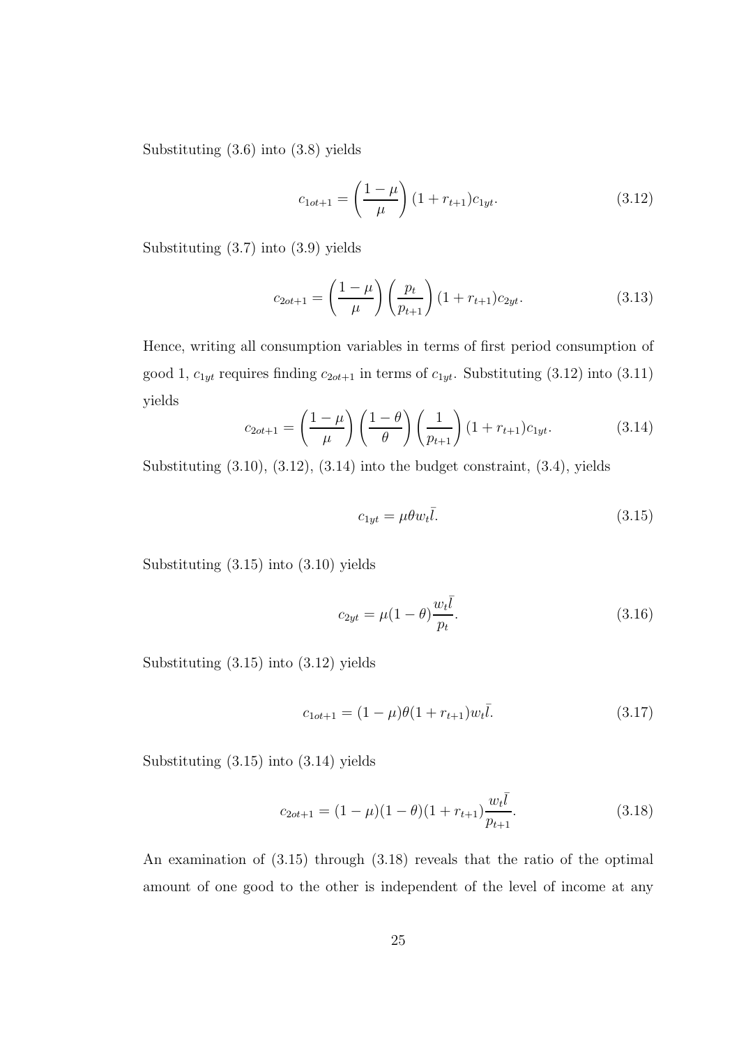Substituting (3.6) into (3.8) yields

$$c_{1ot+1} = \left(\frac{1-\mu}{\mu}\right)(1+r_{t+1})c_{1yt}. \tag{3.12}$$

Substituting (3.7) into (3.9) yields

$$c_{2ot+1} = \left(\frac{1-\mu}{\mu}\right)\left(\frac{p_t}{p_{t+1}}\right)(1+r_{t+1})c_{2yt}. \tag{3.13}$$

Hence, writing all consumption variables in terms of first period consumption of good 1, $c_{1yt}$ requires finding $c_{2ot+1}$ in terms of $c_{1yt}$. Substituting (3.12) into (3.11) yields

$$c_{2ot+1} = \left(\frac{1-\mu}{\mu}\right)\left(\frac{1-\theta}{\theta}\right)\left(\frac{1}{p_{t+1}}\right)(1+r_{t+1})c_{1yt}. \tag{3.14}$$

Substituting (3.10), (3.12), (3.14) into the budget constraint, (3.4), yields

$$c_{1yt} = \mu\theta w_t \bar{l}. \tag{3.15}$$

Substituting (3.15) into (3.10) yields

$$c_{2yt} = \mu(1-\theta)\frac{w_t \bar{l}}{p_t}. \tag{3.16}$$

Substituting (3.15) into (3.12) yields

$$c_{1ot+1} = (1-\mu)\theta(1+r_{t+1})w_t \bar{l}. \tag{3.17}$$

Substituting (3.15) into (3.14) yields

$$c_{2ot+1} = (1-\mu)(1-\theta)(1+r_{t+1})\frac{w_t \bar{l}}{p_{t+1}}. \tag{3.18}$$

An examination of (3.15) through (3.18) reveals that the ratio of the optimal amount of one good to the other is independent of the level of income at any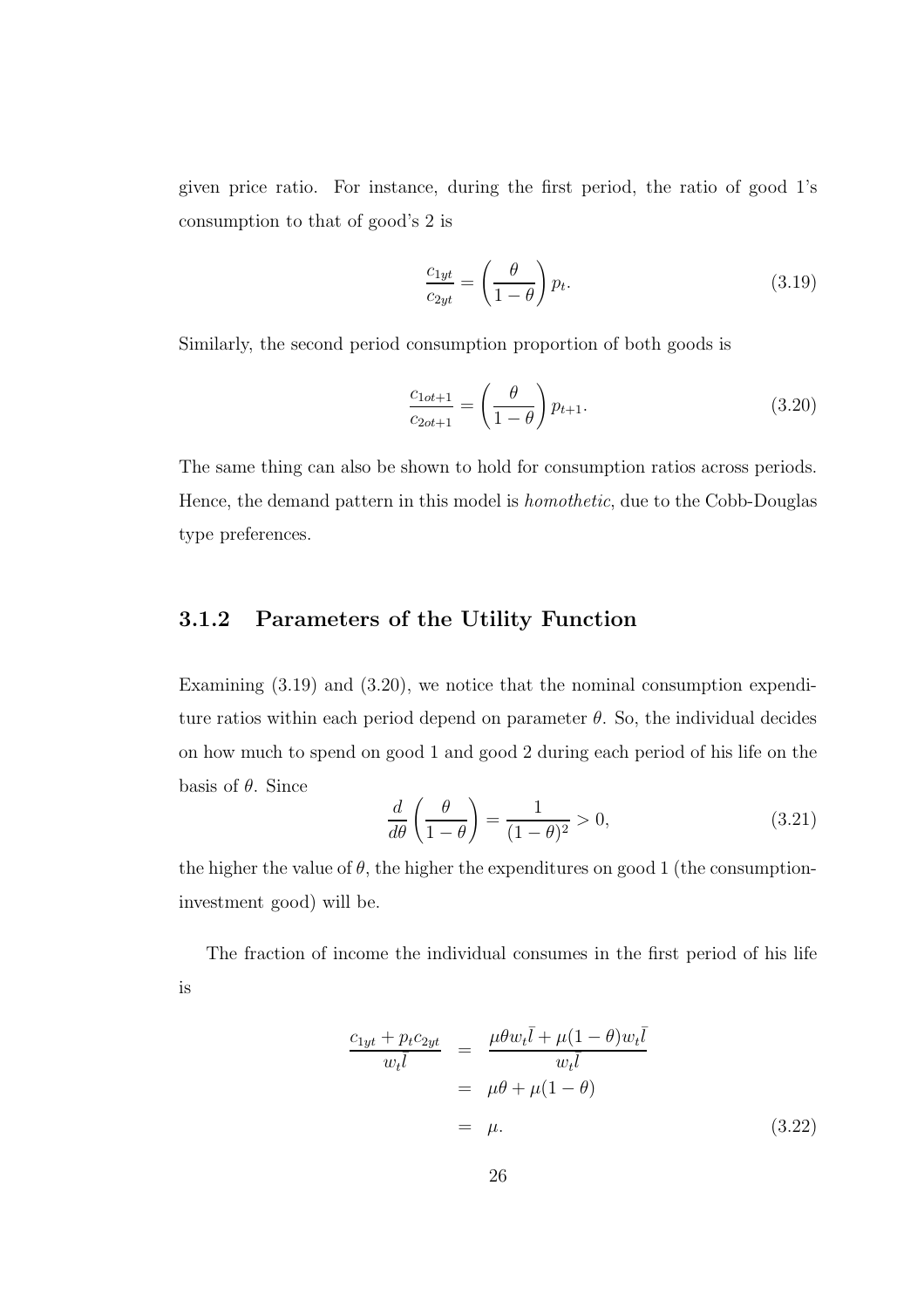given price ratio. For instance, during the first period, the ratio of good 1's consumption to that of good's 2 is

$$\frac{c_{1yt}}{c_{2yt}} = \left(\frac{\theta}{1-\theta}\right) p_t. \tag{3.19}$$

Similarly, the second period consumption proportion of both goods is

$$\frac{c_{1ot+1}}{c_{2ot+1}} = \left(\frac{\theta}{1-\theta}\right) p_{t+1}. \tag{3.20}$$

The same thing can also be shown to hold for consumption ratios across periods. Hence, the demand pattern in this model is *homothetic*, due to the Cobb-Douglas type preferences.

### 3.1.2 Parameters of the Utility Function

Examining (3.19) and (3.20), we notice that the nominal consumption expenditure ratios within each period depend on parameter $\theta$. So, the individual decides on how much to spend on good 1 and good 2 during each period of his life on the basis of $\theta$. Since

$$\frac{d}{d\theta}\left(\frac{\theta}{1-\theta}\right) = \frac{1}{(1-\theta)^2} > 0, \tag{3.21}$$

the higher the value of $\theta$, the higher the expenditures on good 1 (the consumption-investment good) will be.

The fraction of income the individual consumes in the first period of his life is

$$\begin{aligned}
\frac{c_{1yt} + p_t c_{2yt}}{w_t \bar{l}} &= \frac{\mu\theta w_t \bar{l} + \mu(1-\theta) w_t \bar{l}}{w_t \bar{l}} \\
&= \mu\theta + \mu(1-\theta) \\
&= \mu.
\end{aligned} \tag{3.22}$$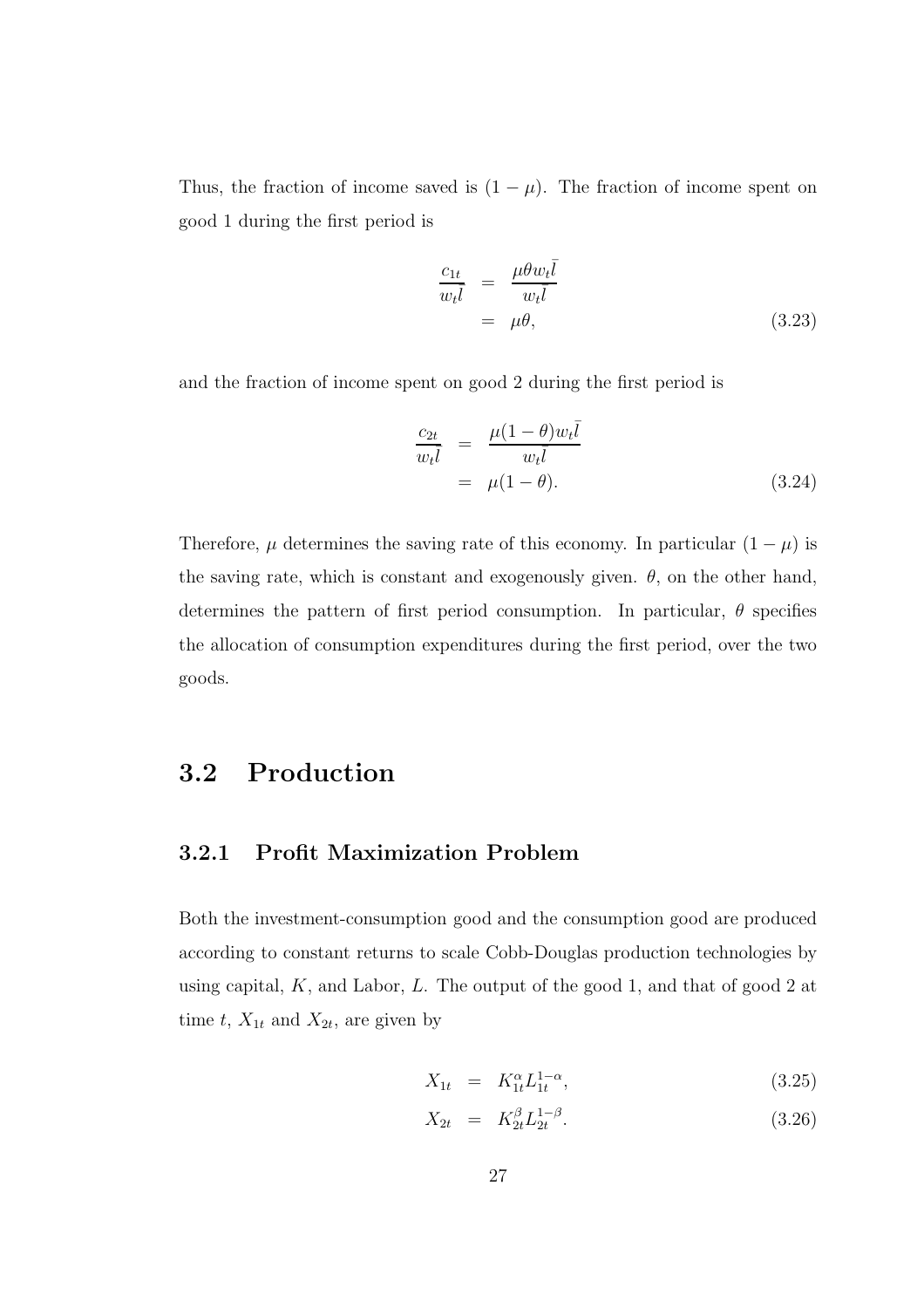Thus, the fraction of income saved is $(1-\mu)$. The fraction of income spent on good 1 during the first period is

$$\begin{aligned}
\frac{c_{1t}}{w_t\bar{l}} &= \frac{\mu\theta w_t\bar{l}}{w_t\bar{l}} \\
&= \mu\theta,
\end{aligned} \tag{3.23}$$

and the fraction of income spent on good 2 during the first period is

$$\begin{aligned}
\frac{c_{2t}}{w_t\bar{l}} &= \frac{\mu(1-\theta)w_t\bar{l}}{w_t\bar{l}} \\
&= \mu(1-\theta).
\end{aligned} \tag{3.24}$$

Therefore, $\mu$ determines the saving rate of this economy. In particular $(1-\mu)$ is the saving rate, which is constant and exogenously given. $\theta$, on the other hand, determines the pattern of first period consumption. In particular, $\theta$ specifies the allocation of consumption expenditures during the first period, over the two goods.

## 3.2 Production

### 3.2.1 Profit Maximization Problem

Both the investment-consumption good and the consumption good are produced according to constant returns to scale Cobb-Douglas production technologies by using capital, $K$, and Labor, $L$. The output of the good 1, and that of good 2 at time $t$, $X_{1t}$ and $X_{2t}$, are given by

$$X_{1t} = K_{1t}^{\alpha}L_{1t}^{1-\alpha}, \tag{3.25}$$

$$X_{2t} = K_{2t}^{\beta}L_{2t}^{1-\beta}. \tag{3.26}$$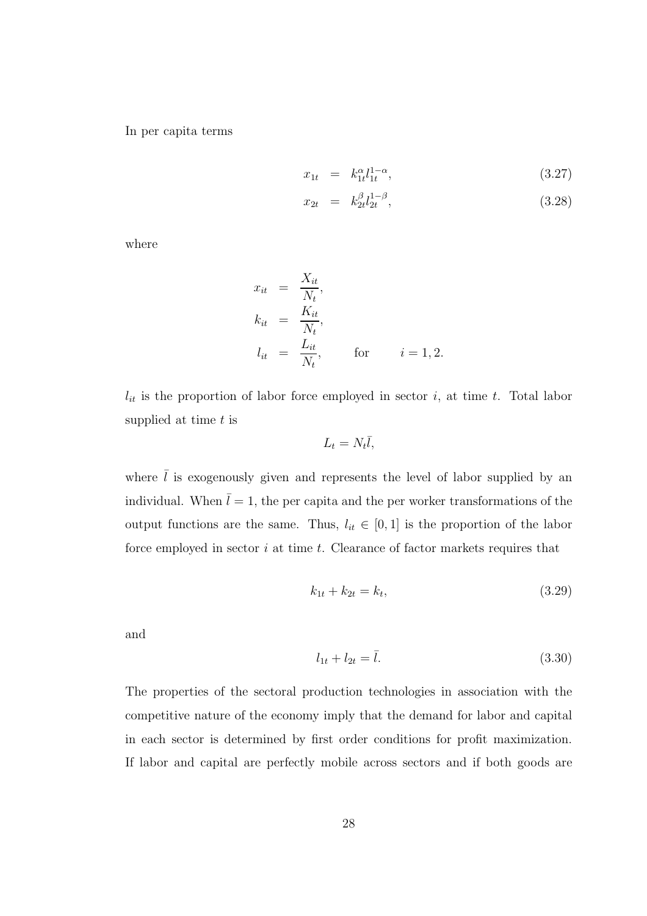In per capita terms

$$x_{1t} = k_{1t}^{\alpha} l_{1t}^{1-\alpha}, \tag{3.27}$$

$$x_{2t} = k_{2t}^{\beta} l_{2t}^{1-\beta}, \tag{3.28}$$

where

$$x_{it} = \frac{X_{it}}{N_t},$$

$$k_{it} = \frac{K_{it}}{N_t},$$

$$l_{it} = \frac{L_{it}}{N_t}, \qquad \text{for} \qquad i = 1, 2.$$

$l_{it}$ is the proportion of labor force employed in sector $i$, at time $t$. Total labor supplied at time $t$ is

$$L_t = N_t \bar{l},$$

where $\bar{l}$ is exogenously given and represents the level of labor supplied by an individual. When $\bar{l} = 1$, the per capita and the per worker transformations of the output functions are the same. Thus, $l_{it} \in [0, 1]$ is the proportion of the labor force employed in sector $i$ at time $t$. Clearance of factor markets requires that

$$k_{1t} + k_{2t} = k_t, \tag{3.29}$$

and

$$l_{1t} + l_{2t} = \bar{l}. \tag{3.30}$$

The properties of the sectoral production technologies in association with the competitive nature of the economy imply that the demand for labor and capital in each sector is determined by first order conditions for profit maximization. If labor and capital are perfectly mobile across sectors and if both goods are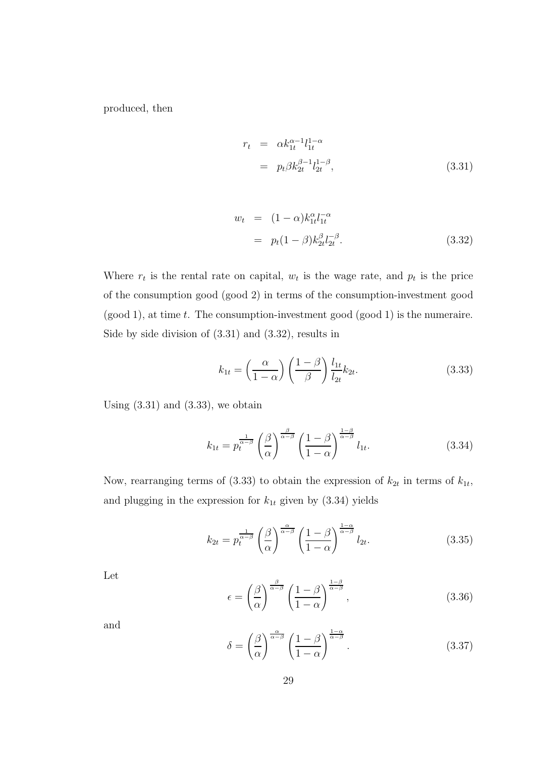produced, then

$$
\begin{aligned}
r_t &= \alpha k_{1t}^{\alpha-1} l_{1t}^{1-\alpha} \\
&= p_t \beta k_{2t}^{\beta-1} l_{2t}^{1-\beta},
\end{aligned} \tag{3.31}
$$

$$
\begin{aligned}
w_t &= (1-\alpha) k_{1t}^{\alpha} l_{1t}^{-\alpha} \\
&= p_t (1-\beta) k_{2t}^{\beta} l_{2t}^{-\beta}.
\end{aligned} \tag{3.32}
$$

Where $r_t$ is the rental rate on capital, $w_t$ is the wage rate, and $p_t$ is the price of the consumption good (good 2) in terms of the consumption-investment good (good 1), at time $t$. The consumption-investment good (good 1) is the numeraire. Side by side division of (3.31) and (3.32), results in

$$
k_{1t} = \left(\frac{\alpha}{1-\alpha}\right)\left(\frac{1-\beta}{\beta}\right)\frac{l_{1t}}{l_{2t}} k_{2t}. \tag{3.33}
$$

Using (3.31) and (3.33), we obtain

$$
k_{1t} = p_t^{\frac{1}{\alpha-\beta}} \left(\frac{\beta}{\alpha}\right)^{\frac{\beta}{\alpha-\beta}} \left(\frac{1-\beta}{1-\alpha}\right)^{\frac{1-\beta}{\alpha-\beta}} l_{1t}. \tag{3.34}
$$

Now, rearranging terms of (3.33) to obtain the expression of $k_{2t}$ in terms of $k_{1t}$, and plugging in the expression for $k_{1t}$ given by (3.34) yields

$$
k_{2t} = p_t^{\frac{1}{\alpha-\beta}} \left(\frac{\beta}{\alpha}\right)^{\frac{\alpha}{\alpha-\beta}} \left(\frac{1-\beta}{1-\alpha}\right)^{\frac{1-\alpha}{\alpha-\beta}} l_{2t}. \tag{3.35}
$$

Let

$$
\epsilon = \left(\frac{\beta}{\alpha}\right)^{\frac{\beta}{\alpha-\beta}} \left(\frac{1-\beta}{1-\alpha}\right)^{\frac{1-\beta}{\alpha-\beta}}, \tag{3.36}
$$

and

$$
\delta = \left(\frac{\beta}{\alpha}\right)^{\frac{\alpha}{\alpha-\beta}} \left(\frac{1-\beta}{1-\alpha}\right)^{\frac{1-\alpha}{\alpha-\beta}}. \tag{3.37}
$$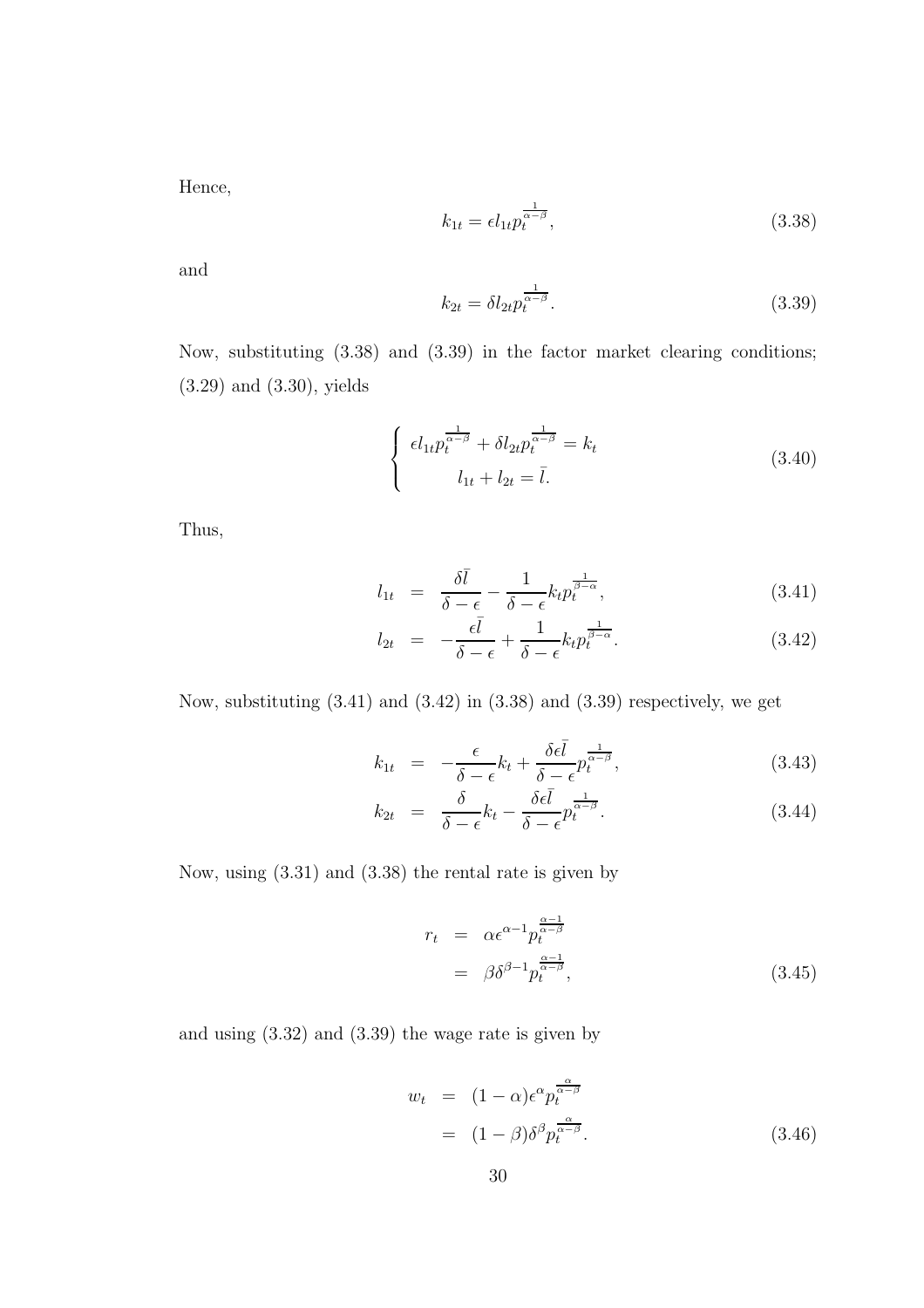Hence,

$$k_{1t} = \epsilon l_{1t} p_t^{\frac{1}{\alpha-\beta}}, \tag{3.38}$$

and

$$k_{2t} = \delta l_{2t} p_t^{\frac{1}{\alpha-\beta}}. \tag{3.39}$$

Now, substituting (3.38) and (3.39) in the factor market clearing conditions; (3.29) and (3.30), yields

$$\begin{cases} \epsilon l_{1t} p_t^{\frac{1}{\alpha-\beta}} + \delta l_{2t} p_t^{\frac{1}{\alpha-\beta}} = k_t \\ l_{1t} + l_{2t} = \bar{l}. \end{cases} \tag{3.40}$$

Thus,

$$\begin{aligned} l_{1t} &= \frac{\delta \bar{l}}{\delta - \epsilon} - \frac{1}{\delta - \epsilon} k_t p_t^{\frac{1}{\beta-\alpha}}, & (3.41) \\ l_{2t} &= -\frac{\epsilon \bar{l}}{\delta - \epsilon} + \frac{1}{\delta - \epsilon} k_t p_t^{\frac{1}{\beta-\alpha}}. & (3.42) \end{aligned}$$

Now, substituting (3.41) and (3.42) in (3.38) and (3.39) respectively, we get

$$\begin{aligned} k_{1t} &= -\frac{\epsilon}{\delta - \epsilon} k_t + \frac{\delta \epsilon \bar{l}}{\delta - \epsilon} p_t^{\frac{1}{\alpha-\beta}}, & (3.43) \\ k_{2t} &= \frac{\delta}{\delta - \epsilon} k_t - \frac{\delta \epsilon \bar{l}}{\delta - \epsilon} p_t^{\frac{1}{\alpha-\beta}}. & (3.44) \end{aligned}$$

Now, using (3.31) and (3.38) the rental rate is given by

$$\begin{aligned} r_t &= \alpha \epsilon^{\alpha-1} p_t^{\frac{\alpha-1}{\alpha-\beta}} \\ &= \beta \delta^{\beta-1} p_t^{\frac{\alpha-1}{\alpha-\beta}}, & (3.45) \end{aligned}$$

and using (3.32) and (3.39) the wage rate is given by

$$\begin{aligned} w_t &= (1-\alpha) \epsilon^{\alpha} p_t^{\frac{\alpha}{\alpha-\beta}} \\ &= (1-\beta) \delta^{\beta} p_t^{\frac{\alpha}{\alpha-\beta}}. & (3.46) \end{aligned}$$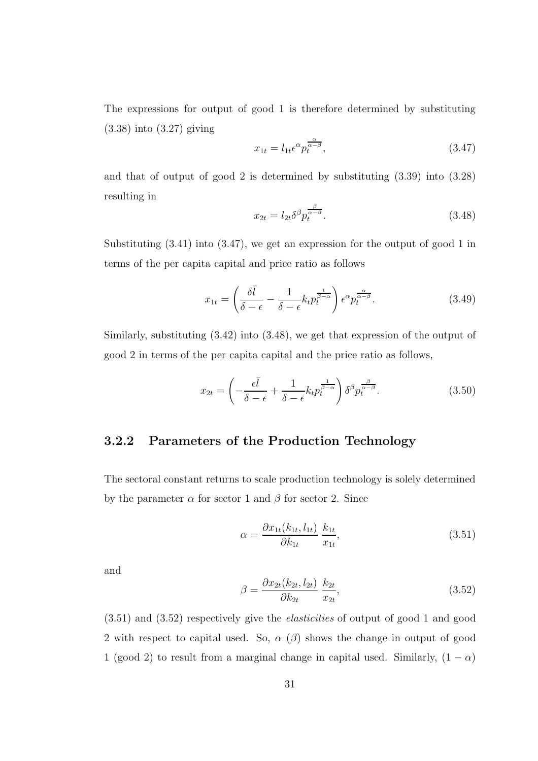The expressions for output of good 1 is therefore determined by substituting (3.38) into (3.27) giving

$$x_{1t} = l_{1t}\epsilon^{\alpha} p_t^{\frac{\alpha}{\alpha-\beta}}, \tag{3.47}$$

and that of output of good 2 is determined by substituting (3.39) into (3.28) resulting in

$$x_{2t} = l_{2t}\delta^{\beta} p_t^{\frac{\beta}{\alpha-\beta}}. \tag{3.48}$$

Substituting (3.41) into (3.47), we get an expression for the output of good 1 in terms of the per capita capital and price ratio as follows

$$x_{1t} = \left( \frac{\delta \bar{l}}{\delta - \epsilon} - \frac{1}{\delta - \epsilon} k_t p_t^{\frac{1}{\beta-\alpha}} \right) \epsilon^{\alpha} p_t^{\frac{\alpha}{\alpha-\beta}}. \tag{3.49}$$

Similarly, substituting (3.42) into (3.48), we get that expression of the output of good 2 in terms of the per capita capital and the price ratio as follows,

$$x_{2t} = \left( -\frac{\epsilon \bar{l}}{\delta - \epsilon} + \frac{1}{\delta - \epsilon} k_t p_t^{\frac{1}{\beta-\alpha}} \right) \delta^{\beta} p_t^{\frac{\beta}{\alpha-\beta}}. \tag{3.50}$$

### 3.2.2 Parameters of the Production Technology

The sectoral constant returns to scale production technology is solely determined by the parameter $\alpha$ for sector 1 and $\beta$ for sector 2. Since

$$\alpha = \frac{\partial x_{1t}(k_{1t}, l_{1t})}{\partial k_{1t}} \, \frac{k_{1t}}{x_{1t}}, \tag{3.51}$$

and

$$\beta = \frac{\partial x_{2t}(k_{2t}, l_{2t})}{\partial k_{2t}} \, \frac{k_{2t}}{x_{2t}}, \tag{3.52}$$

(3.51) and (3.52) respectively give the *elasticities* of output of good 1 and good 2 with respect to capital used. So, $\alpha$ ($\beta$) shows the change in output of good 1 (good 2) to result from a marginal change in capital used. Similarly, $(1 - \alpha)$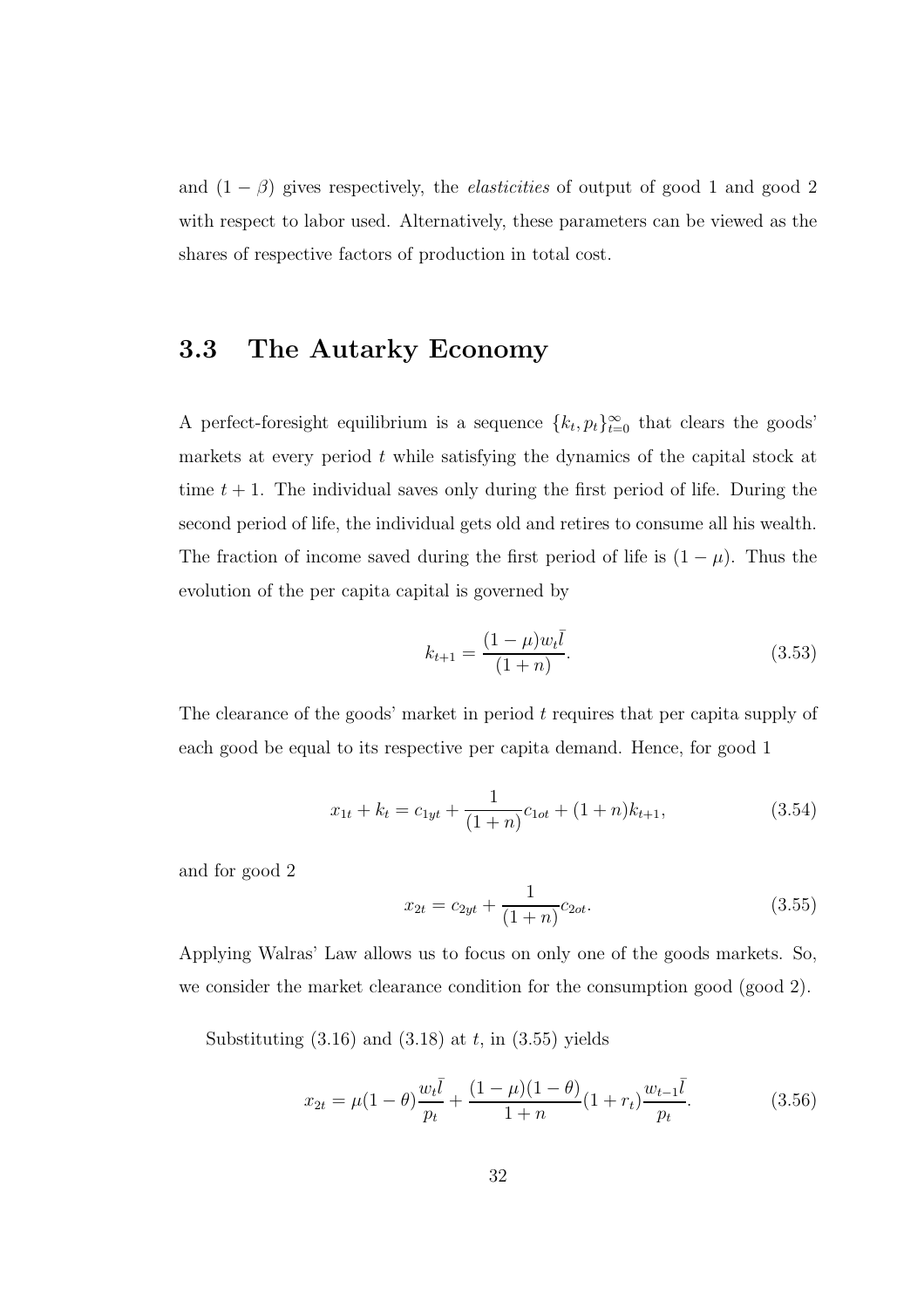and $(1-\beta)$ gives respectively, the *elasticities* of output of good 1 and good 2 with respect to labor used. Alternatively, these parameters can be viewed as the shares of respective factors of production in total cost.

## 3.3 The Autarky Economy

A perfect-foresight equilibrium is a sequence $\{k_t, p_t\}_{t=0}^{\infty}$ that clears the goods' markets at every period $t$ while satisfying the dynamics of the capital stock at time $t+1$. The individual saves only during the first period of life. During the second period of life, the individual gets old and retires to consume all his wealth. The fraction of income saved during the first period of life is $(1-\mu)$. Thus the evolution of the per capita capital is governed by

$$k_{t+1} = \frac{(1-\mu)w_t\bar{l}}{(1+n)}. \tag{3.53}$$

The clearance of the goods' market in period $t$ requires that per capita supply of each good be equal to its respective per capita demand. Hence, for good 1

$$x_{1t} + k_t = c_{1yt} + \frac{1}{(1+n)}c_{1ot} + (1+n)k_{t+1}, \tag{3.54}$$

and for good 2

$$x_{2t} = c_{2yt} + \frac{1}{(1+n)}c_{2ot}. \tag{3.55}$$

Applying Walras' Law allows us to focus on only one of the goods markets. So, we consider the market clearance condition for the consumption good (good 2).

Substituting (3.16) and (3.18) at $t$, in (3.55) yields

$$x_{2t} = \mu(1-\theta)\frac{w_t\bar{l}}{p_t} + \frac{(1-\mu)(1-\theta)}{1+n}(1+r_t)\frac{w_{t-1}\bar{l}}{p_t}. \tag{3.56}$$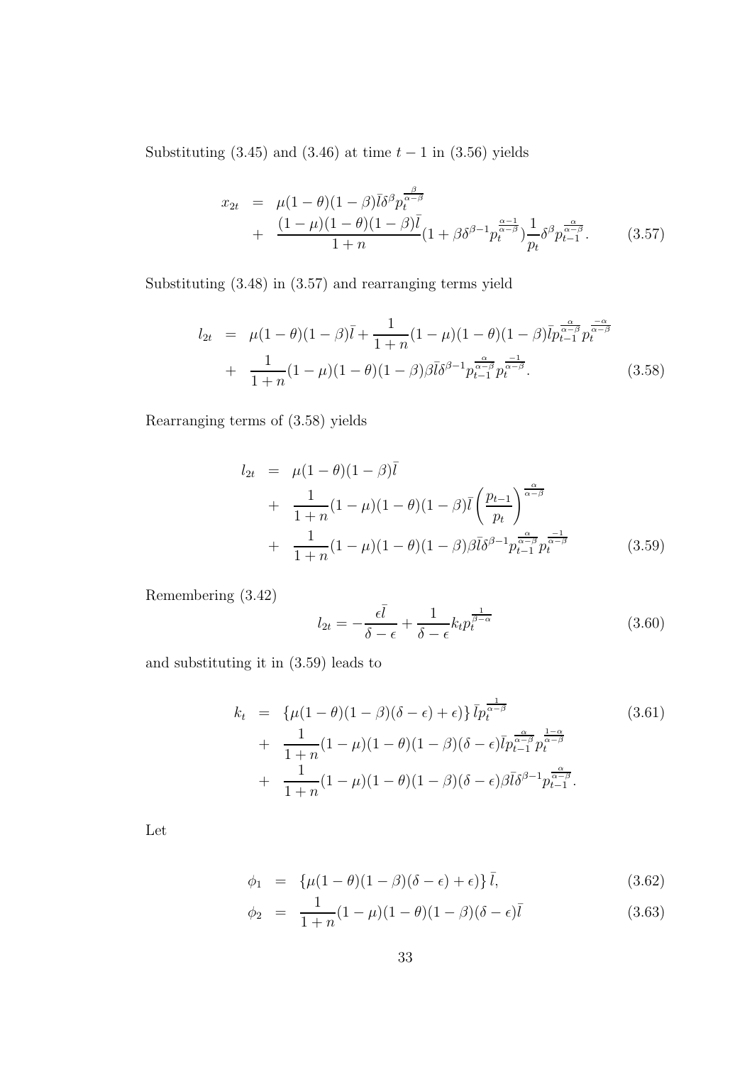Substituting (3.45) and (3.46) at time $t-1$ in (3.56) yields

$$
\begin{aligned}
x_{2t} &= \mu(1-\theta)(1-\beta)\bar{l}\delta^{\beta}p_t^{\frac{\beta}{\alpha-\beta}} \\
&+ \frac{(1-\mu)(1-\theta)(1-\beta)\bar{l}}{1+n}(1+\beta\delta^{\beta-1}p_t^{\frac{\alpha-1}{\alpha-\beta}})\frac{1}{p_t}\delta^{\beta}p_{t-1}^{\frac{\alpha}{\alpha-\beta}}. \qquad (3.57)
\end{aligned}
$$

Substituting (3.48) in (3.57) and rearranging terms yield

$$
\begin{aligned}
l_{2t} &= \mu(1-\theta)(1-\beta)\bar{l} + \frac{1}{1+n}(1-\mu)(1-\theta)(1-\beta)\bar{l}p_{t-1}^{\frac{\alpha}{\alpha-\beta}}p_t^{\frac{-\alpha}{\alpha-\beta}} \\
&+ \frac{1}{1+n}(1-\mu)(1-\theta)(1-\beta)\beta\bar{l}\delta^{\beta-1}p_{t-1}^{\frac{\alpha}{\alpha-\beta}}p_t^{\frac{-1}{\alpha-\beta}}. \qquad (3.58)
\end{aligned}
$$

Rearranging terms of (3.58) yields

$$
\begin{aligned}
l_{2t} &= \mu(1-\theta)(1-\beta)\bar{l} \\
&+ \frac{1}{1+n}(1-\mu)(1-\theta)(1-\beta)\bar{l}\left(\frac{p_{t-1}}{p_t}\right)^{\frac{\alpha}{\alpha-\beta}} \\
&+ \frac{1}{1+n}(1-\mu)(1-\theta)(1-\beta)\beta\bar{l}\delta^{\beta-1}p_{t-1}^{\frac{\alpha}{\alpha-\beta}}p_t^{\frac{-1}{\alpha-\beta}} \qquad (3.59)
\end{aligned}
$$

Remembering (3.42)

$$
l_{2t} = -\frac{\epsilon\bar{l}}{\delta-\epsilon} + \frac{1}{\delta-\epsilon}k_t p_t^{\frac{1}{\beta-\alpha}} \qquad (3.60)
$$

and substituting it in (3.59) leads to

$$
\begin{aligned}
k_t &= \{\mu(1-\theta)(1-\beta)(\delta-\epsilon)+\epsilon\}\,\bar{l}p_t^{\frac{1}{\alpha-\beta}} \qquad (3.61) \\
&+ \frac{1}{1+n}(1-\mu)(1-\theta)(1-\beta)(\delta-\epsilon)\bar{l}p_{t-1}^{\frac{\alpha}{\alpha-\beta}}p_t^{\frac{1-\alpha}{\alpha-\beta}} \\
&+ \frac{1}{1+n}(1-\mu)(1-\theta)(1-\beta)(\delta-\epsilon)\beta\bar{l}\delta^{\beta-1}p_{t-1}^{\frac{\alpha}{\alpha-\beta}}.
\end{aligned}
$$

Let

$$
\begin{aligned}
\phi_1 &= \{\mu(1-\theta)(1-\beta)(\delta-\epsilon)+\epsilon\}\,\bar{l}, \qquad (3.62) \\
\phi_2 &= \frac{1}{1+n}(1-\mu)(1-\theta)(1-\beta)(\delta-\epsilon)\bar{l} \qquad (3.63)
\end{aligned}
$$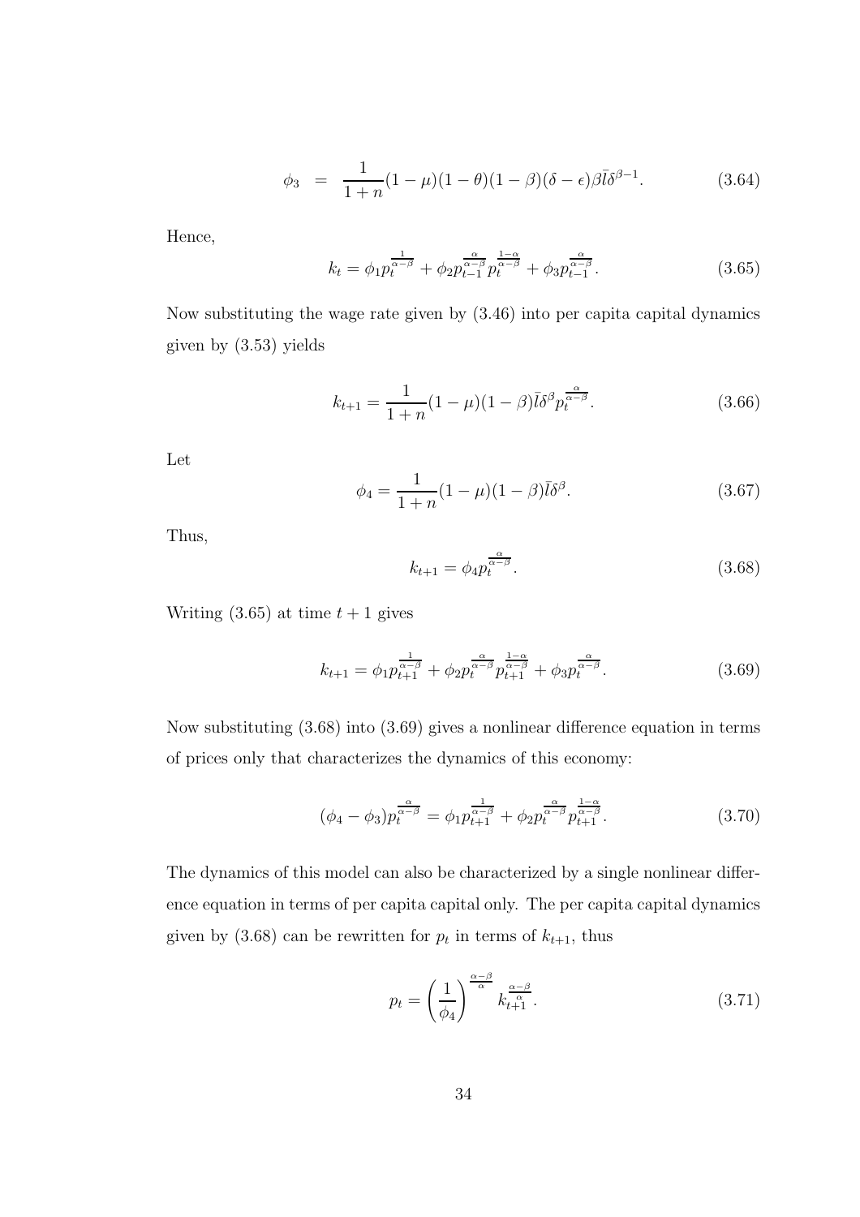$$\phi_3 \;\;=\;\; \frac{1}{1+n}(1-\mu)(1-\theta)(1-\beta)(\delta-\epsilon)\beta\bar{l}\delta^{\beta-1}. \tag{3.64}$$

Hence,

$$k_t = \phi_1 p_t^{\frac{1}{\alpha-\beta}} + \phi_2 p_{t-1}^{\frac{\alpha}{\alpha-\beta}} p_t^{\frac{1-\alpha}{\alpha-\beta}} + \phi_3 p_{t-1}^{\frac{\alpha}{\alpha-\beta}}. \tag{3.65}$$

Now substituting the wage rate given by (3.46) into per capita capital dynamics given by (3.53) yields

$$k_{t+1} = \frac{1}{1+n}(1-\mu)(1-\beta)\bar{l}\delta^{\beta} p_t^{\frac{\alpha}{\alpha-\beta}}. \tag{3.66}$$

Let

$$\phi_4 = \frac{1}{1+n}(1-\mu)(1-\beta)\bar{l}\delta^{\beta}. \tag{3.67}$$

Thus,

$$k_{t+1} = \phi_4 p_t^{\frac{\alpha}{\alpha-\beta}}. \tag{3.68}$$

Writing (3.65) at time $t+1$ gives

$$k_{t+1} = \phi_1 p_{t+1}^{\frac{1}{\alpha-\beta}} + \phi_2 p_t^{\frac{\alpha}{\alpha-\beta}} p_{t+1}^{\frac{1-\alpha}{\alpha-\beta}} + \phi_3 p_t^{\frac{\alpha}{\alpha-\beta}}. \tag{3.69}$$

Now substituting (3.68) into (3.69) gives a nonlinear difference equation in terms of prices only that characterizes the dynamics of this economy:

$$(\phi_4 - \phi_3) p_t^{\frac{\alpha}{\alpha-\beta}} = \phi_1 p_{t+1}^{\frac{1}{\alpha-\beta}} + \phi_2 p_t^{\frac{\alpha}{\alpha-\beta}} p_{t+1}^{\frac{1-\alpha}{\alpha-\beta}}. \tag{3.70}$$

The dynamics of this model can also be characterized by a single nonlinear difference equation in terms of per capita capital only. The per capita capital dynamics given by (3.68) can be rewritten for $p_t$ in terms of $k_{t+1}$, thus

$$p_t = \left(\frac{1}{\phi_4}\right)^{\frac{\alpha-\beta}{\alpha}} k_{t+1}^{\frac{\alpha-\beta}{\alpha}}. \tag{3.71}$$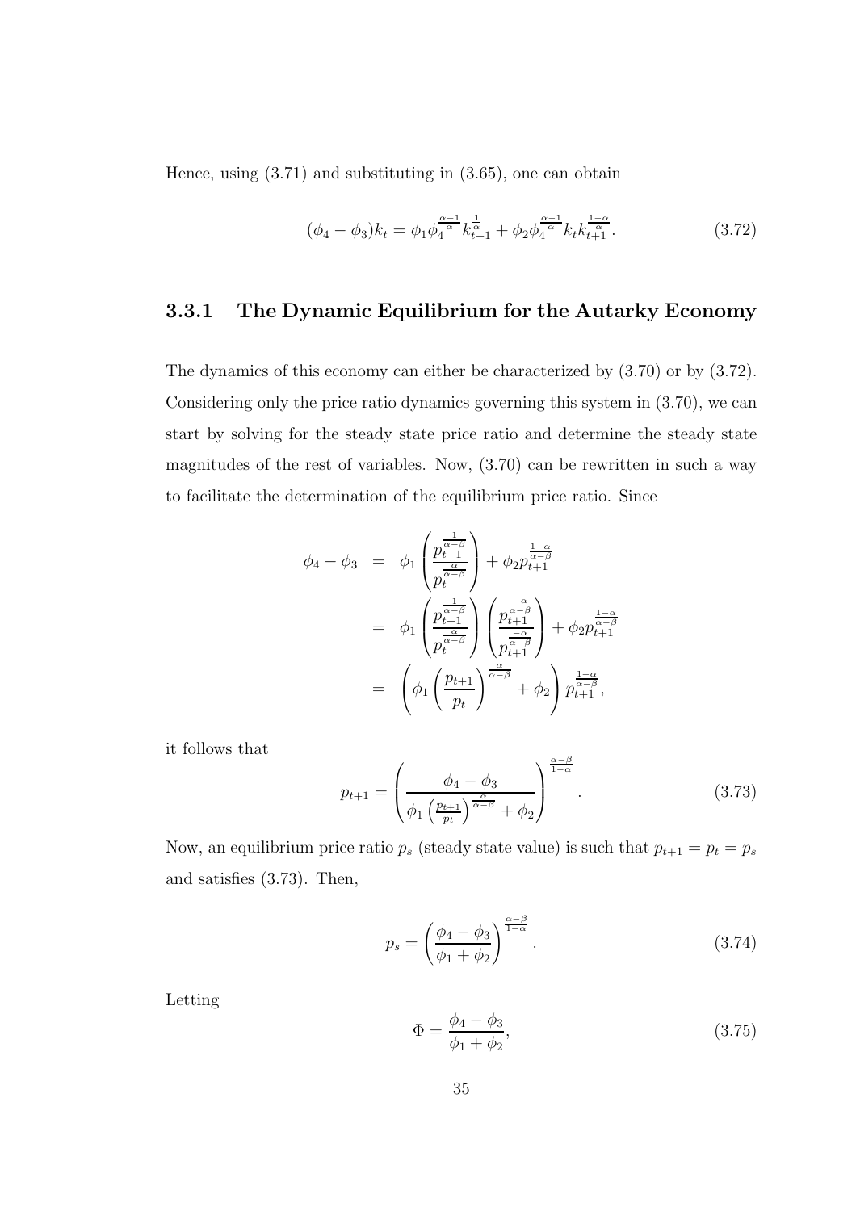Hence, using (3.71) and substituting in (3.65), one can obtain

$$(\phi_4 - \phi_3)k_t = \phi_1 \phi_4^{\frac{\alpha-1}{\alpha}} k_{t+1}^{\frac{1}{\alpha}} + \phi_2 \phi_4^{\frac{\alpha-1}{\alpha}} k_t k_{t+1}^{\frac{1-\alpha}{\alpha}}. \tag{3.72}$$

### 3.3.1 The Dynamic Equilibrium for the Autarky Economy

The dynamics of this economy can either be characterized by (3.70) or by (3.72). Considering only the price ratio dynamics governing this system in (3.70), we can start by solving for the steady state price ratio and determine the steady state magnitudes of the rest of variables. Now, (3.70) can be rewritten in such a way to facilitate the determination of the equilibrium price ratio. Since

$$\begin{aligned}
\phi_4 - \phi_3 &= \phi_1 \left( \frac{p_{t+1}^{\frac{1}{\alpha-\beta}}}{p_t^{\frac{\alpha}{\alpha-\beta}}} \right) + \phi_2 p_{t+1}^{\frac{1-\alpha}{\alpha-\beta}} \\
&= \phi_1 \left( \frac{p_{t+1}^{\frac{1}{\alpha-\beta}}}{p_t^{\frac{\alpha}{\alpha-\beta}}} \right) \left( \frac{p_{t+1}^{\frac{-\alpha}{\alpha-\beta}}}{p_{t+1}^{\frac{-\alpha}{\alpha-\beta}}} \right) + \phi_2 p_{t+1}^{\frac{1-\alpha}{\alpha-\beta}} \\
&= \left( \phi_1 \left( \frac{p_{t+1}}{p_t} \right)^{\frac{\alpha}{\alpha-\beta}} + \phi_2 \right) p_{t+1}^{\frac{1-\alpha}{\alpha-\beta}},
\end{aligned}$$

it follows that

$$p_{t+1} = \left( \frac{\phi_4 - \phi_3}{\phi_1 \left( \frac{p_{t+1}}{p_t} \right)^{\frac{\alpha}{\alpha-\beta}} + \phi_2} \right)^{\frac{\alpha-\beta}{1-\alpha}}. \tag{3.73}$$

Now, an equilibrium price ratio $p_s$ (steady state value) is such that $p_{t+1} = p_t = p_s$ and satisfies (3.73). Then,

$$p_s = \left( \frac{\phi_4 - \phi_3}{\phi_1 + \phi_2} \right)^{\frac{\alpha-\beta}{1-\alpha}}. \tag{3.74}$$

Letting

$$\Phi = \frac{\phi_4 - \phi_3}{\phi_1 + \phi_2}, \tag{3.75}$$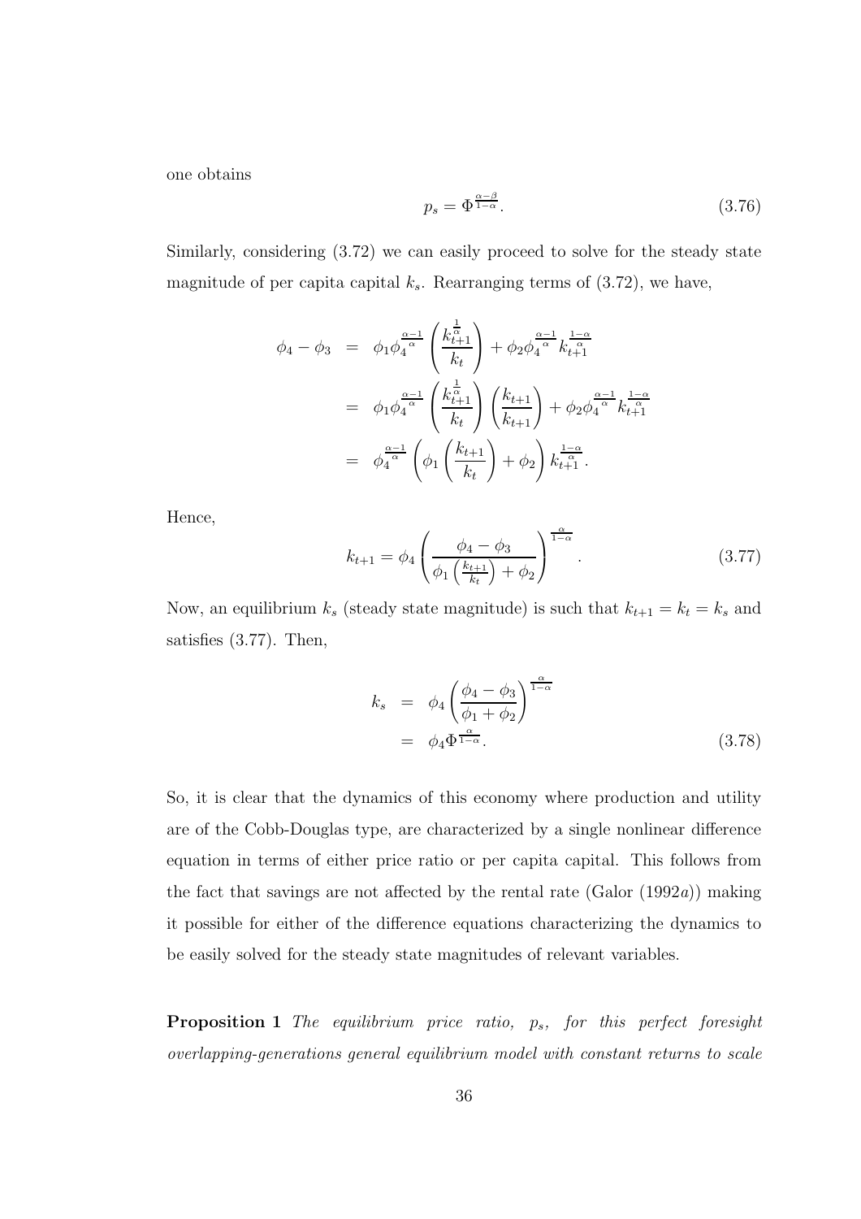one obtains

$$p_s = \Phi^{\frac{\alpha-\beta}{1-\alpha}}. \tag{3.76}$$

Similarly, considering (3.72) we can easily proceed to solve for the steady state magnitude of per capita capital $k_s$. Rearranging terms of (3.72), we have,

$$\begin{aligned}
\phi_4 - \phi_3 &= \phi_1 \phi_4^{\frac{\alpha-1}{\alpha}} \left( \frac{k_{t+1}^{\frac{1}{\alpha}}}{k_t} \right) + \phi_2 \phi_4^{\frac{\alpha-1}{\alpha}} k_{t+1}^{\frac{1-\alpha}{\alpha}} \\
&= \phi_1 \phi_4^{\frac{\alpha-1}{\alpha}} \left( \frac{k_{t+1}^{\frac{1}{\alpha}}}{k_t} \right) \left( \frac{k_{t+1}}{k_{t+1}} \right) + \phi_2 \phi_4^{\frac{\alpha-1}{\alpha}} k_{t+1}^{\frac{1-\alpha}{\alpha}} \\
&= \phi_4^{\frac{\alpha-1}{\alpha}} \left( \phi_1 \left( \frac{k_{t+1}}{k_t} \right) + \phi_2 \right) k_{t+1}^{\frac{1-\alpha}{\alpha}}.
\end{aligned}$$

Hence,

$$k_{t+1} = \phi_4 \left( \frac{\phi_4 - \phi_3}{\phi_1 \left( \frac{k_{t+1}}{k_t} \right) + \phi_2} \right)^{\frac{\alpha}{1-\alpha}}. \tag{3.77}$$

Now, an equilibrium $k_s$ (steady state magnitude) is such that $k_{t+1} = k_t = k_s$ and satisfies (3.77). Then,

$$\begin{aligned}
k_s &= \phi_4 \left( \frac{\phi_4 - \phi_3}{\phi_1 + \phi_2} \right)^{\frac{\alpha}{1-\alpha}} \\
&= \phi_4 \Phi^{\frac{\alpha}{1-\alpha}}.
\end{aligned} \tag{3.78}$$

So, it is clear that the dynamics of this economy where production and utility are of the Cobb-Douglas type, are characterized by a single nonlinear difference equation in terms of either price ratio or per capita capital. This follows from the fact that savings are not affected by the rental rate (Galor (1992*a*)) making it possible for either of the difference equations characterizing the dynamics to be easily solved for the steady state magnitudes of relevant variables.

**Proposition 1** *The equilibrium price ratio, $p_s$, for this perfect foresight overlapping-generations general equilibrium model with constant returns to scale*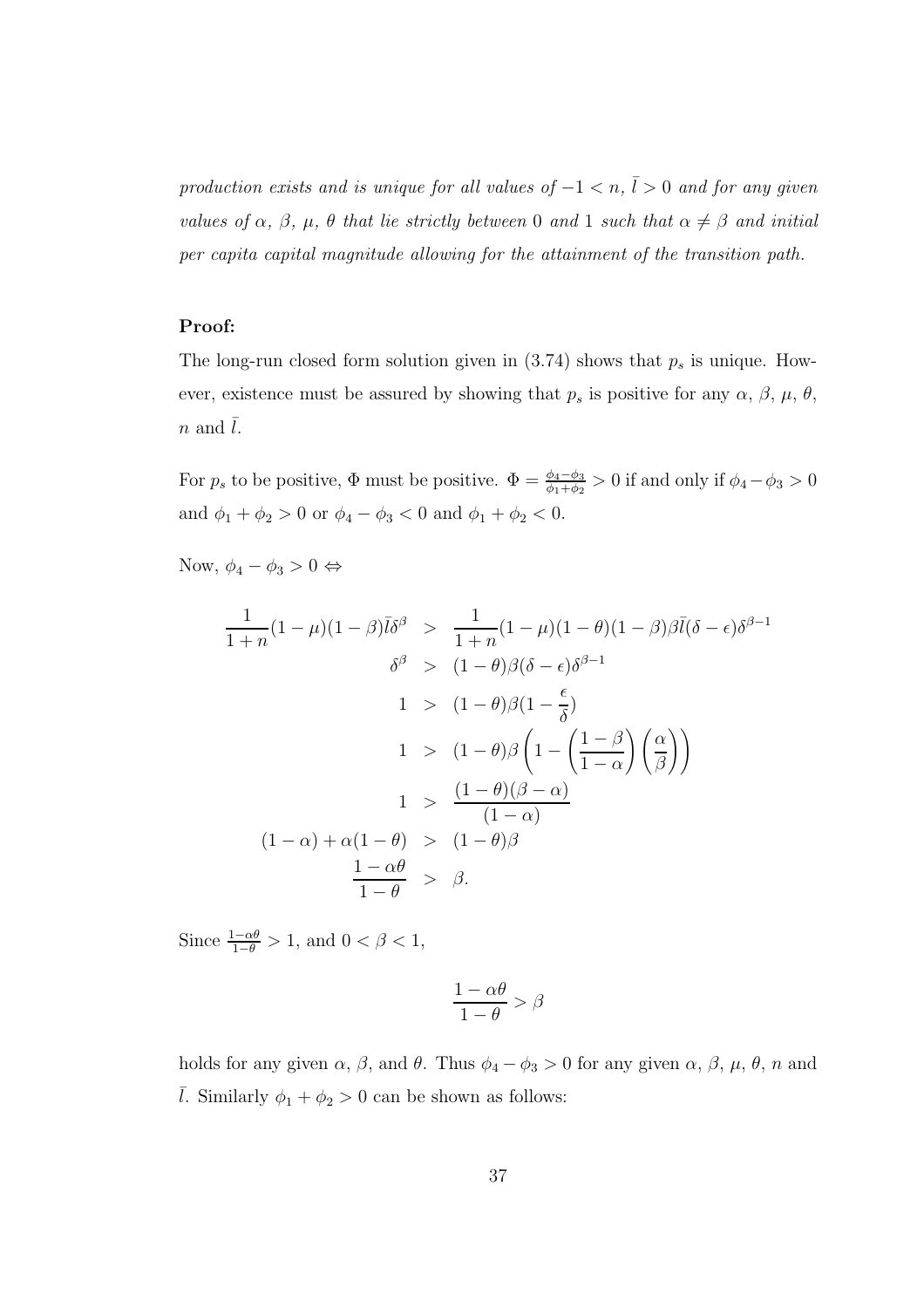*production exists and is unique for all values of $-1 < n$, $\bar{l} > 0$ and for any given values of $\alpha$, $\beta$, $\mu$, $\theta$ that lie strictly between 0 and 1 such that $\alpha \neq \beta$ and initial per capita capital magnitude allowing for the attainment of the transition path.*

**Proof:**

The long-run closed form solution given in (3.74) shows that $p_s$ is unique. However, existence must be assured by showing that $p_s$ is positive for any $\alpha$, $\beta$, $\mu$, $\theta$, $n$ and $\bar{l}$.

For $p_s$ to be positive, $\Phi$ must be positive. $\Phi = \frac{\phi_4 - \phi_3}{\phi_1 + \phi_2} > 0$ if and only if $\phi_4 - \phi_3 > 0$ and $\phi_1 + \phi_2 > 0$ or $\phi_4 - \phi_3 < 0$ and $\phi_1 + \phi_2 < 0$.

Now, $\phi_4 - \phi_3 > 0 \Leftrightarrow$

$$
\begin{aligned}
\frac{1}{1+n}(1-\mu)(1-\beta)\bar{l}\delta^{\beta} &> \frac{1}{1+n}(1-\mu)(1-\theta)(1-\beta)\beta\bar{l}(\delta-\epsilon)\delta^{\beta-1} \\
\delta^{\beta} &> (1-\theta)\beta(\delta-\epsilon)\delta^{\beta-1} \\
1 &> (1-\theta)\beta(1-\frac{\epsilon}{\delta}) \\
1 &> (1-\theta)\beta\left(1-\left(\frac{1-\beta}{1-\alpha}\right)\left(\frac{\alpha}{\beta}\right)\right) \\
1 &> \frac{(1-\theta)(\beta-\alpha)}{(1-\alpha)} \\
(1-\alpha)+\alpha(1-\theta) &> (1-\theta)\beta \\
\frac{1-\alpha\theta}{1-\theta} &> \beta.
\end{aligned}
$$

Since $\frac{1-\alpha\theta}{1-\theta} > 1$, and $0 < \beta < 1$,

$$
\frac{1-\alpha\theta}{1-\theta} > \beta
$$

holds for any given $\alpha$, $\beta$, and $\theta$. Thus $\phi_4 - \phi_3 > 0$ for any given $\alpha$, $\beta$, $\mu$, $\theta$, $n$ and $\bar{l}$. Similarly $\phi_1 + \phi_2 > 0$ can be shown as follows: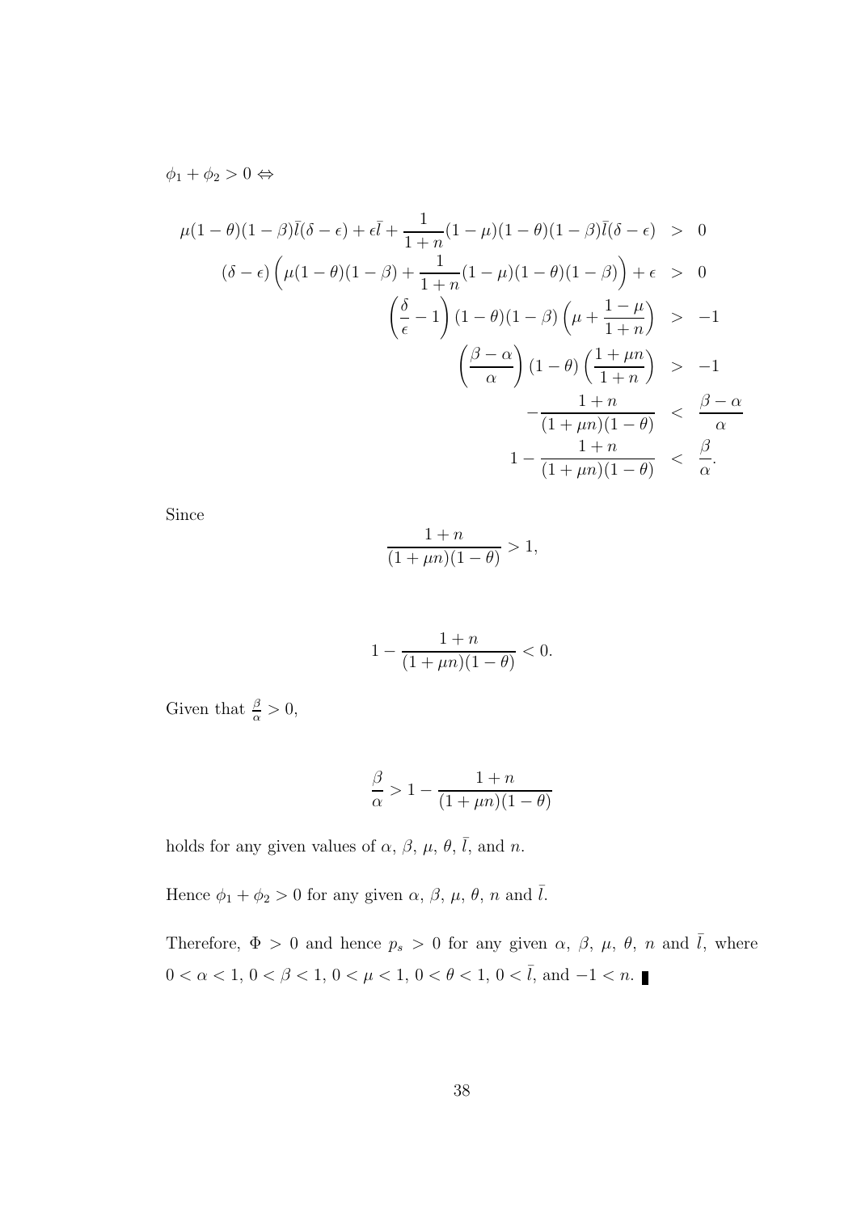$\phi_1 + \phi_2 > 0 \Leftrightarrow$

$$
\begin{aligned}
\mu(1-\theta)(1-\beta)\bar{l}(\delta-\epsilon) + \epsilon\bar{l} + \frac{1}{1+n}(1-\mu)(1-\theta)(1-\beta)\bar{l}(\delta-\epsilon) &> 0 \\
(\delta-\epsilon)\left(\mu(1-\theta)(1-\beta) + \frac{1}{1+n}(1-\mu)(1-\theta)(1-\beta)\right) + \epsilon &> 0 \\
\left(\frac{\delta}{\epsilon} - 1\right)(1-\theta)(1-\beta)\left(\mu + \frac{1-\mu}{1+n}\right) &> -1 \\
\left(\frac{\beta-\alpha}{\alpha}\right)(1-\theta)\left(\frac{1+\mu n}{1+n}\right) &> -1 \\
-\frac{1+n}{(1+\mu n)(1-\theta)} &< \frac{\beta-\alpha}{\alpha} \\
1 - \frac{1+n}{(1+\mu n)(1-\theta)} &< \frac{\beta}{\alpha}.
\end{aligned}
$$

Since

$$
\frac{1+n}{(1+\mu n)(1-\theta)} > 1,
$$

$$
1 - \frac{1+n}{(1+\mu n)(1-\theta)} < 0.
$$

Given that $\frac{\beta}{\alpha} > 0$,

$$
\frac{\beta}{\alpha} > 1 - \frac{1+n}{(1+\mu n)(1-\theta)}
$$

holds for any given values of $\alpha$, $\beta$, $\mu$, $\theta$, $\bar{l}$, and $n$.

Hence $\phi_1 + \phi_2 > 0$ for any given $\alpha$, $\beta$, $\mu$, $\theta$, $n$ and $\bar{l}$.

Therefore, $\Phi > 0$ and hence $p_s > 0$ for any given $\alpha$, $\beta$, $\mu$, $\theta$, $n$ and $\bar{l}$, where $0 < \alpha < 1$, $0 < \beta < 1$, $0 < \mu < 1$, $0 < \theta < 1$, $0 < \bar{l}$, and $-1 < n$. ∎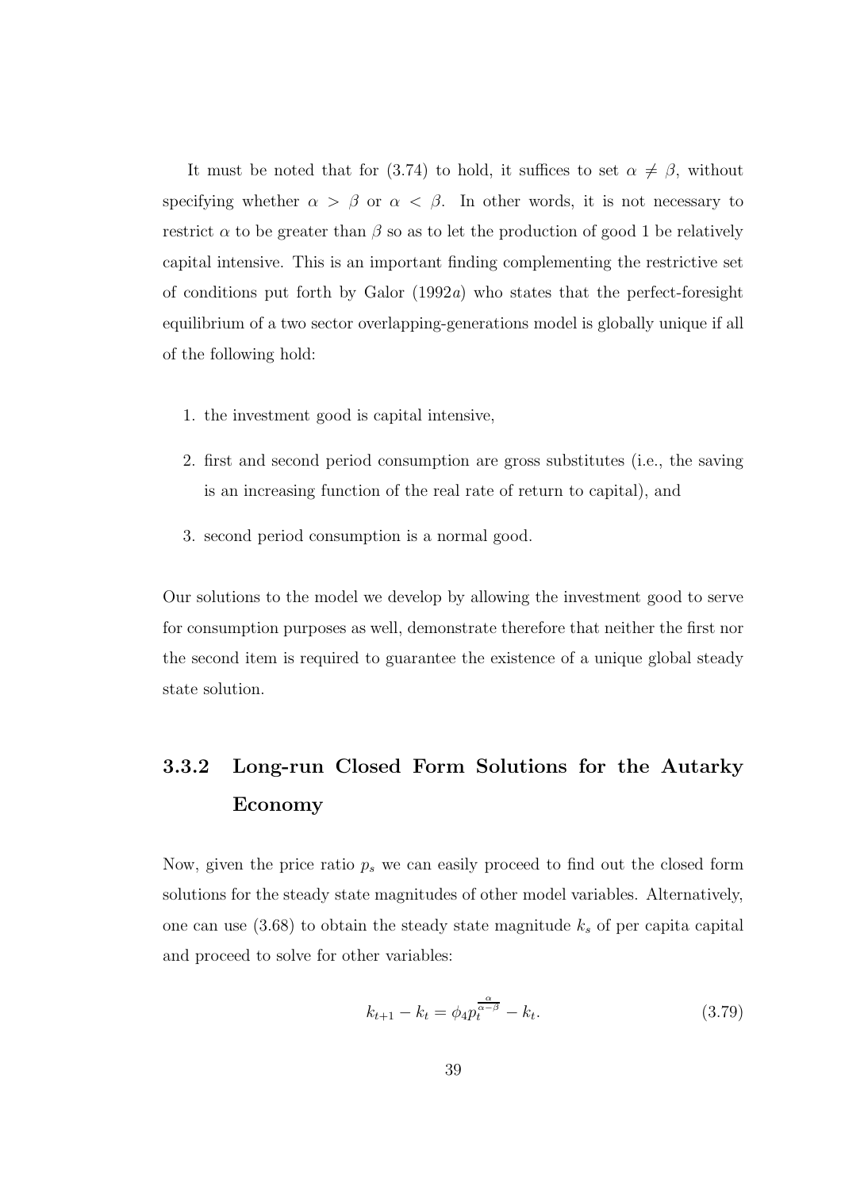It must be noted that for (3.74) to hold, it suffices to set $\alpha \neq \beta$, without specifying whether $\alpha > \beta$ or $\alpha < \beta$. In other words, it is not necessary to restrict $\alpha$ to be greater than $\beta$ so as to let the production of good 1 be relatively capital intensive. This is an important finding complementing the restrictive set of conditions put forth by Galor (1992*a*) who states that the perfect-foresight equilibrium of a two sector overlapping-generations model is globally unique if all of the following hold:

1. the investment good is capital intensive,
2. first and second period consumption are gross substitutes (i.e., the saving is an increasing function of the real rate of return to capital), and
3. second period consumption is a normal good.

Our solutions to the model we develop by allowing the investment good to serve for consumption purposes as well, demonstrate therefore that neither the first nor the second item is required to guarantee the existence of a unique global steady state solution.

### 3.3.2 Long-run Closed Form Solutions for the Autarky Economy

Now, given the price ratio $p_s$ we can easily proceed to find out the closed form solutions for the steady state magnitudes of other model variables. Alternatively, one can use (3.68) to obtain the steady state magnitude $k_s$ of per capita capital and proceed to solve for other variables:

$$k_{t+1} - k_t = \phi_4 p_t^{\frac{\alpha}{\alpha-\beta}} - k_t. \tag{3.79}$$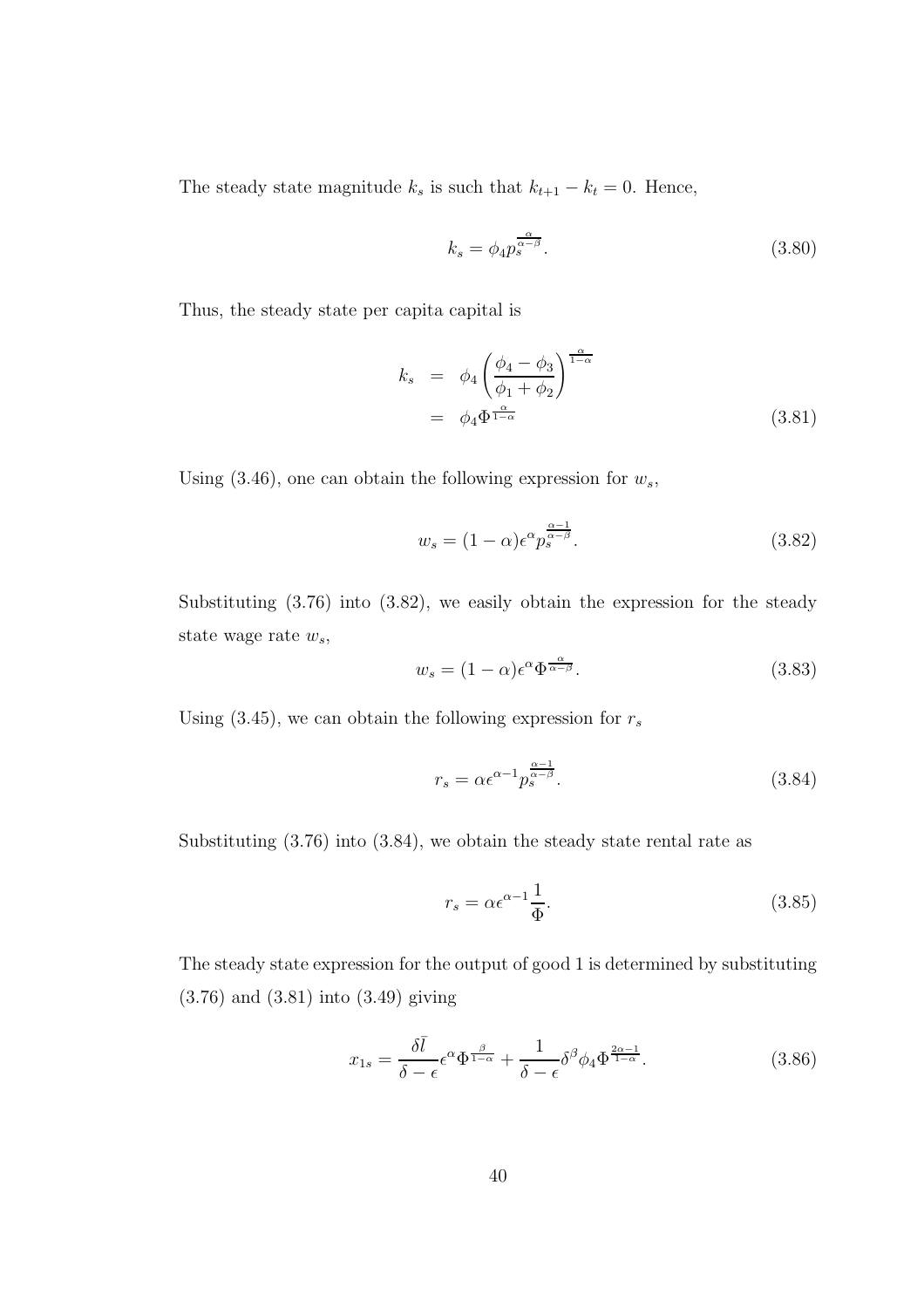The steady state magnitude $k_s$ is such that $k_{t+1} - k_t = 0$. Hence,

$$k_s = \phi_4 p_s^{\frac{\alpha}{\alpha-\beta}}. \tag{3.80}$$

Thus, the steady state per capita capital is

$$\begin{aligned} k_s &= \phi_4 \left( \frac{\phi_4 - \phi_3}{\phi_1 + \phi_2} \right)^{\frac{\alpha}{1-\alpha}} \\ &= \phi_4 \Phi^{\frac{\alpha}{1-\alpha}} \end{aligned} \tag{3.81}$$

Using (3.46), one can obtain the following expression for $w_s$,

$$w_s = (1-\alpha)\epsilon^{\alpha} p_s^{\frac{\alpha-1}{\alpha-\beta}}. \tag{3.82}$$

Substituting (3.76) into (3.82), we easily obtain the expression for the steady state wage rate $w_s$,

$$w_s = (1-\alpha)\epsilon^{\alpha} \Phi^{\frac{\alpha}{\alpha-\beta}}. \tag{3.83}$$

Using (3.45), we can obtain the following expression for $r_s$

$$r_s = \alpha \epsilon^{\alpha-1} p_s^{\frac{\alpha-1}{\alpha-\beta}}. \tag{3.84}$$

Substituting (3.76) into (3.84), we obtain the steady state rental rate as

$$r_s = \alpha \epsilon^{\alpha-1} \frac{1}{\Phi}. \tag{3.85}$$

The steady state expression for the output of good 1 is determined by substituting (3.76) and (3.81) into (3.49) giving

$$x_{1s} = \frac{\delta \bar{l}}{\delta - \epsilon} \epsilon^{\alpha} \Phi^{\frac{\beta}{1-\alpha}} + \frac{1}{\delta - \epsilon} \delta^{\beta} \phi_4 \Phi^{\frac{2\alpha-1}{1-\alpha}}. \tag{3.86}$$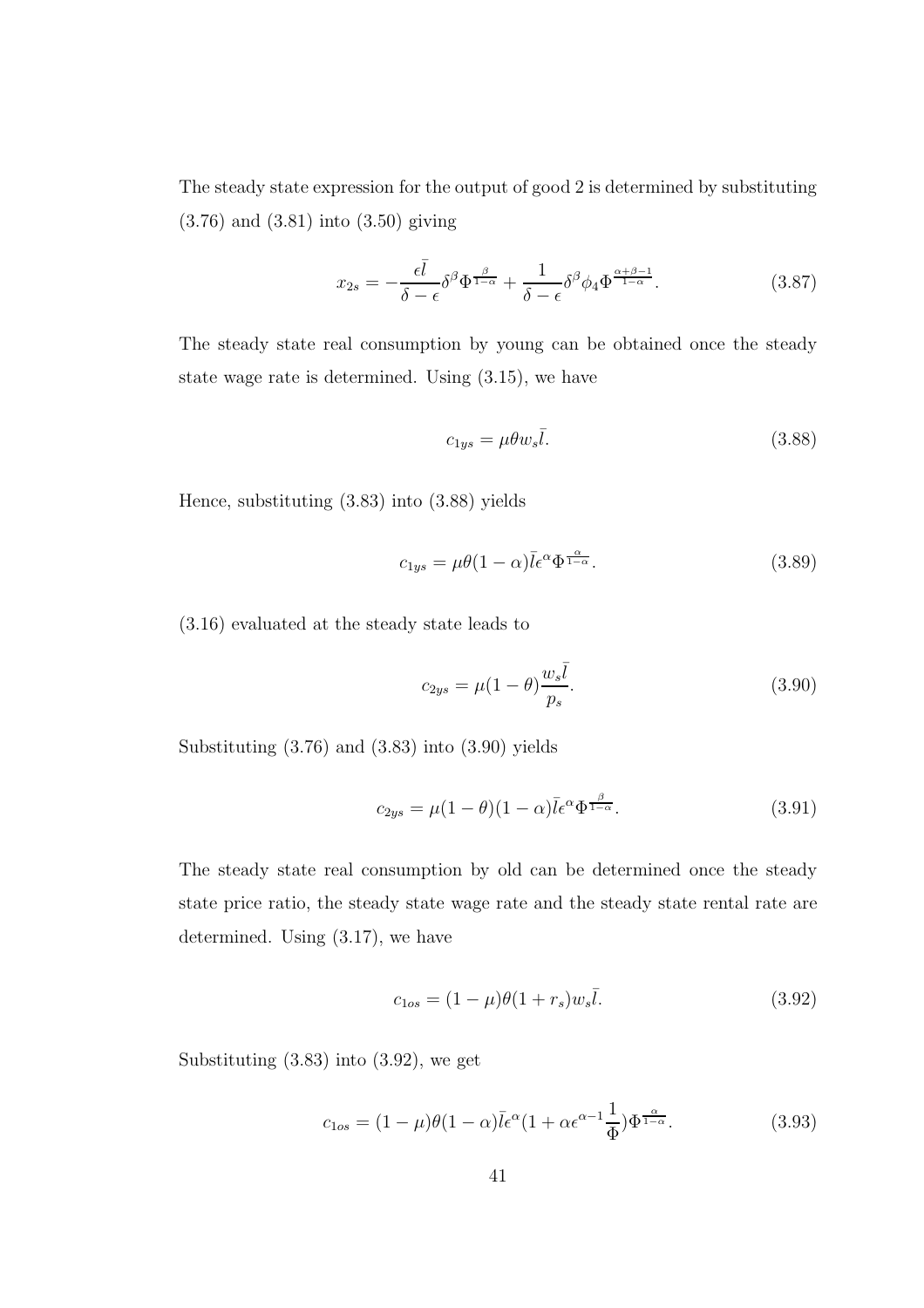The steady state expression for the output of good 2 is determined by substituting (3.76) and (3.81) into (3.50) giving

$$x_{2s} = -\frac{\epsilon \bar{l}}{\delta - \epsilon}\delta^{\beta}\Phi^{\frac{\beta}{1-\alpha}} + \frac{1}{\delta - \epsilon}\delta^{\beta}\phi_4\Phi^{\frac{\alpha+\beta-1}{1-\alpha}}. \tag{3.87}$$

The steady state real consumption by young can be obtained once the steady state wage rate is determined. Using (3.15), we have

$$c_{1ys} = \mu\theta w_s \bar{l}. \tag{3.88}$$

Hence, substituting (3.83) into (3.88) yields

$$c_{1ys} = \mu\theta(1-\alpha)\bar{l}\epsilon^{\alpha}\Phi^{\frac{\alpha}{1-\alpha}}. \tag{3.89}$$

(3.16) evaluated at the steady state leads to

$$c_{2ys} = \mu(1-\theta)\frac{w_s \bar{l}}{p_s}. \tag{3.90}$$

Substituting (3.76) and (3.83) into (3.90) yields

$$c_{2ys} = \mu(1-\theta)(1-\alpha)\bar{l}\epsilon^{\alpha}\Phi^{\frac{\beta}{1-\alpha}}. \tag{3.91}$$

The steady state real consumption by old can be determined once the steady state price ratio, the steady state wage rate and the steady state rental rate are determined. Using (3.17), we have

$$c_{1os} = (1-\mu)\theta(1+r_s)w_s\bar{l}. \tag{3.92}$$

Substituting (3.83) into (3.92), we get

$$c_{1os} = (1-\mu)\theta(1-\alpha)\bar{l}\epsilon^{\alpha}(1+\alpha\epsilon^{\alpha-1}\frac{1}{\Phi})\Phi^{\frac{\alpha}{1-\alpha}}. \tag{3.93}$$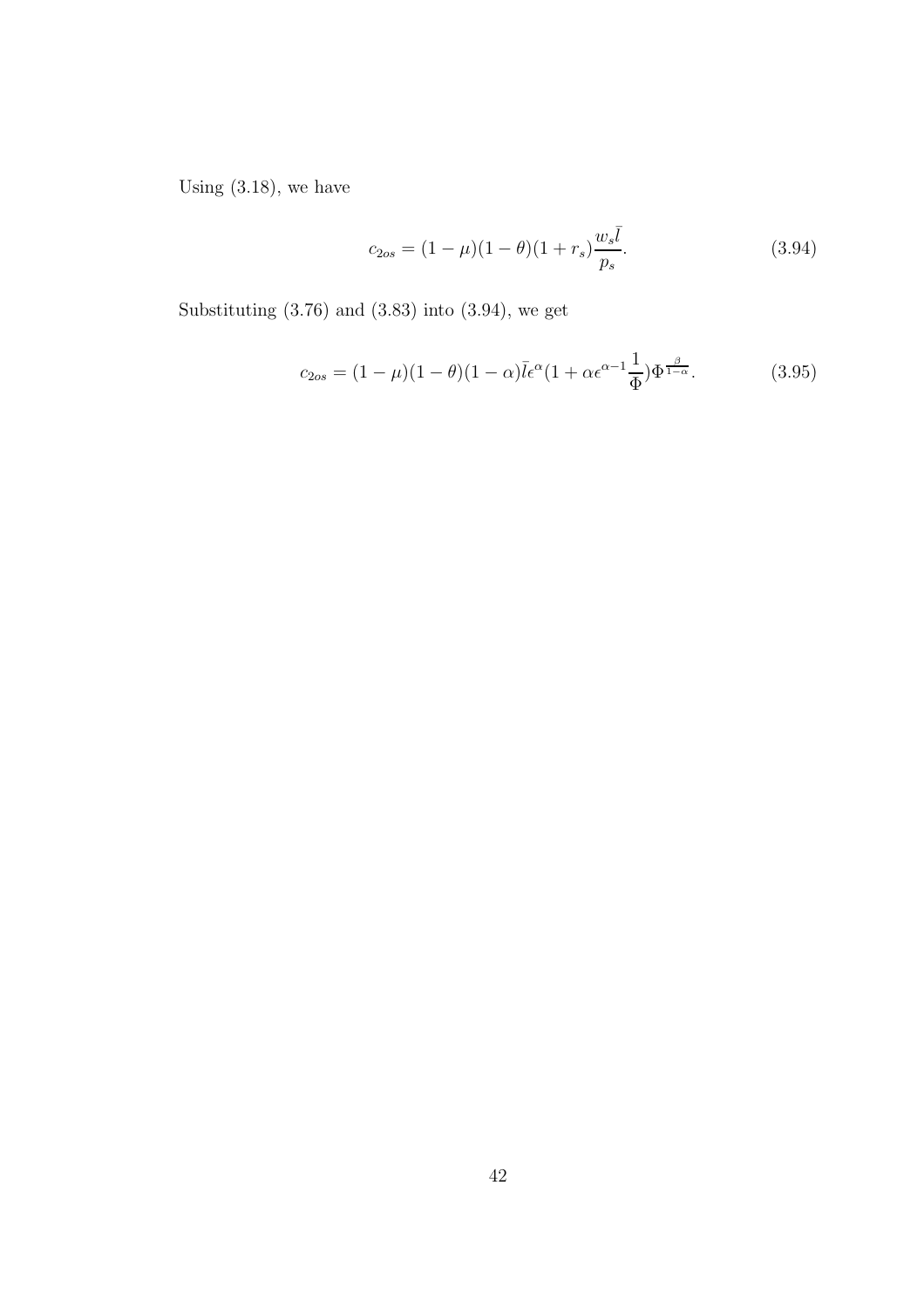Using (3.18), we have

$$c_{2os} = (1-\mu)(1-\theta)(1+r_s)\frac{w_s \bar{l}}{p_s}. \tag{3.94}$$

Substituting (3.76) and (3.83) into (3.94), we get

$$c_{2os} = (1-\mu)(1-\theta)(1-\alpha)\bar{l}\epsilon^{\alpha}(1+\alpha\epsilon^{\alpha-1}\frac{1}{\Phi})\Phi^{\frac{\beta}{1-\alpha}}. \tag{3.95}$$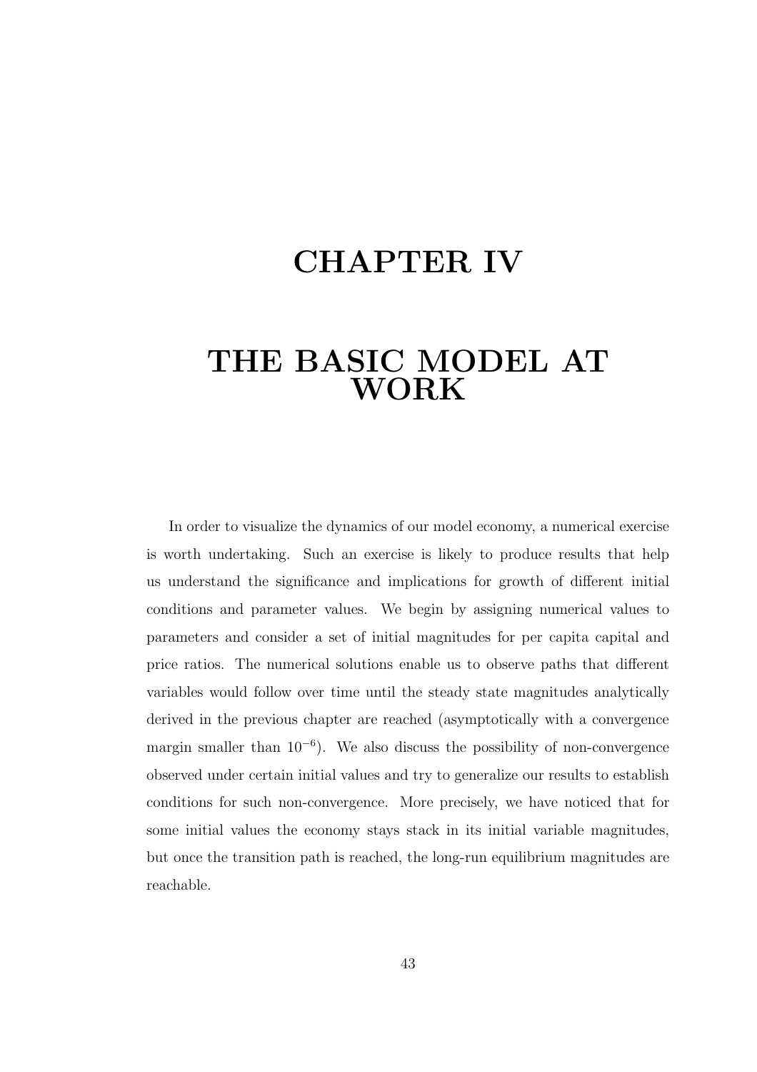# CHAPTER IV

# THE BASIC MODEL AT WORK

In order to visualize the dynamics of our model economy, a numerical exercise is worth undertaking. Such an exercise is likely to produce results that help us understand the significance and implications for growth of different initial conditions and parameter values. We begin by assigning numerical values to parameters and consider a set of initial magnitudes for per capita capital and price ratios. The numerical solutions enable us to observe paths that different variables would follow over time until the steady state magnitudes analytically derived in the previous chapter are reached (asymptotically with a convergence margin smaller than $10^{-6}$). We also discuss the possibility of non-convergence observed under certain initial values and try to generalize our results to establish conditions for such non-convergence. More precisely, we have noticed that for some initial values the economy stays stack in its initial variable magnitudes, but once the transition path is reached, the long-run equilibrium magnitudes are reachable.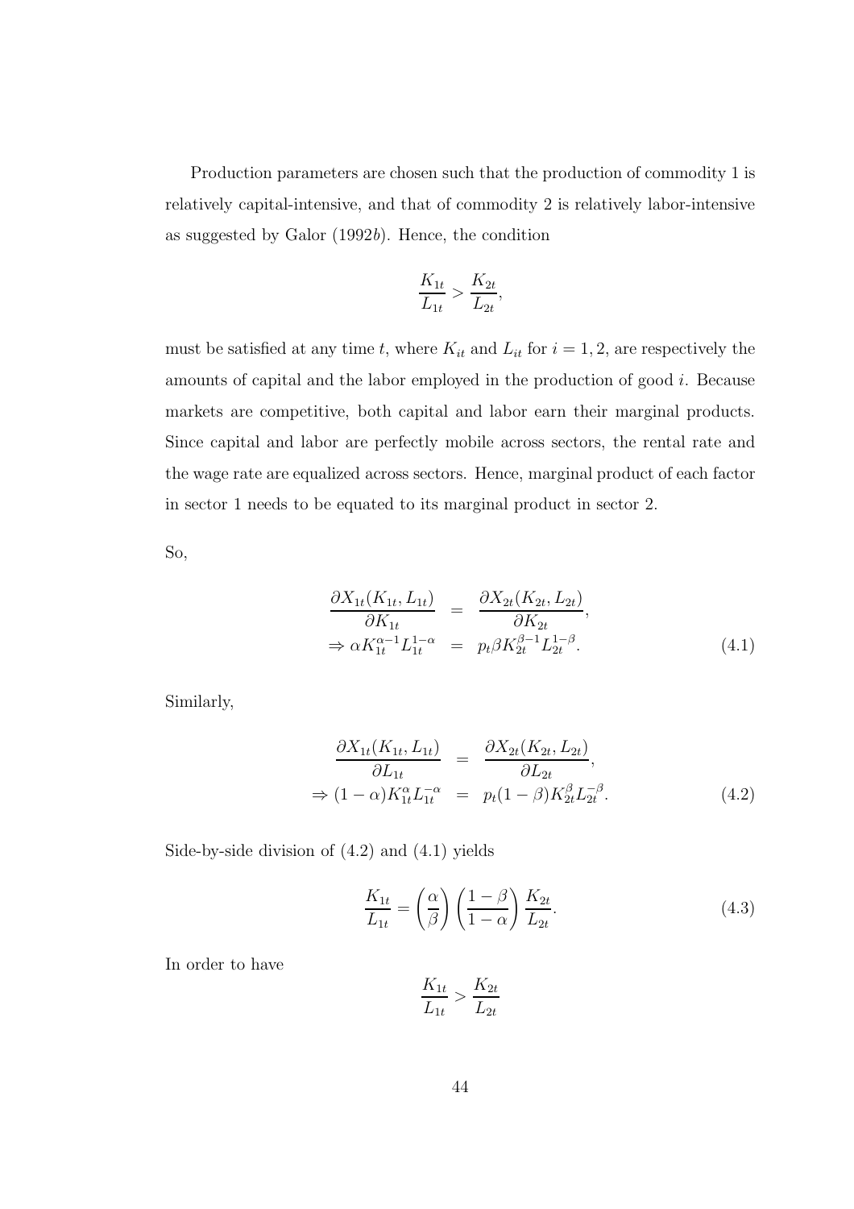Production parameters are chosen such that the production of commodity 1 is relatively capital-intensive, and that of commodity 2 is relatively labor-intensive as suggested by Galor (1992*b*). Hence, the condition

$$\frac{K_{1t}}{L_{1t}} > \frac{K_{2t}}{L_{2t}},$$

must be satisfied at any time $t$, where $K_{it}$ and $L_{it}$ for $i = 1, 2$, are respectively the amounts of capital and the labor employed in the production of good $i$. Because markets are competitive, both capital and labor earn their marginal products. Since capital and labor are perfectly mobile across sectors, the rental rate and the wage rate are equalized across sectors. Hence, marginal product of each factor in sector 1 needs to be equated to its marginal product in sector 2.

So,

$$\begin{aligned} \frac{\partial X_{1t}(K_{1t}, L_{1t})}{\partial K_{1t}} &= \frac{\partial X_{2t}(K_{2t}, L_{2t})}{\partial K_{2t}}, \\ \Rightarrow \alpha K_{1t}^{\alpha-1} L_{1t}^{1-\alpha} &= p_t \beta K_{2t}^{\beta-1} L_{2t}^{1-\beta}. \end{aligned} \tag{4.1}$$

Similarly,

$$\begin{aligned} \frac{\partial X_{1t}(K_{1t}, L_{1t})}{\partial L_{1t}} &= \frac{\partial X_{2t}(K_{2t}, L_{2t})}{\partial L_{2t}}, \\ \Rightarrow (1-\alpha) K_{1t}^{\alpha} L_{1t}^{-\alpha} &= p_t (1-\beta) K_{2t}^{\beta} L_{2t}^{-\beta}. \end{aligned} \tag{4.2}$$

Side-by-side division of (4.2) and (4.1) yields

$$\frac{K_{1t}}{L_{1t}} = \left(\frac{\alpha}{\beta}\right)\left(\frac{1-\beta}{1-\alpha}\right)\frac{K_{2t}}{L_{2t}}. \tag{4.3}$$

In order to have

$$\frac{K_{1t}}{L_{1t}} > \frac{K_{2t}}{L_{2t}}$$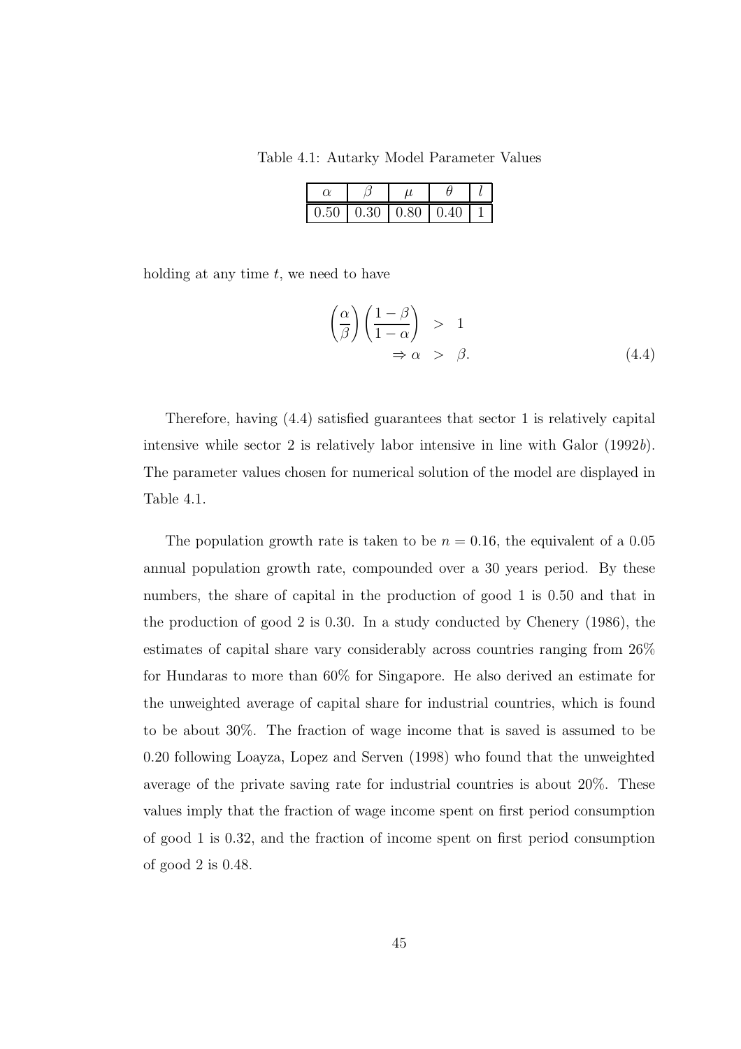Table 4.1: Autarky Model Parameter Values

| $\alpha$ | $\beta$ | $\mu$ | $\theta$ | $l$ |
|---|---|---|---|---|
| 0.50 | 0.30 | 0.80 | 0.40 | 1 |

holding at any time $t$, we need to have

$$\begin{aligned} \left(\frac{\alpha}{\beta}\right)\left(\frac{1-\beta}{1-\alpha}\right) &> 1 \\ \Rightarrow \alpha &> \beta. \end{aligned} \tag{4.4}$$

Therefore, having (4.4) satisfied guarantees that sector 1 is relatively capital intensive while sector 2 is relatively labor intensive in line with Galor (1992*b*). The parameter values chosen for numerical solution of the model are displayed in Table 4.1.

The population growth rate is taken to be $n = 0.16$, the equivalent of a 0.05 annual population growth rate, compounded over a 30 years period. By these numbers, the share of capital in the production of good 1 is 0.50 and that in the production of good 2 is 0.30. In a study conducted by Chenery (1986), the estimates of capital share vary considerably across countries ranging from 26% for Hundaras to more than 60% for Singapore. He also derived an estimate for the unweighted average of capital share for industrial countries, which is found to be about 30%. The fraction of wage income that is saved is assumed to be 0.20 following Loayza, Lopez and Serven (1998) who found that the unweighted average of the private saving rate for industrial countries is about 20%. These values imply that the fraction of wage income spent on first period consumption of good 1 is 0.32, and the fraction of income spent on first period consumption of good 2 is 0.48.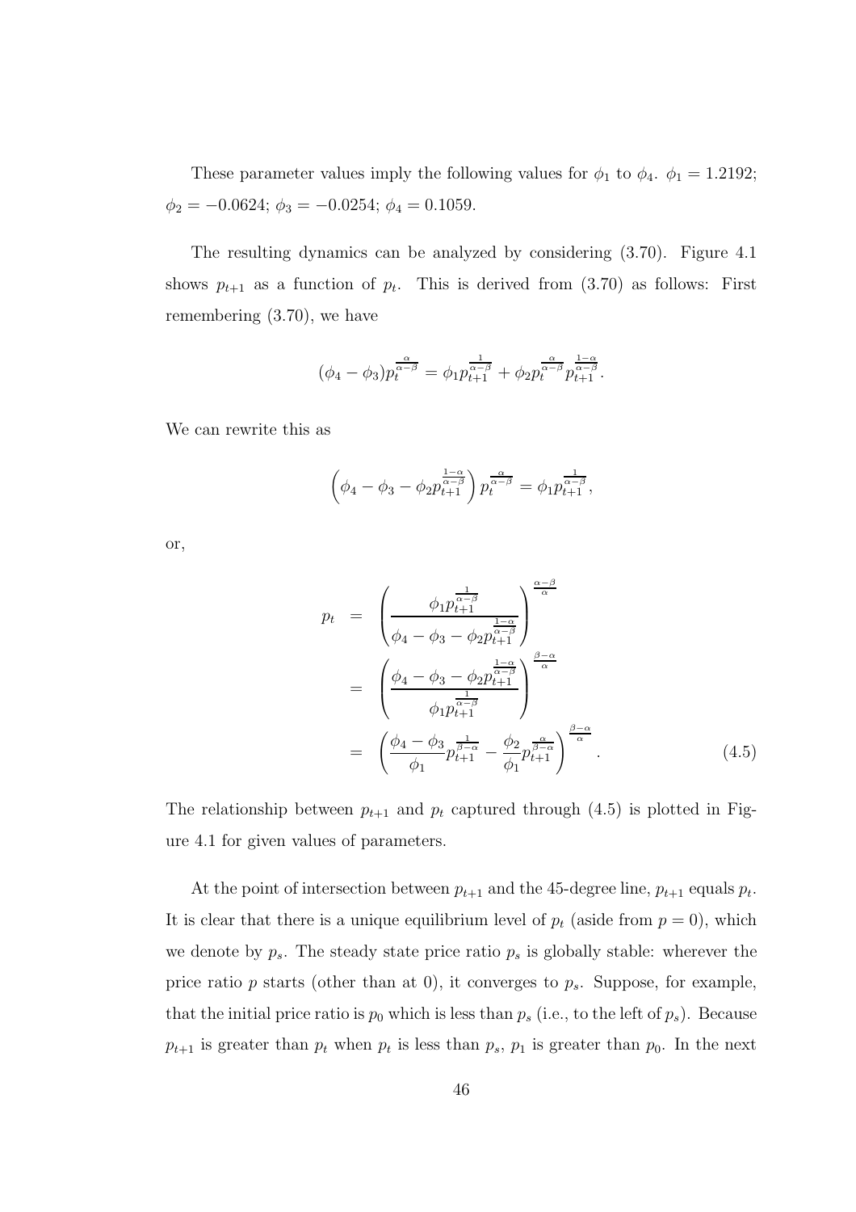These parameter values imply the following values for $\phi_1$ to $\phi_4$. $\phi_1 = 1.2192$; $\phi_2 = -0.0624$; $\phi_3 = -0.0254$; $\phi_4 = 0.1059$.

The resulting dynamics can be analyzed by considering (3.70). Figure 4.1 shows $p_{t+1}$ as a function of $p_t$. This is derived from (3.70) as follows: First remembering (3.70), we have

$$(\phi_4 - \phi_3)p_t^{\frac{\alpha}{\alpha-\beta}} = \phi_1 p_{t+1}^{\frac{1}{\alpha-\beta}} + \phi_2 p_t^{\frac{\alpha}{\alpha-\beta}} p_{t+1}^{\frac{1-\alpha}{\alpha-\beta}}.$$

We can rewrite this as

$$\left(\phi_4 - \phi_3 - \phi_2 p_{t+1}^{\frac{1-\alpha}{\alpha-\beta}}\right) p_t^{\frac{\alpha}{\alpha-\beta}} = \phi_1 p_{t+1}^{\frac{1}{\alpha-\beta}},$$

or,

$$\begin{aligned}
p_t &= \left(\frac{\phi_1 p_{t+1}^{\frac{1}{\alpha-\beta}}}{\phi_4 - \phi_3 - \phi_2 p_{t+1}^{\frac{1-\alpha}{\alpha-\beta}}}\right)^{\frac{\alpha-\beta}{\alpha}} \\
&= \left(\frac{\phi_4 - \phi_3 - \phi_2 p_{t+1}^{\frac{1-\alpha}{\alpha-\beta}}}{\phi_1 p_{t+1}^{\frac{1}{\alpha-\beta}}}\right)^{\frac{\beta-\alpha}{\alpha}} \\
&= \left(\frac{\phi_4 - \phi_3}{\phi_1} p_{t+1}^{\frac{1}{\beta-\alpha}} - \frac{\phi_2}{\phi_1} p_{t+1}^{\frac{\alpha}{\beta-\alpha}}\right)^{\frac{\beta-\alpha}{\alpha}}. \qquad (4.5)
\end{aligned}$$

The relationship between $p_{t+1}$ and $p_t$ captured through (4.5) is plotted in Figure 4.1 for given values of parameters.

At the point of intersection between $p_{t+1}$ and the 45-degree line, $p_{t+1}$ equals $p_t$. It is clear that there is a unique equilibrium level of $p_t$ (aside from $p = 0$), which we denote by $p_s$. The steady state price ratio $p_s$ is globally stable: wherever the price ratio $p$ starts (other than at 0), it converges to $p_s$. Suppose, for example, that the initial price ratio is $p_0$ which is less than $p_s$ (i.e., to the left of $p_s$). Because $p_{t+1}$ is greater than $p_t$ when $p_t$ is less than $p_s$, $p_1$ is greater than $p_0$. In the next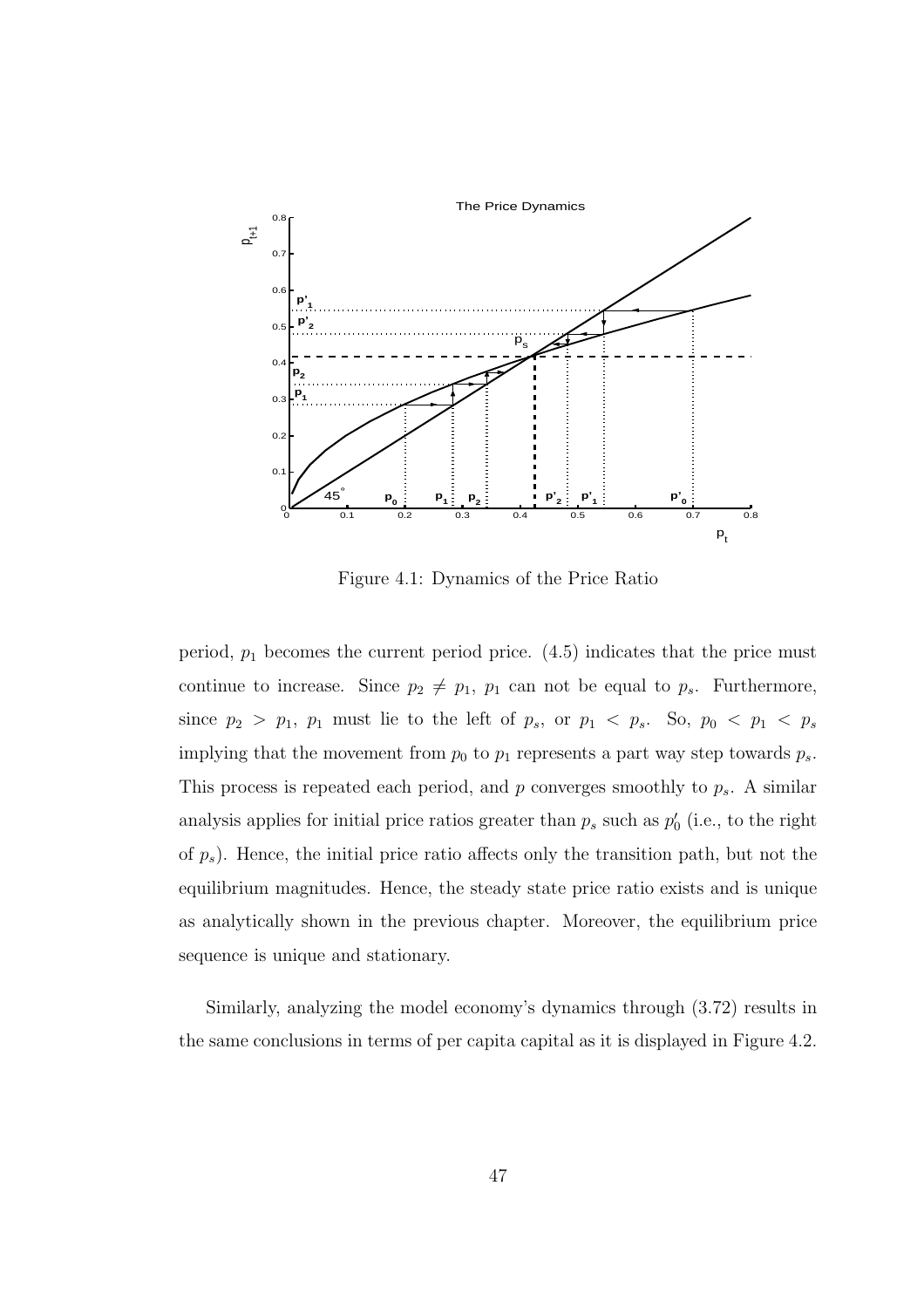Figure 4.1: Dynamics of the Price Ratio

period, $p_1$ becomes the current period price. (4.5) indicates that the price must continue to increase. Since $p_2 \neq p_1$, $p_1$ can not be equal to $p_s$. Furthermore, since $p_2 > p_1$, $p_1$ must lie to the left of $p_s$, or $p_1 < p_s$. So, $p_0 < p_1 < p_s$ implying that the movement from $p_0$ to $p_1$ represents a part way step towards $p_s$. This process is repeated each period, and $p$ converges smoothly to $p_s$. A similar analysis applies for initial price ratios greater than $p_s$ such as $p'_0$ (i.e., to the right of $p_s$). Hence, the initial price ratio affects only the transition path, but not the equilibrium magnitudes. Hence, the steady state price ratio exists and is unique as analytically shown in the previous chapter. Moreover, the equilibrium price sequence is unique and stationary.

Similarly, analyzing the model economy's dynamics through (3.72) results in the same conclusions in terms of per capita capital as it is displayed in Figure 4.2.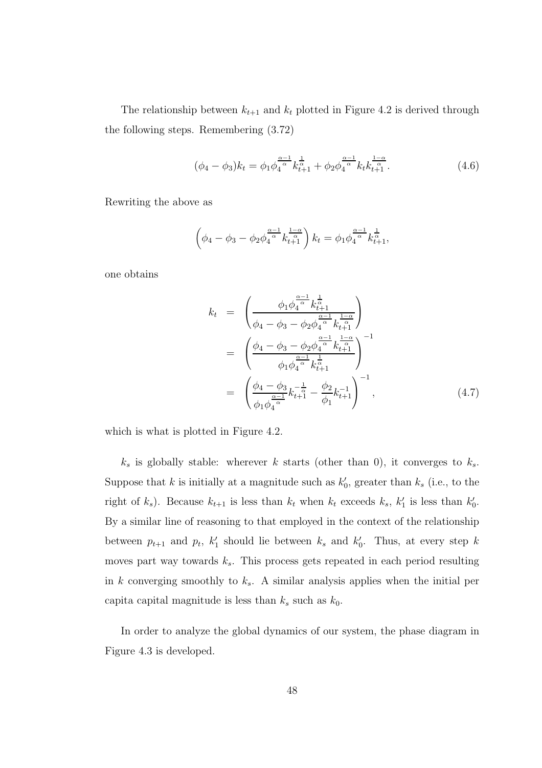The relationship between $k_{t+1}$ and $k_t$ plotted in Figure 4.2 is derived through the following steps. Remembering (3.72)

$$(\phi_4 - \phi_3)k_t = \phi_1 \phi_4^{\frac{\alpha-1}{\alpha}} k_{t+1}^{\frac{1}{\alpha}} + \phi_2 \phi_4^{\frac{\alpha-1}{\alpha}} k_t k_{t+1}^{\frac{1-\alpha}{\alpha}}. \tag{4.6}$$

Rewriting the above as

$$\left(\phi_4 - \phi_3 - \phi_2 \phi_4^{\frac{\alpha-1}{\alpha}} k_{t+1}^{\frac{1-\alpha}{\alpha}}\right) k_t = \phi_1 \phi_4^{\frac{\alpha-1}{\alpha}} k_{t+1}^{\frac{1}{\alpha}},$$

one obtains

$$\begin{aligned}
k_t &= \left(\frac{\phi_1 \phi_4^{\frac{\alpha-1}{\alpha}} k_{t+1}^{\frac{1}{\alpha}}}{\phi_4 - \phi_3 - \phi_2 \phi_4^{\frac{\alpha-1}{\alpha}} k_{t+1}^{\frac{1-\alpha}{\alpha}}}\right) \\
&= \left(\frac{\phi_4 - \phi_3 - \phi_2 \phi_4^{\frac{\alpha-1}{\alpha}} k_{t+1}^{\frac{1-\alpha}{\alpha}}}{\phi_1 \phi_4^{\frac{\alpha-1}{\alpha}} k_{t+1}^{\frac{1}{\alpha}}}\right)^{-1} \\
&= \left(\frac{\phi_4 - \phi_3}{\phi_1 \phi_4^{\frac{\alpha-1}{\alpha}}} k_{t+1}^{-\frac{1}{\alpha}} - \frac{\phi_2}{\phi_1} k_{t+1}^{-1}\right)^{-1},
\end{aligned} \tag{4.7}$$

which is what is plotted in Figure 4.2.

$k_s$ is globally stable: wherever $k$ starts (other than 0), it converges to $k_s$. Suppose that $k$ is initially at a magnitude such as $k_0'$, greater than $k_s$ (i.e., to the right of $k_s$). Because $k_{t+1}$ is less than $k_t$ when $k_t$ exceeds $k_s$, $k_1'$ is less than $k_0'$. By a similar line of reasoning to that employed in the context of the relationship between $p_{t+1}$ and $p_t$, $k_1'$ should lie between $k_s$ and $k_0'$. Thus, at every step $k$ moves part way towards $k_s$. This process gets repeated in each period resulting in $k$ converging smoothly to $k_s$. A similar analysis applies when the initial per capita capital magnitude is less than $k_s$ such as $k_0$.

In order to analyze the global dynamics of our system, the phase diagram in Figure 4.3 is developed.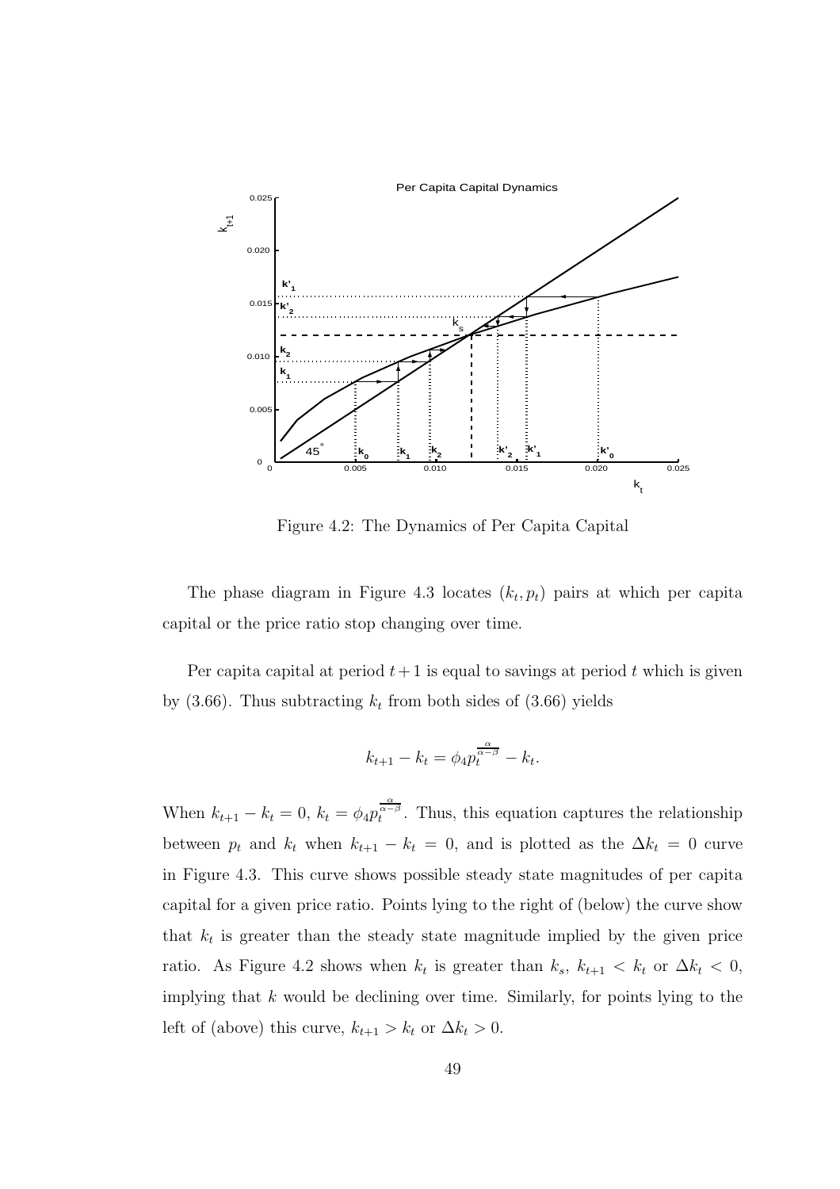Figure 4.2: The Dynamics of Per Capita Capital

The phase diagram in Figure 4.3 locates $(k_t, p_t)$ pairs at which per capita capital or the price ratio stop changing over time.

Per capita capital at period $t+1$ is equal to savings at period $t$ which is given by (3.66). Thus subtracting $k_t$ from both sides of (3.66) yields

$$k_{t+1} - k_t = \phi_4 p_t^{\frac{\alpha}{\alpha-\beta}} - k_t.$$

When $k_{t+1} - k_t = 0$, $k_t = \phi_4 p_t^{\frac{\alpha}{\alpha-\beta}}$. Thus, this equation captures the relationship between $p_t$ and $k_t$ when $k_{t+1} - k_t = 0$, and is plotted as the $\Delta k_t = 0$ curve in Figure 4.3. This curve shows possible steady state magnitudes of per capita capital for a given price ratio. Points lying to the right of (below) the curve show that $k_t$ is greater than the steady state magnitude implied by the given price ratio. As Figure 4.2 shows when $k_t$ is greater than $k_s$, $k_{t+1} < k_t$ or $\Delta k_t < 0$, implying that $k$ would be declining over time. Similarly, for points lying to the left of (above) this curve, $k_{t+1} > k_t$ or $\Delta k_t > 0$.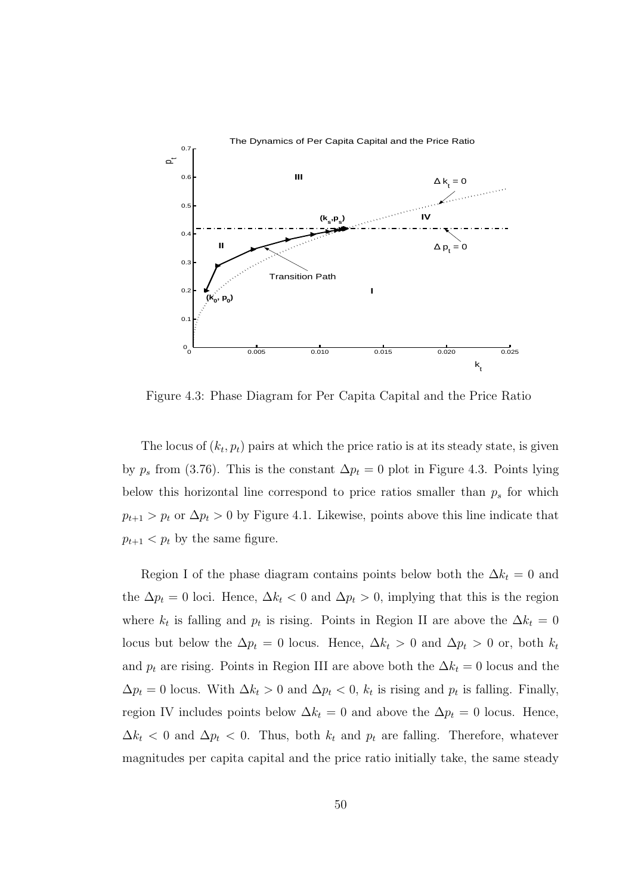Figure 4.3: Phase Diagram for Per Capita Capital and the Price Ratio

The locus of $(k_t, p_t)$ pairs at which the price ratio is at its steady state, is given by $p_s$ from (3.76). This is the constant $\Delta p_t = 0$ plot in Figure 4.3. Points lying below this horizontal line correspond to price ratios smaller than $p_s$ for which $p_{t+1} > p_t$ or $\Delta p_t > 0$ by Figure 4.1. Likewise, points above this line indicate that $p_{t+1} < p_t$ by the same figure.

Region I of the phase diagram contains points below both the $\Delta k_t = 0$ and the $\Delta p_t = 0$ loci. Hence, $\Delta k_t < 0$ and $\Delta p_t > 0$, implying that this is the region where $k_t$ is falling and $p_t$ is rising. Points in Region II are above the $\Delta k_t = 0$ locus but below the $\Delta p_t = 0$ locus. Hence, $\Delta k_t > 0$ and $\Delta p_t > 0$ or, both $k_t$ and $p_t$ are rising. Points in Region III are above both the $\Delta k_t = 0$ locus and the $\Delta p_t = 0$ locus. With $\Delta k_t > 0$ and $\Delta p_t < 0$, $k_t$ is rising and $p_t$ is falling. Finally, region IV includes points below $\Delta k_t = 0$ and above the $\Delta p_t = 0$ locus. Hence, $\Delta k_t < 0$ and $\Delta p_t < 0$. Thus, both $k_t$ and $p_t$ are falling. Therefore, whatever magnitudes per capita capital and the price ratio initially take, the same steady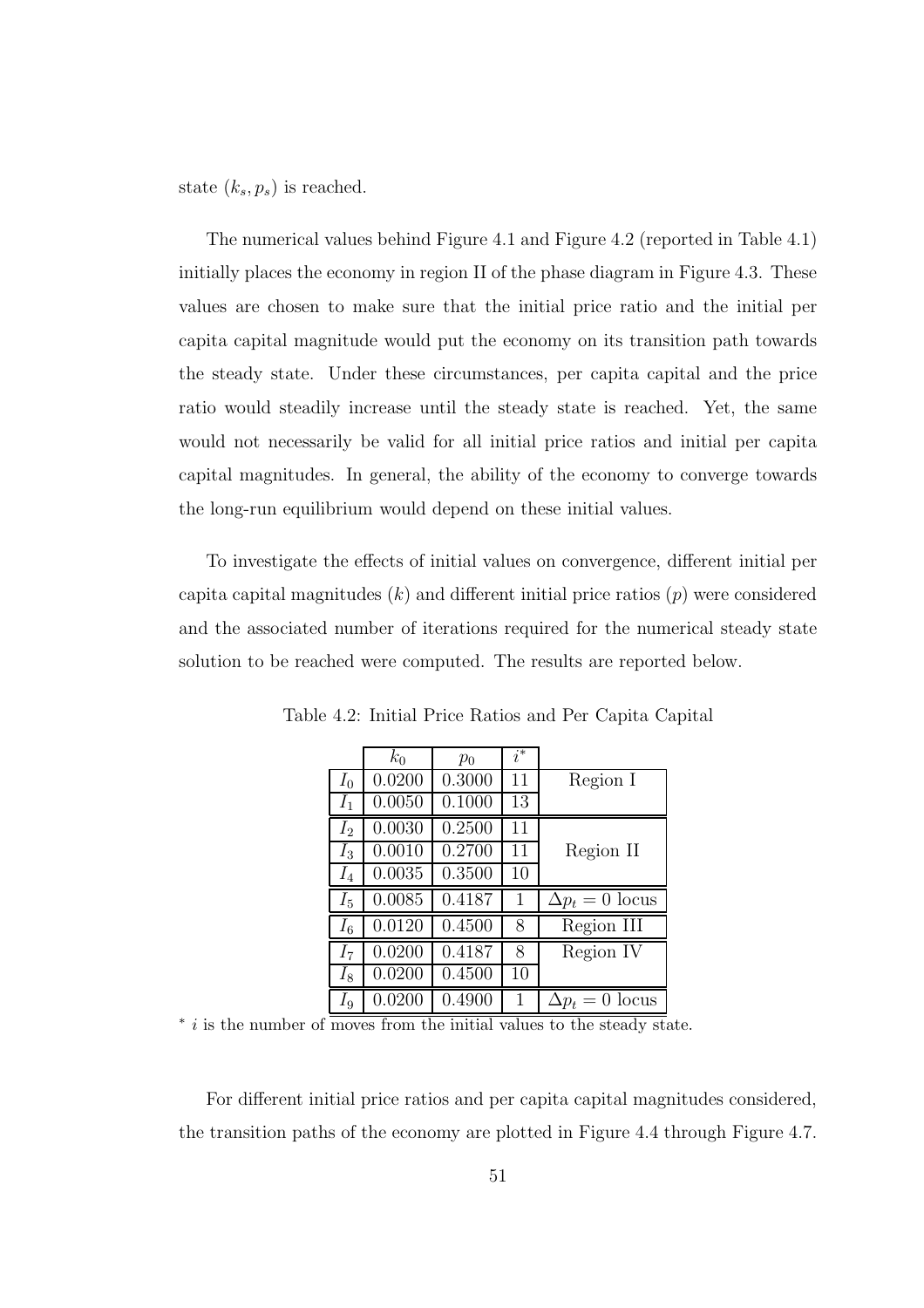state $(k_s, p_s)$ is reached.

The numerical values behind Figure 4.1 and Figure 4.2 (reported in Table 4.1) initially places the economy in region II of the phase diagram in Figure 4.3. These values are chosen to make sure that the initial price ratio and the initial per capita capital magnitude would put the economy on its transition path towards the steady state. Under these circumstances, per capita capital and the price ratio would steadily increase until the steady state is reached. Yet, the same would not necessarily be valid for all initial price ratios and initial per capita capital magnitudes. In general, the ability of the economy to converge towards the long-run equilibrium would depend on these initial values.

To investigate the effects of initial values on convergence, different initial per capita capital magnitudes ($k$) and different initial price ratios ($p$) were considered and the associated number of iterations required for the numerical steady state solution to be reached were computed. The results are reported below.

Table 4.2: Initial Price Ratios and Per Capita Capital

| | $k_0$ | $p_0$ | $i^*$ | |
|---|---|---|---|---|
| $I_0$ | 0.0200 | 0.3000 | 11 | Region I |
| $I_1$ | 0.0050 | 0.1000 | 13 | |
| $I_2$ | 0.0030 | 0.2500 | 11 | Region II |
| $I_3$ | 0.0010 | 0.2700 | 11 | |
| $I_4$ | 0.0035 | 0.3500 | 10 | |
| $I_5$ | 0.0085 | 0.4187 | 1 | $\Delta p_t = 0$ locus |
| $I_6$ | 0.0120 | 0.4500 | 8 | Region III |
| $I_7$ | 0.0200 | 0.4187 | 8 | Region IV |
| $I_8$ | 0.0200 | 0.4500 | 10 | |
| $I_9$ | 0.0200 | 0.4900 | 1 | $\Delta p_t = 0$ locus |

$^*$ $i$ is the number of moves from the initial values to the steady state.

For different initial price ratios and per capita capital magnitudes considered, the transition paths of the economy are plotted in Figure 4.4 through Figure 4.7.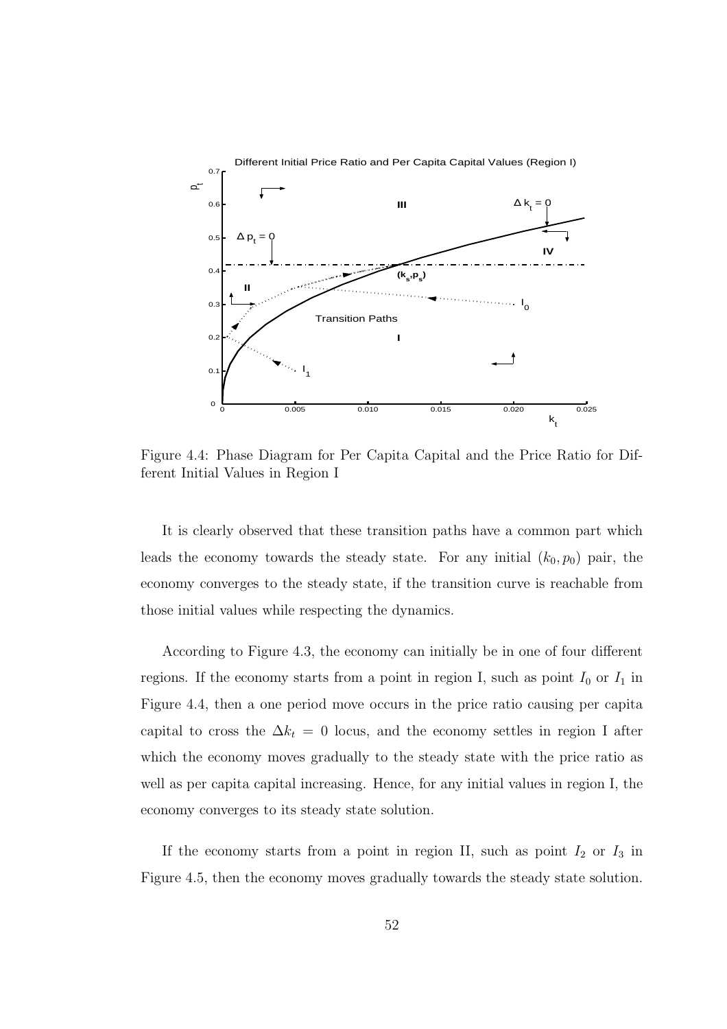Figure 4.4: Phase Diagram for Per Capita Capital and the Price Ratio for Different Initial Values in Region I

It is clearly observed that these transition paths have a common part which leads the economy towards the steady state. For any initial $(k_0, p_0)$ pair, the economy converges to the steady state, if the transition curve is reachable from those initial values while respecting the dynamics.

According to Figure 4.3, the economy can initially be in one of four different regions. If the economy starts from a point in region I, such as point $I_0$ or $I_1$ in Figure 4.4, then a one period move occurs in the price ratio causing per capita capital to cross the $\Delta k_t = 0$ locus, and the economy settles in region I after which the economy moves gradually to the steady state with the price ratio as well as per capita capital increasing. Hence, for any initial values in region I, the economy converges to its steady state solution.

If the economy starts from a point in region II, such as point $I_2$ or $I_3$ in Figure 4.5, then the economy moves gradually towards the steady state solution.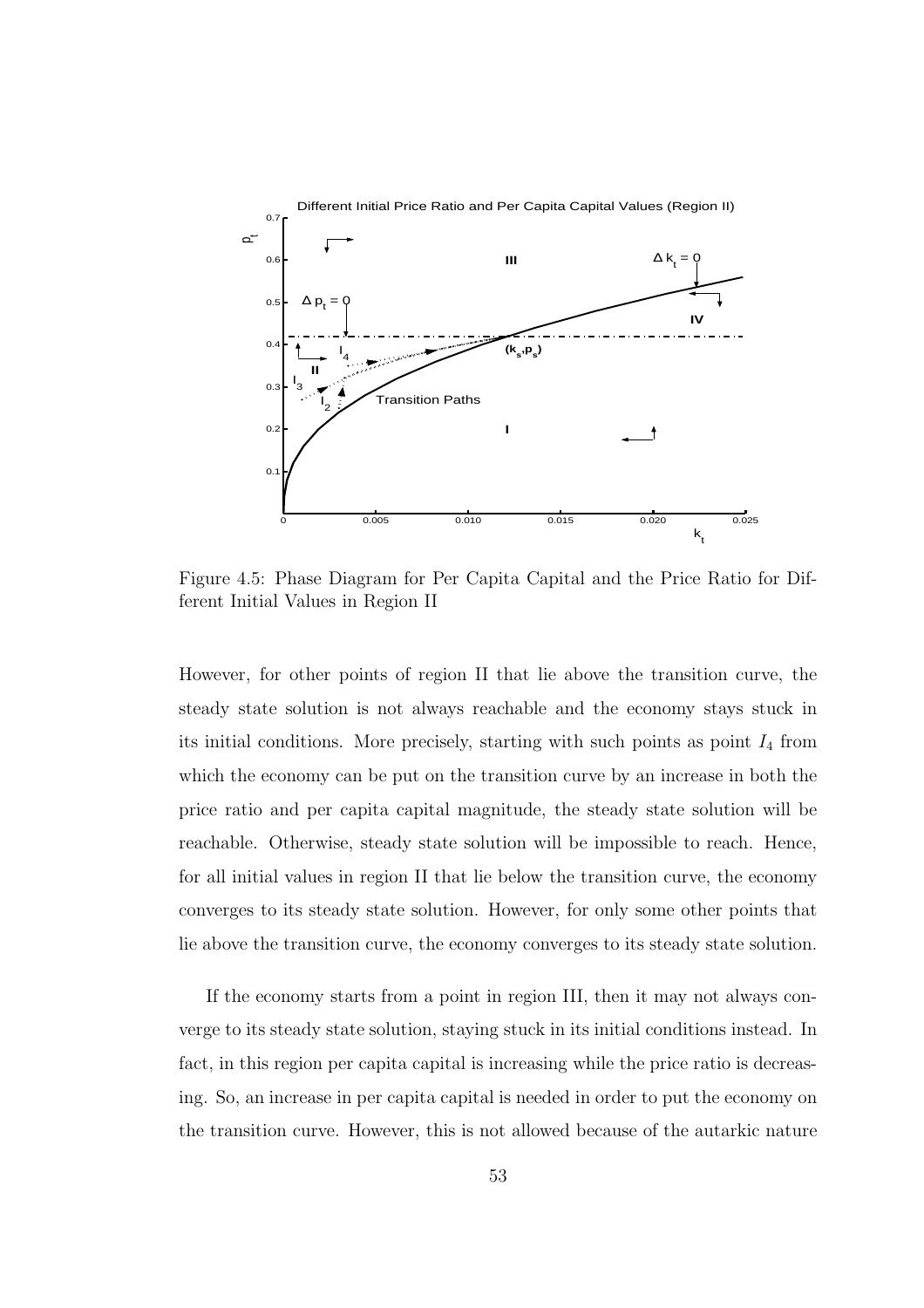Figure 4.5: Phase Diagram for Per Capita Capital and the Price Ratio for Different Initial Values in Region II

However, for other points of region II that lie above the transition curve, the steady state solution is not always reachable and the economy stays stuck in its initial conditions. More precisely, starting with such points as point $I_4$ from which the economy can be put on the transition curve by an increase in both the price ratio and per capita capital magnitude, the steady state solution will be reachable. Otherwise, steady state solution will be impossible to reach. Hence, for all initial values in region II that lie below the transition curve, the economy converges to its steady state solution. However, for only some other points that lie above the transition curve, the economy converges to its steady state solution.

If the economy starts from a point in region III, then it may not always converge to its steady state solution, staying stuck in its initial conditions instead. In fact, in this region per capita capital is increasing while the price ratio is decreasing. So, an increase in per capita capital is needed in order to put the economy on the transition curve. However, this is not allowed because of the autarkic nature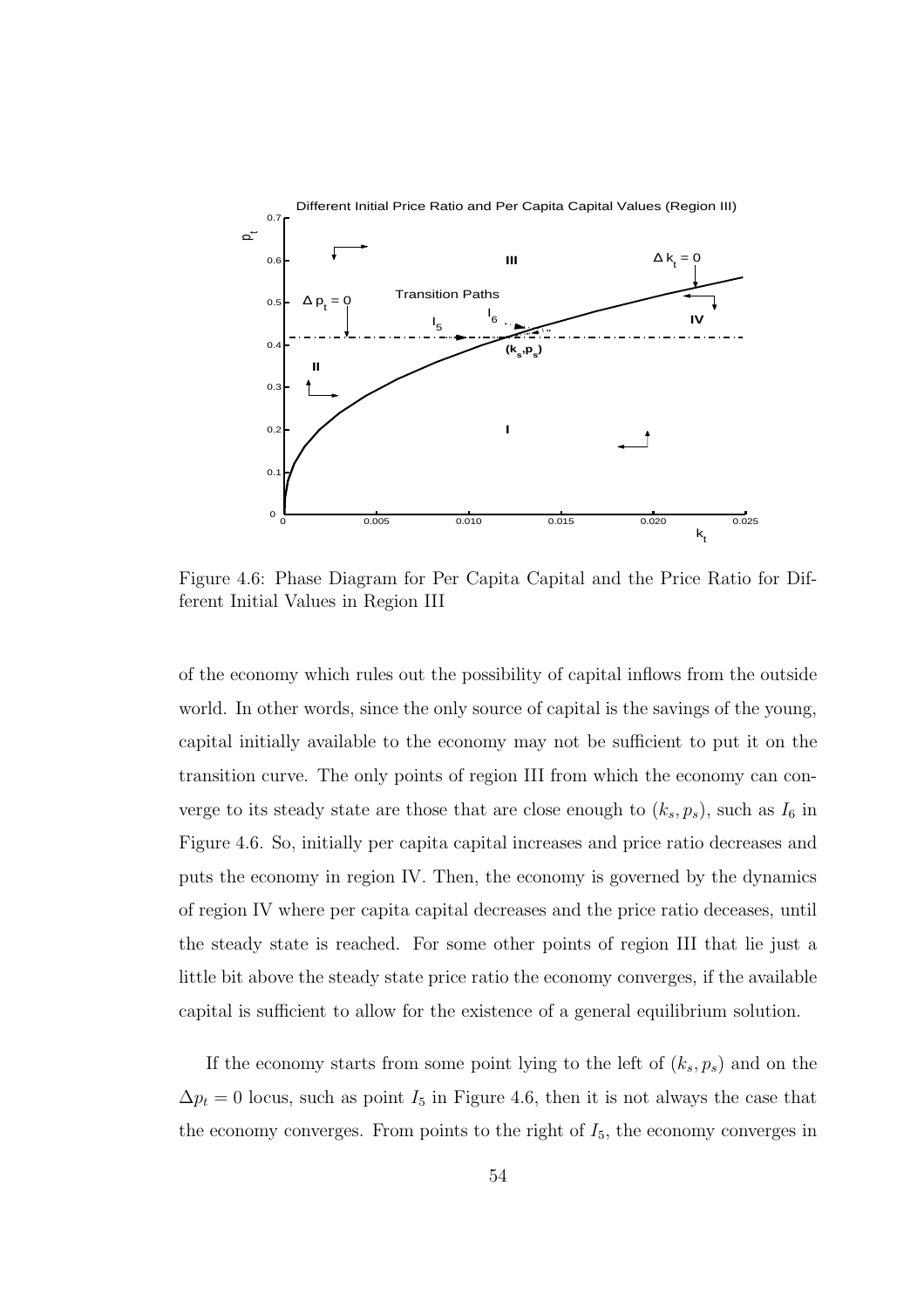Figure 4.6: Phase Diagram for Per Capita Capital and the Price Ratio for Different Initial Values in Region III

of the economy which rules out the possibility of capital inflows from the outside world. In other words, since the only source of capital is the savings of the young, capital initially available to the economy may not be sufficient to put it on the transition curve. The only points of region III from which the economy can converge to its steady state are those that are close enough to $(k_s, p_s)$, such as $I_6$ in Figure 4.6. So, initially per capita capital increases and price ratio decreases and puts the economy in region IV. Then, the economy is governed by the dynamics of region IV where per capita capital decreases and the price ratio deceases, until the steady state is reached. For some other points of region III that lie just a little bit above the steady state price ratio the economy converges, if the available capital is sufficient to allow for the existence of a general equilibrium solution.

If the economy starts from some point lying to the left of $(k_s, p_s)$ and on the $\Delta p_t = 0$ locus, such as point $I_5$ in Figure 4.6, then it is not always the case that the economy converges. From points to the right of $I_5$, the economy converges in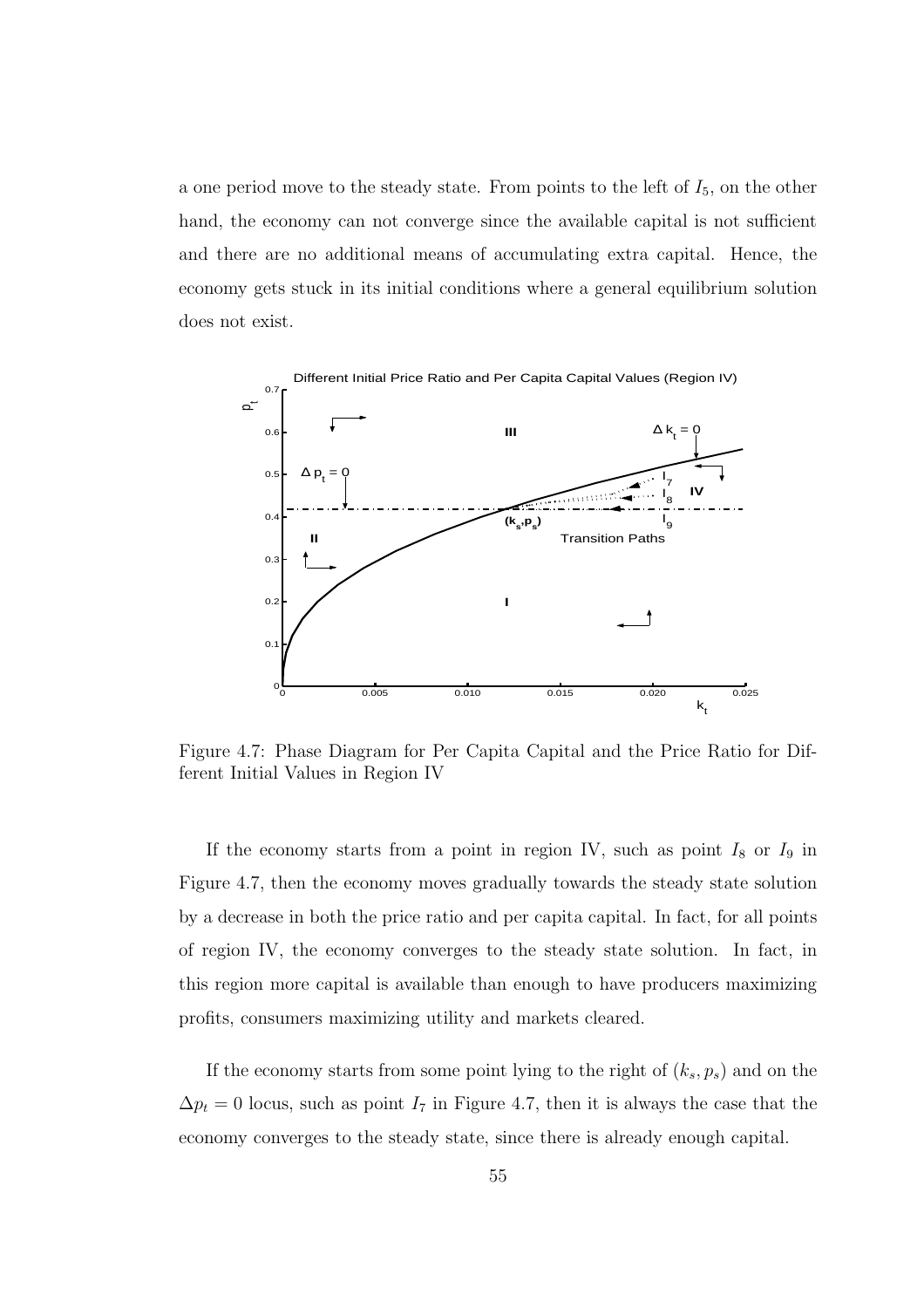a one period move to the steady state. From points to the left of $I_5$, on the other hand, the economy can not converge since the available capital is not sufficient and there are no additional means of accumulating extra capital. Hence, the economy gets stuck in its initial conditions where a general equilibrium solution does not exist.

Figure 4.7: Phase Diagram for Per Capita Capital and the Price Ratio for Different Initial Values in Region IV

If the economy starts from a point in region IV, such as point $I_8$ or $I_9$ in Figure 4.7, then the economy moves gradually towards the steady state solution by a decrease in both the price ratio and per capita capital. In fact, for all points of region IV, the economy converges to the steady state solution. In fact, in this region more capital is available than enough to have producers maximizing profits, consumers maximizing utility and markets cleared.

If the economy starts from some point lying to the right of $(k_s, p_s)$ and on the $\Delta p_t = 0$ locus, such as point $I_7$ in Figure 4.7, then it is always the case that the economy converges to the steady state, since there is already enough capital.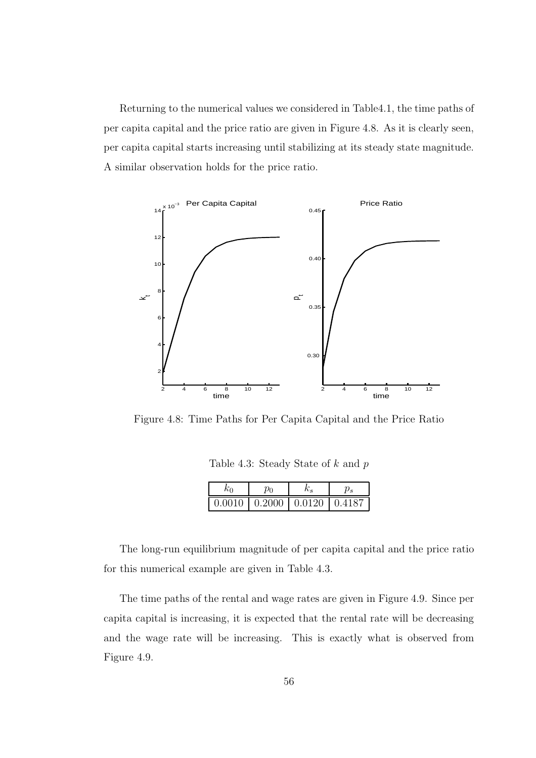Returning to the numerical values we considered in Table4.1, the time paths of per capita capital and the price ratio are given in Figure 4.8. As it is clearly seen, per capita capital starts increasing until stabilizing at its steady state magnitude. A similar observation holds for the price ratio.

Figure 4.8: Time Paths for Per Capita Capital and the Price Ratio

Table 4.3: Steady State of $k$ and $p$

| $k_0$ | $p_0$ | $k_s$ | $p_s$ |
|---|---|---|---|
| 0.0010 | 0.2000 | 0.0120 | 0.4187 |

The long-run equilibrium magnitude of per capita capital and the price ratio for this numerical example are given in Table 4.3.

The time paths of the rental and wage rates are given in Figure 4.9. Since per capita capital is increasing, it is expected that the rental rate will be decreasing and the wage rate will be increasing. This is exactly what is observed from Figure 4.9.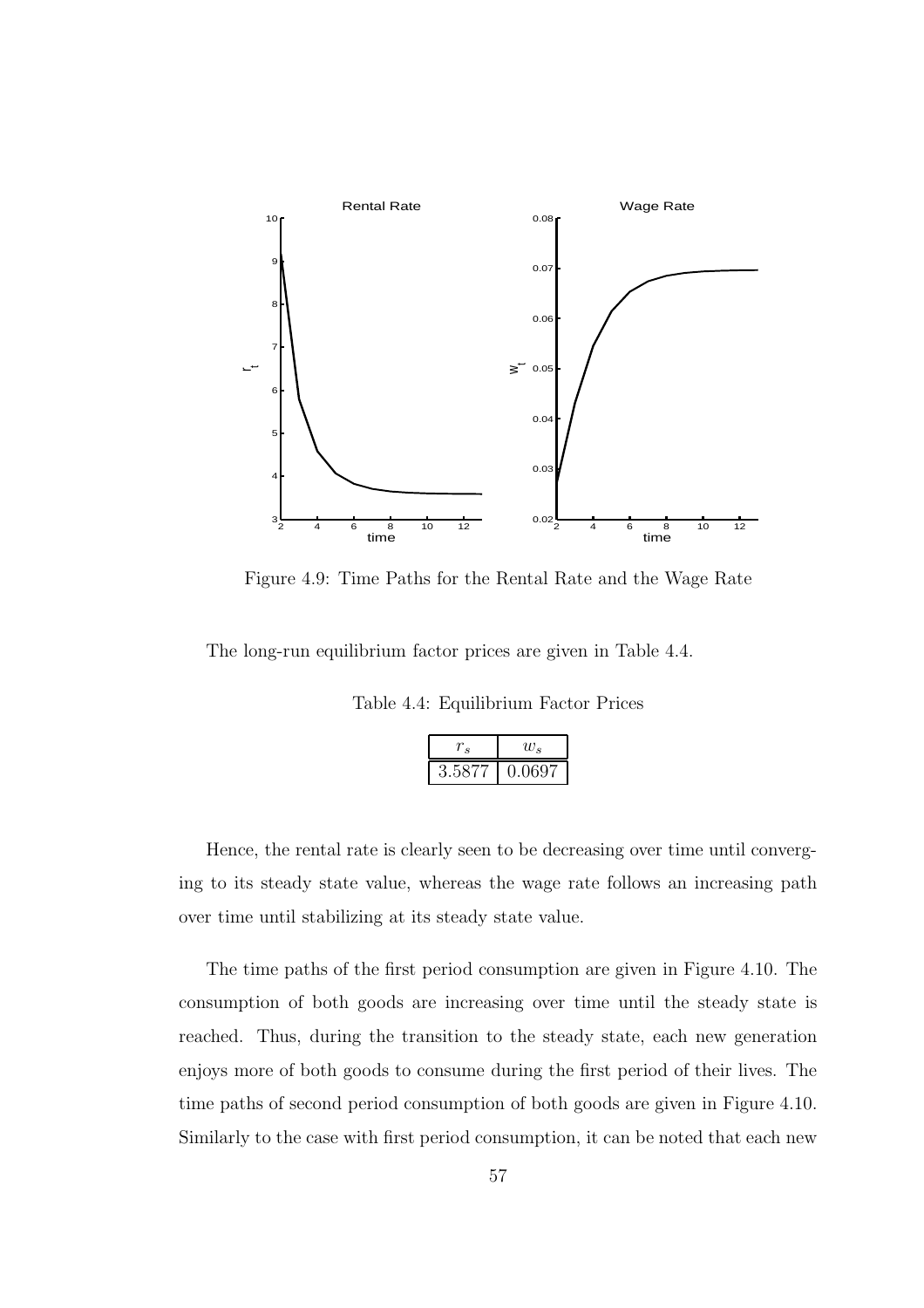Figure 4.9: Time Paths for the Rental Rate and the Wage Rate

The long-run equilibrium factor prices are given in Table 4.4.

Table 4.4: Equilibrium Factor Prices

| $r_s$ | $w_s$ |
|---|---|
| 3.5877 | 0.0697 |

Hence, the rental rate is clearly seen to be decreasing over time until converging to its steady state value, whereas the wage rate follows an increasing path over time until stabilizing at its steady state value.

The time paths of the first period consumption are given in Figure 4.10. The consumption of both goods are increasing over time until the steady state is reached. Thus, during the transition to the steady state, each new generation enjoys more of both goods to consume during the first period of their lives. The time paths of second period consumption of both goods are given in Figure 4.10. Similarly to the case with first period consumption, it can be noted that each new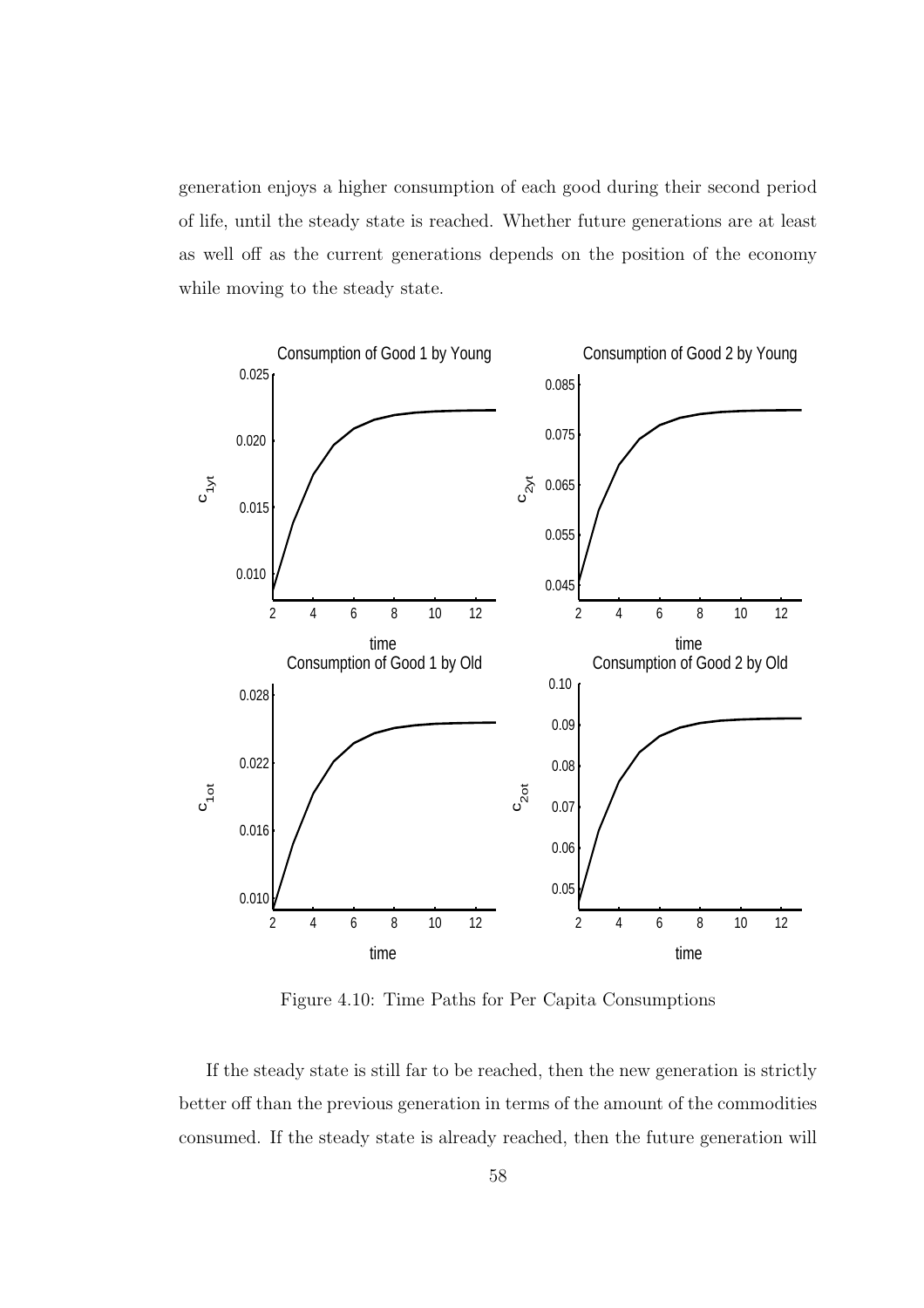generation enjoys a higher consumption of each good during their second period of life, until the steady state is reached. Whether future generations are at least as well off as the current generations depends on the position of the economy while moving to the steady state.

Figure 4.10: Time Paths for Per Capita Consumptions

If the steady state is still far to be reached, then the new generation is strictly better off than the previous generation in terms of the amount of the commodities consumed. If the steady state is already reached, then the future generation will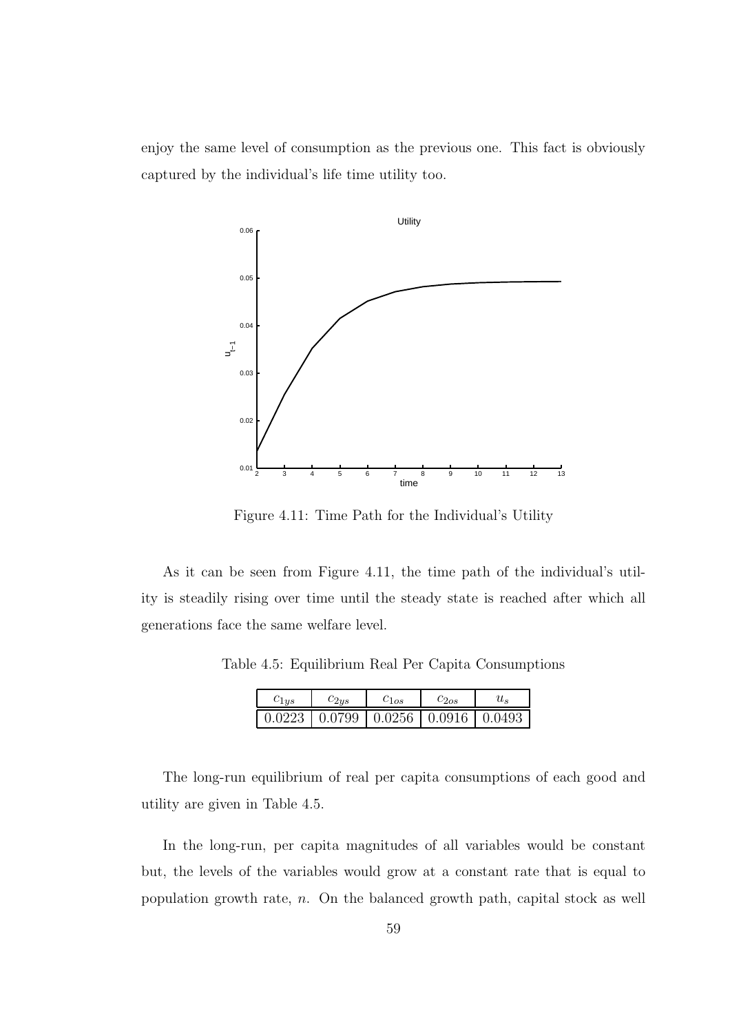enjoy the same level of consumption as the previous one. This fact is obviously captured by the individual's life time utility too.

Figure 4.11: Time Path for the Individual's Utility

As it can be seen from Figure 4.11, the time path of the individual's utility is steadily rising over time until the steady state is reached after which all generations face the same welfare level.

Table 4.5: Equilibrium Real Per Capita Consumptions

| $c_{1ys}$ | $c_{2ys}$ | $c_{1os}$ | $c_{2os}$ | $u_s$ |
|---|---|---|---|---|
| 0.0223 | 0.0799 | 0.0256 | 0.0916 | 0.0493 |

The long-run equilibrium of real per capita consumptions of each good and utility are given in Table 4.5.

In the long-run, per capita magnitudes of all variables would be constant but, the levels of the variables would grow at a constant rate that is equal to population growth rate, $n$. On the balanced growth path, capital stock as well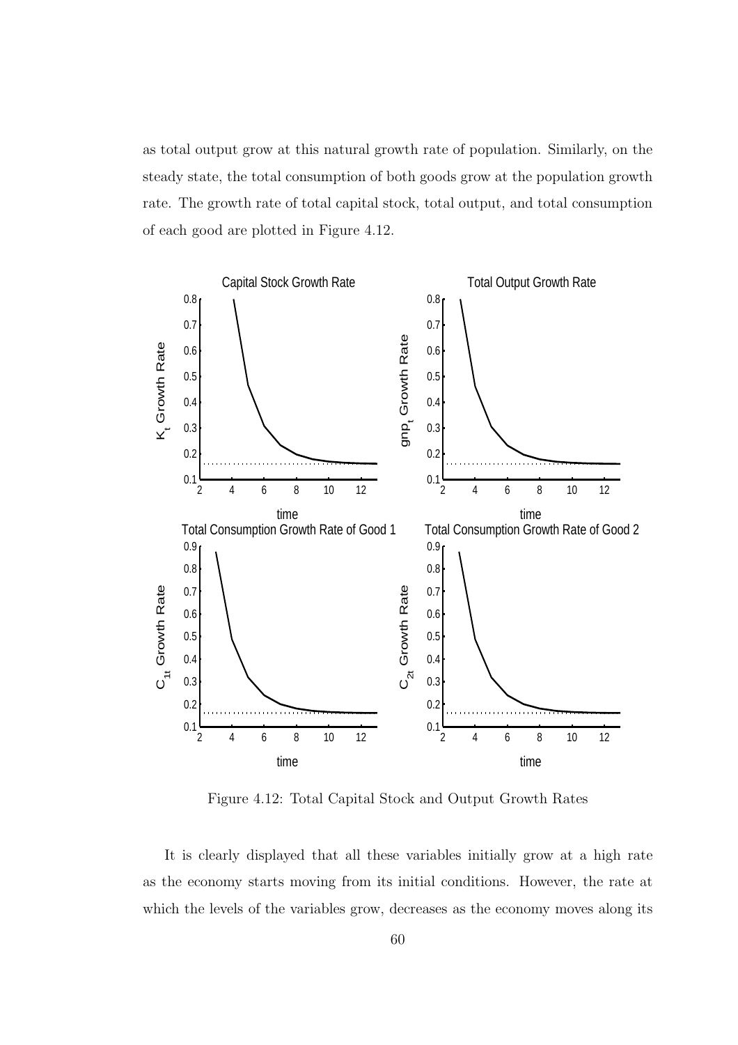as total output grow at this natural growth rate of population. Similarly, on the steady state, the total consumption of both goods grow at the population growth rate. The growth rate of total capital stock, total output, and total consumption of each good are plotted in Figure 4.12.

Figure 4.12: Total Capital Stock and Output Growth Rates

It is clearly displayed that all these variables initially grow at a high rate as the economy starts moving from its initial conditions. However, the rate at which the levels of the variables grow, decreases as the economy moves along its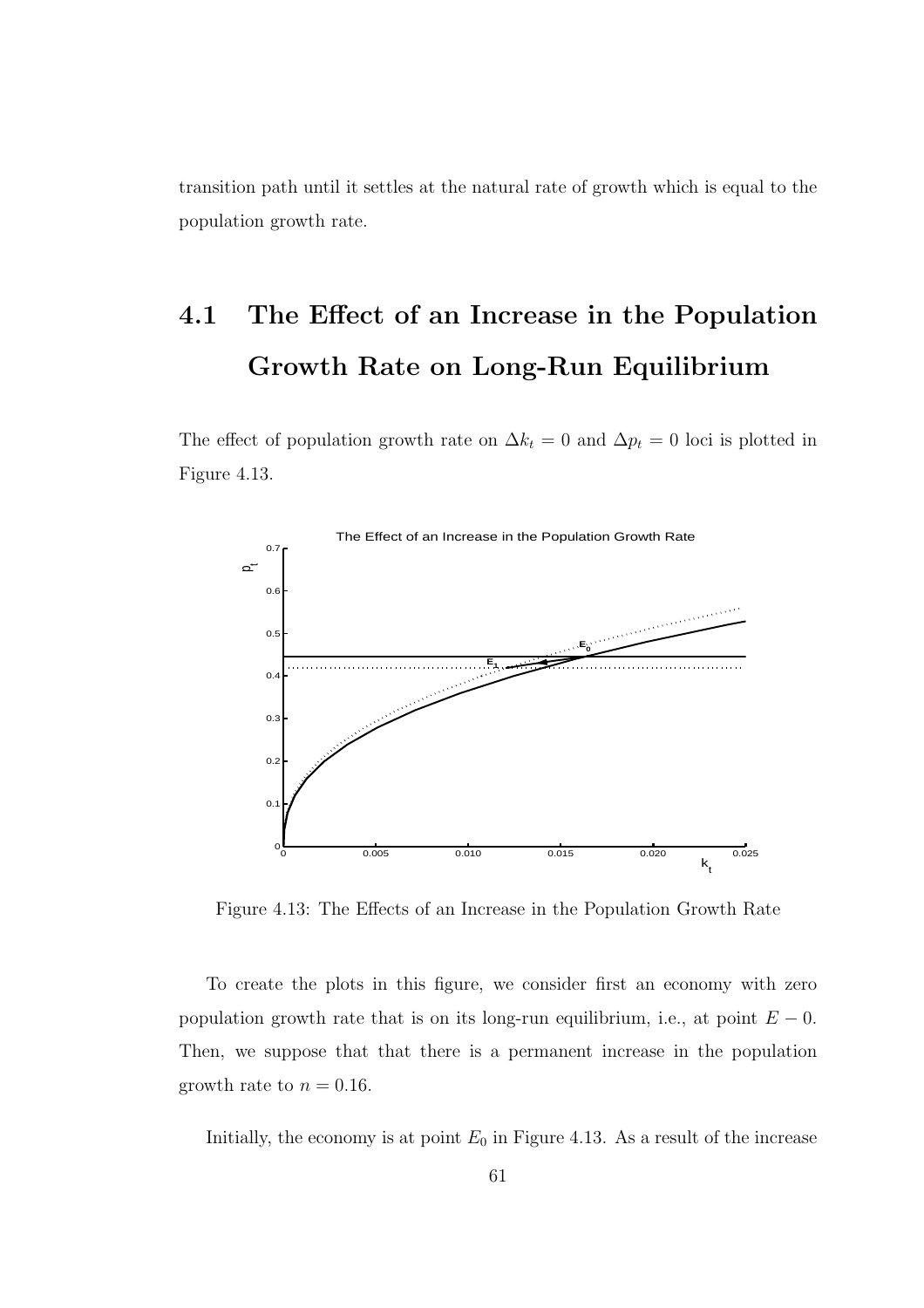transition path until it settles at the natural rate of growth which is equal to the population growth rate.

## 4.1 The Effect of an Increase in the Population Growth Rate on Long-Run Equilibrium

The effect of population growth rate on $\Delta k_t = 0$ and $\Delta p_t = 0$ loci is plotted in Figure 4.13.

Figure 4.13: The Effects of an Increase in the Population Growth Rate

To create the plots in this figure, we consider first an economy with zero population growth rate that is on its long-run equilibrium, i.e., at point $E - 0$. Then, we suppose that that there is a permanent increase in the population growth rate to $n = 0.16$.

Initially, the economy is at point $E_0$ in Figure 4.13. As a result of the increase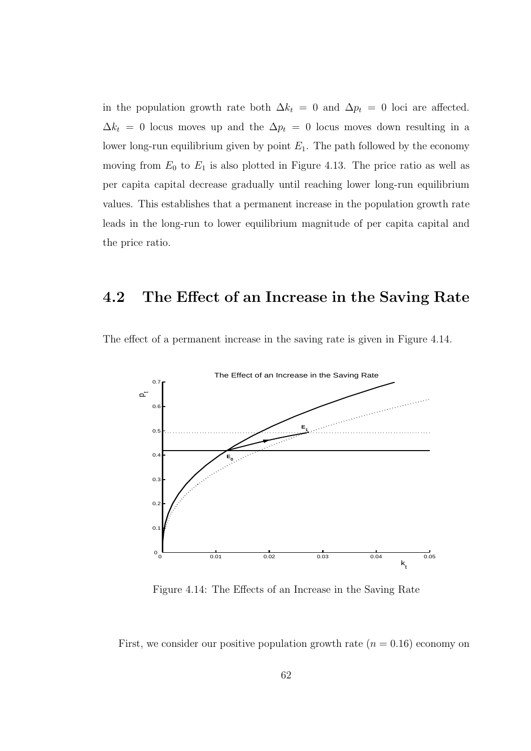in the population growth rate both $\Delta k_t = 0$ and $\Delta p_t = 0$ loci are affected. $\Delta k_t = 0$ locus moves up and the $\Delta p_t = 0$ locus moves down resulting in a lower long-run equilibrium given by point $E_1$. The path followed by the economy moving from $E_0$ to $E_1$ is also plotted in Figure 4.13. The price ratio as well as per capita capital decrease gradually until reaching lower long-run equilibrium values. This establishes that a permanent increase in the population growth rate leads in the long-run to lower equilibrium magnitude of per capita capital and the price ratio.

## 4.2 The Effect of an Increase in the Saving Rate

The effect of a permanent increase in the saving rate is given in Figure 4.14.

Figure 4.14: The Effects of an Increase in the Saving Rate

First, we consider our positive population growth rate ($n = 0.16$) economy on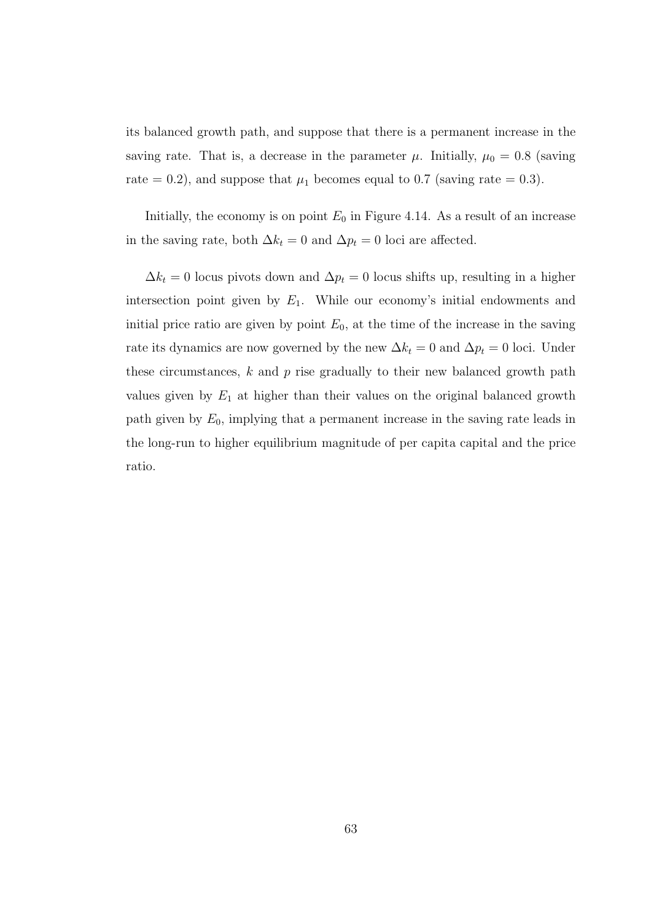its balanced growth path, and suppose that there is a permanent increase in the saving rate. That is, a decrease in the parameter $\mu$. Initially, $\mu_0 = 0.8$ (saving rate = 0.2), and suppose that $\mu_1$ becomes equal to 0.7 (saving rate = 0.3).

Initially, the economy is on point $E_0$ in Figure 4.14. As a result of an increase in the saving rate, both $\Delta k_t = 0$ and $\Delta p_t = 0$ loci are affected.

$\Delta k_t = 0$ locus pivots down and $\Delta p_t = 0$ locus shifts up, resulting in a higher intersection point given by $E_1$. While our economy's initial endowments and initial price ratio are given by point $E_0$, at the time of the increase in the saving rate its dynamics are now governed by the new $\Delta k_t = 0$ and $\Delta p_t = 0$ loci. Under these circumstances, $k$ and $p$ rise gradually to their new balanced growth path values given by $E_1$ at higher than their values on the original balanced growth path given by $E_0$, implying that a permanent increase in the saving rate leads in the long-run to higher equilibrium magnitude of per capita capital and the price ratio.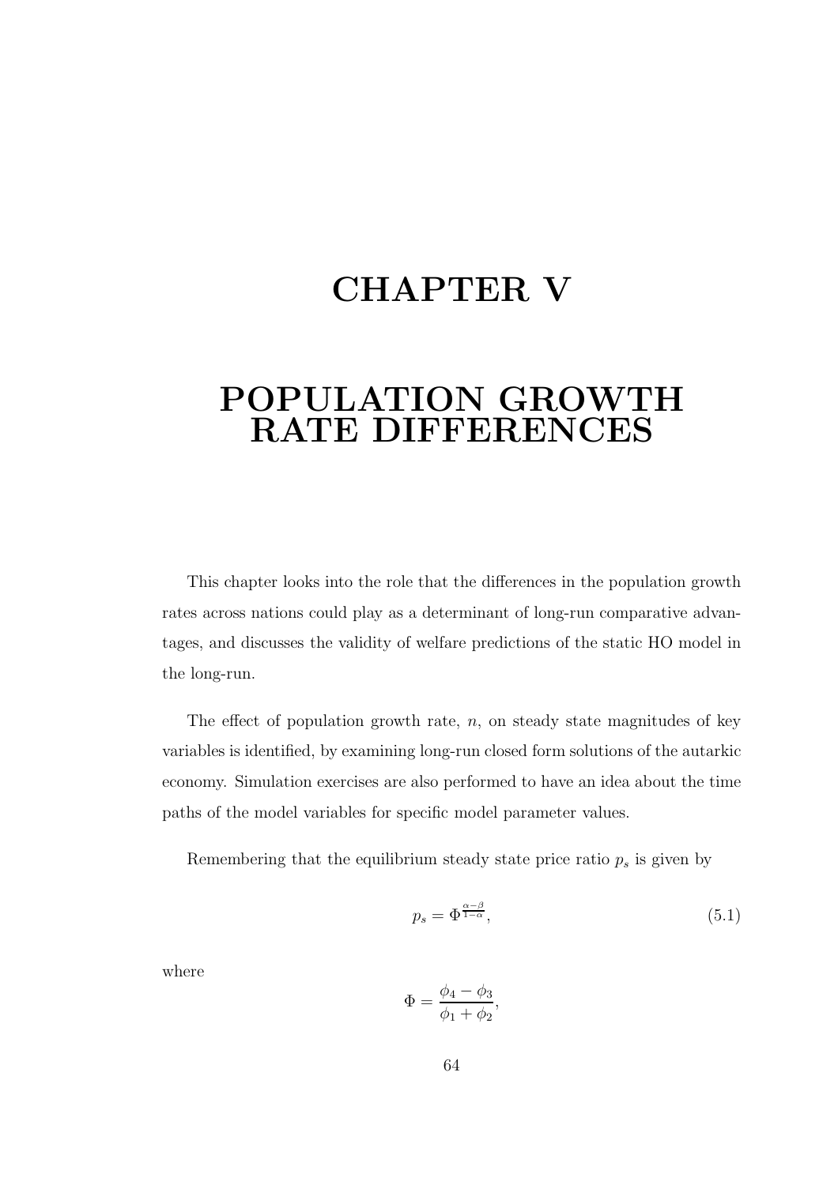# CHAPTER V

# POPULATION GROWTH RATE DIFFERENCES

This chapter looks into the role that the differences in the population growth rates across nations could play as a determinant of long-run comparative advantages, and discusses the validity of welfare predictions of the static HO model in the long-run.

The effect of population growth rate, $n$, on steady state magnitudes of key variables is identified, by examining long-run closed form solutions of the autarkic economy. Simulation exercises are also performed to have an idea about the time paths of the model variables for specific model parameter values.

Remembering that the equilibrium steady state price ratio $p_s$ is given by

$$p_s = \Phi^{\frac{\alpha - \beta}{1 - \alpha}}, \tag{5.1}$$

where

$$\Phi = \frac{\phi_4 - \phi_3}{\phi_1 + \phi_2},$$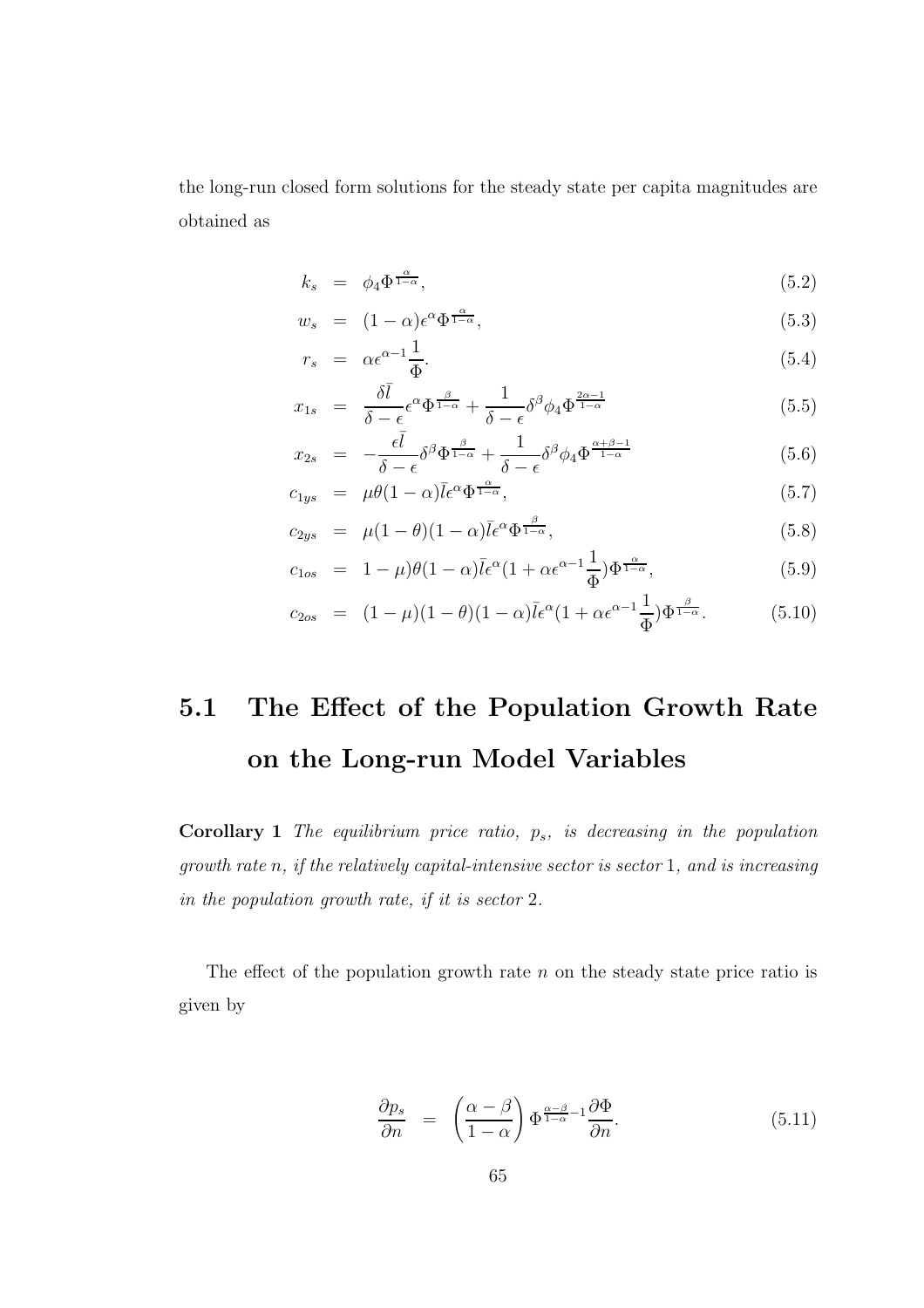the long-run closed form solutions for the steady state per capita magnitudes are obtained as

$$
\begin{aligned}
k_s &= \phi_4 \Phi^{\frac{\alpha}{1-\alpha}}, && (5.2)\\
w_s &= (1-\alpha)\epsilon^{\alpha}\Phi^{\frac{\alpha}{1-\alpha}}, && (5.3)\\
r_s &= \alpha\epsilon^{\alpha-1}\frac{1}{\Phi}. && (5.4)\\
x_{1s} &= \frac{\delta\bar{l}}{\delta-\epsilon}\epsilon^{\alpha}\Phi^{\frac{\beta}{1-\alpha}} + \frac{1}{\delta-\epsilon}\delta^{\beta}\phi_4\Phi^{\frac{2\alpha-1}{1-\alpha}} && (5.5)\\
x_{2s} &= -\frac{\epsilon\bar{l}}{\delta-\epsilon}\delta^{\beta}\Phi^{\frac{\beta}{1-\alpha}} + \frac{1}{\delta-\epsilon}\delta^{\beta}\phi_4\Phi^{\frac{\alpha+\beta-1}{1-\alpha}} && (5.6)\\
c_{1ys} &= \mu\theta(1-\alpha)\bar{l}\epsilon^{\alpha}\Phi^{\frac{\alpha}{1-\alpha}}, && (5.7)\\
c_{2ys} &= \mu(1-\theta)(1-\alpha)\bar{l}\epsilon^{\alpha}\Phi^{\frac{\beta}{1-\alpha}}, && (5.8)\\
c_{1os} &= 1-\mu)\theta(1-\alpha)\bar{l}\epsilon^{\alpha}(1+\alpha\epsilon^{\alpha-1}\frac{1}{\Phi})\Phi^{\frac{\alpha}{1-\alpha}}, && (5.9)\\
c_{2os} &= (1-\mu)(1-\theta)(1-\alpha)\bar{l}\epsilon^{\alpha}(1+\alpha\epsilon^{\alpha-1}\frac{1}{\Phi})\Phi^{\frac{\beta}{1-\alpha}}. && (5.10)
\end{aligned}
$$

## 5.1 The Effect of the Population Growth Rate on the Long-run Model Variables

**Corollary 1** *The equilibrium price ratio, $p_s$, is decreasing in the population growth rate $n$, if the relatively capital-intensive sector is sector 1, and is increasing in the population growth rate, if it is sector 2.*

The effect of the population growth rate $n$ on the steady state price ratio is given by

$$
\frac{\partial p_s}{\partial n} = \left(\frac{\alpha-\beta}{1-\alpha}\right)\Phi^{\frac{\alpha-\beta}{1-\alpha}-1}\frac{\partial \Phi}{\partial n}. \qquad (5.11)
$$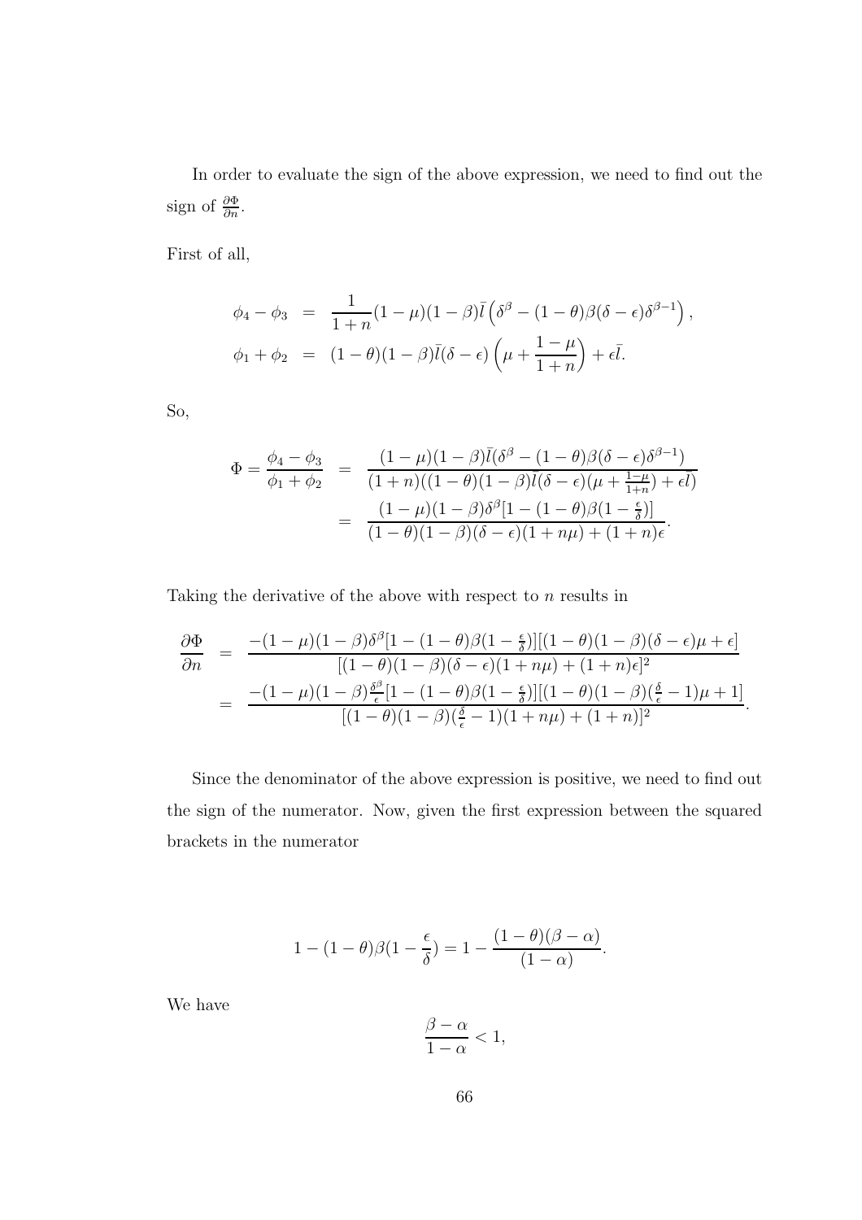In order to evaluate the sign of the above expression, we need to find out the sign of $\frac{\partial \Phi}{\partial n}$.

First of all,

$$
\begin{aligned}
\phi_4 - \phi_3 &= \frac{1}{1+n}(1-\mu)(1-\beta)\bar{l}\left(\delta^{\beta} - (1-\theta)\beta(\delta-\epsilon)\delta^{\beta-1}\right), \\
\phi_1 + \phi_2 &= (1-\theta)(1-\beta)\bar{l}(\delta-\epsilon)\left(\mu + \frac{1-\mu}{1+n}\right) + \epsilon\bar{l}.
\end{aligned}
$$

So,

$$
\begin{aligned}
\Phi = \frac{\phi_4 - \phi_3}{\phi_1 + \phi_2} &= \frac{(1-\mu)(1-\beta)\bar{l}(\delta^{\beta} - (1-\theta)\beta(\delta-\epsilon)\delta^{\beta-1})}{(1+n)((1-\theta)(1-\beta)\bar{l}(\delta-\epsilon)(\mu + \frac{1-\mu}{1+n}) + \epsilon\bar{l})} \\
&= \frac{(1-\mu)(1-\beta)\delta^{\beta}[1-(1-\theta)\beta(1-\frac{\epsilon}{\delta})]}{(1-\theta)(1-\beta)(\delta-\epsilon)(1+n\mu) + (1+n)\epsilon}.
\end{aligned}
$$

Taking the derivative of the above with respect to $n$ results in

$$
\begin{aligned}
\frac{\partial \Phi}{\partial n} &= \frac{-(1-\mu)(1-\beta)\delta^{\beta}[1-(1-\theta)\beta(1-\frac{\epsilon}{\delta})][(1-\theta)(1-\beta)(\delta-\epsilon)\mu + \epsilon]}{[(1-\theta)(1-\beta)(\delta-\epsilon)(1+n\mu) + (1+n)\epsilon]^2} \\
&= \frac{-(1-\mu)(1-\beta)\frac{\delta^{\beta}}{\epsilon}[1-(1-\theta)\beta(1-\frac{\epsilon}{\delta})][(1-\theta)(1-\beta)(\frac{\delta}{\epsilon}-1)\mu + 1]}{[(1-\theta)(1-\beta)(\frac{\delta}{\epsilon}-1)(1+n\mu) + (1+n)]^2}.
\end{aligned}
$$

Since the denominator of the above expression is positive, we need to find out the sign of the numerator. Now, given the first expression between the squared brackets in the numerator

$$
1-(1-\theta)\beta(1-\frac{\epsilon}{\delta}) = 1 - \frac{(1-\theta)(\beta-\alpha)}{(1-\alpha)}.
$$

We have

$$
\frac{\beta-\alpha}{1-\alpha} < 1,
$$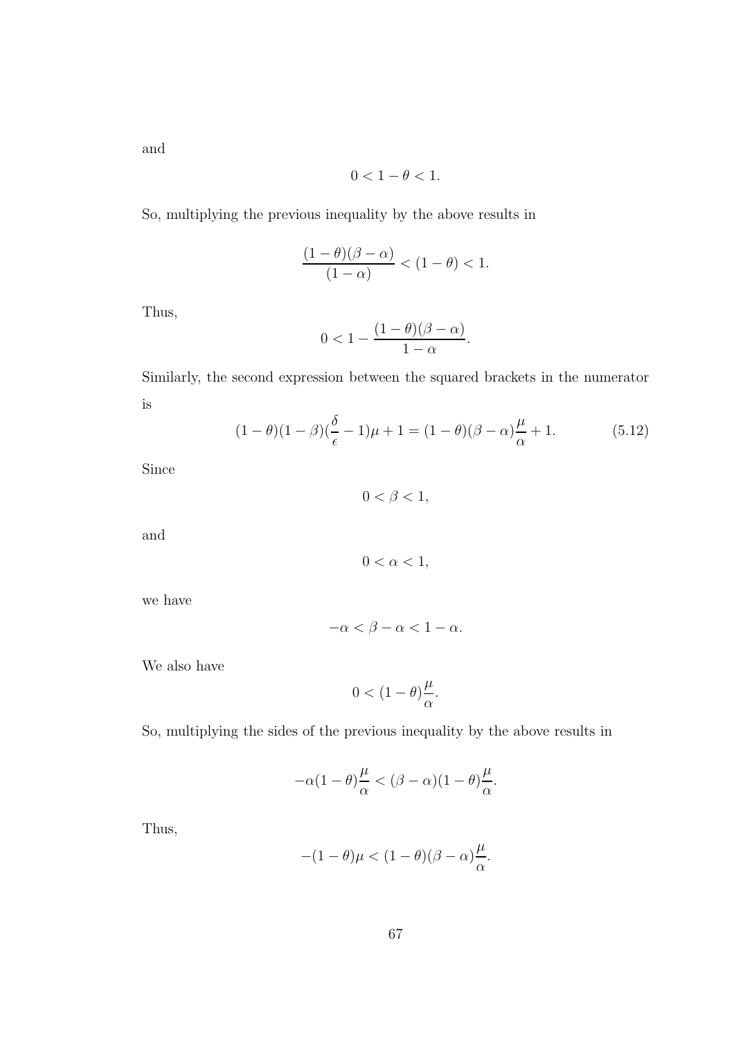and

$$0 < 1 - \theta < 1.$$

So, multiplying the previous inequality by the above results in

$$\frac{(1-\theta)(\beta-\alpha)}{(1-\alpha)} < (1-\theta) < 1.$$

Thus,

$$0 < 1 - \frac{(1-\theta)(\beta-\alpha)}{1-\alpha}.$$

Similarly, the second expression between the squared brackets in the numerator is

$$(1-\theta)(1-\beta)(\frac{\delta}{\epsilon}-1)\mu + 1 = (1-\theta)(\beta-\alpha)\frac{\mu}{\alpha} + 1. \tag{5.12}$$

Since

$$0 < \beta < 1,$$

and

$$0 < \alpha < 1,$$

we have

$$-\alpha < \beta - \alpha < 1 - \alpha.$$

We also have

$$0 < (1-\theta)\frac{\mu}{\alpha}.$$

So, multiplying the sides of the previous inequality by the above results in

$$-\alpha(1-\theta)\frac{\mu}{\alpha} < (\beta-\alpha)(1-\theta)\frac{\mu}{\alpha}.$$

Thus,

$$-(1-\theta)\mu < (1-\theta)(\beta-\alpha)\frac{\mu}{\alpha}.$$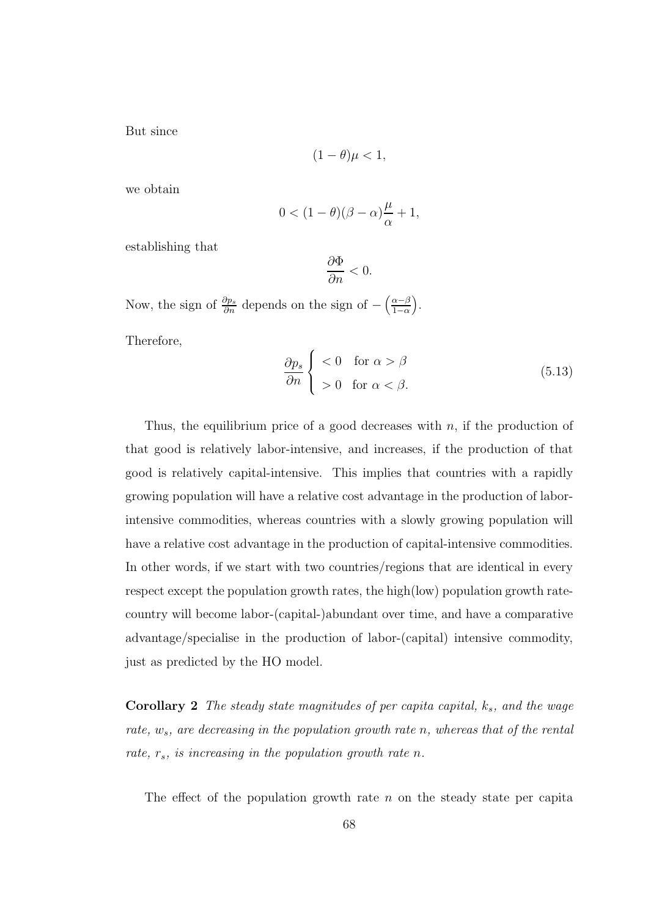But since

$$(1-\theta)\mu < 1,$$

we obtain

$$0 < (1-\theta)(\beta-\alpha)\frac{\mu}{\alpha} + 1,$$

establishing that

$$\frac{\partial \Phi}{\partial n} < 0.$$

Now, the sign of $\frac{\partial p_s}{\partial n}$ depends on the sign of $-\left(\frac{\alpha-\beta}{1-\alpha}\right)$.

Therefore,

$$\frac{\partial p_s}{\partial n} \begin{cases} < 0 & \text{for } \alpha > \beta \\ > 0 & \text{for } \alpha < \beta. \end{cases} \tag{5.13}$$

Thus, the equilibrium price of a good decreases with $n$, if the production of that good is relatively labor-intensive, and increases, if the production of that good is relatively capital-intensive. This implies that countries with a rapidly growing population will have a relative cost advantage in the production of labor-intensive commodities, whereas countries with a slowly growing population will have a relative cost advantage in the production of capital-intensive commodities. In other words, if we start with two countries/regions that are identical in every respect except the population growth rates, the high(low) population growth rate-country will become labor-(capital-)abundant over time, and have a comparative advantage/specialise in the production of labor-(capital) intensive commodity, just as predicted by the HO model.

**Corollary 2** *The steady state magnitudes of per capita capital, $k_s$, and the wage rate, $w_s$, are decreasing in the population growth rate $n$, whereas that of the rental rate, $r_s$, is increasing in the population growth rate $n$.*

The effect of the population growth rate $n$ on the steady state per capita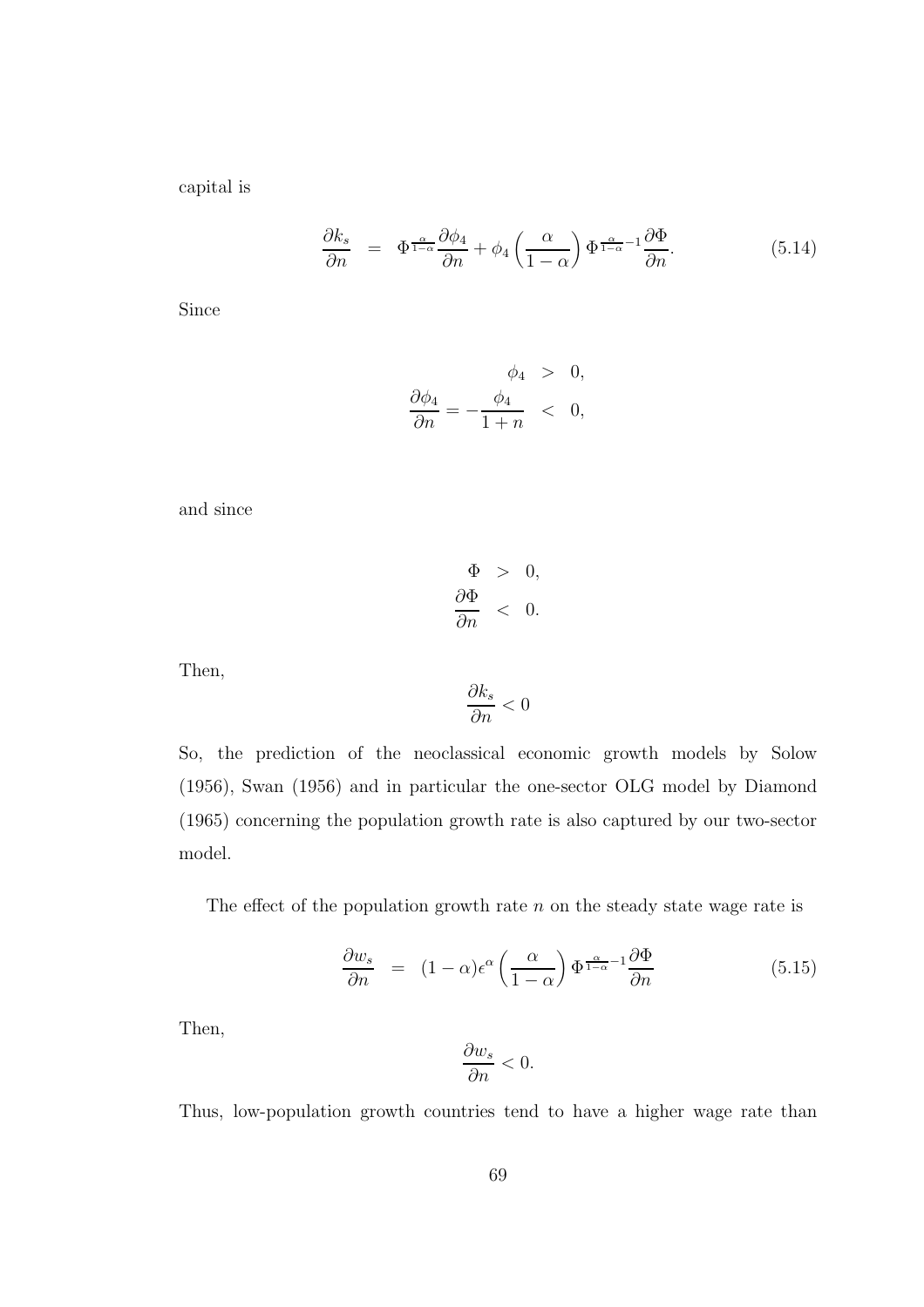capital is

$$\frac{\partial k_s}{\partial n} = \Phi^{\frac{\alpha}{1-\alpha}} \frac{\partial \phi_4}{\partial n} + \phi_4 \left(\frac{\alpha}{1-\alpha}\right) \Phi^{\frac{\alpha}{1-\alpha}-1} \frac{\partial \Phi}{\partial n}. \tag{5.14}$$

Since

$$\begin{aligned} \phi_4 &> 0, \\ \frac{\partial \phi_4}{\partial n} = -\frac{\phi_4}{1+n} &< 0, \end{aligned}$$

and since

$$\begin{aligned} \Phi &> 0, \\ \frac{\partial \Phi}{\partial n} &< 0. \end{aligned}$$

Then,

$$\frac{\partial k_s}{\partial n} < 0$$

So, the prediction of the neoclassical economic growth models by Solow (1956), Swan (1956) and in particular the one-sector OLG model by Diamond (1965) concerning the population growth rate is also captured by our two-sector model.

The effect of the population growth rate $n$ on the steady state wage rate is

$$\frac{\partial w_s}{\partial n} = (1-\alpha)\epsilon^{\alpha} \left(\frac{\alpha}{1-\alpha}\right) \Phi^{\frac{\alpha}{1-\alpha}-1} \frac{\partial \Phi}{\partial n} \tag{5.15}$$

Then,

$$\frac{\partial w_s}{\partial n} < 0.$$

Thus, low-population growth countries tend to have a higher wage rate than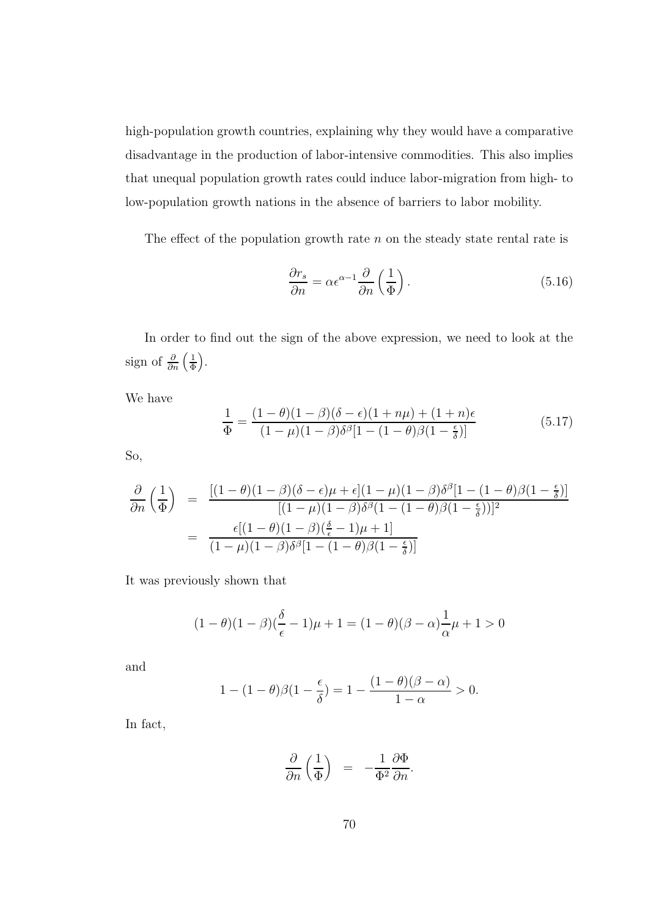high-population growth countries, explaining why they would have a comparative disadvantage in the production of labor-intensive commodities. This also implies that unequal population growth rates could induce labor-migration from high- to low-population growth nations in the absence of barriers to labor mobility.

The effect of the population growth rate $n$ on the steady state rental rate is

$$\frac{\partial r_s}{\partial n} = \alpha \epsilon^{\alpha - 1} \frac{\partial}{\partial n}\left(\frac{1}{\Phi}\right). \tag{5.16}$$

In order to find out the sign of the above expression, we need to look at the sign of $\frac{\partial}{\partial n}\left(\frac{1}{\Phi}\right)$.

We have

$$\frac{1}{\Phi} = \frac{(1-\theta)(1-\beta)(\delta-\epsilon)(1+n\mu)+(1+n)\epsilon}{(1-\mu)(1-\beta)\delta^{\beta}[1-(1-\theta)\beta(1-\frac{\epsilon}{\delta})]} \tag{5.17}$$

So,

$$\begin{aligned}
\frac{\partial}{\partial n}\left(\frac{1}{\Phi}\right) &= \frac{[(1-\theta)(1-\beta)(\delta-\epsilon)\mu+\epsilon](1-\mu)(1-\beta)\delta^{\beta}[1-(1-\theta)\beta(1-\frac{\epsilon}{\delta})]}{[(1-\mu)(1-\beta)\delta^{\beta}(1-(1-\theta)\beta(1-\frac{\epsilon}{\delta}))]^2} \\
&= \frac{\epsilon[(1-\theta)(1-\beta)(\frac{\delta}{\epsilon}-1)\mu+1]}{(1-\mu)(1-\beta)\delta^{\beta}[1-(1-\theta)\beta(1-\frac{\epsilon}{\delta})]}
\end{aligned}$$

It was previously shown that

$$(1-\theta)(1-\beta)(\frac{\delta}{\epsilon}-1)\mu+1 = (1-\theta)(\beta-\alpha)\frac{1}{\alpha}\mu+1 > 0$$

and

$$1-(1-\theta)\beta(1-\frac{\epsilon}{\delta}) = 1-\frac{(1-\theta)(\beta-\alpha)}{1-\alpha} > 0.$$

In fact,

$$\frac{\partial}{\partial n}\left(\frac{1}{\Phi}\right) = -\frac{1}{\Phi^2}\frac{\partial \Phi}{\partial n}.$$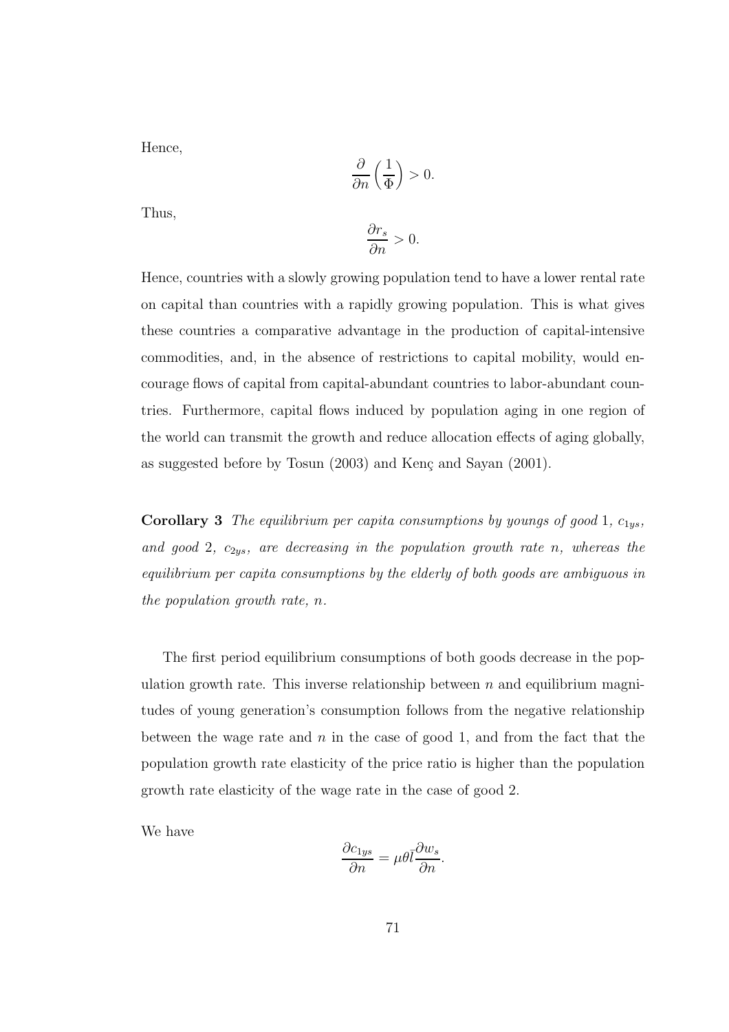Hence,

$$\frac{\partial}{\partial n}\left(\frac{1}{\Phi}\right) > 0.$$

Thus,

$$\frac{\partial r_s}{\partial n} > 0.$$

Hence, countries with a slowly growing population tend to have a lower rental rate on capital than countries with a rapidly growing population. This is what gives these countries a comparative advantage in the production of capital-intensive commodities, and, in the absence of restrictions to capital mobility, would encourage flows of capital from capital-abundant countries to labor-abundant countries. Furthermore, capital flows induced by population aging in one region of the world can transmit the growth and reduce allocation effects of aging globally, as suggested before by Tosun (2003) and Kenç and Sayan (2001).

**Corollary 3** *The equilibrium per capita consumptions by youngs of good* $1$*,* $c_{1ys}$*, and good* $2$*,* $c_{2ys}$*, are decreasing in the population growth rate* $n$*, whereas the equilibrium per capita consumptions by the elderly of both goods are ambiguous in the population growth rate,* $n$*.*

The first period equilibrium consumptions of both goods decrease in the population growth rate. This inverse relationship between $n$ and equilibrium magnitudes of young generation's consumption follows from the negative relationship between the wage rate and $n$ in the case of good 1, and from the fact that the population growth rate elasticity of the price ratio is higher than the population growth rate elasticity of the wage rate in the case of good 2.

We have

$$\frac{\partial c_{1ys}}{\partial n} = \mu\theta\bar{l}\frac{\partial w_s}{\partial n}.$$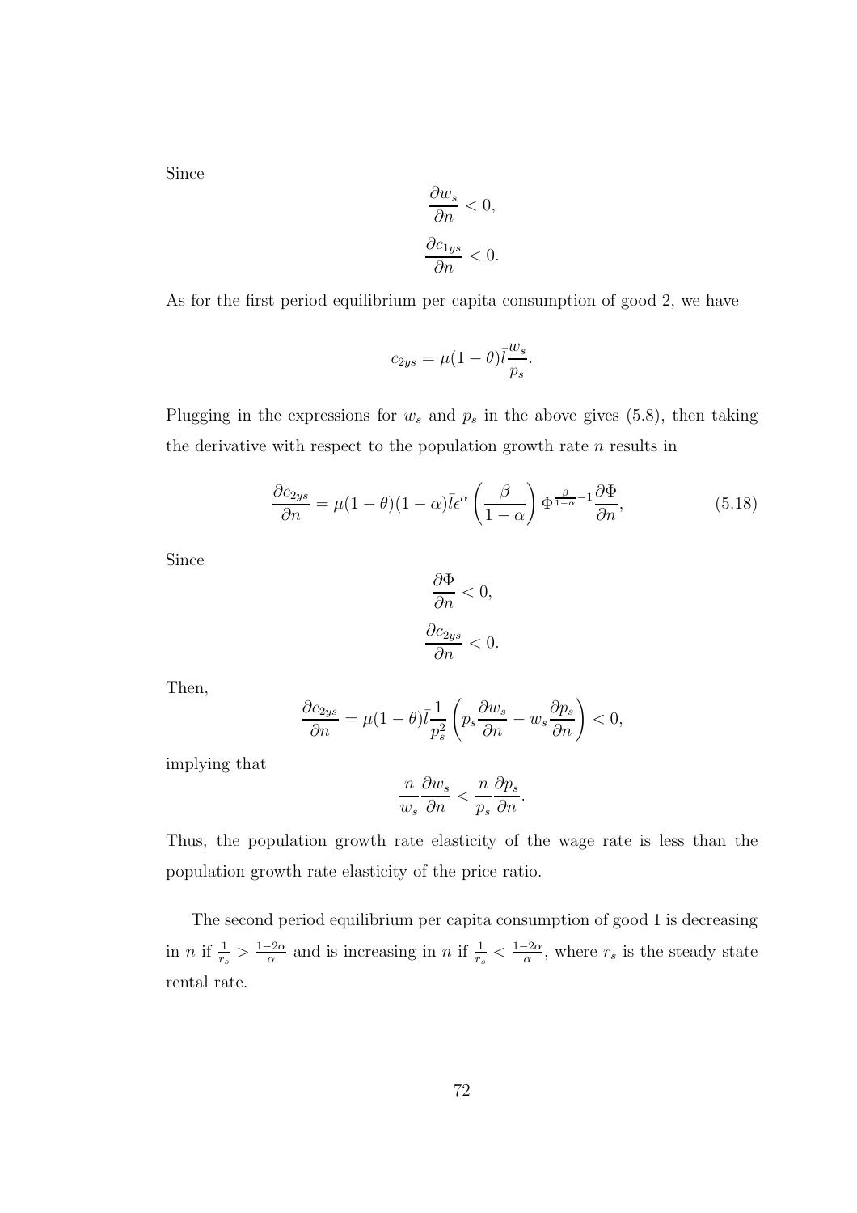Since

$$\frac{\partial w_s}{\partial n} < 0,$$

$$\frac{\partial c_{1ys}}{\partial n} < 0.$$

As for the first period equilibrium per capita consumption of good 2, we have

$$c_{2ys} = \mu(1-\theta)\bar{l}\frac{w_s}{p_s}.$$

Plugging in the expressions for $w_s$ and $p_s$ in the above gives (5.8), then taking the derivative with respect to the population growth rate $n$ results in

$$\frac{\partial c_{2ys}}{\partial n} = \mu(1-\theta)(1-\alpha)\bar{l}\epsilon^{\alpha}\left(\frac{\beta}{1-\alpha}\right)\Phi^{\frac{\beta}{1-\alpha}-1}\frac{\partial \Phi}{\partial n}, \tag{5.18}$$

Since

$$\frac{\partial \Phi}{\partial n} < 0,$$

$$\frac{\partial c_{2ys}}{\partial n} < 0.$$

Then,

$$\frac{\partial c_{2ys}}{\partial n} = \mu(1-\theta)\bar{l}\frac{1}{p_s^2}\left(p_s\frac{\partial w_s}{\partial n} - w_s\frac{\partial p_s}{\partial n}\right) < 0,$$

implying that

$$\frac{n}{w_s}\frac{\partial w_s}{\partial n} < \frac{n}{p_s}\frac{\partial p_s}{\partial n}.$$

Thus, the population growth rate elasticity of the wage rate is less than the population growth rate elasticity of the price ratio.

The second period equilibrium per capita consumption of good 1 is decreasing in $n$ if $\frac{1}{r_s} > \frac{1-2\alpha}{\alpha}$ and is increasing in $n$ if $\frac{1}{r_s} < \frac{1-2\alpha}{\alpha}$, where $r_s$ is the steady state rental rate.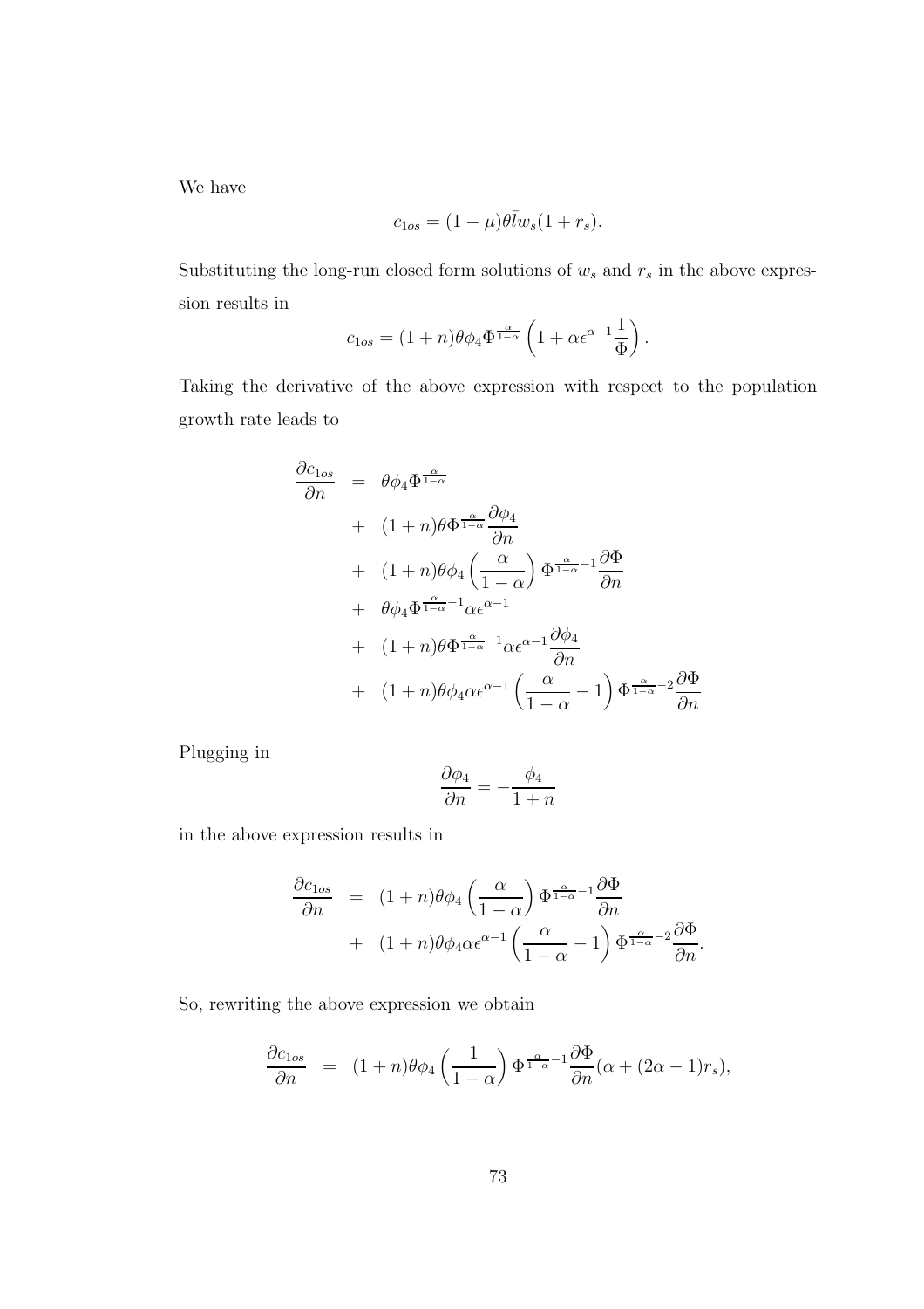We have

$$c_{1os} = (1-\mu)\theta\bar{l}w_s(1+r_s).$$

Substituting the long-run closed form solutions of $w_s$ and $r_s$ in the above expression results in

$$c_{1os} = (1+n)\theta\phi_4\Phi^{\frac{\alpha}{1-\alpha}}\left(1+\alpha\epsilon^{\alpha-1}\frac{1}{\Phi}\right).$$

Taking the derivative of the above expression with respect to the population growth rate leads to

$$\begin{aligned}
\frac{\partial c_{1os}}{\partial n} &= \theta\phi_4\Phi^{\frac{\alpha}{1-\alpha}} \\
&+ (1+n)\theta\Phi^{\frac{\alpha}{1-\alpha}}\frac{\partial\phi_4}{\partial n} \\
&+ (1+n)\theta\phi_4\left(\frac{\alpha}{1-\alpha}\right)\Phi^{\frac{\alpha}{1-\alpha}-1}\frac{\partial\Phi}{\partial n} \\
&+ \theta\phi_4\Phi^{\frac{\alpha}{1-\alpha}-1}\alpha\epsilon^{\alpha-1} \\
&+ (1+n)\theta\Phi^{\frac{\alpha}{1-\alpha}-1}\alpha\epsilon^{\alpha-1}\frac{\partial\phi_4}{\partial n} \\
&+ (1+n)\theta\phi_4\alpha\epsilon^{\alpha-1}\left(\frac{\alpha}{1-\alpha}-1\right)\Phi^{\frac{\alpha}{1-\alpha}-2}\frac{\partial\Phi}{\partial n}
\end{aligned}$$

Plugging in

$$\frac{\partial\phi_4}{\partial n} = -\frac{\phi_4}{1+n}$$

in the above expression results in

$$\begin{aligned}
\frac{\partial c_{1os}}{\partial n} &= (1+n)\theta\phi_4\left(\frac{\alpha}{1-\alpha}\right)\Phi^{\frac{\alpha}{1-\alpha}-1}\frac{\partial\Phi}{\partial n} \\
&+ (1+n)\theta\phi_4\alpha\epsilon^{\alpha-1}\left(\frac{\alpha}{1-\alpha}-1\right)\Phi^{\frac{\alpha}{1-\alpha}-2}\frac{\partial\Phi}{\partial n}.
\end{aligned}$$

So, rewriting the above expression we obtain

$$\frac{\partial c_{1os}}{\partial n} = (1+n)\theta\phi_4\left(\frac{1}{1-\alpha}\right)\Phi^{\frac{\alpha}{1-\alpha}-1}\frac{\partial\Phi}{\partial n}(\alpha+(2\alpha-1)r_s),$$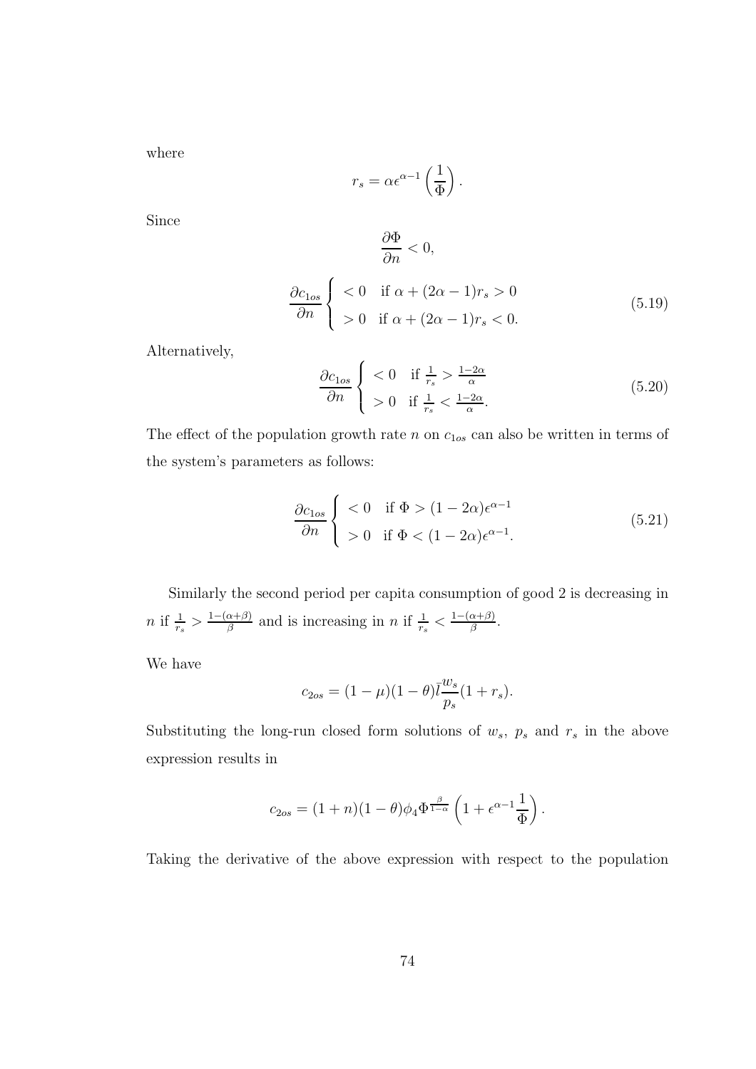where

$$r_s = \alpha \epsilon^{\alpha - 1} \left( \frac{1}{\Phi} \right).$$

Since

$$\frac{\partial \Phi}{\partial n} < 0,$$

$$\frac{\partial c_{1os}}{\partial n} \begin{cases} < 0 & \text{if } \alpha + (2\alpha - 1) r_s > 0 \\ > 0 & \text{if } \alpha + (2\alpha - 1) r_s < 0. \end{cases} \tag{5.19}$$

Alternatively,

$$\frac{\partial c_{1os}}{\partial n} \begin{cases} < 0 & \text{if } \frac{1}{r_s} > \frac{1 - 2\alpha}{\alpha} \\ > 0 & \text{if } \frac{1}{r_s} < \frac{1 - 2\alpha}{\alpha}. \end{cases} \tag{5.20}$$

The effect of the population growth rate $n$ on $c_{1os}$ can also be written in terms of the system's parameters as follows:

$$\frac{\partial c_{1os}}{\partial n} \begin{cases} < 0 & \text{if } \Phi > (1 - 2\alpha) \epsilon^{\alpha - 1} \\ > 0 & \text{if } \Phi < (1 - 2\alpha) \epsilon^{\alpha - 1}. \end{cases} \tag{5.21}$$

Similarly the second period per capita consumption of good 2 is decreasing in $n$ if $\frac{1}{r_s} > \frac{1 - (\alpha + \beta)}{\beta}$ and is increasing in $n$ if $\frac{1}{r_s} < \frac{1 - (\alpha + \beta)}{\beta}$.

We have

$$c_{2os} = (1 - \mu)(1 - \theta) \bar{l} \frac{w_s}{p_s} (1 + r_s).$$

Substituting the long-run closed form solutions of $w_s$, $p_s$ and $r_s$ in the above expression results in

$$c_{2os} = (1 + n)(1 - \theta) \phi_4 \Phi^{\frac{\beta}{1 - \alpha}} \left( 1 + \epsilon^{\alpha - 1} \frac{1}{\Phi} \right).$$

Taking the derivative of the above expression with respect to the population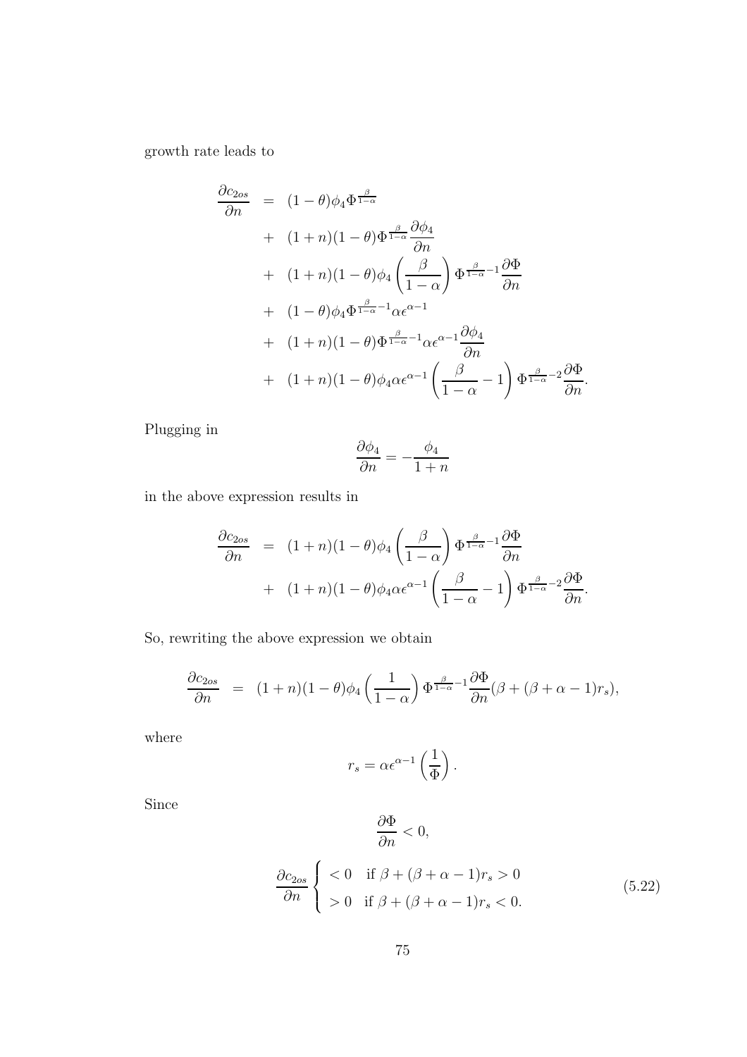growth rate leads to

$$
\begin{aligned}
\frac{\partial c_{2os}}{\partial n} &= (1-\theta)\phi_4 \Phi^{\frac{\beta}{1-\alpha}} \\
&+ (1+n)(1-\theta)\Phi^{\frac{\beta}{1-\alpha}} \frac{\partial \phi_4}{\partial n} \\
&+ (1+n)(1-\theta)\phi_4 \left(\frac{\beta}{1-\alpha}\right) \Phi^{\frac{\beta}{1-\alpha}-1} \frac{\partial \Phi}{\partial n} \\
&+ (1-\theta)\phi_4 \Phi^{\frac{\beta}{1-\alpha}-1} \alpha \epsilon^{\alpha-1} \\
&+ (1+n)(1-\theta)\Phi^{\frac{\beta}{1-\alpha}-1} \alpha \epsilon^{\alpha-1} \frac{\partial \phi_4}{\partial n} \\
&+ (1+n)(1-\theta)\phi_4 \alpha \epsilon^{\alpha-1} \left(\frac{\beta}{1-\alpha} - 1\right) \Phi^{\frac{\beta}{1-\alpha}-2} \frac{\partial \Phi}{\partial n}.
\end{aligned}
$$

Plugging in

$$
\frac{\partial \phi_4}{\partial n} = -\frac{\phi_4}{1+n}
$$

in the above expression results in

$$
\begin{aligned}
\frac{\partial c_{2os}}{\partial n} &= (1+n)(1-\theta)\phi_4 \left(\frac{\beta}{1-\alpha}\right) \Phi^{\frac{\beta}{1-\alpha}-1} \frac{\partial \Phi}{\partial n} \\
&+ (1+n)(1-\theta)\phi_4 \alpha \epsilon^{\alpha-1} \left(\frac{\beta}{1-\alpha} - 1\right) \Phi^{\frac{\beta}{1-\alpha}-2} \frac{\partial \Phi}{\partial n}.
\end{aligned}
$$

So, rewriting the above expression we obtain

$$
\frac{\partial c_{2os}}{\partial n} = (1+n)(1-\theta)\phi_4 \left(\frac{1}{1-\alpha}\right) \Phi^{\frac{\beta}{1-\alpha}-1} \frac{\partial \Phi}{\partial n} (\beta + (\beta+\alpha-1) r_s),
$$

where

$$
r_s = \alpha \epsilon^{\alpha-1} \left(\frac{1}{\Phi}\right).
$$

Since

$$
\frac{\partial \Phi}{\partial n} < 0,
$$

$$
\frac{\partial c_{2os}}{\partial n} \begin{cases} < 0 & \text{if } \beta + (\beta+\alpha-1) r_s > 0 \\ > 0 & \text{if } \beta + (\beta+\alpha-1) r_s < 0. \end{cases} \tag{5.22}
$$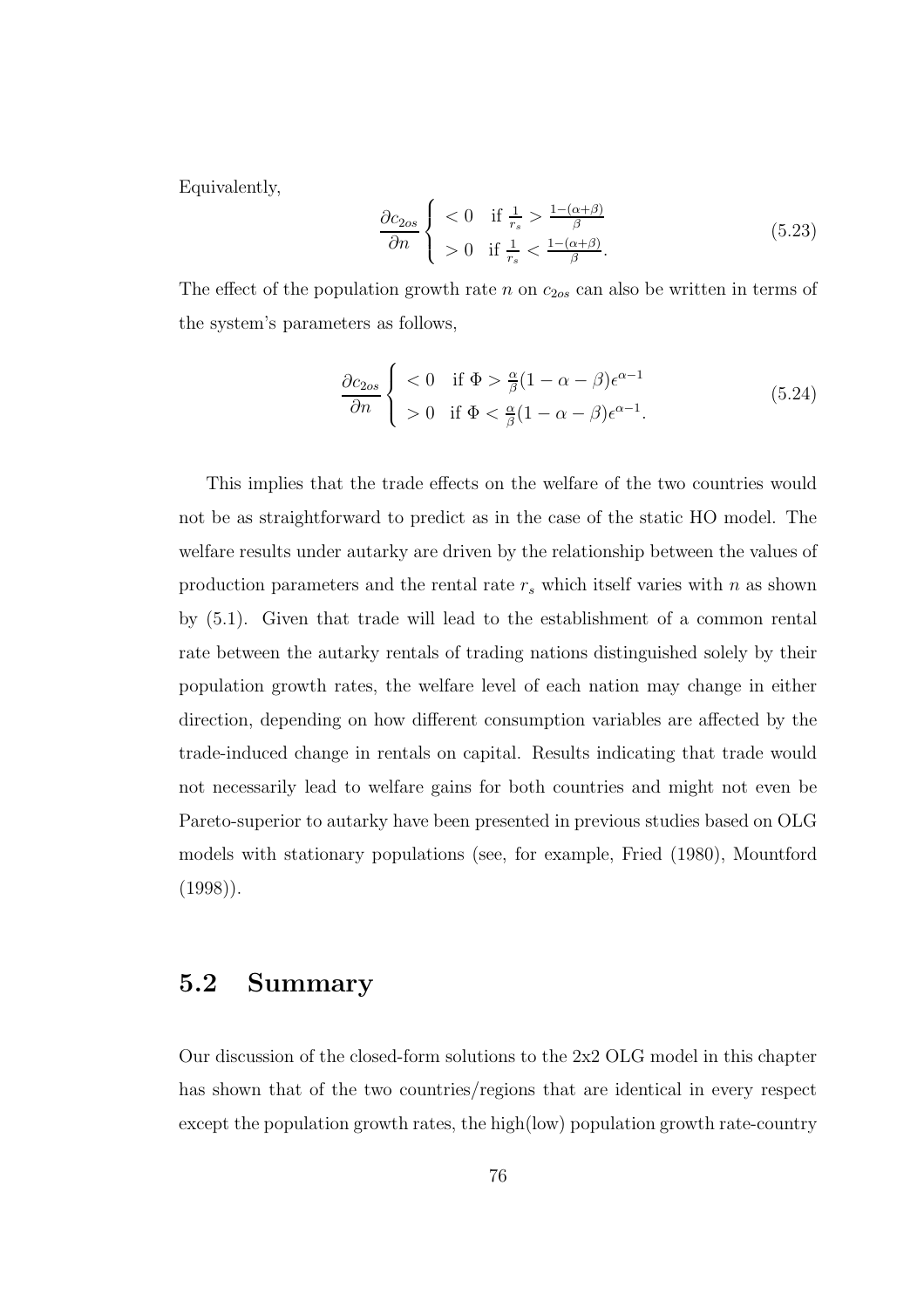Equivalently,

$$
\frac{\partial c_{2os}}{\partial n} \left\{ \begin{array}{ll} < 0 & \text{if } \frac{1}{r_s} > \frac{1-(\alpha+\beta)}{\beta} \\ > 0 & \text{if } \frac{1}{r_s} < \frac{1-(\alpha+\beta)}{\beta}. \end{array} \right. \tag{5.23}
$$

The effect of the population growth rate $n$ on $c_{2os}$ can also be written in terms of the system's parameters as follows,

$$
\frac{\partial c_{2os}}{\partial n} \left\{ \begin{array}{ll} < 0 & \text{if } \Phi > \frac{\alpha}{\beta}(1-\alpha-\beta)\epsilon^{\alpha-1} \\ > 0 & \text{if } \Phi < \frac{\alpha}{\beta}(1-\alpha-\beta)\epsilon^{\alpha-1}. \end{array} \right. \tag{5.24}
$$

This implies that the trade effects on the welfare of the two countries would not be as straightforward to predict as in the case of the static HO model. The welfare results under autarky are driven by the relationship between the values of production parameters and the rental rate $r_s$ which itself varies with $n$ as shown by (5.1). Given that trade will lead to the establishment of a common rental rate between the autarky rentals of trading nations distinguished solely by their population growth rates, the welfare level of each nation may change in either direction, depending on how different consumption variables are affected by the trade-induced change in rentals on capital. Results indicating that trade would not necessarily lead to welfare gains for both countries and might not even be Pareto-superior to autarky have been presented in previous studies based on OLG models with stationary populations (see, for example, Fried (1980), Mountford (1998)).

## 5.2 Summary

Our discussion of the closed-form solutions to the 2x2 OLG model in this chapter has shown that of the two countries/regions that are identical in every respect except the population growth rates, the high(low) population growth rate-country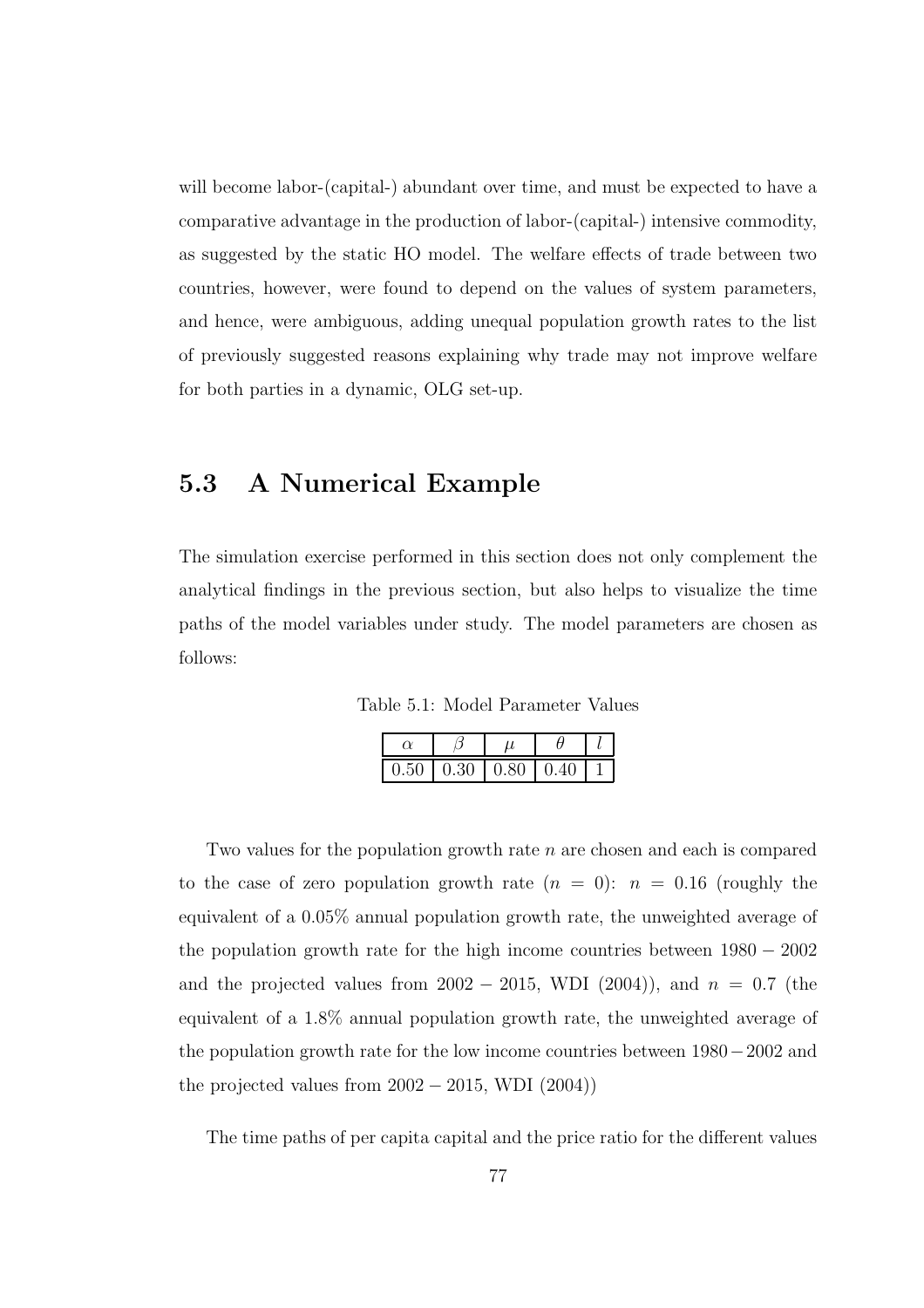will become labor-(capital-) abundant over time, and must be expected to have a comparative advantage in the production of labor-(capital-) intensive commodity, as suggested by the static HO model. The welfare effects of trade between two countries, however, were found to depend on the values of system parameters, and hence, were ambiguous, adding unequal population growth rates to the list of previously suggested reasons explaining why trade may not improve welfare for both parties in a dynamic, OLG set-up.

## 5.3 A Numerical Example

The simulation exercise performed in this section does not only complement the analytical findings in the previous section, but also helps to visualize the time paths of the model variables under study. The model parameters are chosen as follows:

Table 5.1: Model Parameter Values

| $\alpha$ | $\beta$ | $\mu$ | $\theta$ | $l$ |
|---|---|---|---|---|
| 0.50 | 0.30 | 0.80 | 0.40 | 1 |

Two values for the population growth rate $n$ are chosen and each is compared to the case of zero population growth rate ($n = 0$): $n = 0.16$ (roughly the equivalent of a 0.05% annual population growth rate, the unweighted average of the population growth rate for the high income countries between $1980 - 2002$ and the projected values from $2002 - 2015$, WDI (2004)), and $n = 0.7$ (the equivalent of a 1.8% annual population growth rate, the unweighted average of the population growth rate for the low income countries between $1980 - 2002$ and the projected values from $2002 - 2015$, WDI (2004))

The time paths of per capita capital and the price ratio for the different values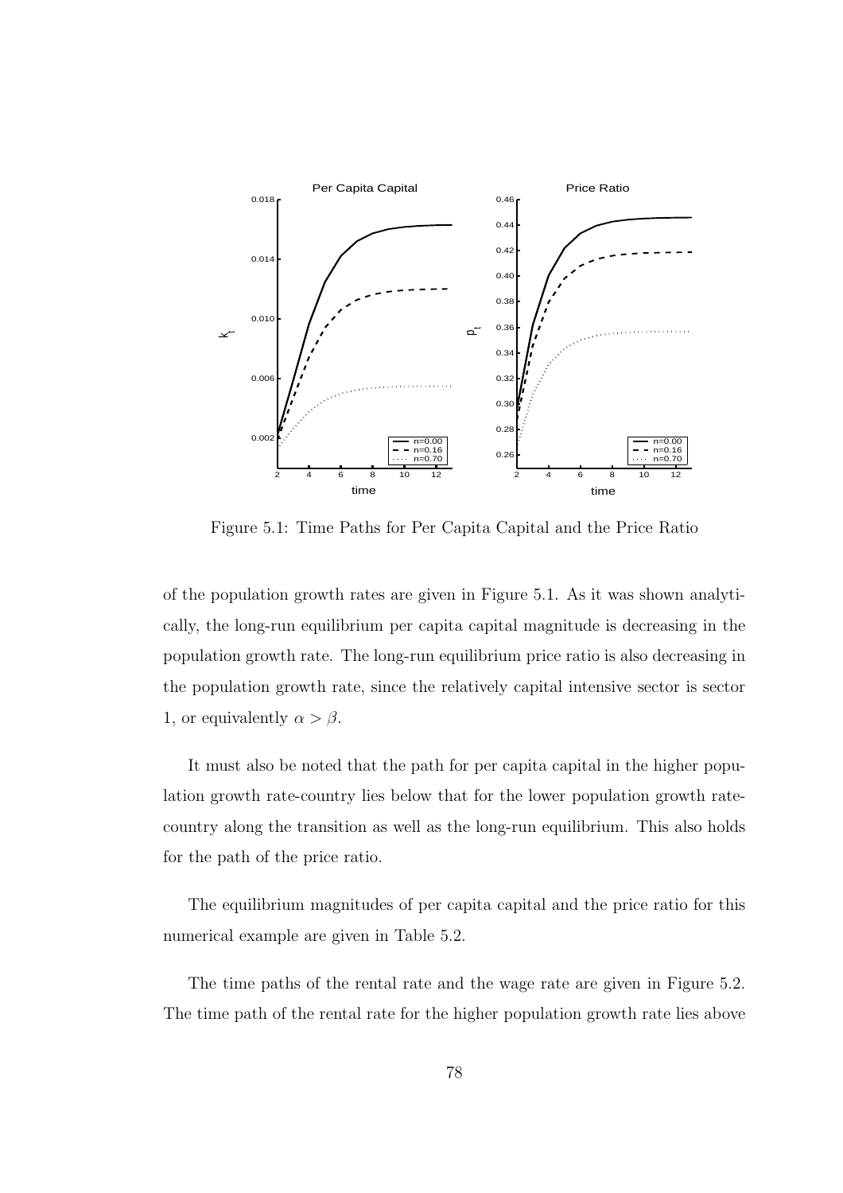Figure 5.1: Time Paths for Per Capita Capital and the Price Ratio

of the population growth rates are given in Figure 5.1. As it was shown analytically, the long-run equilibrium per capita capital magnitude is decreasing in the population growth rate. The long-run equilibrium price ratio is also decreasing in the population growth rate, since the relatively capital intensive sector is sector 1, or equivalently $\alpha > \beta$.

It must also be noted that the path for per capita capital in the higher population growth rate-country lies below that for the lower population growth rate-country along the transition as well as the long-run equilibrium. This also holds for the path of the price ratio.

The equilibrium magnitudes of per capita capital and the price ratio for this numerical example are given in Table 5.2.

The time paths of the rental rate and the wage rate are given in Figure 5.2. The time path of the rental rate for the higher population growth rate lies above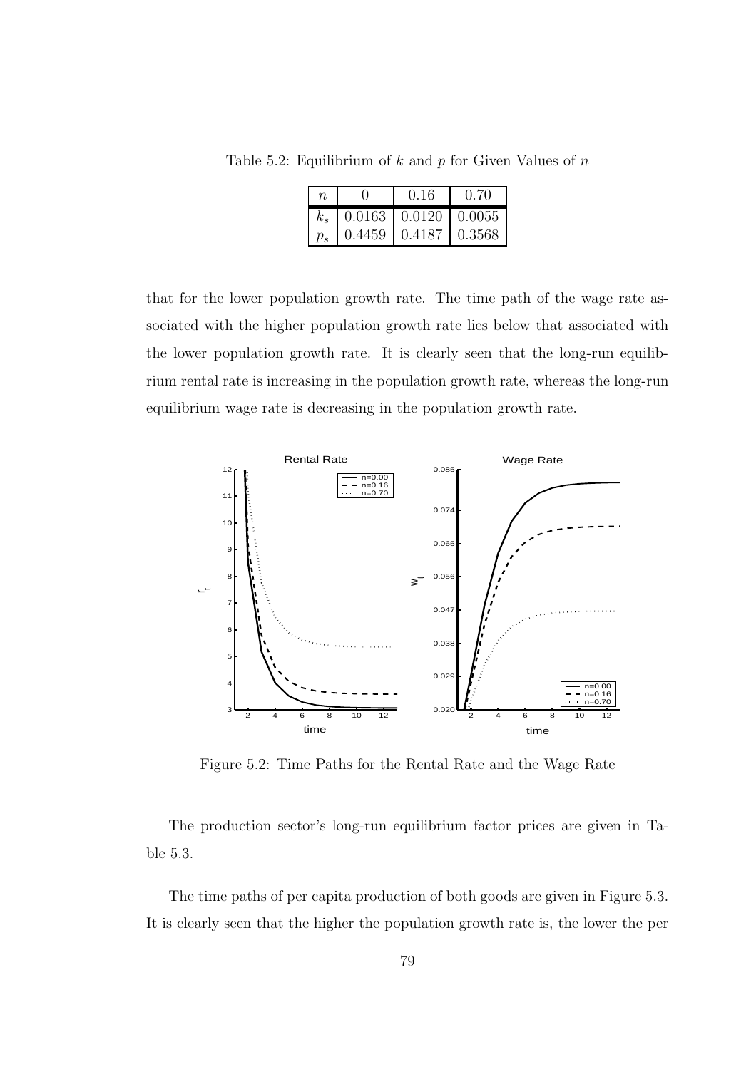Table 5.2: Equilibrium of $k$ and $p$ for Given Values of $n$

| $n$ | 0 | 0.16 | 0.70 |
|---|---|---|---|
| $k_s$ | 0.0163 | 0.0120 | 0.0055 |
| $p_s$ | 0.4459 | 0.4187 | 0.3568 |

that for the lower population growth rate. The time path of the wage rate associated with the higher population growth rate lies below that associated with the lower population growth rate. It is clearly seen that the long-run equilibrium rental rate is increasing in the population growth rate, whereas the long-run equilibrium wage rate is decreasing in the population growth rate.

Figure 5.2: Time Paths for the Rental Rate and the Wage Rate

The production sector's long-run equilibrium factor prices are given in Table 5.3.

The time paths of per capita production of both goods are given in Figure 5.3. It is clearly seen that the higher the population growth rate is, the lower the per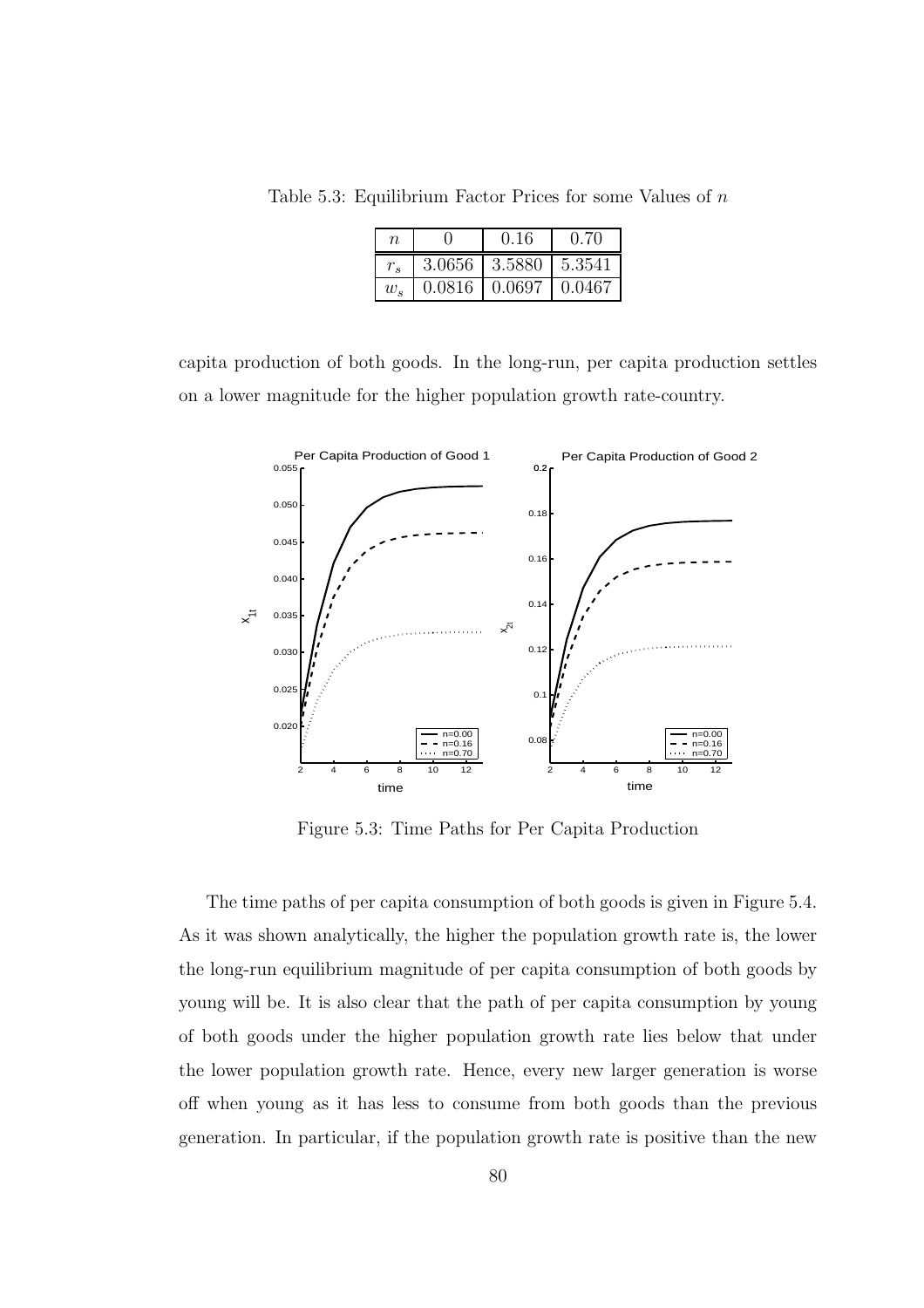Table 5.3: Equilibrium Factor Prices for some Values of $n$

| $n$ | 0 | 0.16 | 0.70 |
|---|---|---|---|
| $r_s$ | 3.0656 | 3.5880 | 5.3541 |
| $w_s$ | 0.0816 | 0.0697 | 0.0467 |

capita production of both goods. In the long-run, per capita production settles on a lower magnitude for the higher population growth rate-country.

Figure 5.3: Time Paths for Per Capita Production

The time paths of per capita consumption of both goods is given in Figure 5.4. As it was shown analytically, the higher the population growth rate is, the lower the long-run equilibrium magnitude of per capita consumption of both goods by young will be. It is also clear that the path of per capita consumption by young of both goods under the higher population growth rate lies below that under the lower population growth rate. Hence, every new larger generation is worse off when young as it has less to consume from both goods than the previous generation. In particular, if the population growth rate is positive than the new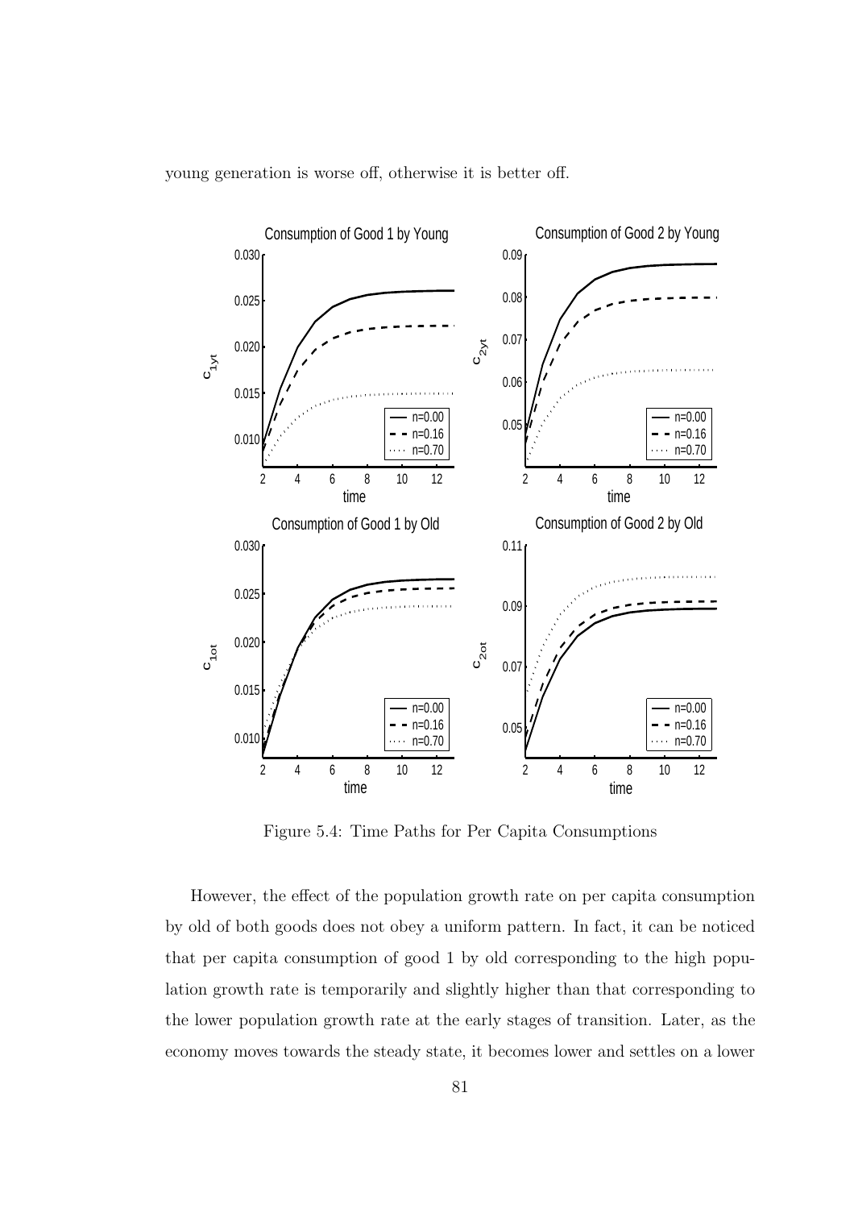young generation is worse off, otherwise it is better off.

Figure 5.4: Time Paths for Per Capita Consumptions

However, the effect of the population growth rate on per capita consumption by old of both goods does not obey a uniform pattern. In fact, it can be noticed that per capita consumption of good 1 by old corresponding to the high population growth rate is temporarily and slightly higher than that corresponding to the lower population growth rate at the early stages of transition. Later, as the economy moves towards the steady state, it becomes lower and settles on a lower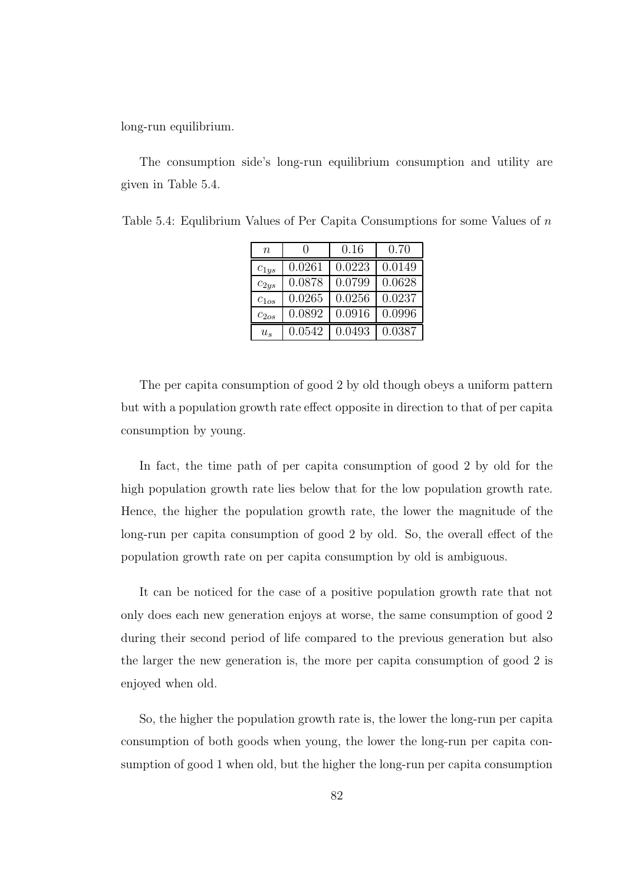long-run equilibrium.

The consumption side's long-run equilibrium consumption and utility are given in Table 5.4.

Table 5.4: Equlibrium Values of Per Capita Consumptions for some Values of $n$

| $n$ | 0 | 0.16 | 0.70 |
|---|---|---|---|
| $c_{1ys}$ | 0.0261 | 0.0223 | 0.0149 |
| $c_{2ys}$ | 0.0878 | 0.0799 | 0.0628 |
| $c_{1os}$ | 0.0265 | 0.0256 | 0.0237 |
| $c_{2os}$ | 0.0892 | 0.0916 | 0.0996 |
| $u_s$ | 0.0542 | 0.0493 | 0.0387 |

The per capita consumption of good 2 by old though obeys a uniform pattern but with a population growth rate effect opposite in direction to that of per capita consumption by young.

In fact, the time path of per capita consumption of good 2 by old for the high population growth rate lies below that for the low population growth rate. Hence, the higher the population growth rate, the lower the magnitude of the long-run per capita consumption of good 2 by old. So, the overall effect of the population growth rate on per capita consumption by old is ambiguous.

It can be noticed for the case of a positive population growth rate that not only does each new generation enjoys at worse, the same consumption of good 2 during their second period of life compared to the previous generation but also the larger the new generation is, the more per capita consumption of good 2 is enjoyed when old.

So, the higher the population growth rate is, the lower the long-run per capita consumption of both goods when young, the lower the long-run per capita consumption of good 1 when old, but the higher the long-run per capita consumption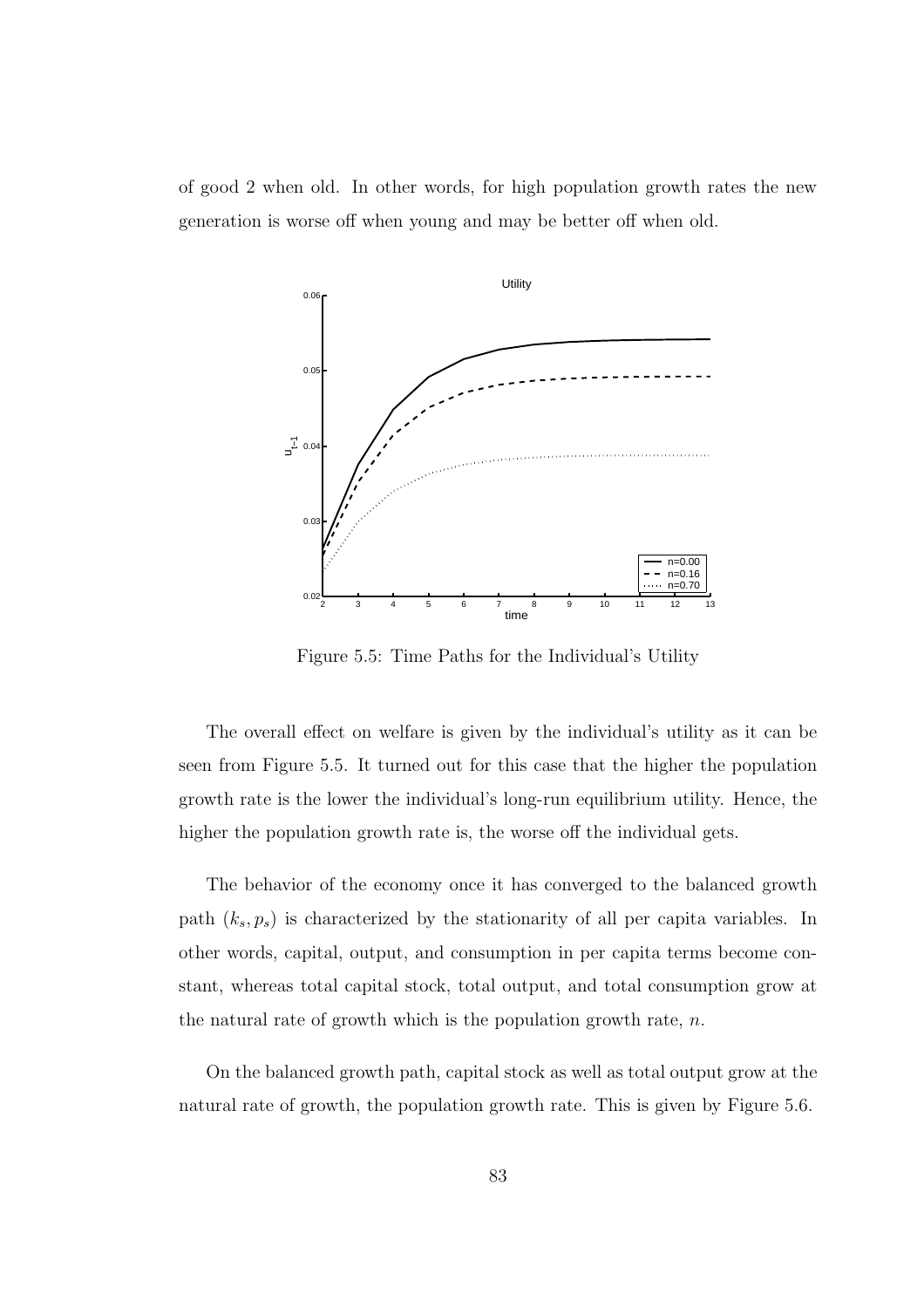of good 2 when old. In other words, for high population growth rates the new generation is worse off when young and may be better off when old.

Figure 5.5: Time Paths for the Individual's Utility

The overall effect on welfare is given by the individual's utility as it can be seen from Figure 5.5. It turned out for this case that the higher the population growth rate is the lower the individual's long-run equilibrium utility. Hence, the higher the population growth rate is, the worse off the individual gets.

The behavior of the economy once it has converged to the balanced growth path $(k_s, p_s)$ is characterized by the stationarity of all per capita variables. In other words, capital, output, and consumption in per capita terms become constant, whereas total capital stock, total output, and total consumption grow at the natural rate of growth which is the population growth rate, $n$.

On the balanced growth path, capital stock as well as total output grow at the natural rate of growth, the population growth rate. This is given by Figure 5.6.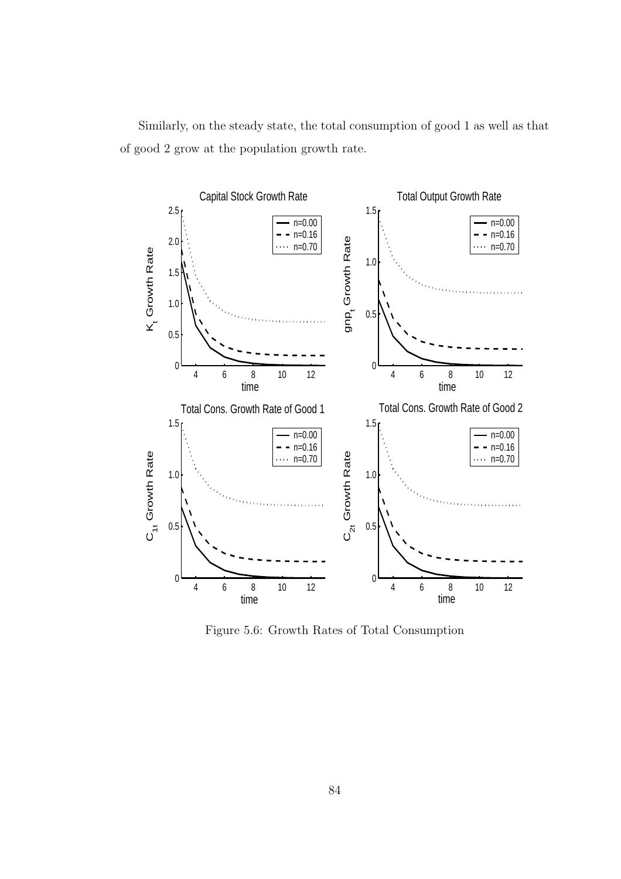Similarly, on the steady state, the total consumption of good 1 as well as that of good 2 grow at the population growth rate.

Figure 5.6: Growth Rates of Total Consumption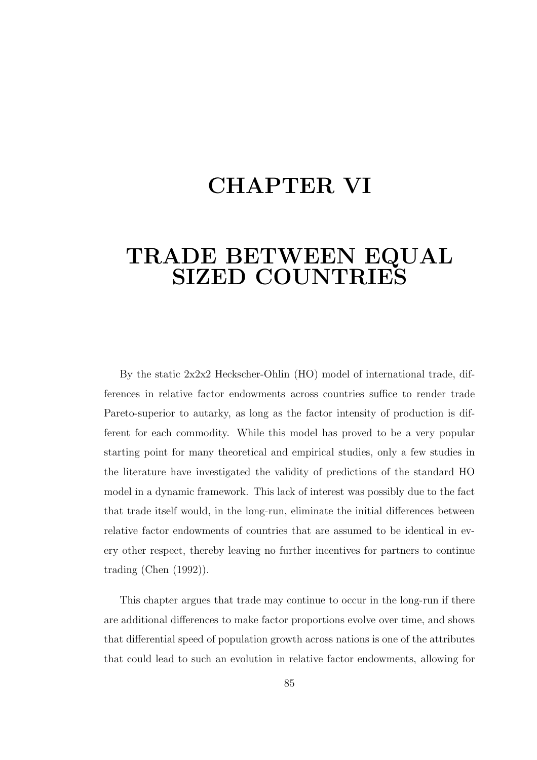# CHAPTER VI

# TRADE BETWEEN EQUAL SIZED COUNTRIES

By the static 2x2x2 Heckscher-Ohlin (HO) model of international trade, differences in relative factor endowments across countries suffice to render trade Pareto-superior to autarky, as long as the factor intensity of production is different for each commodity. While this model has proved to be a very popular starting point for many theoretical and empirical studies, only a few studies in the literature have investigated the validity of predictions of the standard HO model in a dynamic framework. This lack of interest was possibly due to the fact that trade itself would, in the long-run, eliminate the initial differences between relative factor endowments of countries that are assumed to be identical in every other respect, thereby leaving no further incentives for partners to continue trading (Chen (1992)).

This chapter argues that trade may continue to occur in the long-run if there are additional differences to make factor proportions evolve over time, and shows that differential speed of population growth across nations is one of the attributes that could lead to such an evolution in relative factor endowments, allowing for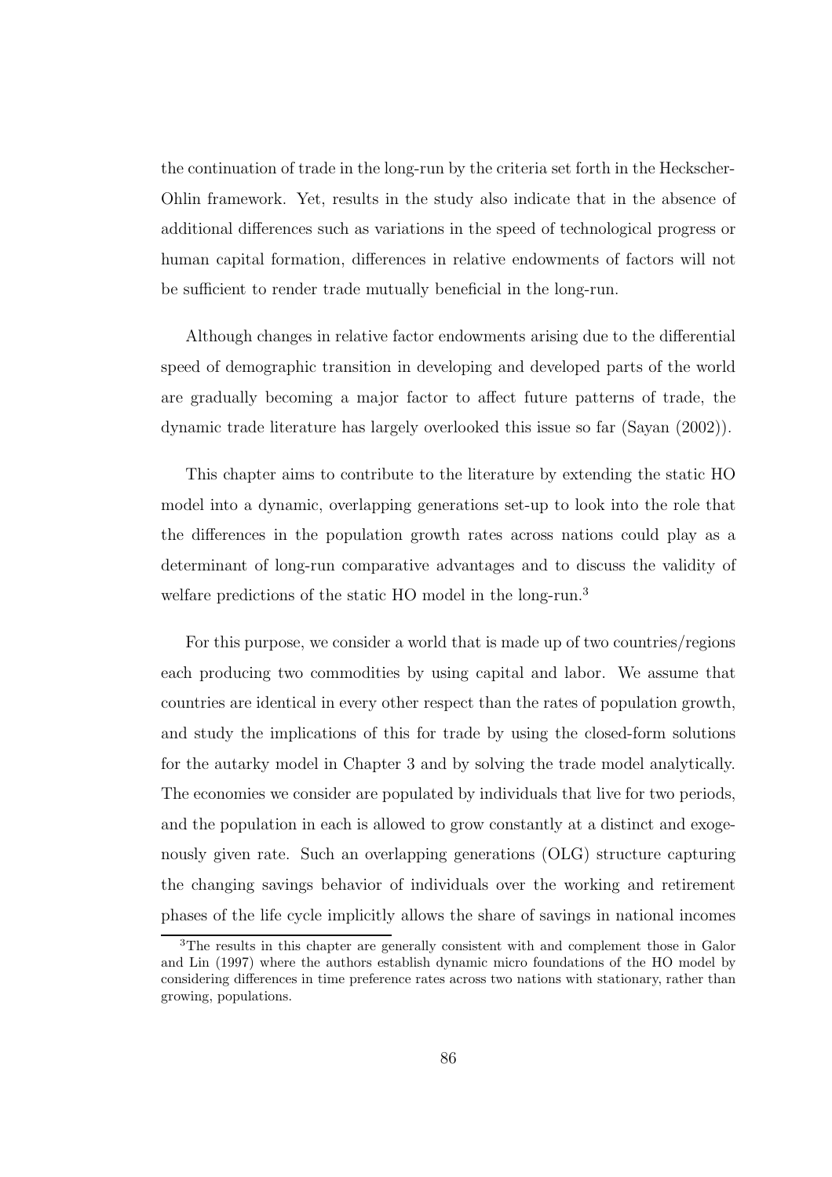the continuation of trade in the long-run by the criteria set forth in the Heckscher-Ohlin framework. Yet, results in the study also indicate that in the absence of additional differences such as variations in the speed of technological progress or human capital formation, differences in relative endowments of factors will not be sufficient to render trade mutually beneficial in the long-run.

Although changes in relative factor endowments arising due to the differential speed of demographic transition in developing and developed parts of the world are gradually becoming a major factor to affect future patterns of trade, the dynamic trade literature has largely overlooked this issue so far (Sayan (2002)).

This chapter aims to contribute to the literature by extending the static HO model into a dynamic, overlapping generations set-up to look into the role that the differences in the population growth rates across nations could play as a determinant of long-run comparative advantages and to discuss the validity of welfare predictions of the static HO model in the long-run.[3]

For this purpose, we consider a world that is made up of two countries/regions each producing two commodities by using capital and labor. We assume that countries are identical in every other respect than the rates of population growth, and study the implications of this for trade by using the closed-form solutions for the autarky model in Chapter 3 and by solving the trade model analytically. The economies we consider are populated by individuals that live for two periods, and the population in each is allowed to grow constantly at a distinct and exogenously given rate. Such an overlapping generations (OLG) structure capturing the changing savings behavior of individuals over the working and retirement phases of the life cycle implicitly allows the share of savings in national incomes

[3] The results in this chapter are generally consistent with and complement those in Galor and Lin (1997) where the authors establish dynamic micro foundations of the HO model by considering differences in time preference rates across two nations with stationary, rather than growing, populations.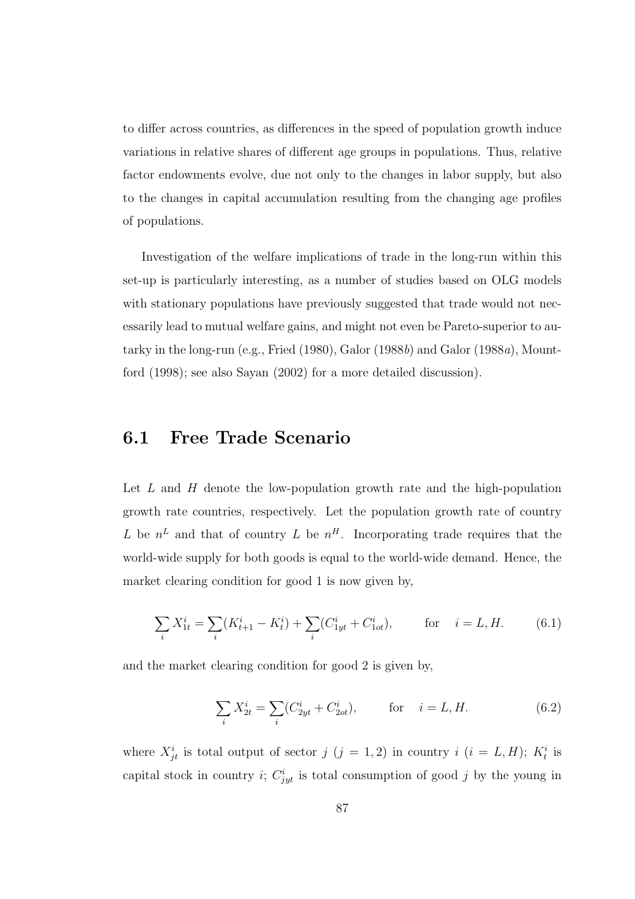to differ across countries, as differences in the speed of population growth induce variations in relative shares of different age groups in populations. Thus, relative factor endowments evolve, due not only to the changes in labor supply, but also to the changes in capital accumulation resulting from the changing age profiles of populations.

Investigation of the welfare implications of trade in the long-run within this set-up is particularly interesting, as a number of studies based on OLG models with stationary populations have previously suggested that trade would not necessarily lead to mutual welfare gains, and might not even be Pareto-superior to autarky in the long-run (e.g., Fried (1980), Galor (1988*b*) and Galor (1988*a*), Mountford (1998); see also Sayan (2002) for a more detailed discussion).

## 6.1 Free Trade Scenario

Let $L$ and $H$ denote the low-population growth rate and the high-population growth rate countries, respectively. Let the population growth rate of country $L$ be $n^L$ and that of country $L$ be $n^H$. Incorporating trade requires that the world-wide supply for both goods is equal to the world-wide demand. Hence, the market clearing condition for good 1 is now given by,

$$\sum_i X_{1t}^i = \sum_i (K_{t+1}^i - K_t^i) + \sum_i (C_{1yt}^i + C_{1ot}^i), \qquad \text{for} \quad i = L, H. \tag{6.1}$$

and the market clearing condition for good 2 is given by,

$$\sum_i X_{2t}^i = \sum_i (C_{2yt}^i + C_{2ot}^i), \qquad \text{for} \quad i = L, H. \tag{6.2}$$

where $X_{jt}^i$ is total output of sector $j$ ($j = 1, 2$) in country $i$ ($i = L, H$); $K_t^i$ is capital stock in country $i$; $C_{jyt}^i$ is total consumption of good $j$ by the young in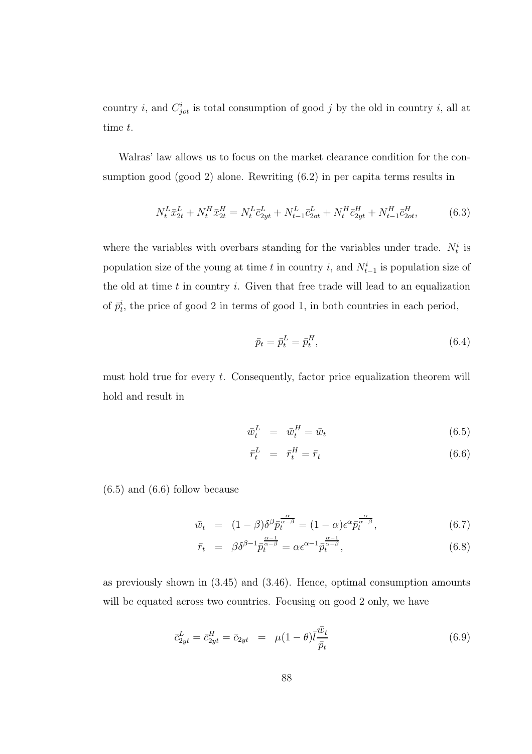country $i$, and $C^i_{jot}$ is total consumption of good $j$ by the old in country $i$, all at time $t$.

Walras' law allows us to focus on the market clearance condition for the consumption good (good 2) alone. Rewriting (6.2) in per capita terms results in

$$N^L_t \bar{x}^L_{2t} + N^H_t \bar{x}^H_{2t} = N^L_t \bar{c}^L_{2yt} + N^L_{t-1} \bar{c}^L_{2ot} + N^H_t \bar{c}^H_{2yt} + N^H_{t-1} \bar{c}^H_{2ot}, \tag{6.3}$$

where the variables with overbars standing for the variables under trade. $N^i_t$ is population size of the young at time $t$ in country $i$, and $N^i_{t-1}$ is population size of the old at time $t$ in country $i$. Given that free trade will lead to an equalization of $\bar{p}^i_t$, the price of good 2 in terms of good 1, in both countries in each period,

$$\bar{p}_t = \bar{p}^L_t = \bar{p}^H_t, \tag{6.4}$$

must hold true for every $t$. Consequently, factor price equalization theorem will hold and result in

$$\bar{w}^L_t = \bar{w}^H_t = \bar{w}_t \tag{6.5}$$

$$\bar{r}^L_t = \bar{r}^H_t = \bar{r}_t \tag{6.6}$$

(6.5) and (6.6) follow because

$$\bar{w}_t = (1-\beta)\delta^{\beta} \bar{p}_t^{\frac{\alpha}{\alpha-\beta}} = (1-\alpha)\epsilon^{\alpha} \bar{p}_t^{\frac{\alpha}{\alpha-\beta}}, \tag{6.7}$$

$$\bar{r}_t = \beta \delta^{\beta-1} \bar{p}_t^{\frac{\alpha-1}{\alpha-\beta}} = \alpha \epsilon^{\alpha-1} \bar{p}_t^{\frac{\alpha-1}{\alpha-\beta}}, \tag{6.8}$$

as previously shown in (3.45) and (3.46). Hence, optimal consumption amounts will be equated across two countries. Focusing on good 2 only, we have

$$\bar{c}^L_{2yt} = \bar{c}^H_{2yt} = \bar{c}_{2yt} = \mu(1-\theta)\bar{l}\frac{\bar{w}_t}{\bar{p}_t} \tag{6.9}$$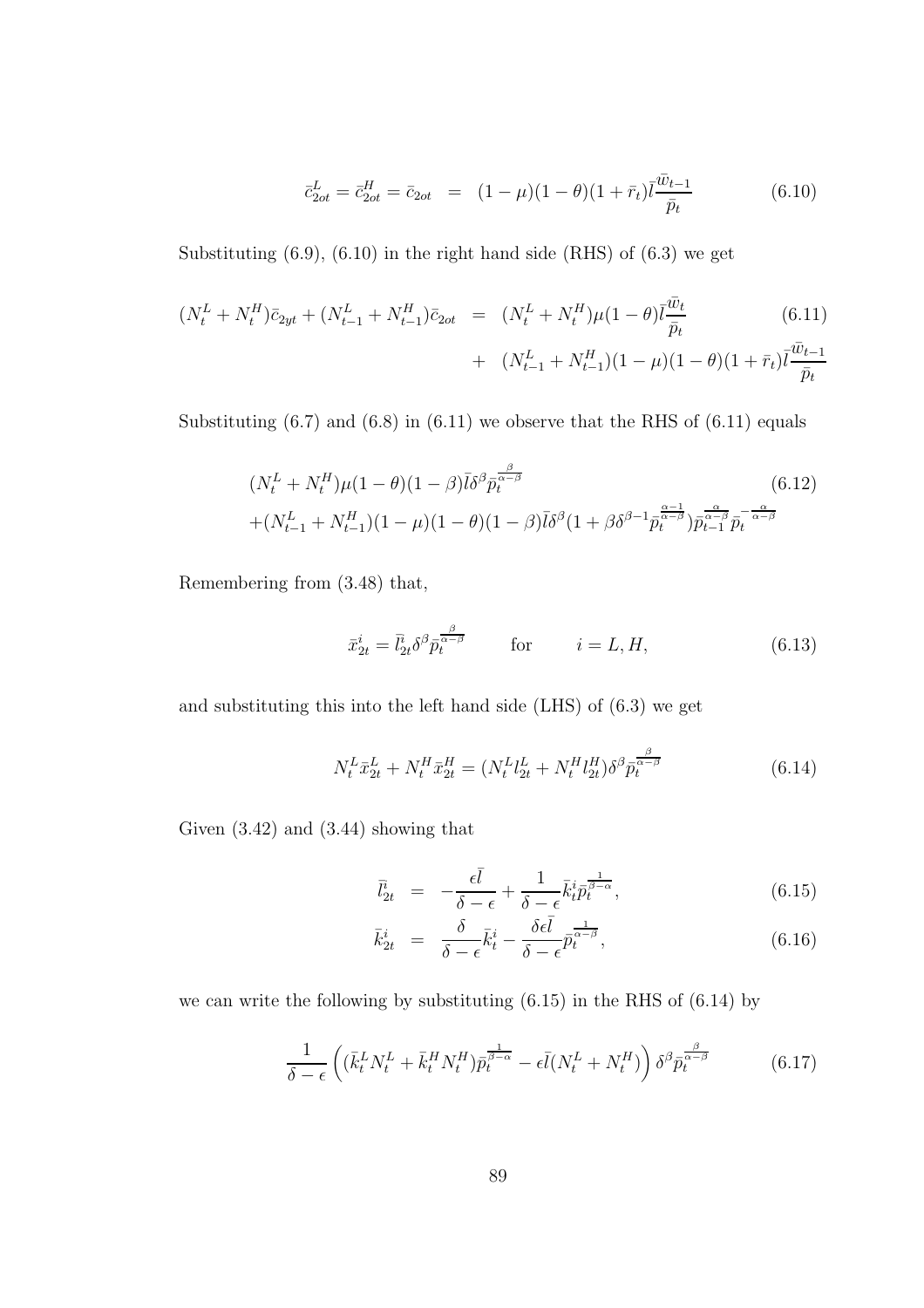$$\bar{c}_{2ot}^L = \bar{c}_{2ot}^H = \bar{c}_{2ot} \;\; = \;\; (1-\mu)(1-\theta)(1+\bar{r}_t)\bar{l}\frac{\bar{w}_{t-1}}{\bar{p}_t} \tag{6.10}$$

Substituting (6.9), (6.10) in the right hand side (RHS) of (6.3) we get

$$\begin{aligned}(N_t^L + N_t^H)\bar{c}_{2yt} + (N_{t-1}^L + N_{t-1}^H)\bar{c}_{2ot} \;\; &= \;\; (N_t^L + N_t^H)\mu(1-\theta)\bar{l}\frac{\bar{w}_t}{\bar{p}_t} \\ &+ \;\; (N_{t-1}^L + N_{t-1}^H)(1-\mu)(1-\theta)(1+\bar{r}_t)\bar{l}\frac{\bar{w}_{t-1}}{\bar{p}_t}\end{aligned} \tag{6.11}$$

Substituting (6.7) and (6.8) in (6.11) we observe that the RHS of (6.11) equals

$$\begin{aligned}&(N_t^L + N_t^H)\mu(1-\theta)(1-\beta)\bar{l}\delta^\beta \bar{p}_t^{\frac{\beta}{\alpha-\beta}} \\ &+(N_{t-1}^L + N_{t-1}^H)(1-\mu)(1-\theta)(1-\beta)\bar{l}\delta^\beta(1+\beta\delta^{\beta-1}\bar{p}_t^{\frac{\alpha-1}{\alpha-\beta}})\bar{p}_{t-1}^{\frac{\alpha}{\alpha-\beta}}\bar{p}_t^{-\frac{\alpha}{\alpha-\beta}}\end{aligned} \tag{6.12}$$

Remembering from (3.48) that,

$$\bar{x}_{2t}^i = \bar{l}_{2t}^i \delta^\beta \bar{p}_t^{\frac{\beta}{\alpha-\beta}} \qquad \text{for} \qquad i = L, H, \tag{6.13}$$

and substituting this into the left hand side (LHS) of (6.3) we get

$$N_t^L \bar{x}_{2t}^L + N_t^H \bar{x}_{2t}^H = (N_t^L l_{2t}^L + N_t^H l_{2t}^H)\delta^\beta \bar{p}_t^{\frac{\beta}{\alpha-\beta}} \tag{6.14}$$

Given (3.42) and (3.44) showing that

$$\bar{l}_{2t}^i \;\; = \;\; -\frac{\epsilon\bar{l}}{\delta-\epsilon} + \frac{1}{\delta-\epsilon}\bar{k}_t^i \bar{p}_t^{\frac{1}{\beta-\alpha}}, \tag{6.15}$$

$$\bar{k}_{2t}^i \;\; = \;\; \frac{\delta}{\delta-\epsilon}\bar{k}_t^i - \frac{\delta\epsilon\bar{l}}{\delta-\epsilon}\bar{p}_t^{\frac{1}{\alpha-\beta}}, \tag{6.16}$$

we can write the following by substituting (6.15) in the RHS of (6.14) by

$$\frac{1}{\delta-\epsilon}\left( (\bar{k}_t^L N_t^L + \bar{k}_t^H N_t^H)\bar{p}_t^{\frac{1}{\beta-\alpha}} - \epsilon\bar{l}(N_t^L + N_t^H) \right)\delta^\beta \bar{p}_t^{\frac{\beta}{\alpha-\beta}} \tag{6.17}$$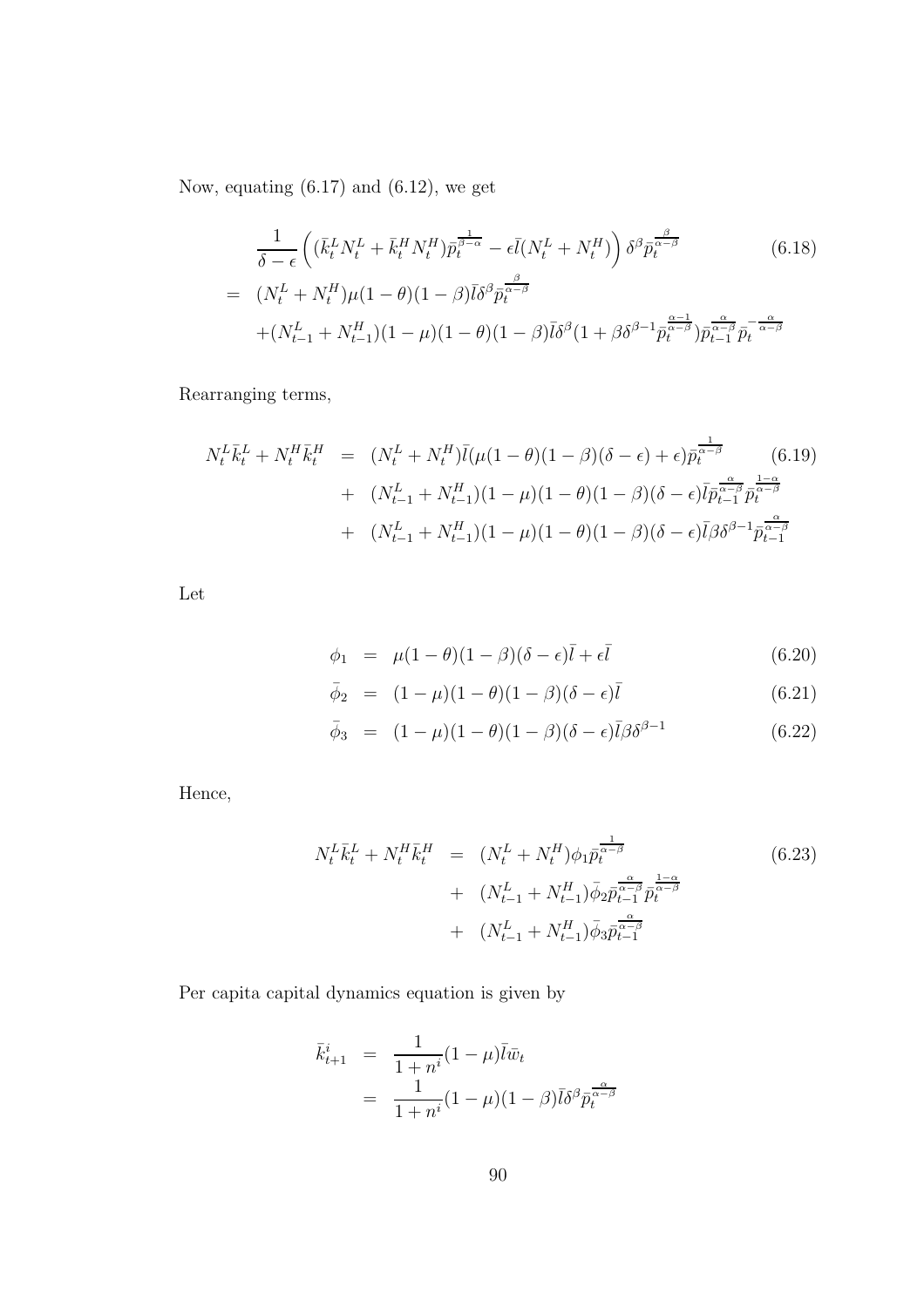Now, equating (6.17) and (6.12), we get

$$
\begin{aligned}
& \frac{1}{\delta-\epsilon}\Big((\bar{k}_t^L N_t^L + \bar{k}_t^H N_t^H)\bar{p}_t^{\frac{1}{\beta-\alpha}} - \epsilon \bar{l}(N_t^L + N_t^H)\Big)\delta^{\beta}\bar{p}_t^{\frac{\beta}{\alpha-\beta}} \qquad (6.18)\\
= \;& (N_t^L + N_t^H)\mu(1-\theta)(1-\beta)\bar{l}\delta^{\beta}\bar{p}_t^{\frac{\beta}{\alpha-\beta}} \\
& + (N_{t-1}^L + N_{t-1}^H)(1-\mu)(1-\theta)(1-\beta)\bar{l}\delta^{\beta}(1+\beta\delta^{\beta-1}\bar{p}_t^{\frac{\alpha-1}{\alpha-\beta}})\bar{p}_{t-1}^{\frac{\alpha}{\alpha-\beta}}\bar{p}_t^{-\frac{\alpha}{\alpha-\beta}}
\end{aligned}
$$

Rearranging terms,

$$
\begin{aligned}
N_t^L\bar{k}_t^L + N_t^H\bar{k}_t^H \;=\;& (N_t^L + N_t^H)\bar{l}(\mu(1-\theta)(1-\beta)(\delta-\epsilon)+\epsilon)\bar{p}_t^{\frac{1}{\alpha-\beta}} \qquad (6.19)\\
+\;& (N_{t-1}^L + N_{t-1}^H)(1-\mu)(1-\theta)(1-\beta)(\delta-\epsilon)\bar{l}\bar{p}_{t-1}^{\frac{\alpha}{\alpha-\beta}}\bar{p}_t^{\frac{1-\alpha}{\alpha-\beta}} \\
+\;& (N_{t-1}^L + N_{t-1}^H)(1-\mu)(1-\theta)(1-\beta)(\delta-\epsilon)\bar{l}\beta\delta^{\beta-1}\bar{p}_{t-1}^{\frac{\alpha}{\alpha-\beta}}
\end{aligned}
$$

Let

$$
\phi_1 = \mu(1-\theta)(1-\beta)(\delta-\epsilon)\bar{l} + \epsilon\bar{l} \qquad (6.20)
$$

$$
\bar{\phi}_2 = (1-\mu)(1-\theta)(1-\beta)(\delta-\epsilon)\bar{l} \qquad (6.21)
$$

$$
\bar{\phi}_3 = (1-\mu)(1-\theta)(1-\beta)(\delta-\epsilon)\bar{l}\beta\delta^{\beta-1} \qquad (6.22)
$$

Hence,

$$
\begin{aligned}
N_t^L\bar{k}_t^L + N_t^H\bar{k}_t^H \;=\;& (N_t^L + N_t^H)\phi_1\bar{p}_t^{\frac{1}{\alpha-\beta}} \qquad (6.23)\\
+\;& (N_{t-1}^L + N_{t-1}^H)\bar{\phi}_2\bar{p}_{t-1}^{\frac{\alpha}{\alpha-\beta}}\bar{p}_t^{\frac{1-\alpha}{\alpha-\beta}} \\
+\;& (N_{t-1}^L + N_{t-1}^H)\bar{\phi}_3\bar{p}_{t-1}^{\frac{\alpha}{\alpha-\beta}}
\end{aligned}
$$

Per capita capital dynamics equation is given by

$$
\begin{aligned}
\bar{k}_{t+1}^i &= \frac{1}{1+n^i}(1-\mu)\bar{l}\bar{w}_t \\
&= \frac{1}{1+n^i}(1-\mu)(1-\beta)\bar{l}\delta^{\beta}\bar{p}_t^{\frac{\alpha}{\alpha-\beta}}
\end{aligned}
$$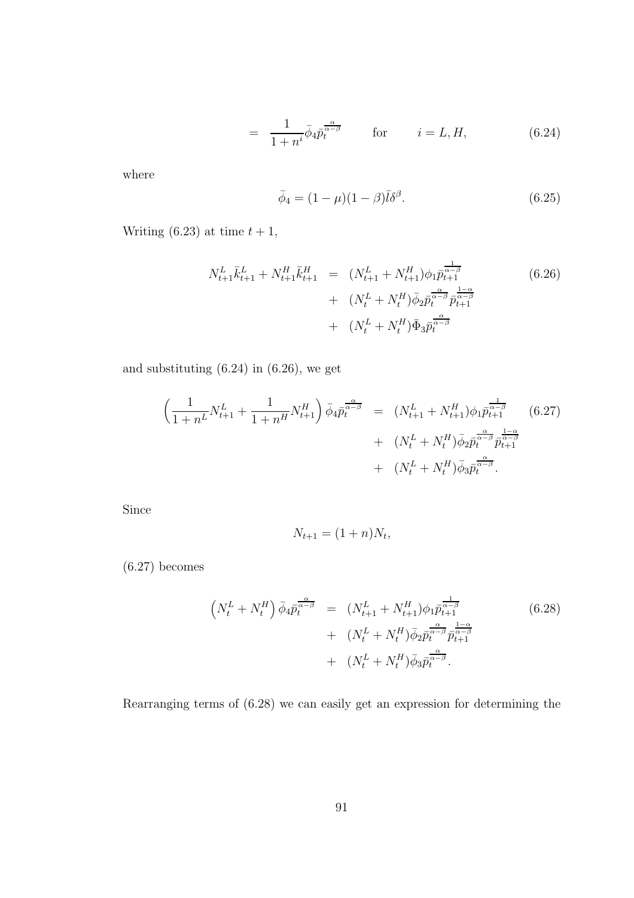$$= \frac{1}{1+n^i}\bar{\phi}_4 \bar{p}_t^{\frac{\alpha}{\alpha-\beta}} \qquad \text{for} \qquad i = L, H, \tag{6.24}$$

where

$$\bar{\phi}_4 = (1-\mu)(1-\beta)\bar{l}\delta^{\beta}. \tag{6.25}$$

Writing (6.23) at time $t+1$,

$$\begin{aligned} N_{t+1}^L \bar{k}_{t+1}^L + N_{t+1}^H \bar{k}_{t+1}^H &= (N_{t+1}^L + N_{t+1}^H)\phi_1 \bar{p}_{t+1}^{\frac{1}{\alpha-\beta}} \\ &+ (N_t^L + N_t^H)\bar{\phi}_2 \bar{p}_t^{\frac{\alpha}{\alpha-\beta}} \bar{p}_{t+1}^{\frac{1-\alpha}{\alpha-\beta}} \\ &+ (N_t^L + N_t^H)\bar{\Phi}_3 \bar{p}_t^{\frac{\alpha}{\alpha-\beta}} \end{aligned} \tag{6.26}$$

and substituting (6.24) in (6.26), we get

$$\begin{aligned} \left(\frac{1}{1+n^L}N_{t+1}^L + \frac{1}{1+n^H}N_{t+1}^H\right)\bar{\phi}_4 \bar{p}_t^{\frac{\alpha}{\alpha-\beta}} &= (N_{t+1}^L + N_{t+1}^H)\phi_1 \bar{p}_{t+1}^{\frac{1}{\alpha-\beta}} \\ &+ (N_t^L + N_t^H)\bar{\phi}_2 \bar{p}_t^{\frac{\alpha}{\alpha-\beta}} \bar{p}_{t+1}^{\frac{1-\alpha}{\alpha-\beta}} \\ &+ (N_t^L + N_t^H)\bar{\phi}_3 \bar{p}_t^{\frac{\alpha}{\alpha-\beta}}. \end{aligned} \tag{6.27}$$

Since

$$N_{t+1} = (1+n)N_t,$$

(6.27) becomes

$$\begin{aligned} \left(N_t^L + N_t^H\right)\bar{\phi}_4 \bar{p}_t^{\frac{\alpha}{\alpha-\beta}} &= (N_{t+1}^L + N_{t+1}^H)\phi_1 \bar{p}_{t+1}^{\frac{1}{\alpha-\beta}} \\ &+ (N_t^L + N_t^H)\bar{\phi}_2 \bar{p}_t^{\frac{\alpha}{\alpha-\beta}} \bar{p}_{t+1}^{\frac{1-\alpha}{\alpha-\beta}} \\ &+ (N_t^L + N_t^H)\bar{\phi}_3 \bar{p}_t^{\frac{\alpha}{\alpha-\beta}}. \end{aligned} \tag{6.28}$$

Rearranging terms of (6.28) we can easily get an expression for determining the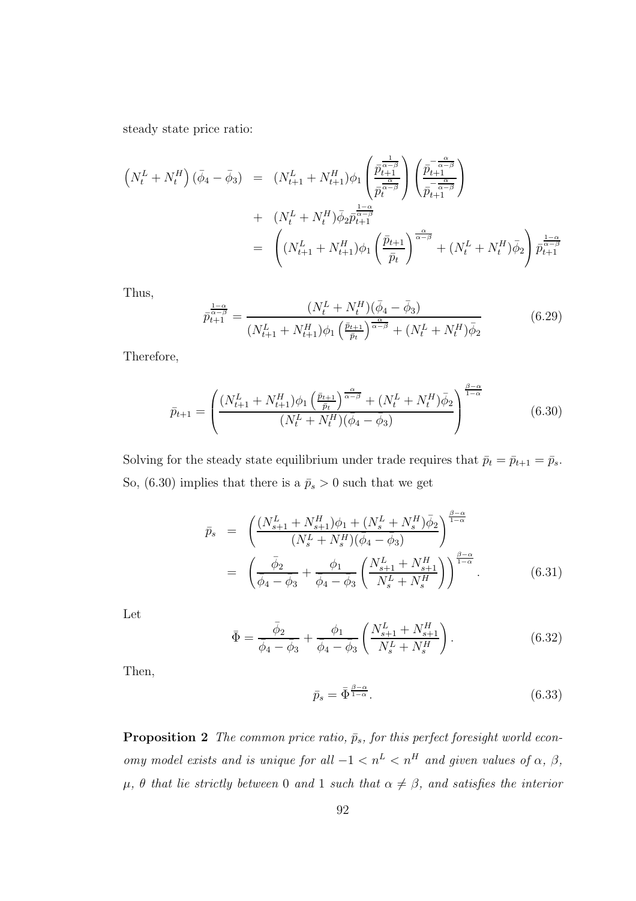steady state price ratio:

$$
\begin{aligned}
\left(N_t^L + N_t^H\right)(\bar{\phi}_4 - \bar{\phi}_3) &= (N_{t+1}^L + N_{t+1}^H)\phi_1 \left(\frac{\bar{p}_{t+1}^{\frac{1}{\alpha-\beta}}}{\bar{p}_t^{\frac{\alpha}{\alpha-\beta}}}\right)\left(\frac{\bar{p}_{t+1}^{-\frac{\alpha}{\alpha-\beta}}}{\bar{p}_{t+1}^{-\frac{\alpha}{\alpha-\beta}}}\right) \\
&+ (N_t^L + N_t^H)\bar{\phi}_2 \bar{p}_{t+1}^{\frac{1-\alpha}{\alpha-\beta}} \\
&= \left((N_{t+1}^L + N_{t+1}^H)\phi_1 \left(\frac{\bar{p}_{t+1}}{\bar{p}_t}\right)^{\frac{\alpha}{\alpha-\beta}} + (N_t^L + N_t^H)\bar{\phi}_2\right)\bar{p}_{t+1}^{\frac{1-\alpha}{\alpha-\beta}}
\end{aligned}
$$

Thus,

$$
\bar{p}_{t+1}^{\frac{1-\alpha}{\alpha-\beta}} = \frac{(N_t^L + N_t^H)(\bar{\phi}_4 - \bar{\phi}_3)}{(N_{t+1}^L + N_{t+1}^H)\phi_1 \left(\frac{\bar{p}_{t+1}}{\bar{p}_t}\right)^{\frac{\alpha}{\alpha-\beta}} + (N_t^L + N_t^H)\bar{\phi}_2} \tag{6.29}
$$

Therefore,

$$
\bar{p}_{t+1} = \left(\frac{(N_{t+1}^L + N_{t+1}^H)\phi_1 \left(\frac{\bar{p}_{t+1}}{\bar{p}_t}\right)^{\frac{\alpha}{\alpha-\beta}} + (N_t^L + N_t^H)\bar{\phi}_2}{(N_t^L + N_t^H)(\bar{\phi}_4 - \bar{\phi}_3)}\right)^{\frac{\beta-\alpha}{1-\alpha}} \tag{6.30}
$$

Solving for the steady state equilibrium under trade requires that $\bar{p}_t = \bar{p}_{t+1} = \bar{p}_s$. So, (6.30) implies that there is a $\bar{p}_s > 0$ such that we get

$$
\begin{aligned}
\bar{p}_s &= \left(\frac{(N_{s+1}^L + N_{s+1}^H)\phi_1 + (N_s^L + N_s^H)\bar{\phi}_2}{(N_s^L + N_s^H)(\bar{\phi}_4 - \bar{\phi}_3)}\right)^{\frac{\beta-\alpha}{1-\alpha}} \\
&= \left(\frac{\bar{\phi}_2}{\bar{\phi}_4 - \bar{\phi}_3} + \frac{\phi_1}{\bar{\phi}_4 - \bar{\phi}_3}\left(\frac{N_{s+1}^L + N_{s+1}^H}{N_s^L + N_s^H}\right)\right)^{\frac{\beta-\alpha}{1-\alpha}}. \qquad (6.31)
\end{aligned}
$$

Let

$$
\bar{\Phi} = \frac{\bar{\phi}_2}{\bar{\phi}_4 - \bar{\phi}_3} + \frac{\phi_1}{\bar{\phi}_4 - \bar{\phi}_3}\left(\frac{N_{s+1}^L + N_{s+1}^H}{N_s^L + N_s^H}\right). \tag{6.32}
$$

Then,

$$
\bar{p}_s = \bar{\Phi}^{\frac{\beta-\alpha}{1-\alpha}}. \tag{6.33}
$$

**Proposition 2** *The common price ratio, $\bar{p}_s$, for this perfect foresight world economy model exists and is unique for all $-1 < n^L < n^H$ and given values of $\alpha$, $\beta$, $\mu$, $\theta$ that lie strictly between 0 and 1 such that $\alpha \neq \beta$, and satisfies the interior*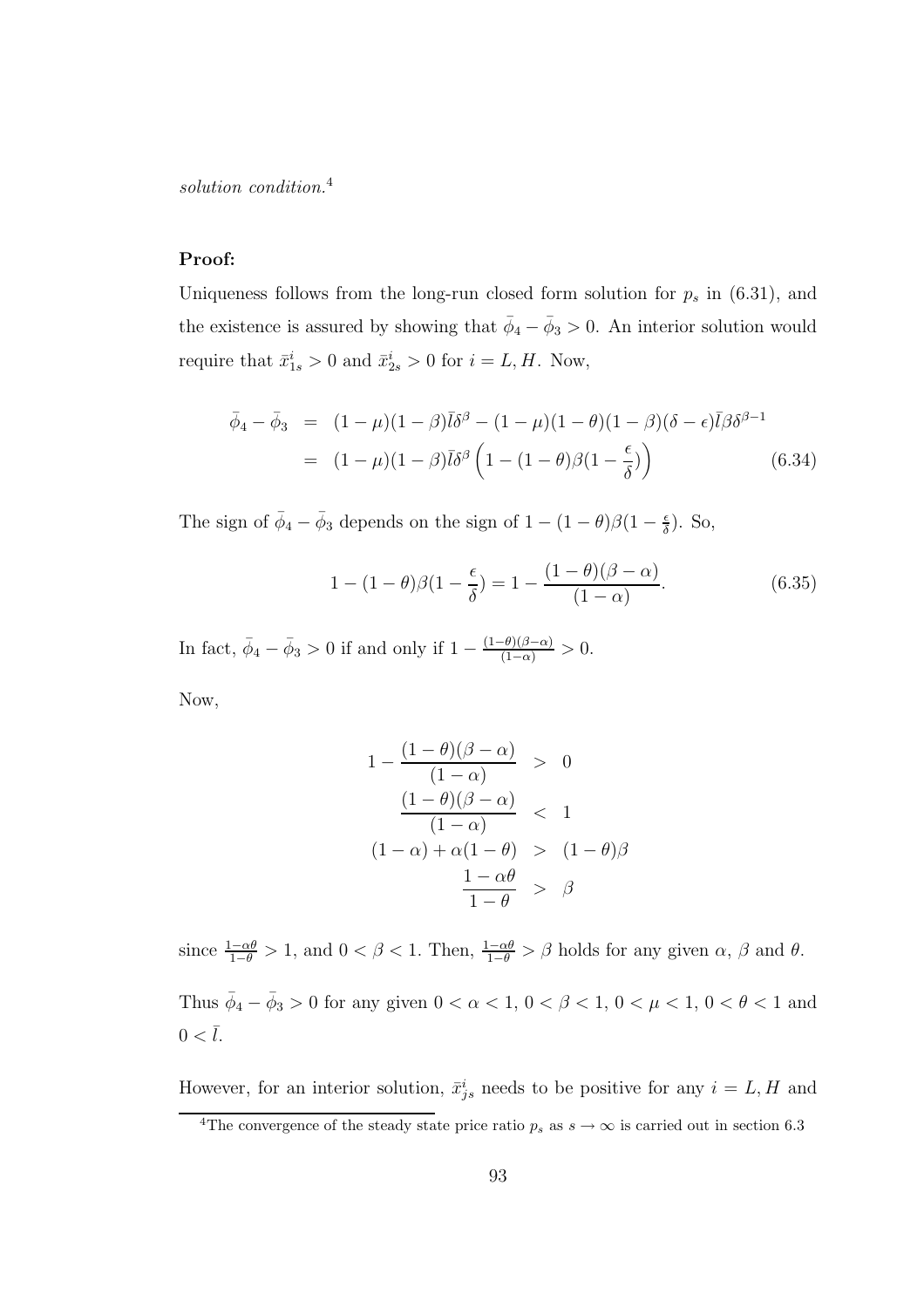*solution condition.*[4]

**Proof:**

Uniqueness follows from the long-run closed form solution for $p_s$ in (6.31), and the existence is assured by showing that $\bar{\phi}_4 - \bar{\phi}_3 > 0$. An interior solution would require that $\bar{x}^i_{1s} > 0$ and $\bar{x}^i_{2s} > 0$ for $i = L, H$. Now,

$$
\begin{aligned}
\bar{\phi}_4 - \bar{\phi}_3 &= (1-\mu)(1-\beta)\bar{l}\delta^{\beta} - (1-\mu)(1-\theta)(1-\beta)(\delta-\epsilon)\bar{l}\beta\delta^{\beta-1} \\
&= (1-\mu)(1-\beta)\bar{l}\delta^{\beta}\left(1-(1-\theta)\beta(1-\frac{\epsilon}{\delta})\right) \qquad (6.34)
\end{aligned}
$$

The sign of $\bar{\phi}_4 - \bar{\phi}_3$ depends on the sign of $1-(1-\theta)\beta(1-\frac{\epsilon}{\delta})$. So,

$$
1-(1-\theta)\beta(1-\frac{\epsilon}{\delta}) = 1 - \frac{(1-\theta)(\beta-\alpha)}{(1-\alpha)}. \qquad (6.35)
$$

In fact, $\bar{\phi}_4 - \bar{\phi}_3 > 0$ if and only if $1 - \frac{(1-\theta)(\beta-\alpha)}{(1-\alpha)} > 0$.

Now,

$$
\begin{aligned}
1 - \frac{(1-\theta)(\beta-\alpha)}{(1-\alpha)} &> 0 \\
\frac{(1-\theta)(\beta-\alpha)}{(1-\alpha)} &< 1 \\
(1-\alpha) + \alpha(1-\theta) &> (1-\theta)\beta \\
\frac{1-\alpha\theta}{1-\theta} &> \beta
\end{aligned}
$$

since $\frac{1-\alpha\theta}{1-\theta} > 1$, and $0 < \beta < 1$. Then, $\frac{1-\alpha\theta}{1-\theta} > \beta$ holds for any given $\alpha$, $\beta$ and $\theta$.

Thus $\bar{\phi}_4 - \bar{\phi}_3 > 0$ for any given $0 < \alpha < 1$, $0 < \beta < 1$, $0 < \mu < 1$, $0 < \theta < 1$ and $0 < \bar{l}$.

However, for an interior solution, $\bar{x}^i_{js}$ needs to be positive for any $i = L, H$ and

[4] The convergence of the steady state price ratio $p_s$ as $s \to \infty$ is carried out in section 6.3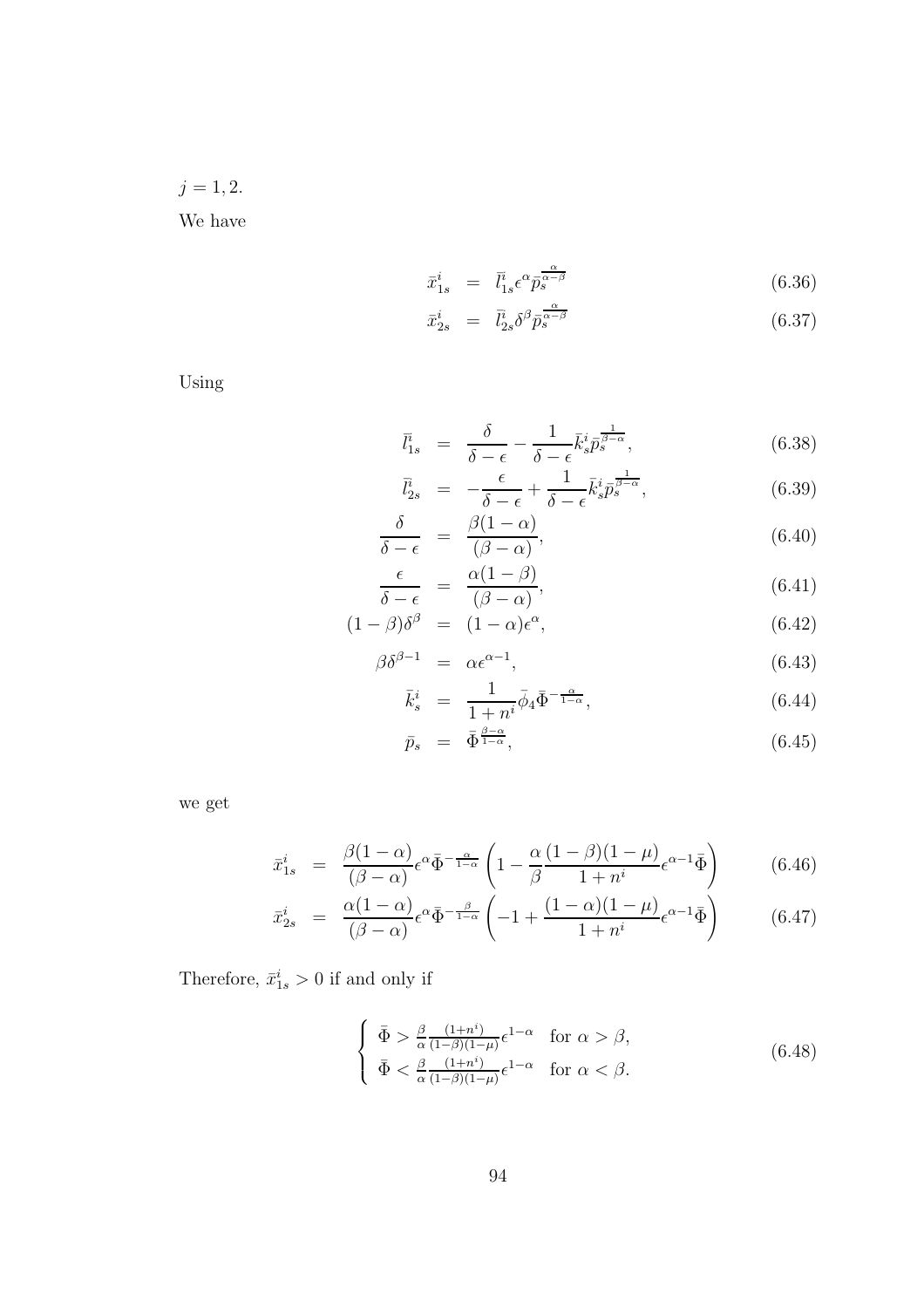$j = 1, 2.$

We have

$$\bar{x}^i_{1s} = \bar{l}^i_{1s} \epsilon^{\alpha} \bar{p}_s^{\frac{\alpha}{\alpha-\beta}} \tag{6.36}$$

$$\bar{x}^i_{2s} = \bar{l}^i_{2s} \delta^{\beta} \bar{p}_s^{\frac{\alpha}{\alpha-\beta}} \tag{6.37}$$

Using

$$\bar{l}^i_{1s} = \frac{\delta}{\delta - \epsilon} - \frac{1}{\delta - \epsilon} \bar{k}^i_s \bar{p}_s^{\frac{1}{\beta-\alpha}}, \tag{6.38}$$

$$\bar{l}^i_{2s} = -\frac{\epsilon}{\delta - \epsilon} + \frac{1}{\delta - \epsilon} \bar{k}^i_s \bar{p}_s^{\frac{1}{\beta-\alpha}}, \tag{6.39}$$

$$\frac{\delta}{\delta - \epsilon} = \frac{\beta(1-\alpha)}{(\beta - \alpha)}, \tag{6.40}$$

$$\frac{\epsilon}{\delta - \epsilon} = \frac{\alpha(1-\beta)}{(\beta - \alpha)}, \tag{6.41}$$

$$(1-\beta)\delta^{\beta} = (1-\alpha)\epsilon^{\alpha}, \tag{6.42}$$

$$\beta \delta^{\beta-1} = \alpha \epsilon^{\alpha-1}, \tag{6.43}$$

$$\bar{k}^i_s = \frac{1}{1+n^i} \bar{\phi}_4 \bar{\Phi}^{-\frac{\alpha}{1-\alpha}}, \tag{6.44}$$

$$\bar{p}_s = \bar{\Phi}^{\frac{\beta-\alpha}{1-\alpha}}, \tag{6.45}$$

we get

$$\bar{x}^i_{1s} = \frac{\beta(1-\alpha)}{(\beta-\alpha)} \epsilon^{\alpha} \bar{\Phi}^{-\frac{\alpha}{1-\alpha}} \left( 1 - \frac{\alpha}{\beta} \frac{(1-\beta)(1-\mu)}{1+n^i} \epsilon^{\alpha-1} \bar{\Phi} \right) \tag{6.46}$$

$$\bar{x}^i_{2s} = \frac{\alpha(1-\alpha)}{(\beta-\alpha)} \epsilon^{\alpha} \bar{\Phi}^{-\frac{\beta}{1-\alpha}} \left( -1 + \frac{(1-\alpha)(1-\mu)}{1+n^i} \epsilon^{\alpha-1} \bar{\Phi} \right) \tag{6.47}$$

Therefore, $\bar{x}^i_{1s} > 0$ if and only if

$$\begin{cases} \bar{\Phi} > \frac{\beta}{\alpha} \frac{(1+n^i)}{(1-\beta)(1-\mu)} \epsilon^{1-\alpha} & \text{for } \alpha > \beta, \\ \bar{\Phi} < \frac{\beta}{\alpha} \frac{(1+n^i)}{(1-\beta)(1-\mu)} \epsilon^{1-\alpha} & \text{for } \alpha < \beta. \end{cases} \tag{6.48}$$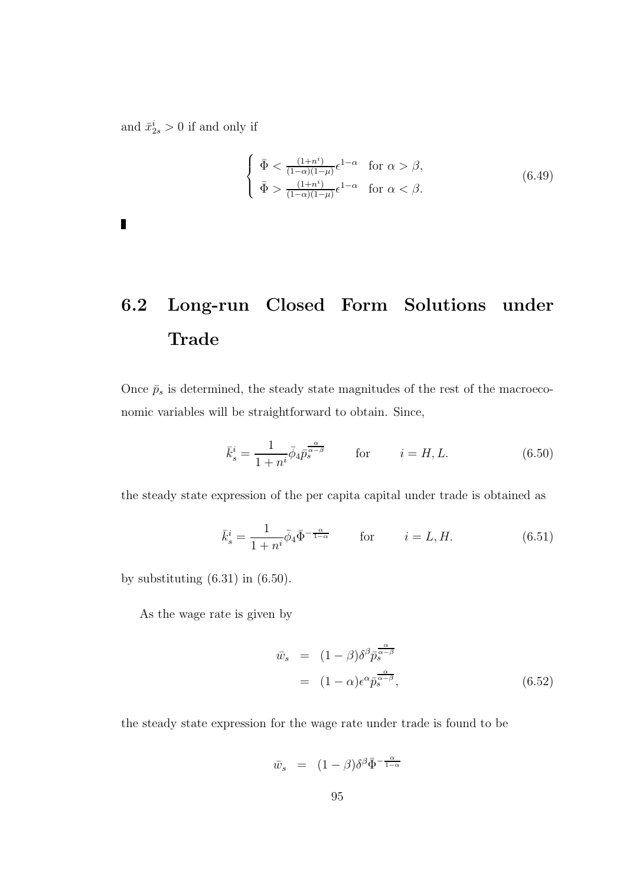and $\bar{x}^i_{2s} > 0$ if and only if

$$\begin{cases} \bar{\Phi} < \frac{(1+n^i)}{(1-\alpha)(1-\mu)}\epsilon^{1-\alpha} & \text{for } \alpha > \beta, \\ \bar{\Phi} > \frac{(1+n^i)}{(1-\alpha)(1-\mu)}\epsilon^{1-\alpha} & \text{for } \alpha < \beta. \end{cases} \tag{6.49}$$

■

## 6.2 Long-run Closed Form Solutions under Trade

Once $\bar{p}_s$ is determined, the steady state magnitudes of the rest of the macroeconomic variables will be straightforward to obtain. Since,

$$\bar{k}^i_s = \frac{1}{1+n^i}\bar{\phi}_4 \bar{p}_s^{\frac{\alpha}{\alpha-\beta}} \qquad \text{for} \qquad i = H, L. \tag{6.50}$$

the steady state expression of the per capita capital under trade is obtained as

$$\bar{k}^i_s = \frac{1}{1+n^i}\bar{\phi}_4 \bar{\Phi}^{-\frac{\alpha}{1-\alpha}} \qquad \text{for} \qquad i = L, H. \tag{6.51}$$

by substituting (6.31) in (6.50).

As the wage rate is given by

$$\begin{aligned} \bar{w}_s &= (1-\beta)\delta^{\beta}\bar{p}_s^{\frac{\alpha}{\alpha-\beta}} \\ &= (1-\alpha)\epsilon^{\alpha}\bar{p}_s^{\frac{\alpha}{\alpha-\beta}}, \end{aligned} \tag{6.52}$$

the steady state expression for the wage rate under trade is found to be

$$\bar{w}_s = (1-\beta)\delta^{\beta}\bar{\Phi}^{-\frac{\alpha}{1-\alpha}}$$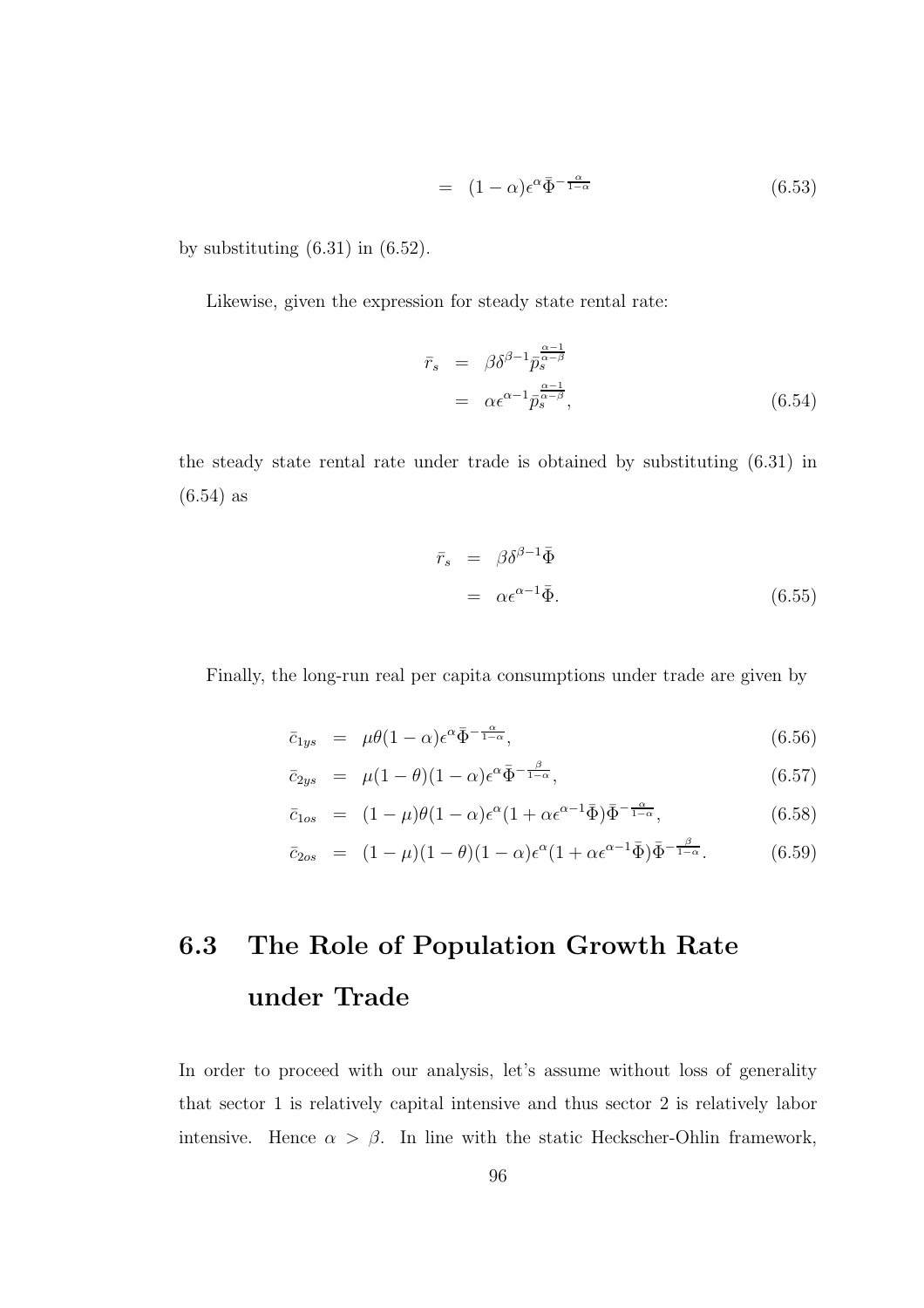$$= (1-\alpha)\epsilon^{\alpha}\bar{\Phi}^{-\frac{\alpha}{1-\alpha}} \tag{6.53}$$

by substituting (6.31) in (6.52).

Likewise, given the expression for steady state rental rate:

$$\begin{aligned}
\bar{r}_s &= \beta\delta^{\beta-1}\bar{p}_s^{\frac{\alpha-1}{\alpha-\beta}} \\
&= \alpha\epsilon^{\alpha-1}\bar{p}_s^{\frac{\alpha-1}{\alpha-\beta}},
\end{aligned} \tag{6.54}$$

the steady state rental rate under trade is obtained by substituting (6.31) in (6.54) as

$$\begin{aligned}
\bar{r}_s &= \beta\delta^{\beta-1}\bar{\Phi} \\
&= \alpha\epsilon^{\alpha-1}\bar{\Phi}.
\end{aligned} \tag{6.55}$$

Finally, the long-run real per capita consumptions under trade are given by

$$\bar{c}_{1ys} = \mu\theta(1-\alpha)\epsilon^{\alpha}\bar{\Phi}^{-\frac{\alpha}{1-\alpha}}, \tag{6.56}$$

$$\bar{c}_{2ys} = \mu(1-\theta)(1-\alpha)\epsilon^{\alpha}\bar{\Phi}^{-\frac{\beta}{1-\alpha}}, \tag{6.57}$$

$$\bar{c}_{1os} = (1-\mu)\theta(1-\alpha)\epsilon^{\alpha}(1+\alpha\epsilon^{\alpha-1}\bar{\Phi})\bar{\Phi}^{-\frac{\alpha}{1-\alpha}}, \tag{6.58}$$

$$\bar{c}_{2os} = (1-\mu)(1-\theta)(1-\alpha)\epsilon^{\alpha}(1+\alpha\epsilon^{\alpha-1}\bar{\Phi})\bar{\Phi}^{-\frac{\beta}{1-\alpha}}. \tag{6.59}$$

## 6.3 The Role of Population Growth Rate under Trade

In order to proceed with our analysis, let's assume without loss of generality that sector 1 is relatively capital intensive and thus sector 2 is relatively labor intensive. Hence $\alpha > \beta$. In line with the static Heckscher-Ohlin framework,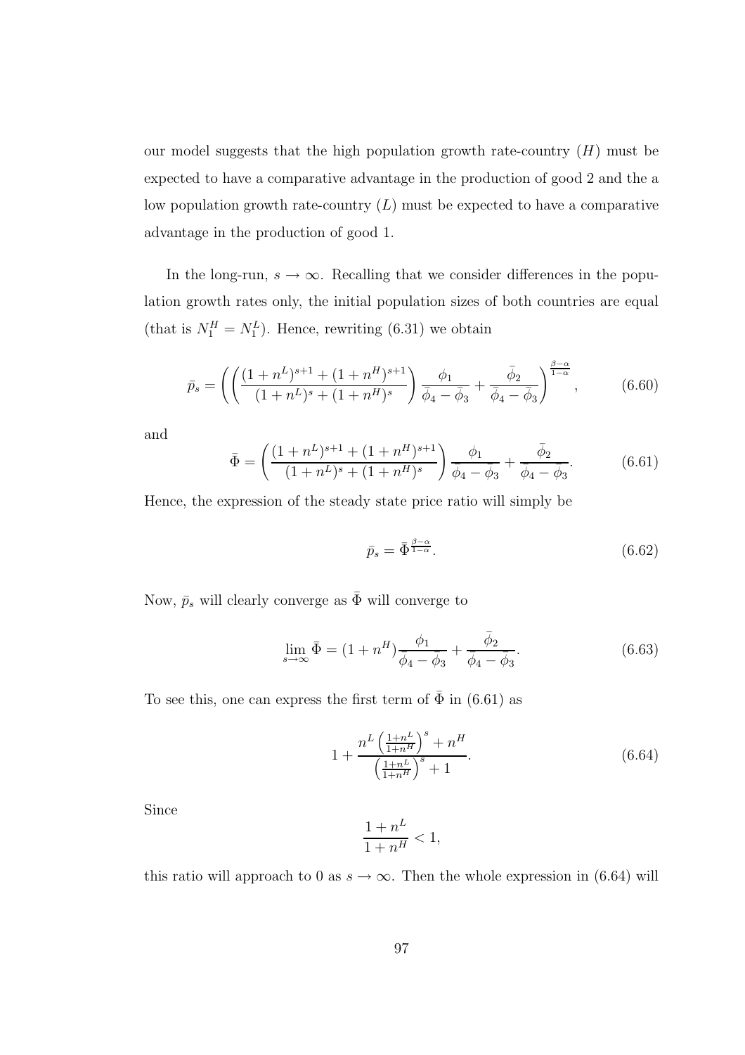our model suggests that the high population growth rate-country ($H$) must be expected to have a comparative advantage in the production of good 2 and the a low population growth rate-country ($L$) must be expected to have a comparative advantage in the production of good 1.

In the long-run, $s \to \infty$. Recalling that we consider differences in the population growth rates only, the initial population sizes of both countries are equal (that is $N_1^H = N_1^L$). Hence, rewriting (6.31) we obtain

$$\bar{p}_s = \left( \left( \frac{(1+n^L)^{s+1} + (1+n^H)^{s+1}}{(1+n^L)^s + (1+n^H)^s} \right) \frac{\phi_1}{\bar{\phi}_4 - \bar{\phi}_3} + \frac{\bar{\phi}_2}{\bar{\phi}_4 - \bar{\phi}_3} \right)^{\frac{\beta-\alpha}{1-\alpha}}, \tag{6.60}$$

and

$$\bar{\Phi} = \left( \frac{(1+n^L)^{s+1} + (1+n^H)^{s+1}}{(1+n^L)^s + (1+n^H)^s} \right) \frac{\phi_1}{\bar{\phi}_4 - \bar{\phi}_3} + \frac{\bar{\phi}_2}{\bar{\phi}_4 - \bar{\phi}_3}. \tag{6.61}$$

Hence, the expression of the steady state price ratio will simply be

$$\bar{p}_s = \bar{\Phi}^{\frac{\beta-\alpha}{1-\alpha}}. \tag{6.62}$$

Now, $\bar{p}_s$ will clearly converge as $\bar{\Phi}$ will converge to

$$\lim_{s \to \infty} \bar{\Phi} = (1+n^H) \frac{\phi_1}{\bar{\phi}_4 - \bar{\phi}_3} + \frac{\bar{\phi}_2}{\bar{\phi}_4 - \bar{\phi}_3}. \tag{6.63}$$

To see this, one can express the first term of $\bar{\Phi}$ in (6.61) as

$$1 + \frac{n^L \left( \frac{1+n^L}{1+n^H} \right)^s + n^H}{\left( \frac{1+n^L}{1+n^H} \right)^s + 1}. \tag{6.64}$$

Since

$$\frac{1+n^L}{1+n^H} < 1,$$

this ratio will approach to 0 as $s \to \infty$. Then the whole expression in (6.64) will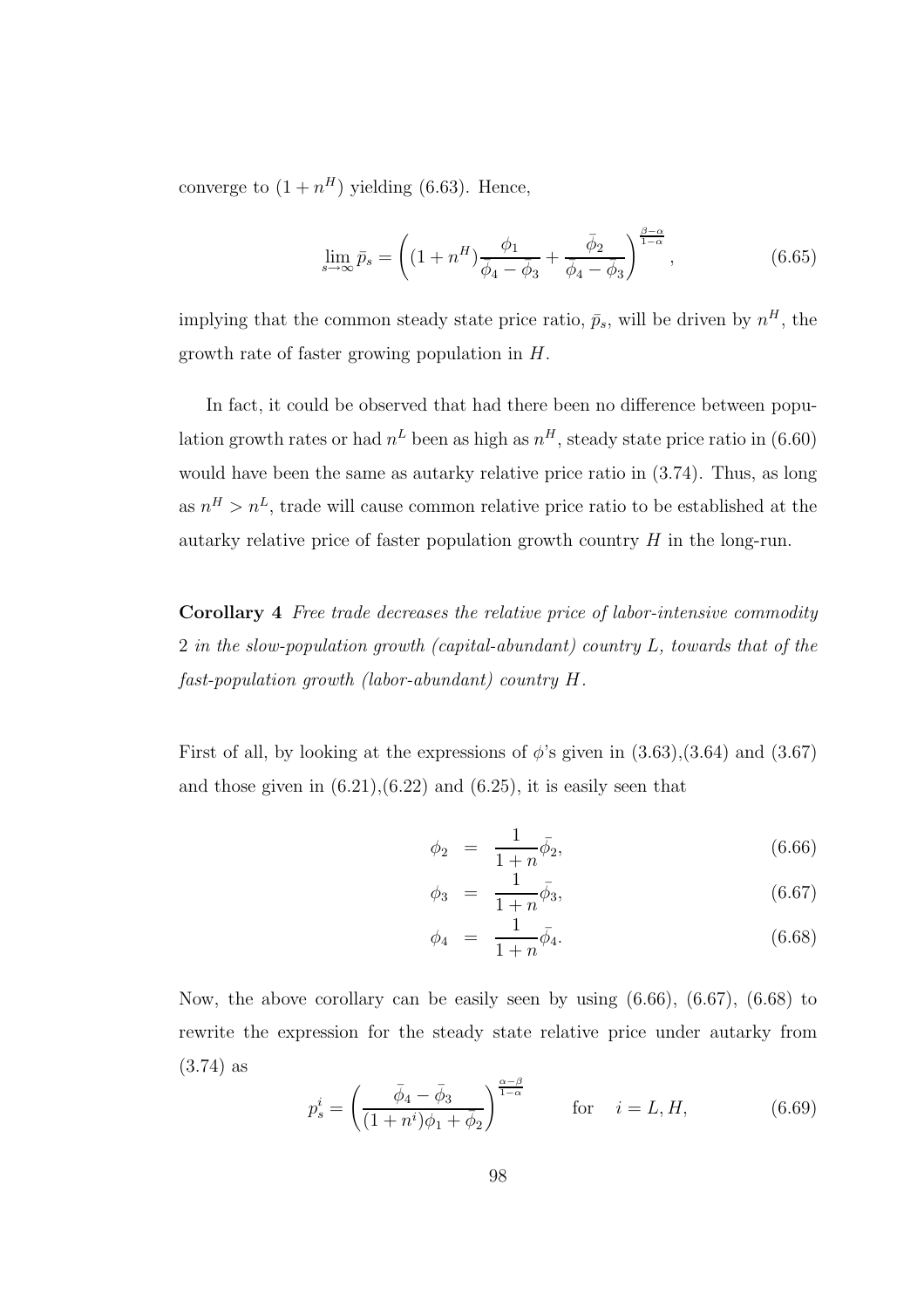converge to $(1+n^H)$ yielding (6.63). Hence,

$$\lim_{s\to\infty} \bar{p}_s = \left( (1+n^H)\frac{\phi_1}{\bar{\phi}_4 - \bar{\phi}_3} + \frac{\bar{\phi}_2}{\bar{\phi}_4 - \bar{\phi}_3} \right)^{\frac{\beta-\alpha}{1-\alpha}}, \tag{6.65}$$

implying that the common steady state price ratio, $\bar{p}_s$, will be driven by $n^H$, the growth rate of faster growing population in $H$.

In fact, it could be observed that had there been no difference between population growth rates or had $n^L$ been as high as $n^H$, steady state price ratio in (6.60) would have been the same as autarky relative price ratio in (3.74). Thus, as long as $n^H > n^L$, trade will cause common relative price ratio to be established at the autarky relative price of faster population growth country $H$ in the long-run.

**Corollary 4** *Free trade decreases the relative price of labor-intensive commodity 2 in the slow-population growth (capital-abundant) country $L$, towards that of the fast-population growth (labor-abundant) country $H$.*

First of all, by looking at the expressions of $\phi$'s given in (3.63),(3.64) and (3.67) and those given in (6.21),(6.22) and (6.25), it is easily seen that

$$\phi_2 = \frac{1}{1+n}\bar{\phi}_2, \tag{6.66}$$

$$\phi_3 = \frac{1}{1+n}\bar{\phi}_3, \tag{6.67}$$

$$\phi_4 = \frac{1}{1+n}\bar{\phi}_4. \tag{6.68}$$

Now, the above corollary can be easily seen by using (6.66), (6.67), (6.68) to rewrite the expression for the steady state relative price under autarky from (3.74) as

$$p_s^i = \left( \frac{\bar{\phi}_4 - \bar{\phi}_3}{(1+n^i)\phi_1 + \bar{\phi}_2} \right)^{\frac{\alpha-\beta}{1-\alpha}} \qquad \text{for} \quad i = L, H, \tag{6.69}$$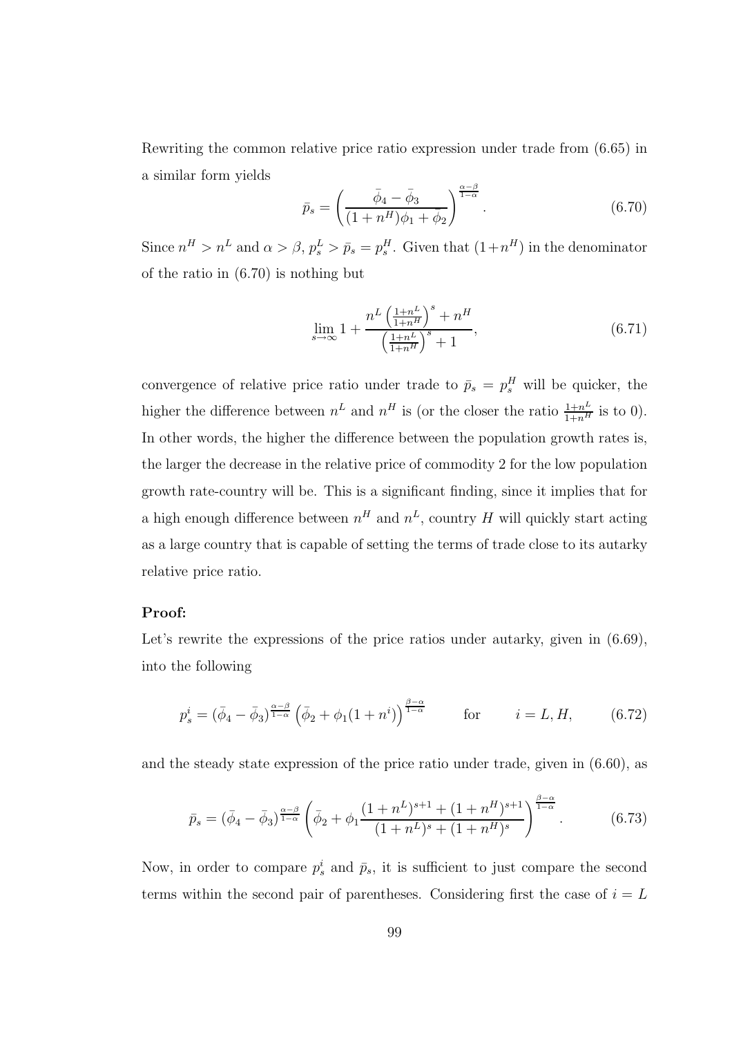Rewriting the common relative price ratio expression under trade from (6.65) in a similar form yields

$$\bar{p}_s = \left( \frac{\bar{\phi}_4 - \bar{\phi}_3}{(1+n^H)\phi_1 + \bar{\phi}_2} \right)^{\frac{\alpha-\beta}{1-\alpha}}. \tag{6.70}$$

Since $n^H > n^L$ and $\alpha > \beta$, $p_s^L > \bar{p}_s = p_s^H$. Given that $(1+n^H)$ in the denominator of the ratio in (6.70) is nothing but

$$\lim_{s\to\infty} 1 + \frac{n^L \left(\frac{1+n^L}{1+n^H}\right)^s + n^H}{\left(\frac{1+n^L}{1+n^H}\right)^s + 1}, \tag{6.71}$$

convergence of relative price ratio under trade to $\bar{p}_s = p_s^H$ will be quicker, the higher the difference between $n^L$ and $n^H$ is (or the closer the ratio $\frac{1+n^L}{1+n^H}$ is to 0). In other words, the higher the difference between the population growth rates is, the larger the decrease in the relative price of commodity 2 for the low population growth rate-country will be. This is a significant finding, since it implies that for a high enough difference between $n^H$ and $n^L$, country $H$ will quickly start acting as a large country that is capable of setting the terms of trade close to its autarky relative price ratio.

**Proof:**

Let's rewrite the expressions of the price ratios under autarky, given in (6.69), into the following

$$p_s^i = (\bar{\phi}_4 - \bar{\phi}_3)^{\frac{\alpha-\beta}{1-\alpha}} \left( \bar{\phi}_2 + \phi_1(1+n^i) \right)^{\frac{\beta-\alpha}{1-\alpha}} \qquad \text{for} \qquad i = L, H, \tag{6.72}$$

and the steady state expression of the price ratio under trade, given in (6.60), as

$$\bar{p}_s = (\bar{\phi}_4 - \bar{\phi}_3)^{\frac{\alpha-\beta}{1-\alpha}} \left( \bar{\phi}_2 + \phi_1 \frac{(1+n^L)^{s+1} + (1+n^H)^{s+1}}{(1+n^L)^s + (1+n^H)^s} \right)^{\frac{\beta-\alpha}{1-\alpha}}. \tag{6.73}$$

Now, in order to compare $p_s^i$ and $\bar{p}_s$, it is sufficient to just compare the second terms within the second pair of parentheses. Considering first the case of $i = L$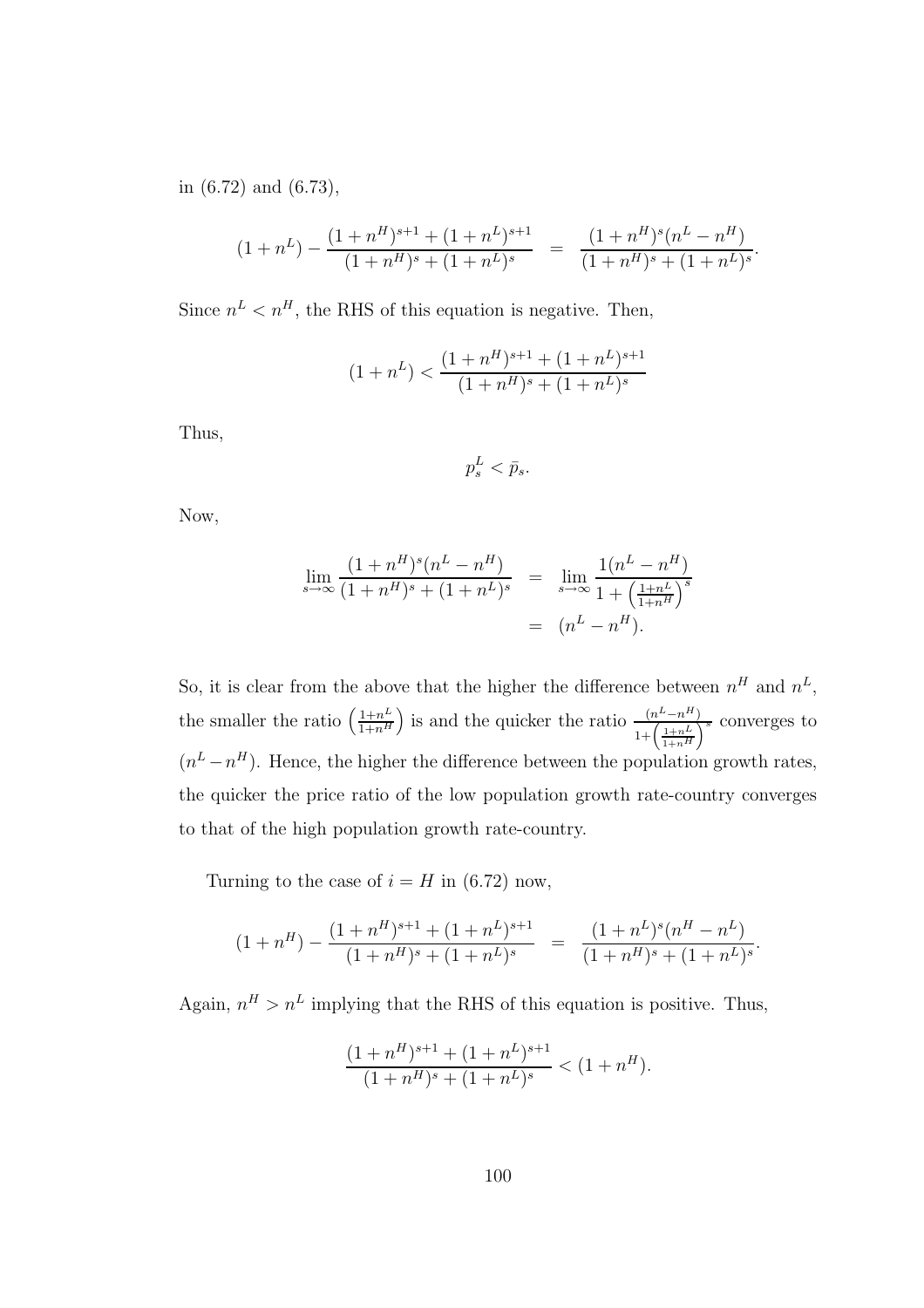in (6.72) and (6.73),

$$(1 + n^L) - \frac{(1 + n^H)^{s+1} + (1 + n^L)^{s+1}}{(1 + n^H)^s + (1 + n^L)^s} = \frac{(1 + n^H)^s (n^L - n^H)}{(1 + n^H)^s + (1 + n^L)^s}.$$

Since $n^L < n^H$, the RHS of this equation is negative. Then,

$$(1 + n^L) < \frac{(1 + n^H)^{s+1} + (1 + n^L)^{s+1}}{(1 + n^H)^s + (1 + n^L)^s}$$

Thus,

$$p_s^L < \bar{p}_s.$$

Now,

$$\begin{aligned}
\lim_{s \to \infty} \frac{(1 + n^H)^s (n^L - n^H)}{(1 + n^H)^s + (1 + n^L)^s} &= \lim_{s \to \infty} \frac{1(n^L - n^H)}{1 + \left(\frac{1+n^L}{1+n^H}\right)^s} \\
&= (n^L - n^H).
\end{aligned}$$

So, it is clear from the above that the higher the difference between $n^H$ and $n^L$, the smaller the ratio $\left(\frac{1+n^L}{1+n^H}\right)$ is and the quicker the ratio $\frac{(n^L - n^H)}{1+\left(\frac{1+n^L}{1+n^H}\right)^s}$ converges to $(n^L - n^H)$. Hence, the higher the difference between the population growth rates, the quicker the price ratio of the low population growth rate-country converges to that of the high population growth rate-country.

Turning to the case of $i = H$ in (6.72) now,

$$(1 + n^H) - \frac{(1 + n^H)^{s+1} + (1 + n^L)^{s+1}}{(1 + n^H)^s + (1 + n^L)^s} = \frac{(1 + n^L)^s (n^H - n^L)}{(1 + n^H)^s + (1 + n^L)^s}.$$

Again, $n^H > n^L$ implying that the RHS of this equation is positive. Thus,

$$\frac{(1 + n^H)^{s+1} + (1 + n^L)^{s+1}}{(1 + n^H)^s + (1 + n^L)^s} < (1 + n^H).$$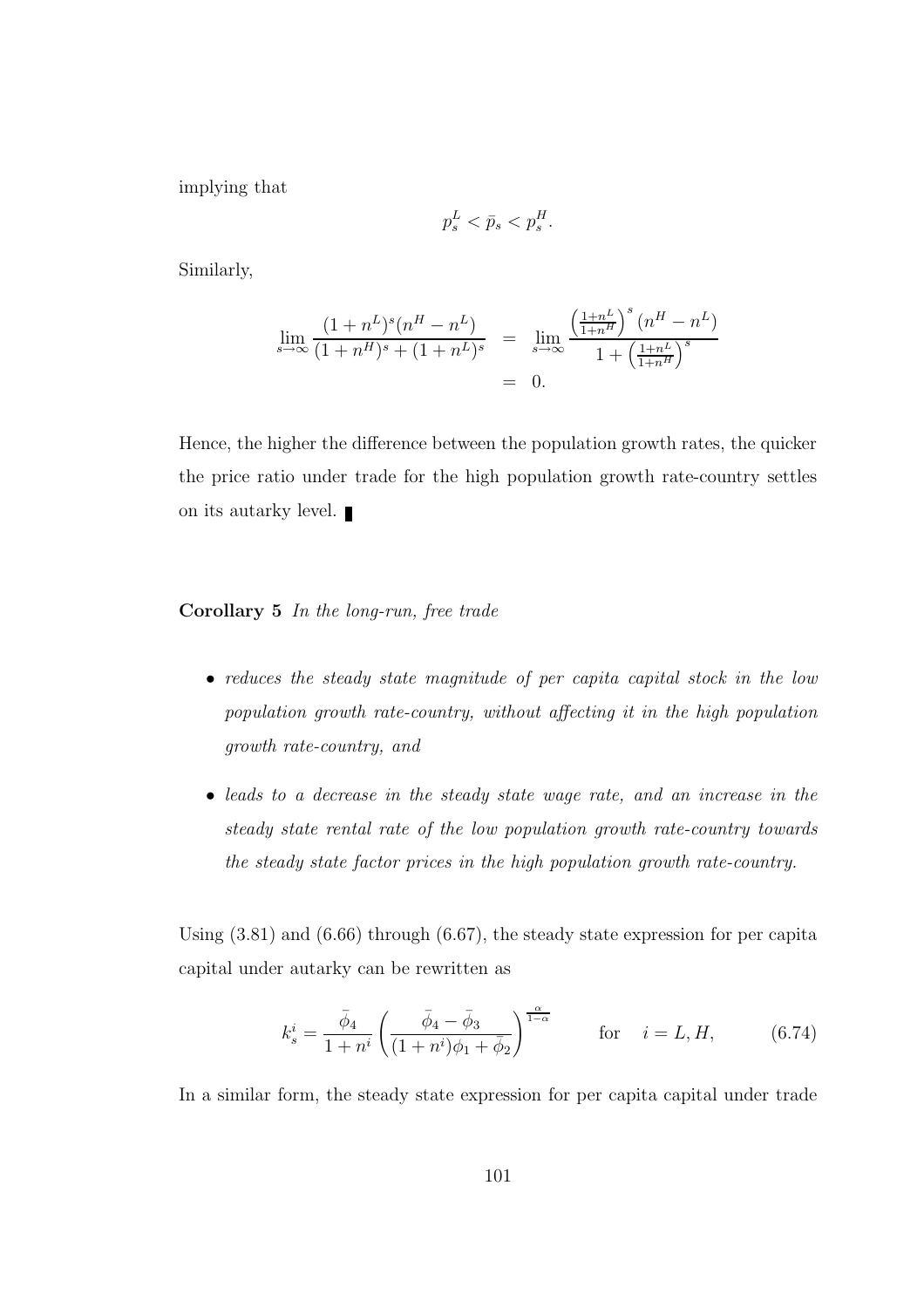implying that

$$p_s^L < \bar{p}_s < p_s^H.$$

Similarly,

$$\begin{aligned}
\lim_{s\to\infty} \frac{(1+n^L)^s(n^H-n^L)}{(1+n^H)^s+(1+n^L)^s} &= \lim_{s\to\infty} \frac{\left(\frac{1+n^L}{1+n^H}\right)^s(n^H-n^L)}{1+\left(\frac{1+n^L}{1+n^H}\right)^s} \\
&= 0.
\end{aligned}$$

Hence, the higher the difference between the population growth rates, the quicker the price ratio under trade for the high population growth rate-country settles on its autarky level. ∎

**Corollary 5** *In the long-run, free trade*

- *reduces the steady state magnitude of per capita capital stock in the low population growth rate-country, without affecting it in the high population growth rate-country, and*
- *leads to a decrease in the steady state wage rate, and an increase in the steady state rental rate of the low population growth rate-country towards the steady state factor prices in the high population growth rate-country.*

Using (3.81) and (6.66) through (6.67), the steady state expression for per capita capital under autarky can be rewritten as

$$k_s^i = \frac{\bar{\phi}_4}{1+n^i}\left(\frac{\bar{\phi}_4-\bar{\phi}_3}{(1+n^i)\phi_1+\bar{\phi}_2}\right)^{\frac{\alpha}{1-\alpha}} \qquad \text{for} \quad i = L, H, \tag{6.74}$$

In a similar form, the steady state expression for per capita capital under trade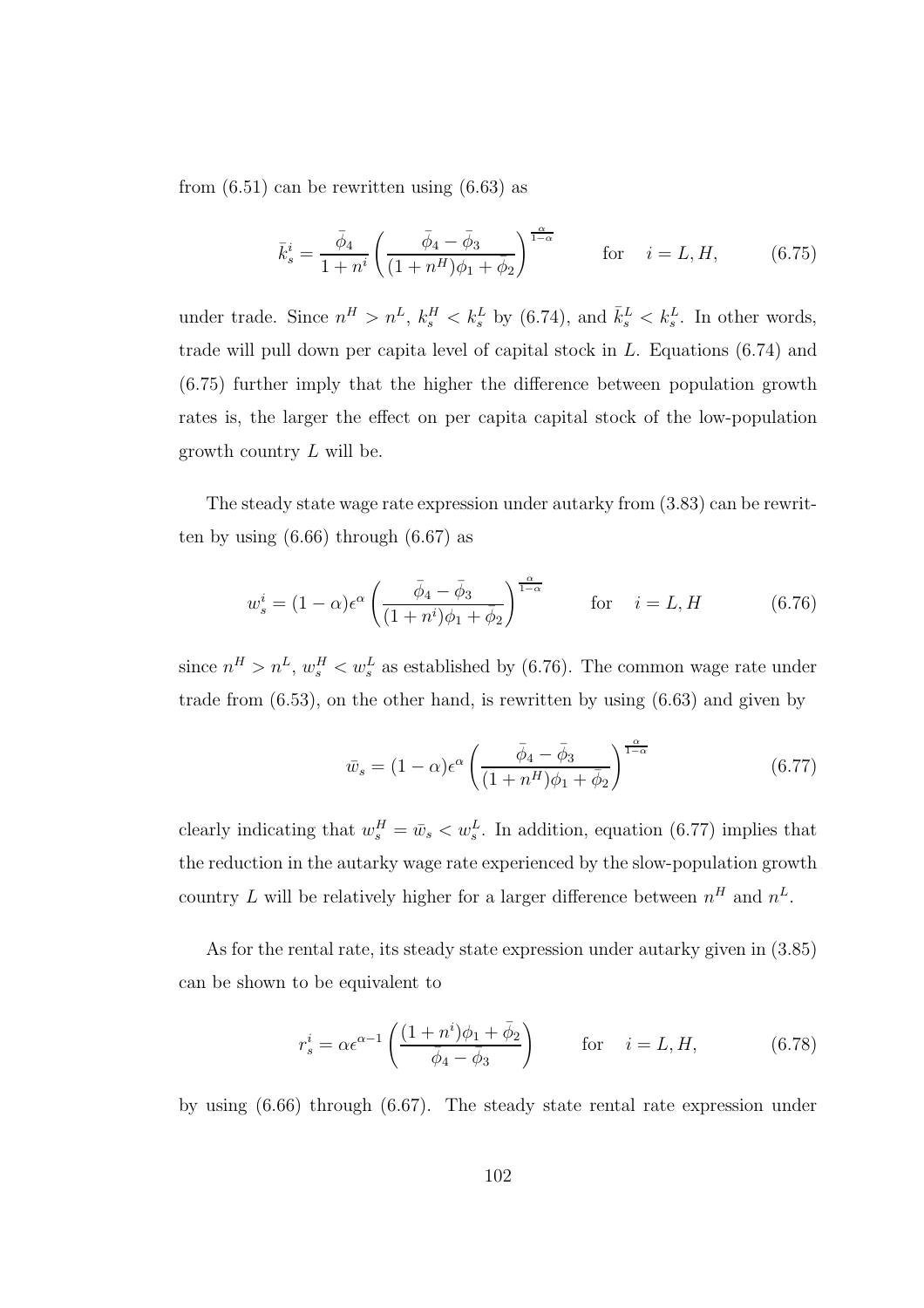from (6.51) can be rewritten using (6.63) as

$$\bar{k}_s^i = \frac{\bar{\phi}_4}{1+n^i}\left(\frac{\bar{\phi}_4 - \bar{\phi}_3}{(1+n^H)\phi_1 + \bar{\phi}_2}\right)^{\frac{\alpha}{1-\alpha}} \qquad \text{for} \quad i = L, H, \tag{6.75}$$

under trade. Since $n^H > n^L$, $k_s^H < k_s^L$ by (6.74), and $\bar{k}_s^L < k_s^L$. In other words, trade will pull down per capita level of capital stock in $L$. Equations (6.74) and (6.75) further imply that the higher the difference between population growth rates is, the larger the effect on per capita capital stock of the low-population growth country $L$ will be.

The steady state wage rate expression under autarky from (3.83) can be rewritten by using (6.66) through (6.67) as

$$w_s^i = (1-\alpha)\epsilon^\alpha \left(\frac{\bar{\phi}_4 - \bar{\phi}_3}{(1+n^i)\phi_1 + \bar{\phi}_2}\right)^{\frac{\alpha}{1-\alpha}} \qquad \text{for} \quad i = L, H \tag{6.76}$$

since $n^H > n^L$, $w_s^H < w_s^L$ as established by (6.76). The common wage rate under trade from (6.53), on the other hand, is rewritten by using (6.63) and given by

$$\bar{w}_s = (1-\alpha)\epsilon^\alpha \left(\frac{\bar{\phi}_4 - \bar{\phi}_3}{(1+n^H)\phi_1 + \bar{\phi}_2}\right)^{\frac{\alpha}{1-\alpha}} \tag{6.77}$$

clearly indicating that $w_s^H = \bar{w}_s < w_s^L$. In addition, equation (6.77) implies that the reduction in the autarky wage rate experienced by the slow-population growth country $L$ will be relatively higher for a larger difference between $n^H$ and $n^L$.

As for the rental rate, its steady state expression under autarky given in (3.85) can be shown to be equivalent to

$$r_s^i = \alpha\epsilon^{\alpha-1}\left(\frac{(1+n^i)\phi_1 + \bar{\phi}_2}{\bar{\phi}_4 - \bar{\phi}_3}\right) \qquad \text{for} \quad i = L, H, \tag{6.78}$$

by using (6.66) through (6.67). The steady state rental rate expression under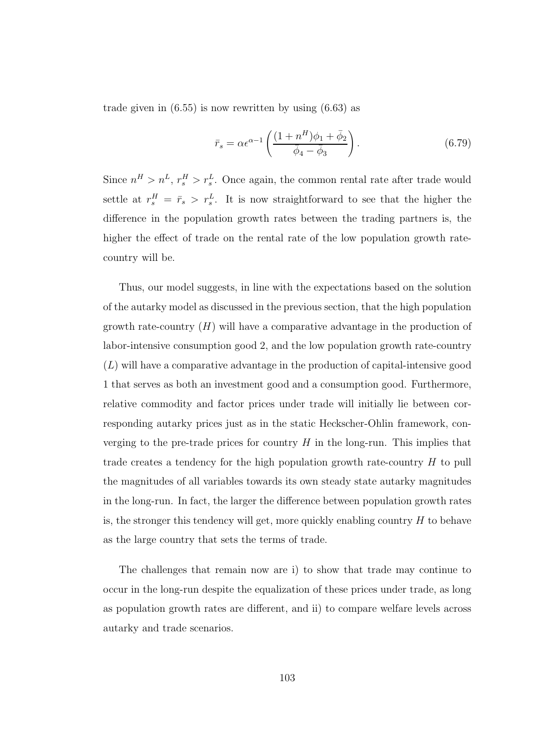trade given in (6.55) is now rewritten by using (6.63) as

$$\bar{r}_s = \alpha\epsilon^{\alpha-1}\left(\frac{(1+n^H)\phi_1 + \bar{\phi}_2}{\bar{\phi}_4 - \bar{\phi}_3}\right). \tag{6.79}$$

Since $n^H > n^L$, $r_s^H > r_s^L$. Once again, the common rental rate after trade would settle at $r_s^H = \bar{r}_s > r_s^L$. It is now straightforward to see that the higher the difference in the population growth rates between the trading partners is, the higher the effect of trade on the rental rate of the low population growth rate-country will be.

Thus, our model suggests, in line with the expectations based on the solution of the autarky model as discussed in the previous section, that the high population growth rate-country ($H$) will have a comparative advantage in the production of labor-intensive consumption good 2, and the low population growth rate-country ($L$) will have a comparative advantage in the production of capital-intensive good 1 that serves as both an investment good and a consumption good. Furthermore, relative commodity and factor prices under trade will initially lie between corresponding autarky prices just as in the static Heckscher-Ohlin framework, converging to the pre-trade prices for country $H$ in the long-run. This implies that trade creates a tendency for the high population growth rate-country $H$ to pull the magnitudes of all variables towards its own steady state autarky magnitudes in the long-run. In fact, the larger the difference between population growth rates is, the stronger this tendency will get, more quickly enabling country $H$ to behave as the large country that sets the terms of trade.

The challenges that remain now are i) to show that trade may continue to occur in the long-run despite the equalization of these prices under trade, as long as population growth rates are different, and ii) to compare welfare levels across autarky and trade scenarios.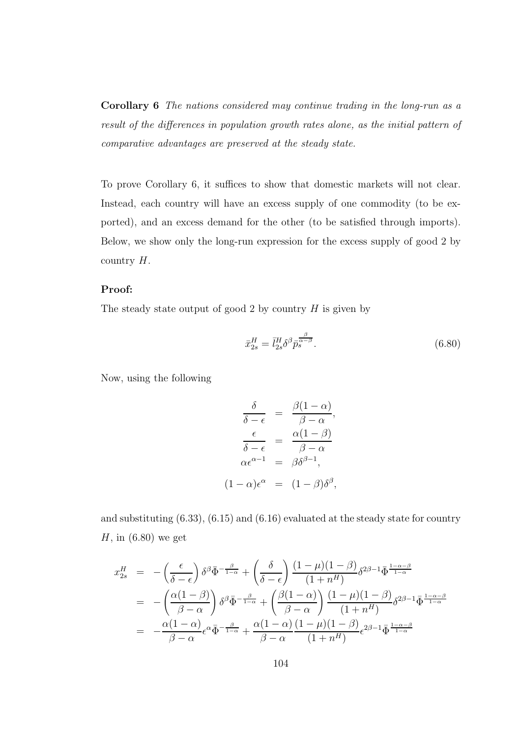**Corollary 6** *The nations considered may continue trading in the long-run as a result of the differences in population growth rates alone, as the initial pattern of comparative advantages are preserved at the steady state.*

To prove Corollary 6, it suffices to show that domestic markets will not clear. Instead, each country will have an excess supply of one commodity (to be exported), and an excess demand for the other (to be satisfied through imports). Below, we show only the long-run expression for the excess supply of good 2 by country $H$.

**Proof:**

The steady state output of good 2 by country $H$ is given by

$$\bar{x}_{2s}^H = \bar{l}_{2s}^H \delta^\beta \bar{p}_s^{\frac{\beta}{\alpha-\beta}}. \tag{6.80}$$

Now, using the following

$$\begin{aligned}
\frac{\delta}{\delta-\epsilon} &= \frac{\beta(1-\alpha)}{\beta-\alpha}, \\
\frac{\epsilon}{\delta-\epsilon} &= \frac{\alpha(1-\beta)}{\beta-\alpha} \\
\alpha\epsilon^{\alpha-1} &= \beta\delta^{\beta-1}, \\
(1-\alpha)\epsilon^\alpha &= (1-\beta)\delta^\beta,
\end{aligned}$$

and substituting (6.33), (6.15) and (6.16) evaluated at the steady state for country $H$, in (6.80) we get

$$\begin{aligned}
x_{2s}^H &= -\left(\frac{\epsilon}{\delta-\epsilon}\right)\delta^\beta\bar{\Phi}^{-\frac{\beta}{1-\alpha}} + \left(\frac{\delta}{\delta-\epsilon}\right)\frac{(1-\mu)(1-\beta)}{(1+n^H)}\delta^{2\beta-1}\bar{\Phi}^{\frac{1-\alpha-\beta}{1-\alpha}} \\
&= -\left(\frac{\alpha(1-\beta)}{\beta-\alpha}\right)\delta^\beta\bar{\Phi}^{-\frac{\beta}{1-\alpha}} + \left(\frac{\beta(1-\alpha)}{\beta-\alpha}\right)\frac{(1-\mu)(1-\beta)}{(1+n^H)}\delta^{2\beta-1}\bar{\Phi}^{\frac{1-\alpha-\beta}{1-\alpha}} \\
&= -\frac{\alpha(1-\alpha)}{\beta-\alpha}\epsilon^\alpha\bar{\Phi}^{-\frac{\beta}{1-\alpha}} + \frac{\alpha(1-\alpha)}{\beta-\alpha}\frac{(1-\mu)(1-\beta)}{(1+n^H)}\epsilon^{2\beta-1}\bar{\Phi}^{\frac{1-\alpha-\beta}{1-\alpha}}
\end{aligned}$$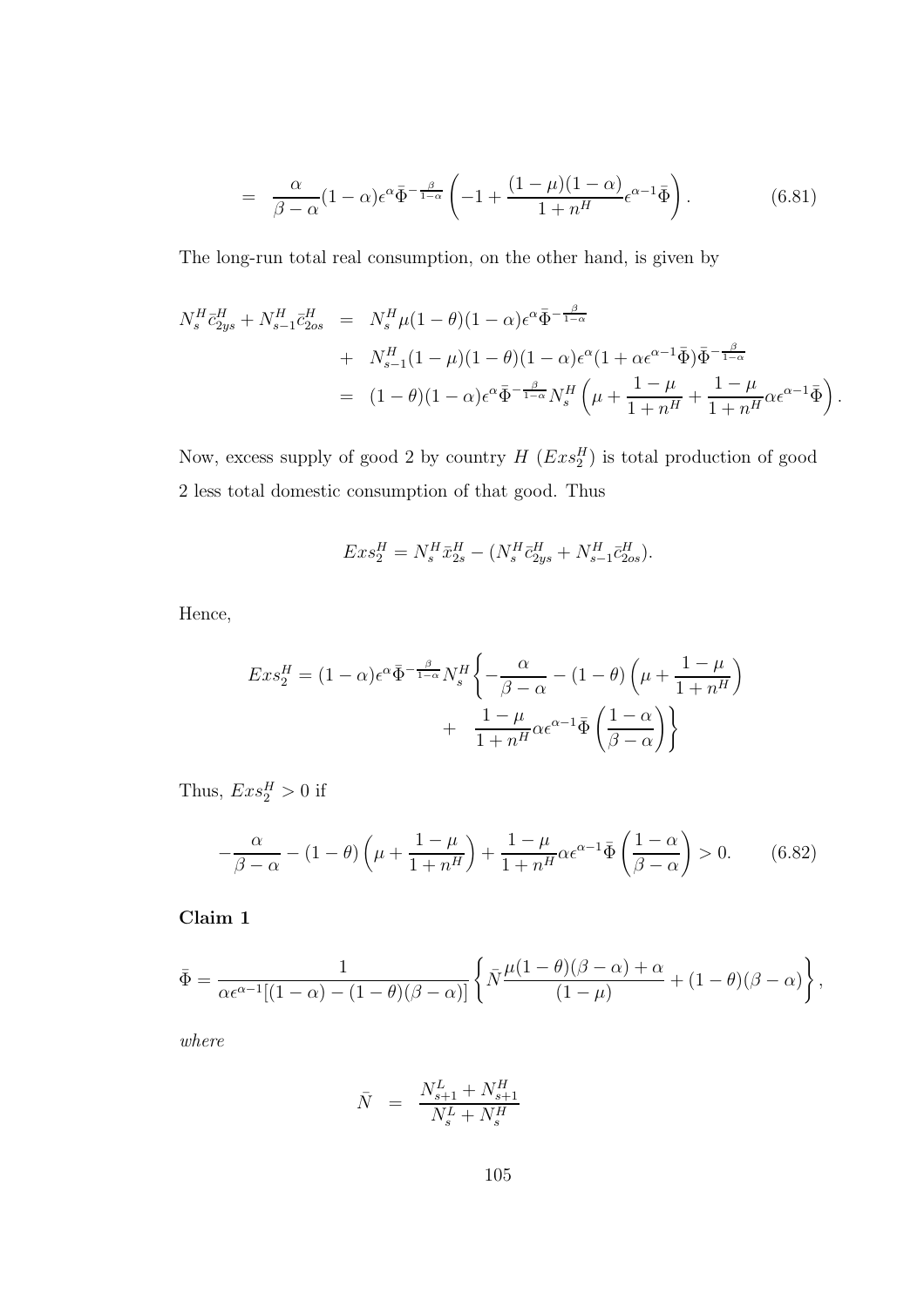$$= \frac{\alpha}{\beta - \alpha}(1-\alpha)\epsilon^{\alpha}\bar{\Phi}^{-\frac{\beta}{1-\alpha}}\left(-1 + \frac{(1-\mu)(1-\alpha)}{1+n^H}\epsilon^{\alpha-1}\bar{\Phi}\right). \tag{6.81}$$

The long-run total real consumption, on the other hand, is given by

$$\begin{aligned}
N_s^H \bar{c}_{2ys}^H + N_{s-1}^H \bar{c}_{2os}^H &= N_s^H \mu(1-\theta)(1-\alpha)\epsilon^{\alpha}\bar{\Phi}^{-\frac{\beta}{1-\alpha}} \\
&+ N_{s-1}^H (1-\mu)(1-\theta)(1-\alpha)\epsilon^{\alpha}(1+\alpha\epsilon^{\alpha-1}\bar{\Phi})\bar{\Phi}^{-\frac{\beta}{1-\alpha}} \\
&= (1-\theta)(1-\alpha)\epsilon^{\alpha}\bar{\Phi}^{-\frac{\beta}{1-\alpha}} N_s^H \left(\mu + \frac{1-\mu}{1+n^H} + \frac{1-\mu}{1+n^H}\alpha\epsilon^{\alpha-1}\bar{\Phi}\right).
\end{aligned}$$

Now, excess supply of good 2 by country $H$ ($Exs_2^H$) is total production of good 2 less total domestic consumption of that good. Thus

$$Exs_2^H = N_s^H \bar{x}_{2s}^H - (N_s^H \bar{c}_{2ys}^H + N_{s-1}^H \bar{c}_{2os}^H).$$

Hence,

$$\begin{aligned}
Exs_2^H = (1-\alpha)\epsilon^{\alpha}\bar{\Phi}^{-\frac{\beta}{1-\alpha}} N_s^H \Bigg\{ &-\frac{\alpha}{\beta-\alpha} - (1-\theta)\left(\mu + \frac{1-\mu}{1+n^H}\right) \\
&+ \frac{1-\mu}{1+n^H}\alpha\epsilon^{\alpha-1}\bar{\Phi}\left(\frac{1-\alpha}{\beta-\alpha}\right)\Bigg\}
\end{aligned}$$

Thus, $Exs_2^H > 0$ if

$$-\frac{\alpha}{\beta-\alpha} - (1-\theta)\left(\mu + \frac{1-\mu}{1+n^H}\right) + \frac{1-\mu}{1+n^H}\alpha\epsilon^{\alpha-1}\bar{\Phi}\left(\frac{1-\alpha}{\beta-\alpha}\right) > 0. \tag{6.82}$$

**Claim 1**

$$\bar{\Phi} = \frac{1}{\alpha\epsilon^{\alpha-1}[(1-\alpha) - (1-\theta)(\beta-\alpha)]}\left\{\bar{N}\frac{\mu(1-\theta)(\beta-\alpha)+\alpha}{(1-\mu)} + (1-\theta)(\beta-\alpha)\right\},$$

*where*

$$\bar{N} = \frac{N_{s+1}^L + N_{s+1}^H}{N_s^L + N_s^H}$$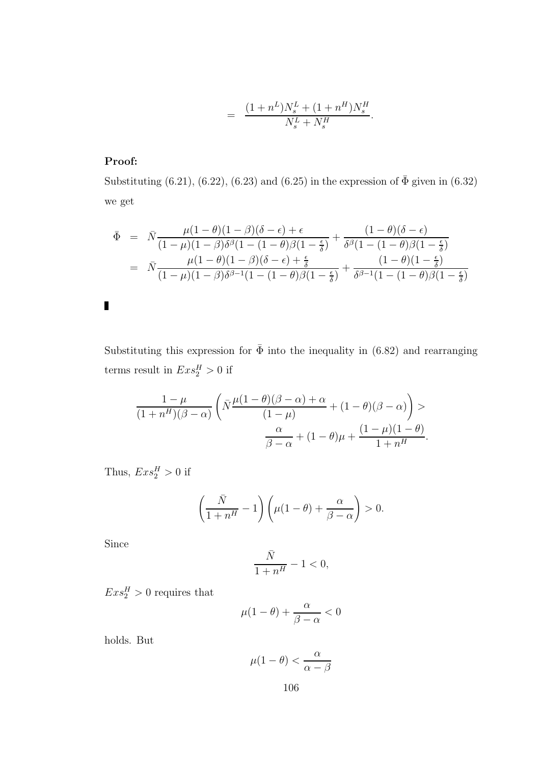$$= \frac{(1+n^L)N_s^L + (1+n^H)N_s^H}{N_s^L + N_s^H}.$$

**Proof:**

Substituting (6.21), (6.22), (6.23) and (6.25) in the expression of $\bar{\Phi}$ given in (6.32) we get

$$\begin{aligned}
\bar{\Phi} &= \bar{N}\frac{\mu(1-\theta)(1-\beta)(\delta-\epsilon)+\epsilon}{(1-\mu)(1-\beta)\delta^{\beta}(1-(1-\theta)\beta(1-\frac{\epsilon}{\delta})} + \frac{(1-\theta)(\delta-\epsilon)}{\delta^{\beta}(1-(1-\theta)\beta(1-\frac{\epsilon}{\delta})} \\
&= \bar{N}\frac{\mu(1-\theta)(1-\beta)(\delta-\epsilon)+\frac{\epsilon}{\delta}}{(1-\mu)(1-\beta)\delta^{\beta-1}(1-(1-\theta)\beta(1-\frac{\epsilon}{\delta})} + \frac{(1-\theta)(1-\frac{\epsilon}{\delta})}{\delta^{\beta-1}(1-(1-\theta)\beta(1-\frac{\epsilon}{\delta})}
\end{aligned}$$

▮

Substituting this expression for $\bar{\Phi}$ into the inequality in (6.82) and rearranging terms result in $Exs_2^H > 0$ if

$$\frac{1-\mu}{(1+n^H)(\beta-\alpha)}\left(\bar{N}\frac{\mu(1-\theta)(\beta-\alpha)+\alpha}{(1-\mu)} + (1-\theta)(\beta-\alpha)\right) > \frac{\alpha}{\beta-\alpha} + (1-\theta)\mu + \frac{(1-\mu)(1-\theta)}{1+n^H}.$$

Thus, $Exs_2^H > 0$ if

$$\left(\frac{\bar{N}}{1+n^H} - 1\right)\left(\mu(1-\theta) + \frac{\alpha}{\beta-\alpha}\right) > 0.$$

Since

$$\frac{\bar{N}}{1+n^H} - 1 < 0,$$

$Exs_2^H > 0$ requires that

$$\mu(1-\theta) + \frac{\alpha}{\beta-\alpha} < 0$$

holds. But

$$\mu(1-\theta) < \frac{\alpha}{\alpha-\beta}$$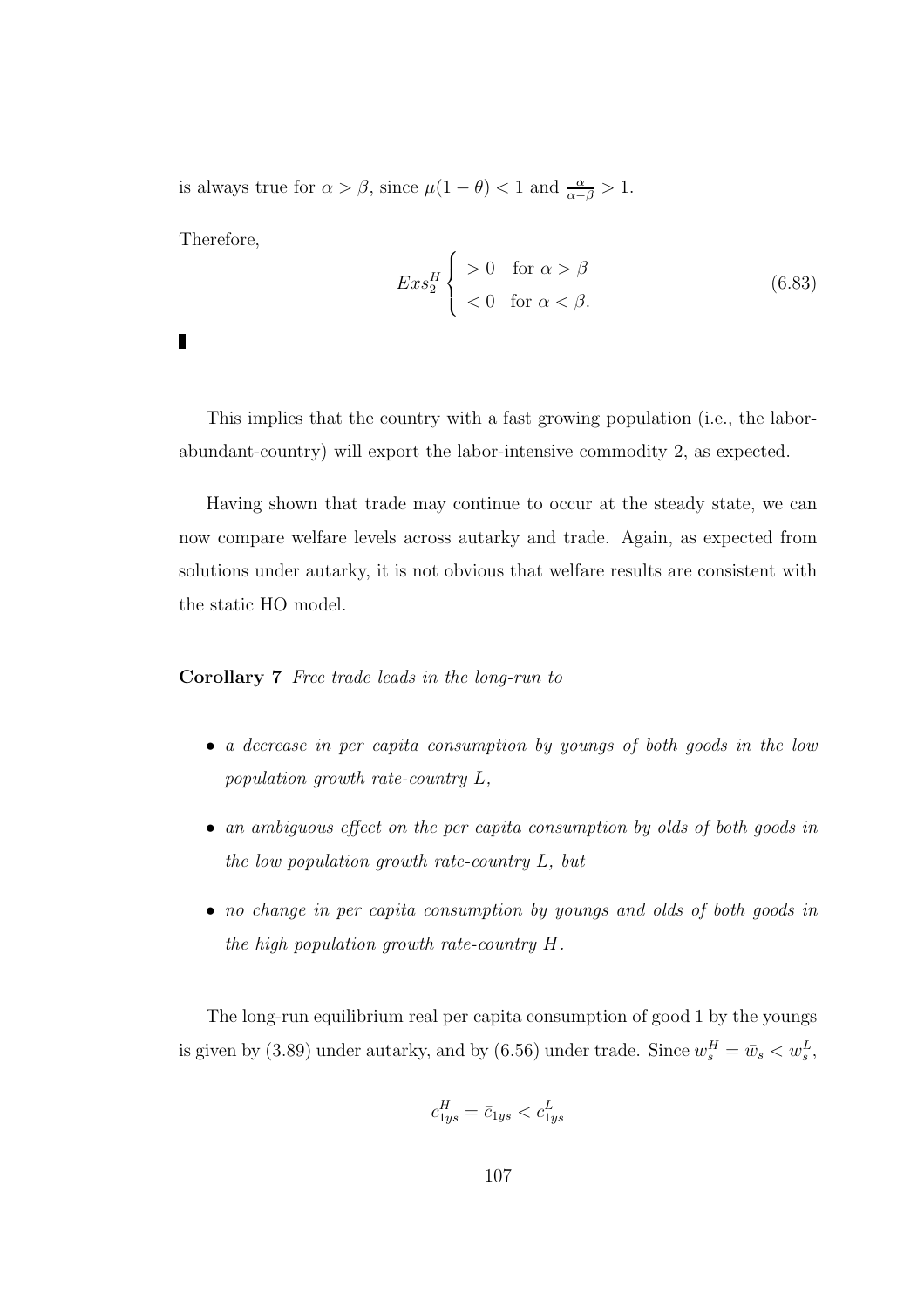is always true for $\alpha > \beta$, since $\mu(1-\theta) < 1$ and $\frac{\alpha}{\alpha-\beta} > 1$.

Therefore,

$$Exs_2^H \begin{cases} > 0 & \text{for } \alpha > \beta \\ < 0 & \text{for } \alpha < \beta. \end{cases} \tag{6.83}$$

∎

This implies that the country with a fast growing population (i.e., the labor-abundant-country) will export the labor-intensive commodity 2, as expected.

Having shown that trade may continue to occur at the steady state, we can now compare welfare levels across autarky and trade. Again, as expected from solutions under autarky, it is not obvious that welfare results are consistent with the static HO model.

**Corollary 7** *Free trade leads in the long-run to*

- *a decrease in per capita consumption by youngs of both goods in the low population growth rate-country $L$,*
- *an ambiguous effect on the per capita consumption by olds of both goods in the low population growth rate-country $L$, but*
- *no change in per capita consumption by youngs and olds of both goods in the high population growth rate-country $H$.*

The long-run equilibrium real per capita consumption of good 1 by the youngs is given by (3.89) under autarky, and by (6.56) under trade. Since $w_s^H = \bar{w}_s < w_s^L$,

$$c_{1ys}^H = \bar{c}_{1ys} < c_{1ys}^L$$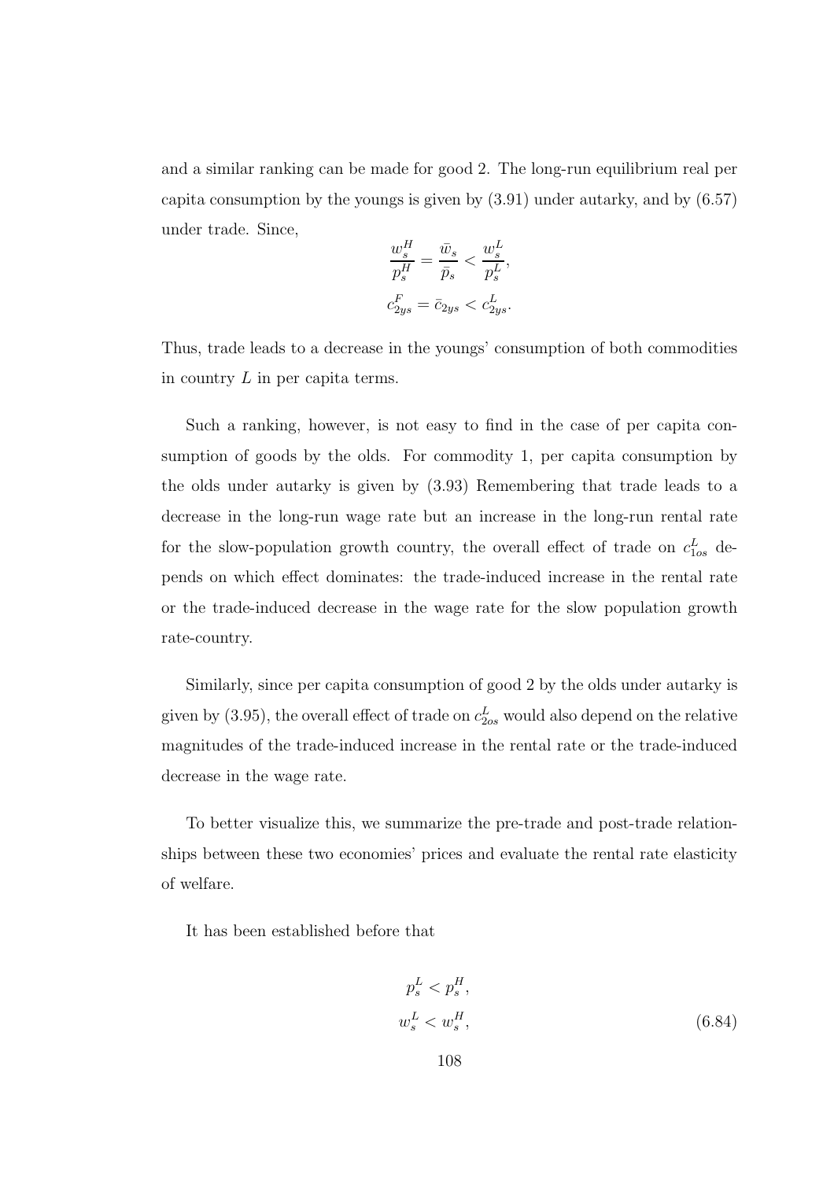and a similar ranking can be made for good 2. The long-run equilibrium real per capita consumption by the youngs is given by (3.91) under autarky, and by (6.57) under trade. Since,

$$\frac{w_s^H}{p_s^H} = \frac{\bar{w}_s}{\bar{p}_s} < \frac{w_s^L}{p_s^L},$$
$$c_{2ys}^F = \bar{c}_{2ys} < c_{2ys}^L.$$

Thus, trade leads to a decrease in the youngs' consumption of both commodities in country $L$ in per capita terms.

Such a ranking, however, is not easy to find in the case of per capita consumption of goods by the olds. For commodity 1, per capita consumption by the olds under autarky is given by (3.93) Remembering that trade leads to a decrease in the long-run wage rate but an increase in the long-run rental rate for the slow-population growth country, the overall effect of trade on $c_{1os}^L$ depends on which effect dominates: the trade-induced increase in the rental rate or the trade-induced decrease in the wage rate for the slow population growth rate-country.

Similarly, since per capita consumption of good 2 by the olds under autarky is given by (3.95), the overall effect of trade on $c_{2os}^L$ would also depend on the relative magnitudes of the trade-induced increase in the rental rate or the trade-induced decrease in the wage rate.

To better visualize this, we summarize the pre-trade and post-trade relationships between these two economies' prices and evaluate the rental rate elasticity of welfare.

It has been established before that

$$p_s^L < p_s^H,$$
$$w_s^L < w_s^H, \tag{6.84}$$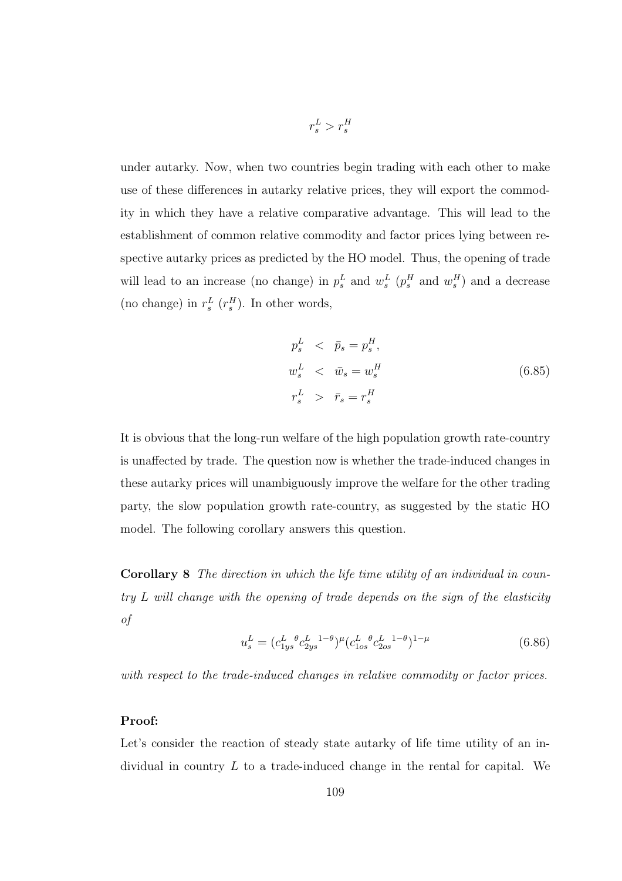$$r_s^L > r_s^H$$

under autarky. Now, when two countries begin trading with each other to make use of these differences in autarky relative prices, they will export the commodity in which they have a relative comparative advantage. This will lead to the establishment of common relative commodity and factor prices lying between respective autarky prices as predicted by the HO model. Thus, the opening of trade will lead to an increase (no change) in $p_s^L$ and $w_s^L$ ($p_s^H$ and $w_s^H$) and a decrease (no change) in $r_s^L$ ($r_s^H$). In other words,

$$\begin{aligned}
p_s^L &< \bar{p}_s = p_s^H, \\
w_s^L &< \bar{w}_s = w_s^H \\
r_s^L &> \bar{r}_s = r_s^H
\end{aligned} \tag{6.85}$$

It is obvious that the long-run welfare of the high population growth rate-country is unaffected by trade. The question now is whether the trade-induced changes in these autarky prices will unambiguously improve the welfare for the other trading party, the slow population growth rate-country, as suggested by the static HO model. The following corollary answers this question.

**Corollary 8** *The direction in which the life time utility of an individual in country L will change with the opening of trade depends on the sign of the elasticity of*

$$u_s^L = ({c_{1ys}^L}^{\theta} {c_{2ys}^L}^{1-\theta})^{\mu} ({c_{1os}^L}^{\theta} {c_{2os}^L}^{1-\theta})^{1-\mu} \tag{6.86}$$

*with respect to the trade-induced changes in relative commodity or factor prices.*

**Proof:**

Let's consider the reaction of steady state autarky of life time utility of an individual in country $L$ to a trade-induced change in the rental for capital. We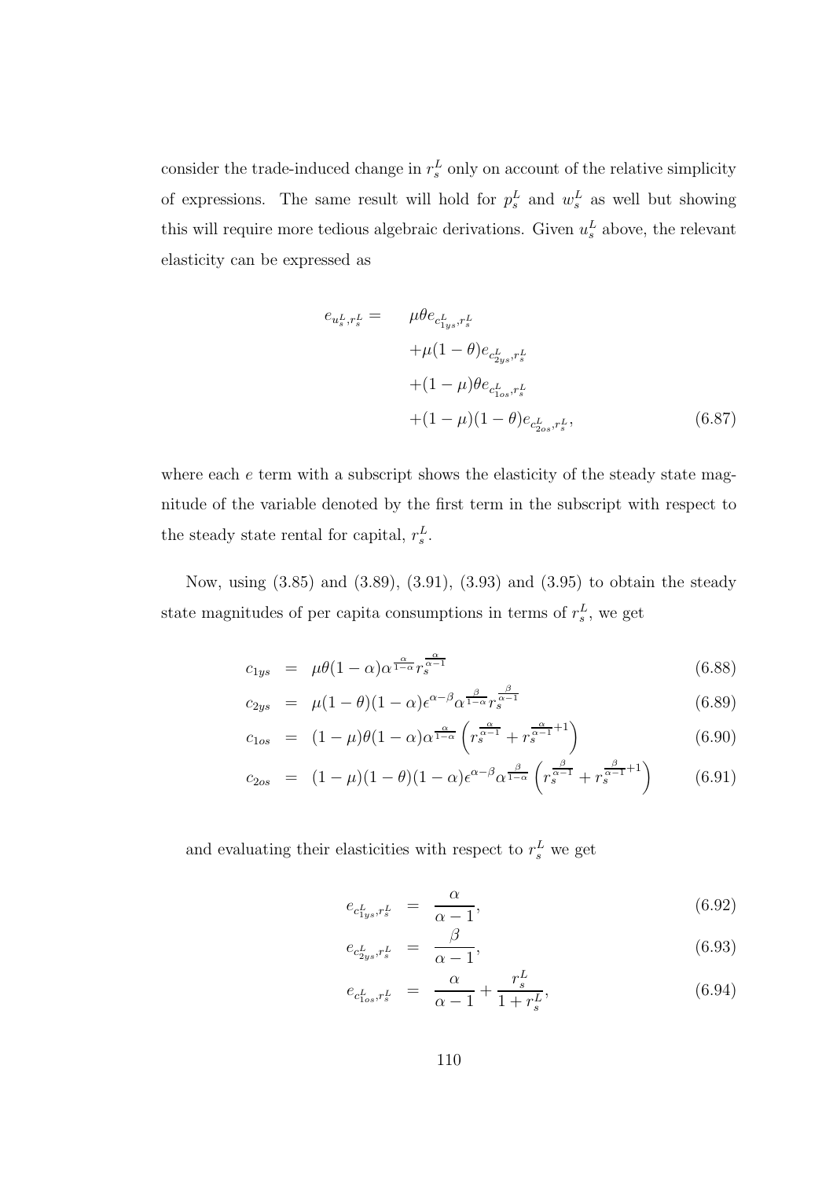consider the trade-induced change in $r_s^L$ only on account of the relative simplicity of expressions. The same result will hold for $p_s^L$ and $w_s^L$ as well but showing this will require more tedious algebraic derivations. Given $u_s^L$ above, the relevant elasticity can be expressed as

$$
\begin{aligned}
e_{u_s^L, r_s^L} = \quad & \mu\theta e_{c_{1ys}^L, r_s^L} \\
& + \mu(1-\theta) e_{c_{2ys}^L, r_s^L} \\
& + (1-\mu)\theta e_{c_{1os}^L, r_s^L} \\
& + (1-\mu)(1-\theta) e_{c_{2os}^L, r_s^L},
\end{aligned} \tag{6.87}
$$

where each $e$ term with a subscript shows the elasticity of the steady state magnitude of the variable denoted by the first term in the subscript with respect to the steady state rental for capital, $r_s^L$.

Now, using (3.85) and (3.89), (3.91), (3.93) and (3.95) to obtain the steady state magnitudes of per capita consumptions in terms of $r_s^L$, we get

$$c_{1ys} = \mu\theta(1-\alpha)\alpha^{\frac{\alpha}{1-\alpha}} r_s^{\frac{\alpha}{\alpha-1}} \tag{6.88}$$

$$c_{2ys} = \mu(1-\theta)(1-\alpha)\epsilon^{\alpha-\beta}\alpha^{\frac{\beta}{1-\alpha}} r_s^{\frac{\beta}{\alpha-1}} \tag{6.89}$$

$$c_{1os} = (1-\mu)\theta(1-\alpha)\alpha^{\frac{\alpha}{1-\alpha}} \left( r_s^{\frac{\alpha}{\alpha-1}} + r_s^{\frac{\alpha}{\alpha-1}+1} \right) \tag{6.90}$$

$$c_{2os} = (1-\mu)(1-\theta)(1-\alpha)\epsilon^{\alpha-\beta}\alpha^{\frac{\beta}{1-\alpha}} \left( r_s^{\frac{\beta}{\alpha-1}} + r_s^{\frac{\beta}{\alpha-1}+1} \right) \tag{6.91}$$

and evaluating their elasticities with respect to $r_s^L$ we get

$$e_{c_{1ys}^L, r_s^L} = \frac{\alpha}{\alpha-1}, \tag{6.92}$$

$$e_{c_{2ys}^L, r_s^L} = \frac{\beta}{\alpha-1}, \tag{6.93}$$

$$e_{c_{1os}^L, r_s^L} = \frac{\alpha}{\alpha-1} + \frac{r_s^L}{1+r_s^L}, \tag{6.94}$$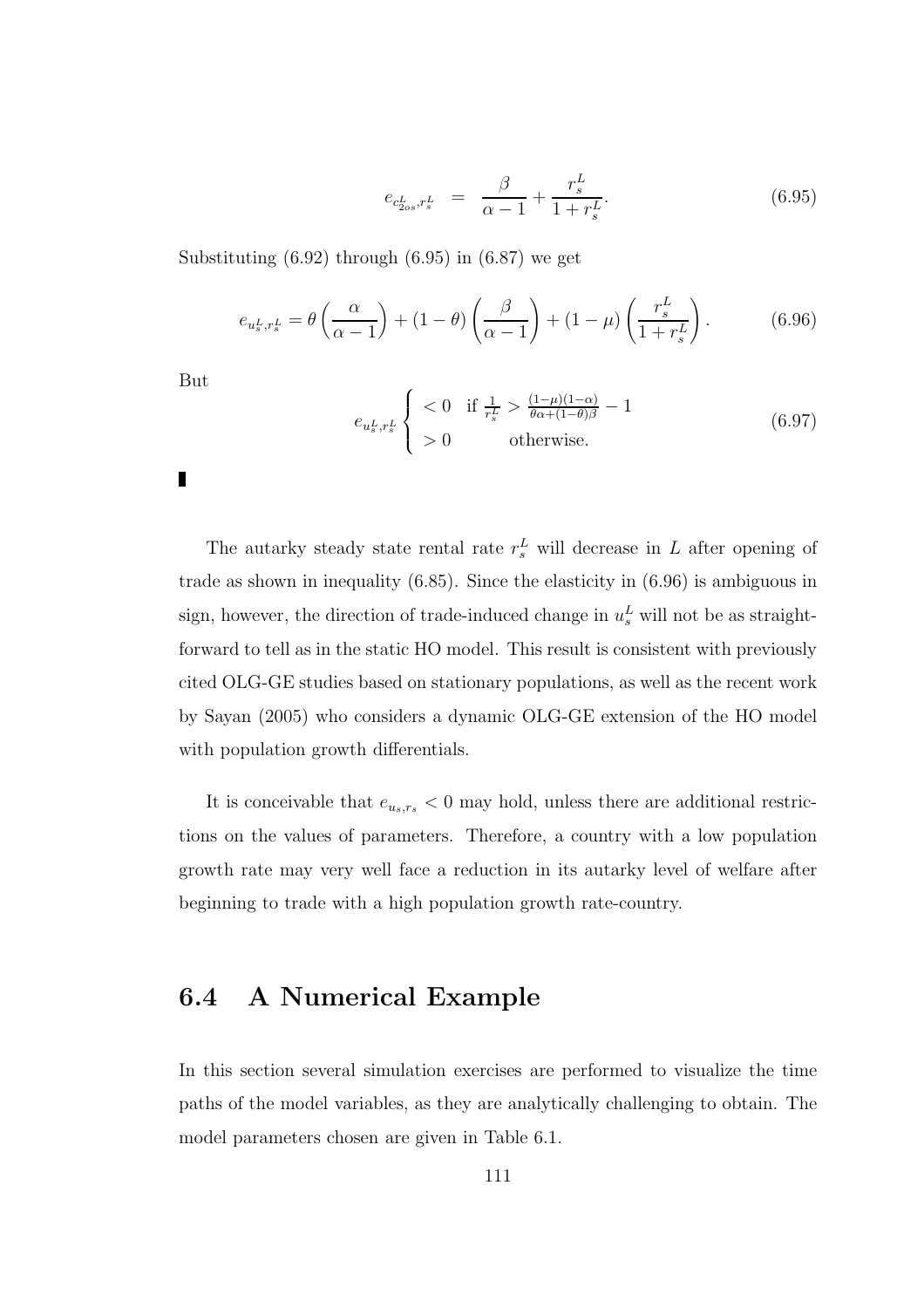$$e_{c^L_{2os},r^L_s} = \frac{\beta}{\alpha - 1} + \frac{r^L_s}{1 + r^L_s}. \tag{6.95}$$

Substituting (6.92) through (6.95) in (6.87) we get

$$e_{u^L_s,r^L_s} = \theta\left(\frac{\alpha}{\alpha - 1}\right) + (1 - \theta)\left(\frac{\beta}{\alpha - 1}\right) + (1 - \mu)\left(\frac{r^L_s}{1 + r^L_s}\right). \tag{6.96}$$

But

$$e_{u^L_s,r^L_s} \begin{cases} < 0 & \text{if } \frac{1}{r^L_s} > \frac{(1-\mu)(1-\alpha)}{\theta\alpha + (1-\theta)\beta} - 1 \\ > 0 & \text{otherwise.} \end{cases} \tag{6.97}$$

■

The autarky steady state rental rate $r^L_s$ will decrease in $L$ after opening of trade as shown in inequality (6.85). Since the elasticity in (6.96) is ambiguous in sign, however, the direction of trade-induced change in $u^L_s$ will not be as straightforward to tell as in the static HO model. This result is consistent with previously cited OLG-GE studies based on stationary populations, as well as the recent work by Sayan (2005) who considers a dynamic OLG-GE extension of the HO model with population growth differentials.

It is conceivable that $e_{u_s,r_s} < 0$ may hold, unless there are additional restrictions on the values of parameters. Therefore, a country with a low population growth rate may very well face a reduction in its autarky level of welfare after beginning to trade with a high population growth rate-country.

## 6.4 A Numerical Example

In this section several simulation exercises are performed to visualize the time paths of the model variables, as they are analytically challenging to obtain. The model parameters chosen are given in Table 6.1.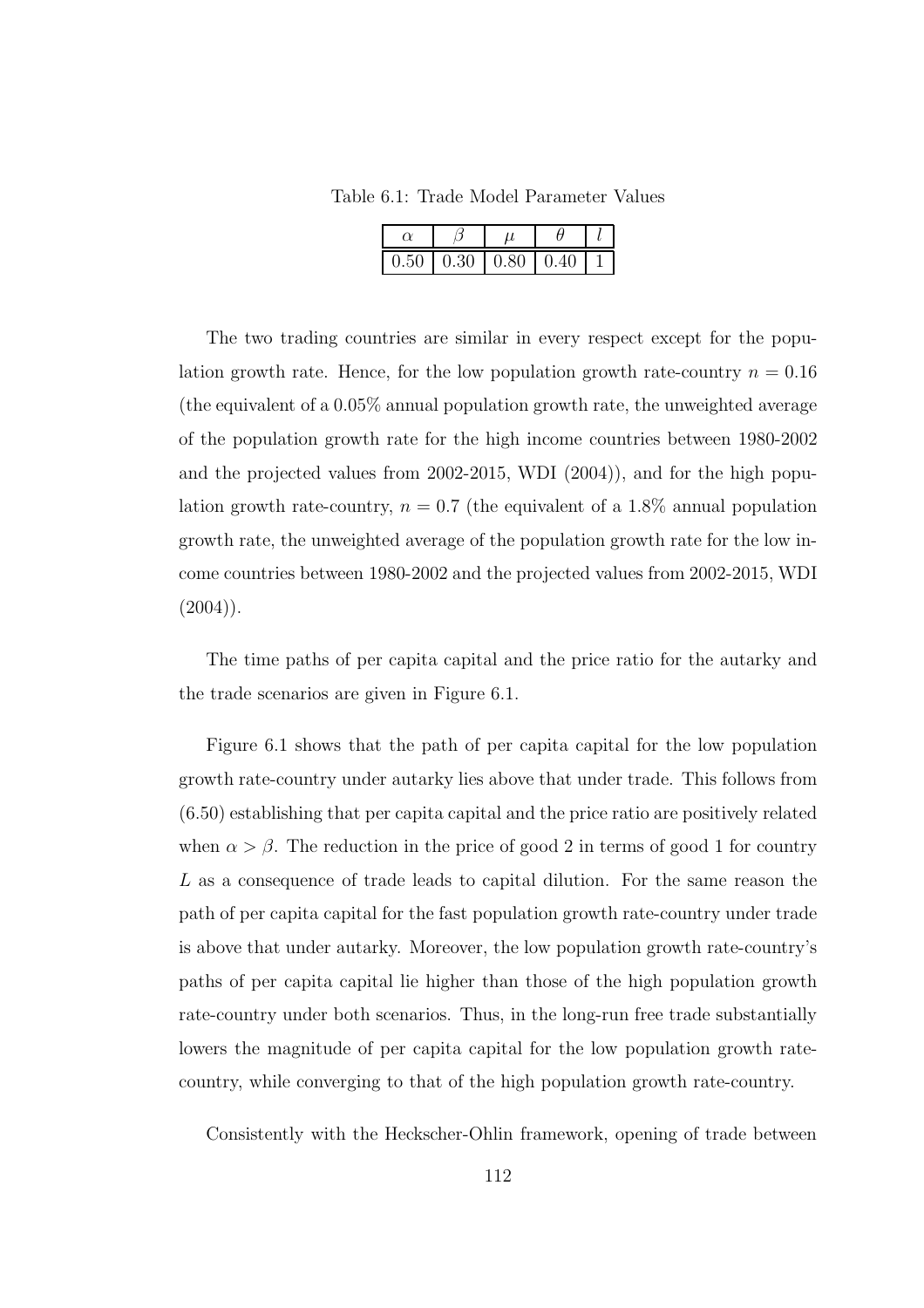Table 6.1: Trade Model Parameter Values

| $\alpha$ | $\beta$ | $\mu$ | $\theta$ | $l$ |
|---|---|---|---|---|
| 0.50 | 0.30 | 0.80 | 0.40 | 1 |

The two trading countries are similar in every respect except for the population growth rate. Hence, for the low population growth rate-country $n = 0.16$ (the equivalent of a 0.05% annual population growth rate, the unweighted average of the population growth rate for the high income countries between 1980-2002 and the projected values from 2002-2015, WDI (2004)), and for the high population growth rate-country, $n = 0.7$ (the equivalent of a 1.8% annual population growth rate, the unweighted average of the population growth rate for the low income countries between 1980-2002 and the projected values from 2002-2015, WDI (2004)).

The time paths of per capita capital and the price ratio for the autarky and the trade scenarios are given in Figure 6.1.

Figure 6.1 shows that the path of per capita capital for the low population growth rate-country under autarky lies above that under trade. This follows from (6.50) establishing that per capita capital and the price ratio are positively related when $\alpha > \beta$. The reduction in the price of good 2 in terms of good 1 for country $L$ as a consequence of trade leads to capital dilution. For the same reason the path of per capita capital for the fast population growth rate-country under trade is above that under autarky. Moreover, the low population growth rate-country's paths of per capita capital lie higher than those of the high population growth rate-country under both scenarios. Thus, in the long-run free trade substantially lowers the magnitude of per capita capital for the low population growth rate-country, while converging to that of the high population growth rate-country.

Consistently with the Heckscher-Ohlin framework, opening of trade between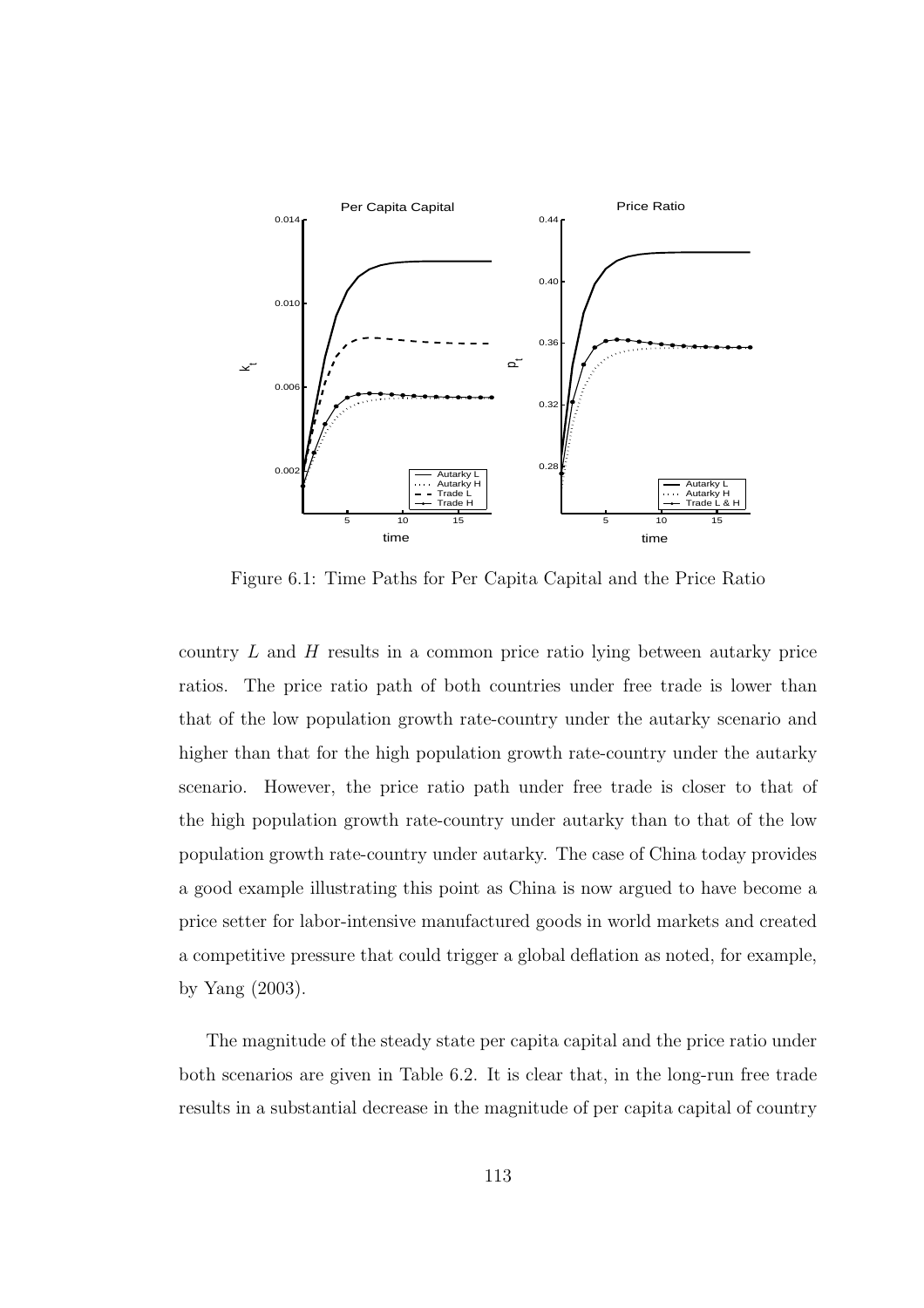Figure 6.1: Time Paths for Per Capita Capital and the Price Ratio

country $L$ and $H$ results in a common price ratio lying between autarky price ratios. The price ratio path of both countries under free trade is lower than that of the low population growth rate-country under the autarky scenario and higher than that for the high population growth rate-country under the autarky scenario. However, the price ratio path under free trade is closer to that of the high population growth rate-country under autarky than to that of the low population growth rate-country under autarky. The case of China today provides a good example illustrating this point as China is now argued to have become a price setter for labor-intensive manufactured goods in world markets and created a competitive pressure that could trigger a global deflation as noted, for example, by Yang (2003).

The magnitude of the steady state per capita capital and the price ratio under both scenarios are given in Table 6.2. It is clear that, in the long-run free trade results in a substantial decrease in the magnitude of per capita capital of country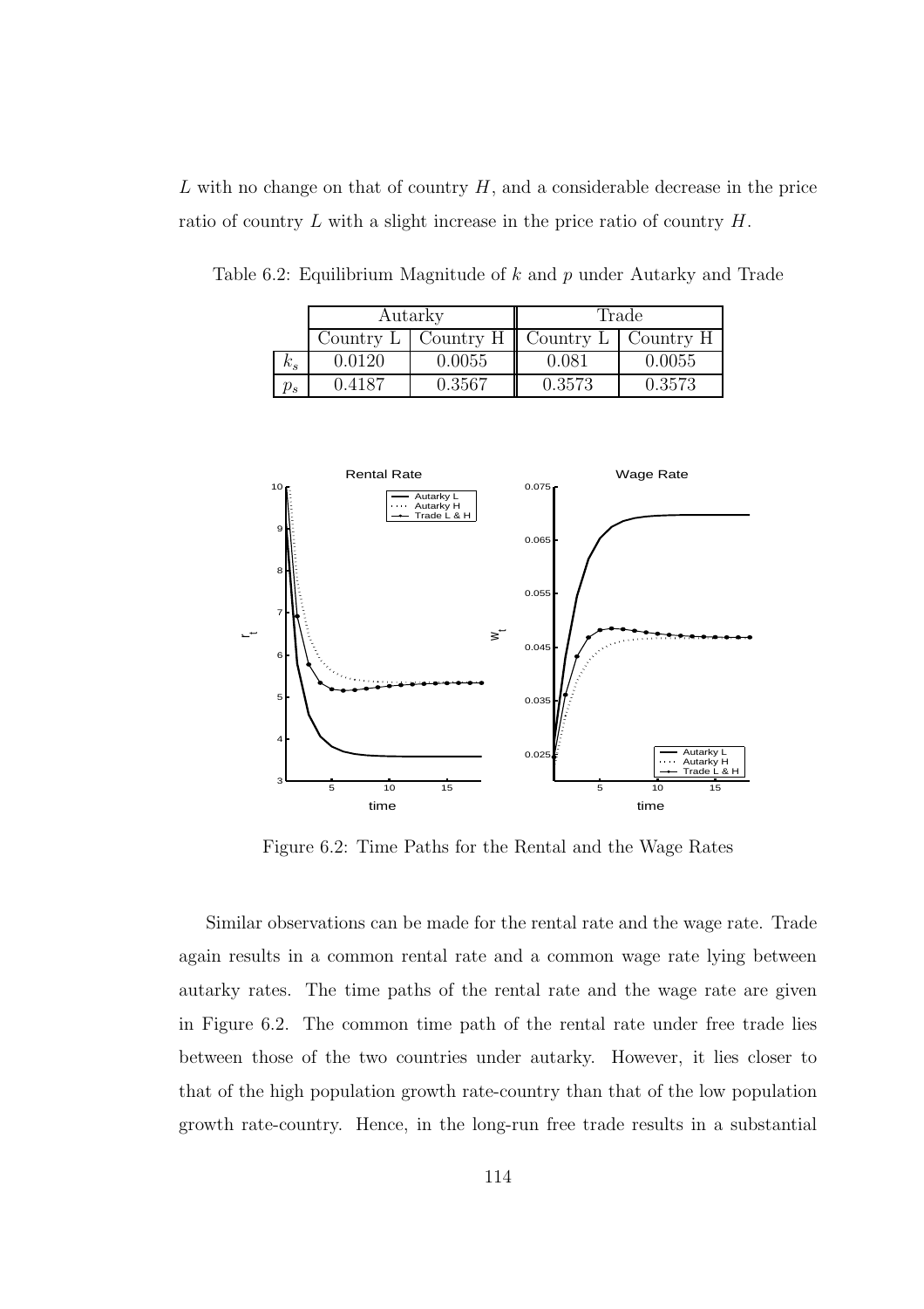$L$ with no change on that of country $H$, and a considerable decrease in the price ratio of country $L$ with a slight increase in the price ratio of country $H$.

Table 6.2: Equilibrium Magnitude of $k$ and $p$ under Autarky and Trade

| | Autarky | | Trade | |
|---|---|---|---|---|
| | Country L | Country H | Country L | Country H |
| $k_s$ | 0.0120 | 0.0055 | 0.081 | 0.0055 |
| $p_s$ | 0.4187 | 0.3567 | 0.3573 | 0.3573 |

Figure 6.2: Time Paths for the Rental and the Wage Rates

Similar observations can be made for the rental rate and the wage rate. Trade again results in a common rental rate and a common wage rate lying between autarky rates. The time paths of the rental rate and the wage rate are given in Figure 6.2. The common time path of the rental rate under free trade lies between those of the two countries under autarky. However, it lies closer to that of the high population growth rate-country than that of the low population growth rate-country. Hence, in the long-run free trade results in a substantial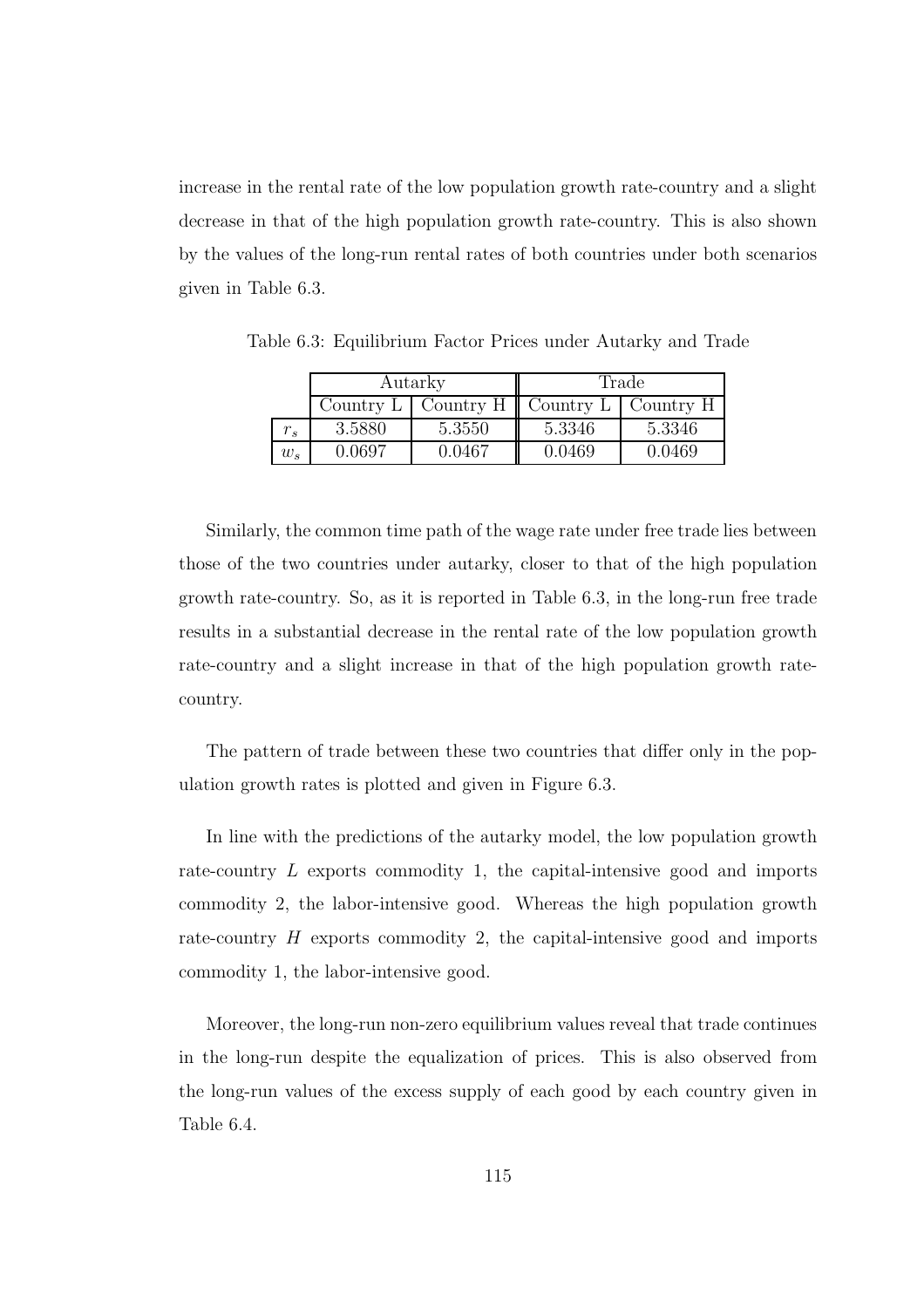increase in the rental rate of the low population growth rate-country and a slight decrease in that of the high population growth rate-country. This is also shown by the values of the long-run rental rates of both countries under both scenarios given in Table 6.3.

Table 6.3: Equilibrium Factor Prices under Autarky and Trade

| | Autarky | | Trade | |
|---|---|---|---|---|
| | Country L | Country H | Country L | Country H |
| $r_s$ | 3.5880 | 5.3550 | 5.3346 | 5.3346 |
| $w_s$ | 0.0697 | 0.0467 | 0.0469 | 0.0469 |

Similarly, the common time path of the wage rate under free trade lies between those of the two countries under autarky, closer to that of the high population growth rate-country. So, as it is reported in Table 6.3, in the long-run free trade results in a substantial decrease in the rental rate of the low population growth rate-country and a slight increase in that of the high population growth rate-country.

The pattern of trade between these two countries that differ only in the population growth rates is plotted and given in Figure 6.3.

In line with the predictions of the autarky model, the low population growth rate-country $L$ exports commodity 1, the capital-intensive good and imports commodity 2, the labor-intensive good. Whereas the high population growth rate-country $H$ exports commodity 2, the capital-intensive good and imports commodity 1, the labor-intensive good.

Moreover, the long-run non-zero equilibrium values reveal that trade continues in the long-run despite the equalization of prices. This is also observed from the long-run values of the excess supply of each good by each country given in Table 6.4.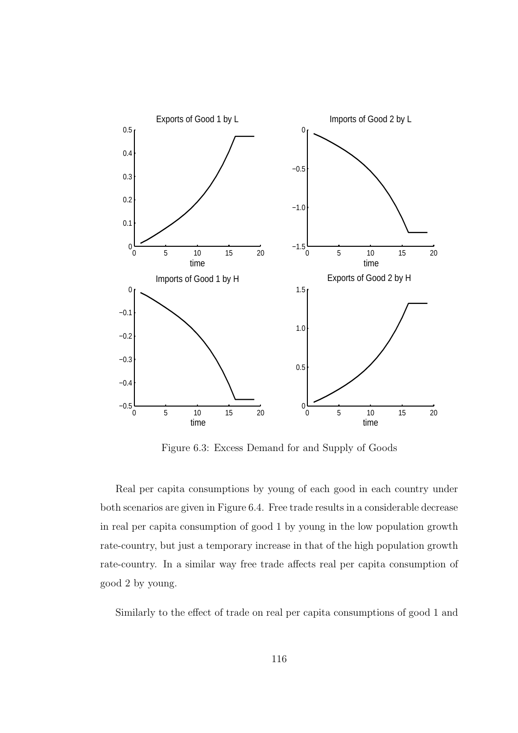Figure 6.3: Excess Demand for and Supply of Goods

Real per capita consumptions by young of each good in each country under both scenarios are given in Figure 6.4. Free trade results in a considerable decrease in real per capita consumption of good 1 by young in the low population growth rate-country, but just a temporary increase in that of the high population growth rate-country. In a similar way free trade affects real per capita consumption of good 2 by young.

Similarly to the effect of trade on real per capita consumptions of good 1 and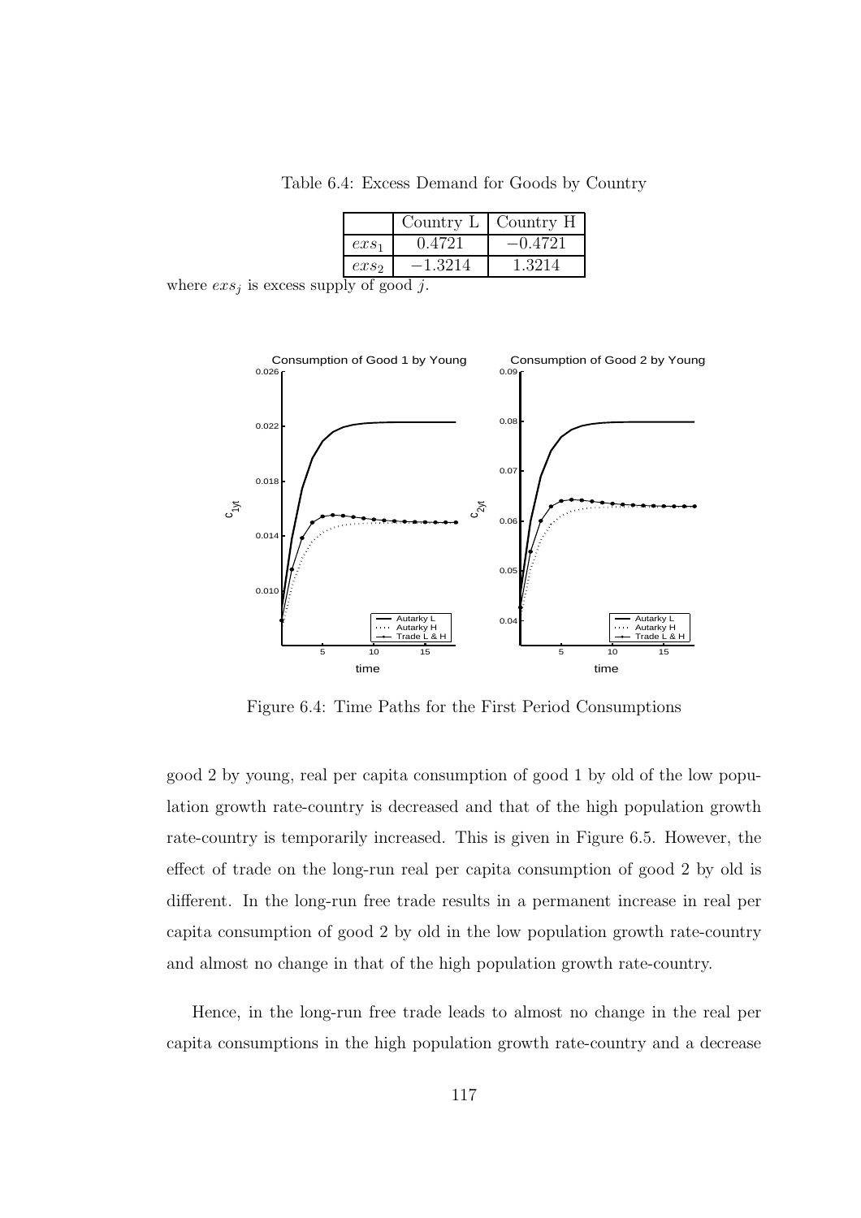Table 6.4: Excess Demand for Goods by Country

| | Country L | Country H |
|---|---|---|
| $exs_1$ | 0.4721 | $-0.4721$ |
| $exs_2$ | $-1.3214$ | 1.3214 |

where $exs_j$ is excess supply of good $j$.

Figure 6.4: Time Paths for the First Period Consumptions

good 2 by young, real per capita consumption of good 1 by old of the low population growth rate-country is decreased and that of the high population growth rate-country is temporarily increased. This is given in Figure 6.5. However, the effect of trade on the long-run real per capita consumption of good 2 by old is different. In the long-run free trade results in a permanent increase in real per capita consumption of good 2 by old in the low population growth rate-country and almost no change in that of the high population growth rate-country.

Hence, in the long-run free trade leads to almost no change in the real per capita consumptions in the high population growth rate-country and a decrease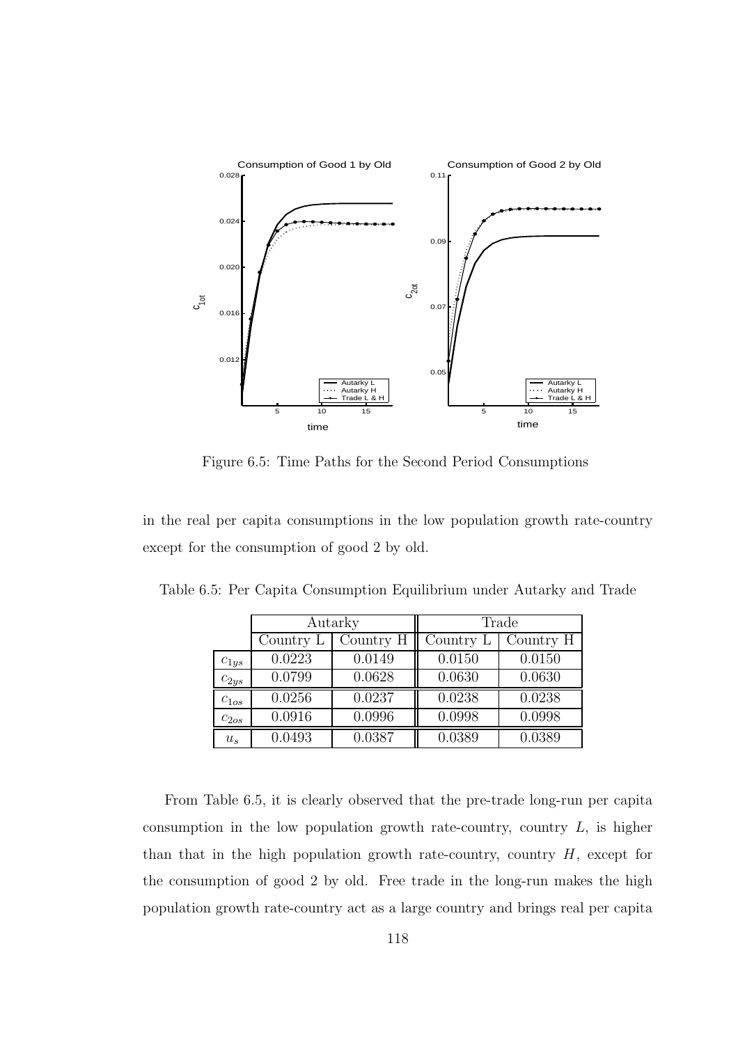Figure 6.5: Time Paths for the Second Period Consumptions

in the real per capita consumptions in the low population growth rate-country except for the consumption of good 2 by old.

Table 6.5: Per Capita Consumption Equilibrium under Autarky and Trade

| | Autarky | | Trade | |
|---|---|---|---|---|
| | Country L | Country H | Country L | Country H |
| $c_{1ys}$ | 0.0223 | 0.0149 | 0.0150 | 0.0150 |
| $c_{2ys}$ | 0.0799 | 0.0628 | 0.0630 | 0.0630 |
| $c_{1os}$ | 0.0256 | 0.0237 | 0.0238 | 0.0238 |
| $c_{2os}$ | 0.0916 | 0.0996 | 0.0998 | 0.0998 |
| $u_s$ | 0.0493 | 0.0387 | 0.0389 | 0.0389 |

From Table 6.5, it is clearly observed that the pre-trade long-run per capita consumption in the low population growth rate-country, country $L$, is higher than that in the high population growth rate-country, country $H$, except for the consumption of good 2 by old. Free trade in the long-run makes the high population growth rate-country act as a large country and brings real per capita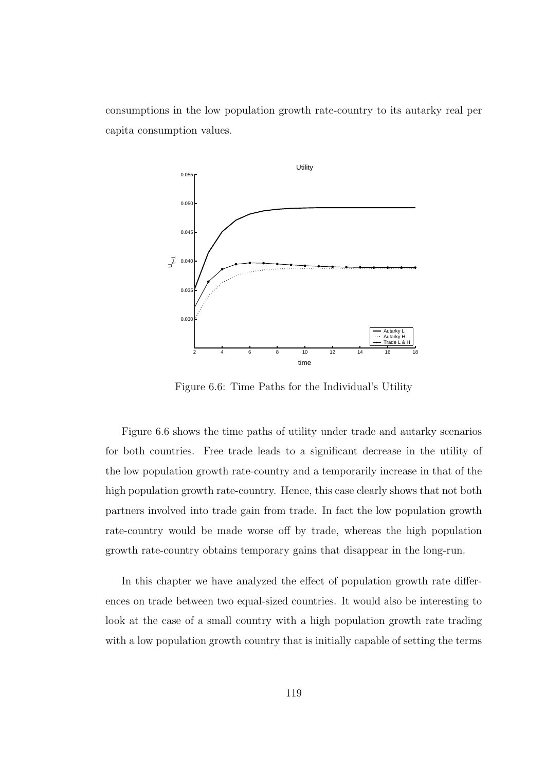consumptions in the low population growth rate-country to its autarky real per capita consumption values.

Figure 6.6: Time Paths for the Individual's Utility

Figure 6.6 shows the time paths of utility under trade and autarky scenarios for both countries. Free trade leads to a significant decrease in the utility of the low population growth rate-country and a temporarily increase in that of the high population growth rate-country. Hence, this case clearly shows that not both partners involved into trade gain from trade. In fact the low population growth rate-country would be made worse off by trade, whereas the high population growth rate-country obtains temporary gains that disappear in the long-run.

In this chapter we have analyzed the effect of population growth rate differences on trade between two equal-sized countries. It would also be interesting to look at the case of a small country with a high population growth rate trading with a low population growth country that is initially capable of setting the terms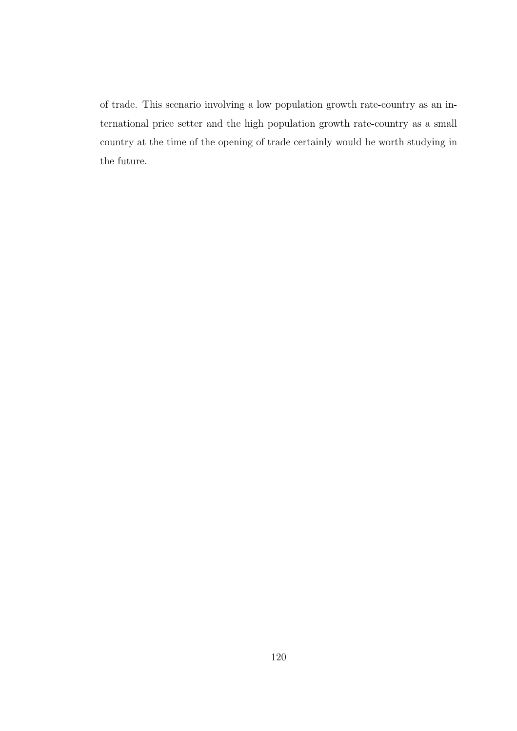of trade. This scenario involving a low population growth rate-country as an international price setter and the high population growth rate-country as a small country at the time of the opening of trade certainly would be worth studying in the future.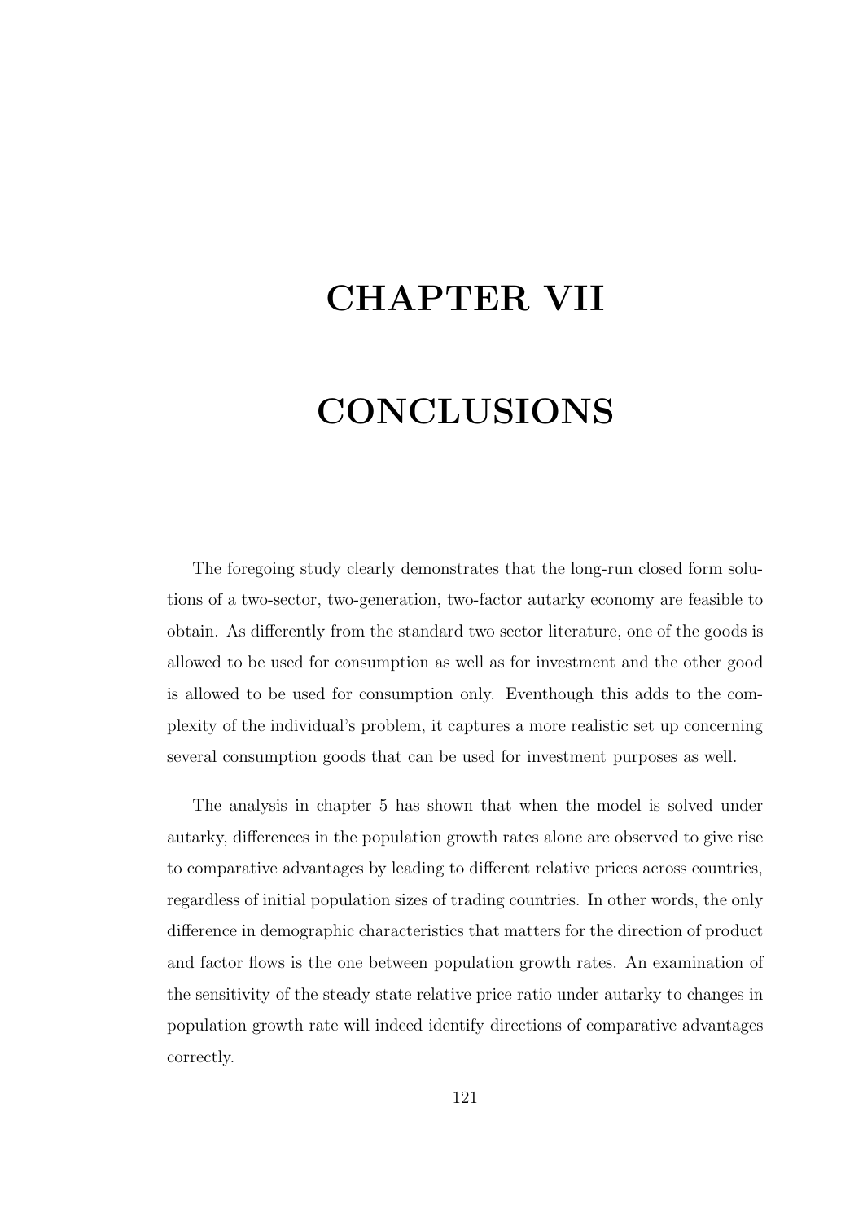# CHAPTER VII

# CONCLUSIONS

The foregoing study clearly demonstrates that the long-run closed form solutions of a two-sector, two-generation, two-factor autarky economy are feasible to obtain. As differently from the standard two sector literature, one of the goods is allowed to be used for consumption as well as for investment and the other good is allowed to be used for consumption only. Eventhough this adds to the complexity of the individual's problem, it captures a more realistic set up concerning several consumption goods that can be used for investment purposes as well.

The analysis in chapter 5 has shown that when the model is solved under autarky, differences in the population growth rates alone are observed to give rise to comparative advantages by leading to different relative prices across countries, regardless of initial population sizes of trading countries. In other words, the only difference in demographic characteristics that matters for the direction of product and factor flows is the one between population growth rates. An examination of the sensitivity of the steady state relative price ratio under autarky to changes in population growth rate will indeed identify directions of comparative advantages correctly.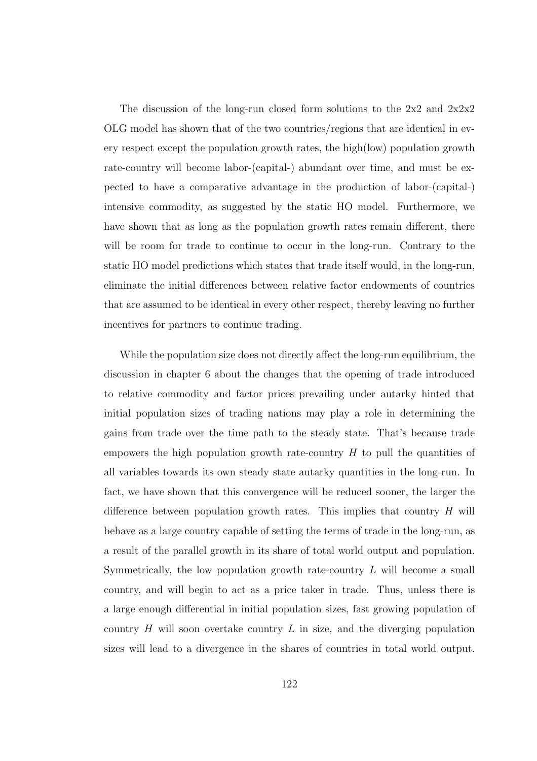The discussion of the long-run closed form solutions to the 2x2 and 2x2x2 OLG model has shown that of the two countries/regions that are identical in every respect except the population growth rates, the high(low) population growth rate-country will become labor-(capital-) abundant over time, and must be expected to have a comparative advantage in the production of labor-(capital-) intensive commodity, as suggested by the static HO model. Furthermore, we have shown that as long as the population growth rates remain different, there will be room for trade to continue to occur in the long-run. Contrary to the static HO model predictions which states that trade itself would, in the long-run, eliminate the initial differences between relative factor endowments of countries that are assumed to be identical in every other respect, thereby leaving no further incentives for partners to continue trading.

While the population size does not directly affect the long-run equilibrium, the discussion in chapter 6 about the changes that the opening of trade introduced to relative commodity and factor prices prevailing under autarky hinted that initial population sizes of trading nations may play a role in determining the gains from trade over the time path to the steady state. That's because trade empowers the high population growth rate-country $H$ to pull the quantities of all variables towards its own steady state autarky quantities in the long-run. In fact, we have shown that this convergence will be reduced sooner, the larger the difference between population growth rates. This implies that country $H$ will behave as a large country capable of setting the terms of trade in the long-run, as a result of the parallel growth in its share of total world output and population. Symmetrically, the low population growth rate-country $L$ will become a small country, and will begin to act as a price taker in trade. Thus, unless there is a large enough differential in initial population sizes, fast growing population of country $H$ will soon overtake country $L$ in size, and the diverging population sizes will lead to a divergence in the shares of countries in total world output.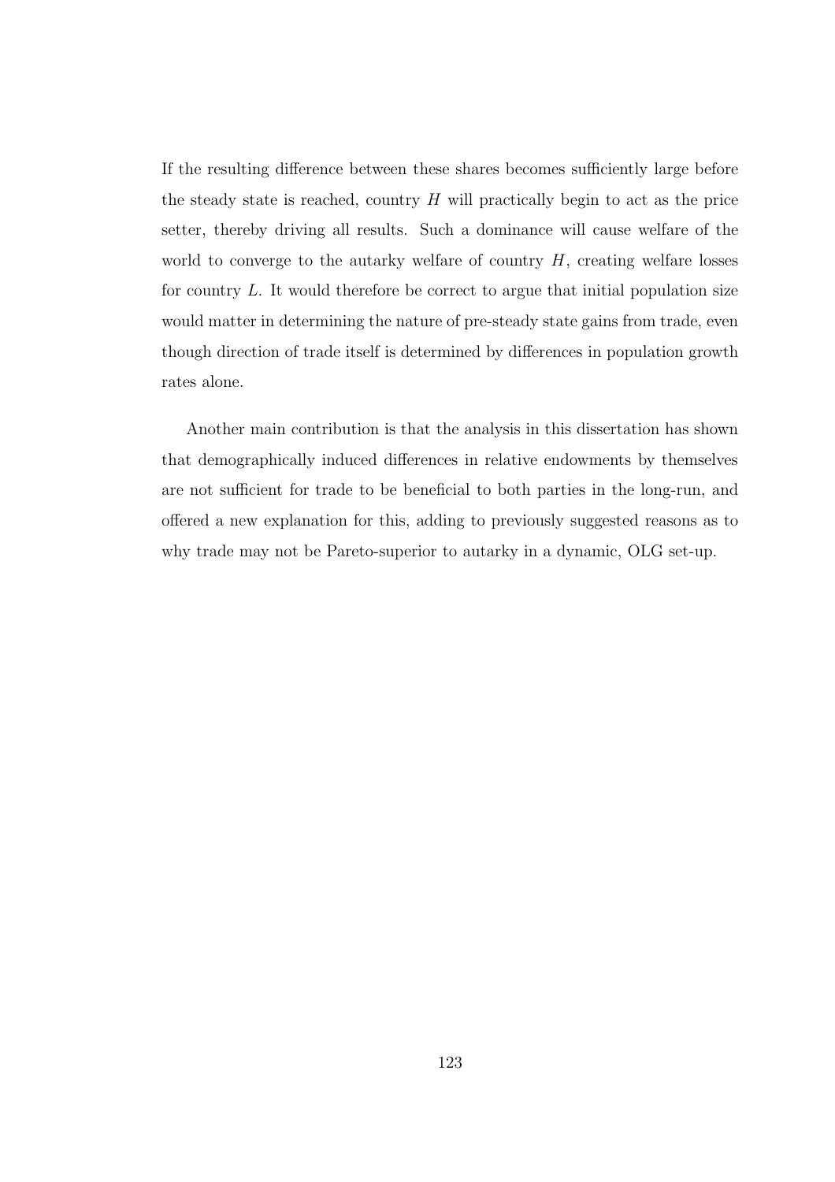If the resulting difference between these shares becomes sufficiently large before the steady state is reached, country $H$ will practically begin to act as the price setter, thereby driving all results. Such a dominance will cause welfare of the world to converge to the autarky welfare of country $H$, creating welfare losses for country $L$. It would therefore be correct to argue that initial population size would matter in determining the nature of pre-steady state gains from trade, even though direction of trade itself is determined by differences in population growth rates alone.

Another main contribution is that the analysis in this dissertation has shown that demographically induced differences in relative endowments by themselves are not sufficient for trade to be beneficial to both parties in the long-run, and offered a new explanation for this, adding to previously suggested reasons as to why trade may not be Pareto-superior to autarky in a dynamic, OLG set-up.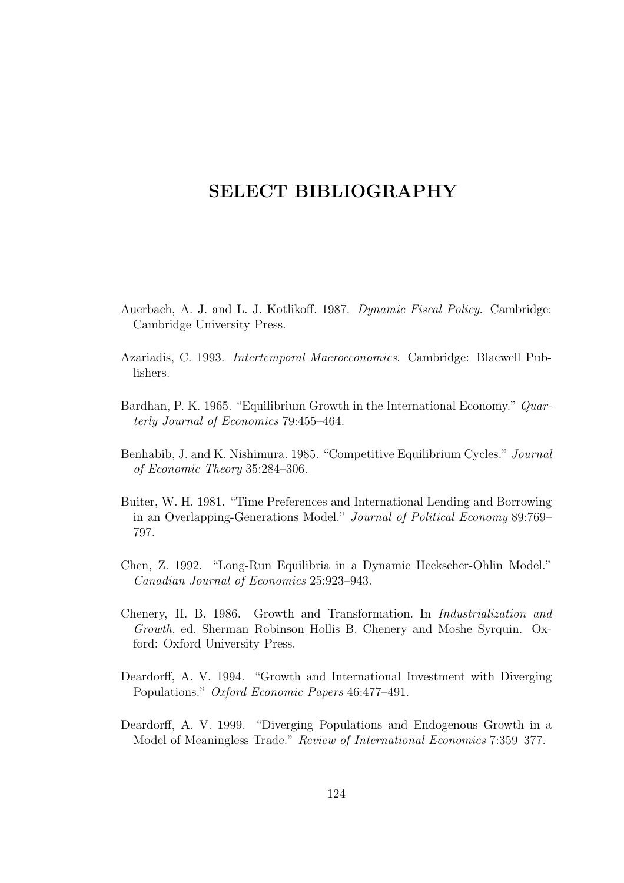# SELECT BIBLIOGRAPHY

Auerbach, A. J. and L. J. Kotlikoff. 1987. *Dynamic Fiscal Policy*. Cambridge: Cambridge University Press.

Azariadis, C. 1993. *Intertemporal Macroeconomics*. Cambridge: Blacwell Publishers.

Bardhan, P. K. 1965. "Equilibrium Growth in the International Economy." *Quarterly Journal of Economics* 79:455–464.

Benhabib, J. and K. Nishimura. 1985. "Competitive Equilibrium Cycles." *Journal of Economic Theory* 35:284–306.

Buiter, W. H. 1981. "Time Preferences and International Lending and Borrowing in an Overlapping-Generations Model." *Journal of Political Economy* 89:769–797.

Chen, Z. 1992. "Long-Run Equilibria in a Dynamic Heckscher-Ohlin Model." *Canadian Journal of Economics* 25:923–943.

Chenery, H. B. 1986. Growth and Transformation. In *Industrialization and Growth*, ed. Sherman Robinson Hollis B. Chenery and Moshe Syrquin. Oxford: Oxford University Press.

Deardorff, A. V. 1994. "Growth and International Investment with Diverging Populations." *Oxford Economic Papers* 46:477–491.

Deardorff, A. V. 1999. "Diverging Populations and Endogenous Growth in a Model of Meaningless Trade." *Review of International Economics* 7:359–377.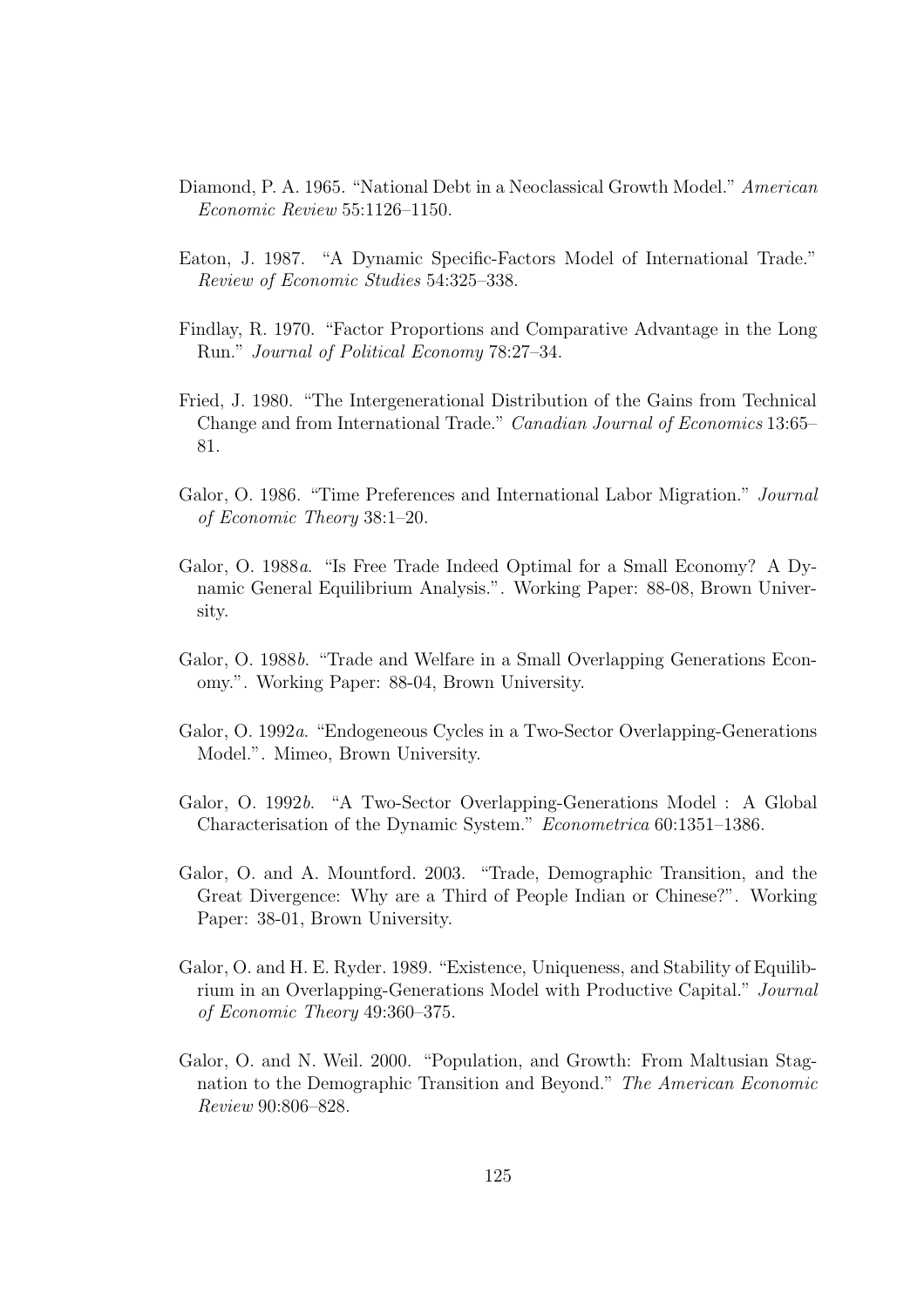Diamond, P. A. 1965. "National Debt in a Neoclassical Growth Model." *American Economic Review* 55:1126–1150.

Eaton, J. 1987. "A Dynamic Specific-Factors Model of International Trade." *Review of Economic Studies* 54:325–338.

Findlay, R. 1970. "Factor Proportions and Comparative Advantage in the Long Run." *Journal of Political Economy* 78:27–34.

Fried, J. 1980. "The Intergenerational Distribution of the Gains from Technical Change and from International Trade." *Canadian Journal of Economics* 13:65–81.

Galor, O. 1986. "Time Preferences and International Labor Migration." *Journal of Economic Theory* 38:1–20.

Galor, O. 1988*a*. "Is Free Trade Indeed Optimal for a Small Economy? A Dynamic General Equilibrium Analysis.". Working Paper: 88-08, Brown University.

Galor, O. 1988*b*. "Trade and Welfare in a Small Overlapping Generations Economy.". Working Paper: 88-04, Brown University.

Galor, O. 1992*a*. "Endogeneous Cycles in a Two-Sector Overlapping-Generations Model.". Mimeo, Brown University.

Galor, O. 1992*b*. "A Two-Sector Overlapping-Generations Model : A Global Characterisation of the Dynamic System." *Econometrica* 60:1351–1386.

Galor, O. and A. Mountford. 2003. "Trade, Demographic Transition, and the Great Divergence: Why are a Third of People Indian or Chinese?". Working Paper: 38-01, Brown University.

Galor, O. and H. E. Ryder. 1989. "Existence, Uniqueness, and Stability of Equilibrium in an Overlapping-Generations Model with Productive Capital." *Journal of Economic Theory* 49:360–375.

Galor, O. and N. Weil. 2000. "Population, and Growth: From Maltusian Stagnation to the Demographic Transition and Beyond." *The American Economic Review* 90:806–828.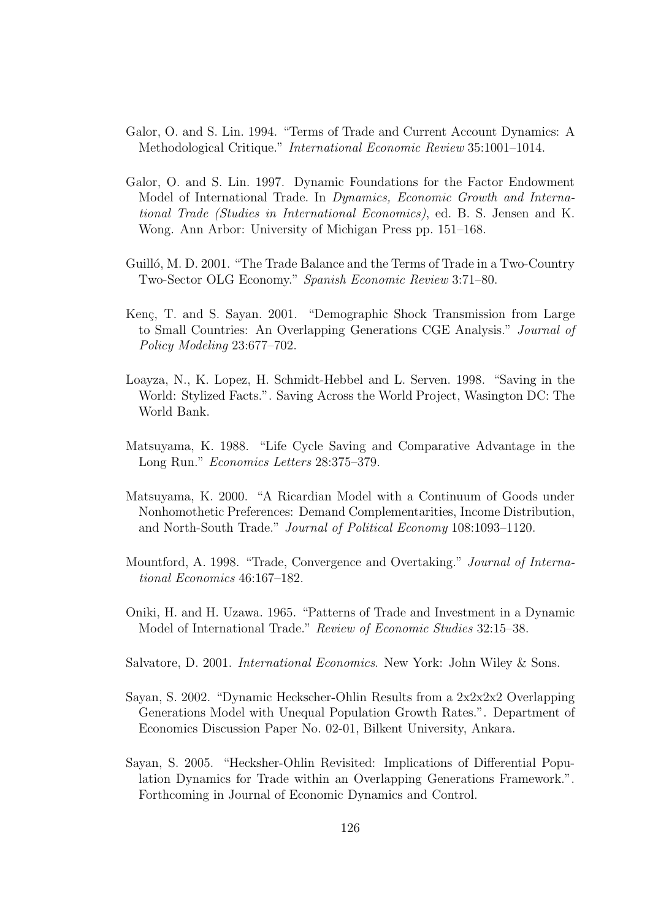Galor, O. and S. Lin. 1994. "Terms of Trade and Current Account Dynamics: A Methodological Critique." *International Economic Review* 35:1001–1014.

Galor, O. and S. Lin. 1997. Dynamic Foundations for the Factor Endowment Model of International Trade. In *Dynamics, Economic Growth and International Trade (Studies in International Economics)*, ed. B. S. Jensen and K. Wong. Ann Arbor: University of Michigan Press pp. 151–168.

Guilló, M. D. 2001. "The Trade Balance and the Terms of Trade in a Two-Country Two-Sector OLG Economy." *Spanish Economic Review* 3:71–80.

Kenç, T. and S. Sayan. 2001. "Demographic Shock Transmission from Large to Small Countries: An Overlapping Generations CGE Analysis." *Journal of Policy Modeling* 23:677–702.

Loayza, N., K. Lopez, H. Schmidt-Hebbel and L. Serven. 1998. "Saving in the World: Stylized Facts.". Saving Across the World Project, Wasington DC: The World Bank.

Matsuyama, K. 1988. "Life Cycle Saving and Comparative Advantage in the Long Run." *Economics Letters* 28:375–379.

Matsuyama, K. 2000. "A Ricardian Model with a Continuum of Goods under Nonhomothetic Preferences: Demand Complementarities, Income Distribution, and North-South Trade." *Journal of Political Economy* 108:1093–1120.

Mountford, A. 1998. "Trade, Convergence and Overtaking." *Journal of International Economics* 46:167–182.

Oniki, H. and H. Uzawa. 1965. "Patterns of Trade and Investment in a Dynamic Model of International Trade." *Review of Economic Studies* 32:15–38.

Salvatore, D. 2001. *International Economics*. New York: John Wiley & Sons.

Sayan, S. 2002. "Dynamic Heckscher-Ohlin Results from a 2x2x2x2 Overlapping Generations Model with Unequal Population Growth Rates.". Department of Economics Discussion Paper No. 02-01, Bilkent University, Ankara.

Sayan, S. 2005. "Hecksher-Ohlin Revisited: Implications of Differential Population Dynamics for Trade within an Overlapping Generations Framework.". Forthcoming in Journal of Economic Dynamics and Control.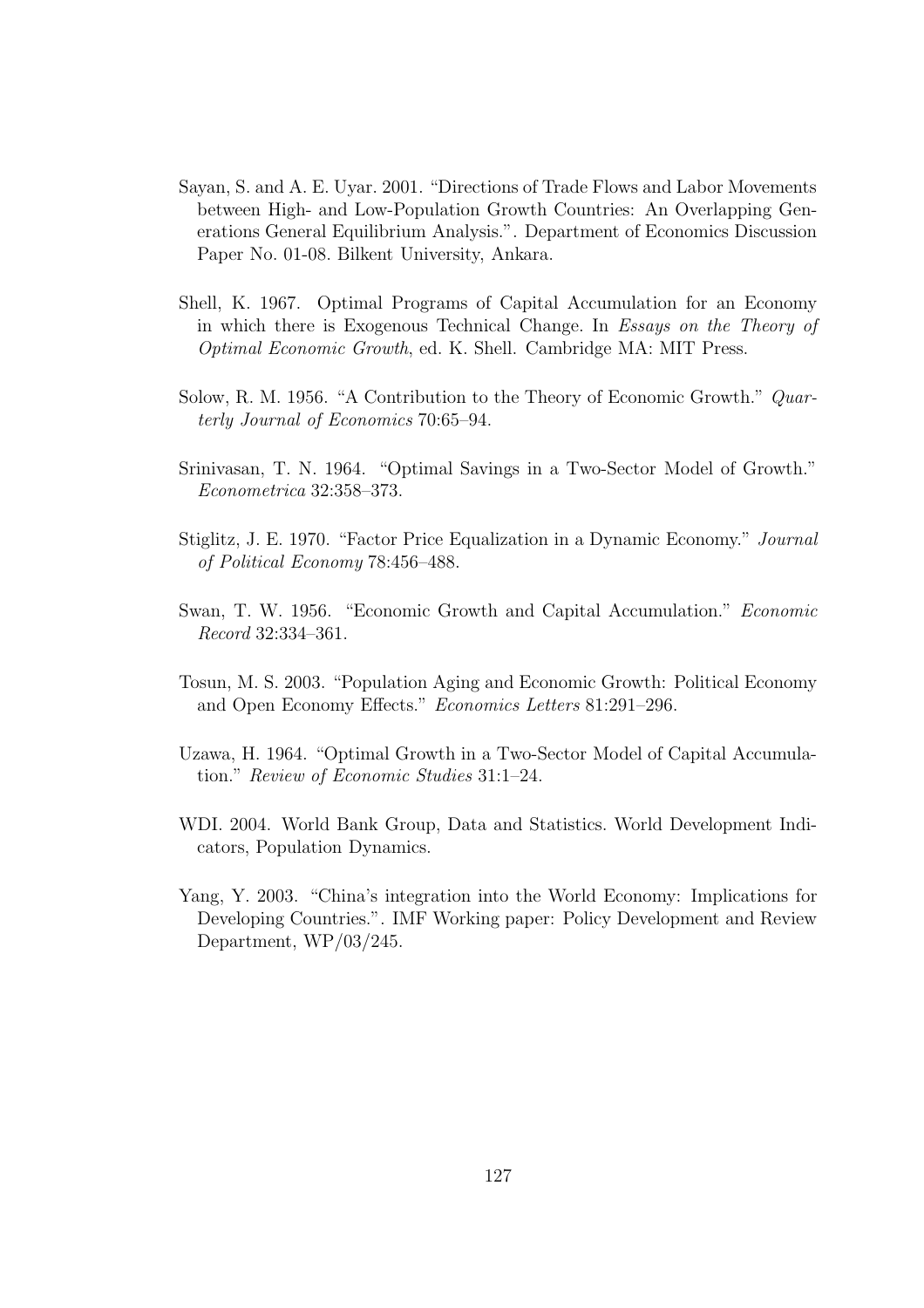Sayan, S. and A. E. Uyar. 2001. “Directions of Trade Flows and Labor Movements between High- and Low-Population Growth Countries: An Overlapping Generations General Equilibrium Analysis.”. Department of Economics Discussion Paper No. 01-08. Bilkent University, Ankara.

Shell, K. 1967. Optimal Programs of Capital Accumulation for an Economy in which there is Exogenous Technical Change. In *Essays on the Theory of Optimal Economic Growth*, ed. K. Shell. Cambridge MA: MIT Press.

Solow, R. M. 1956. “A Contribution to the Theory of Economic Growth.” *Quarterly Journal of Economics* 70:65–94.

Srinivasan, T. N. 1964. “Optimal Savings in a Two-Sector Model of Growth.” *Econometrica* 32:358–373.

Stiglitz, J. E. 1970. “Factor Price Equalization in a Dynamic Economy.” *Journal of Political Economy* 78:456–488.

Swan, T. W. 1956. “Economic Growth and Capital Accumulation.” *Economic Record* 32:334–361.

Tosun, M. S. 2003. “Population Aging and Economic Growth: Political Economy and Open Economy Effects.” *Economics Letters* 81:291–296.

Uzawa, H. 1964. “Optimal Growth in a Two-Sector Model of Capital Accumulation.” *Review of Economic Studies* 31:1–24.

WDI. 2004. World Bank Group, Data and Statistics. World Development Indicators, Population Dynamics.

Yang, Y. 2003. “China’s integration into the World Economy: Implications for Developing Countries.”. IMF Working paper: Policy Development and Review Department, WP/03/245.